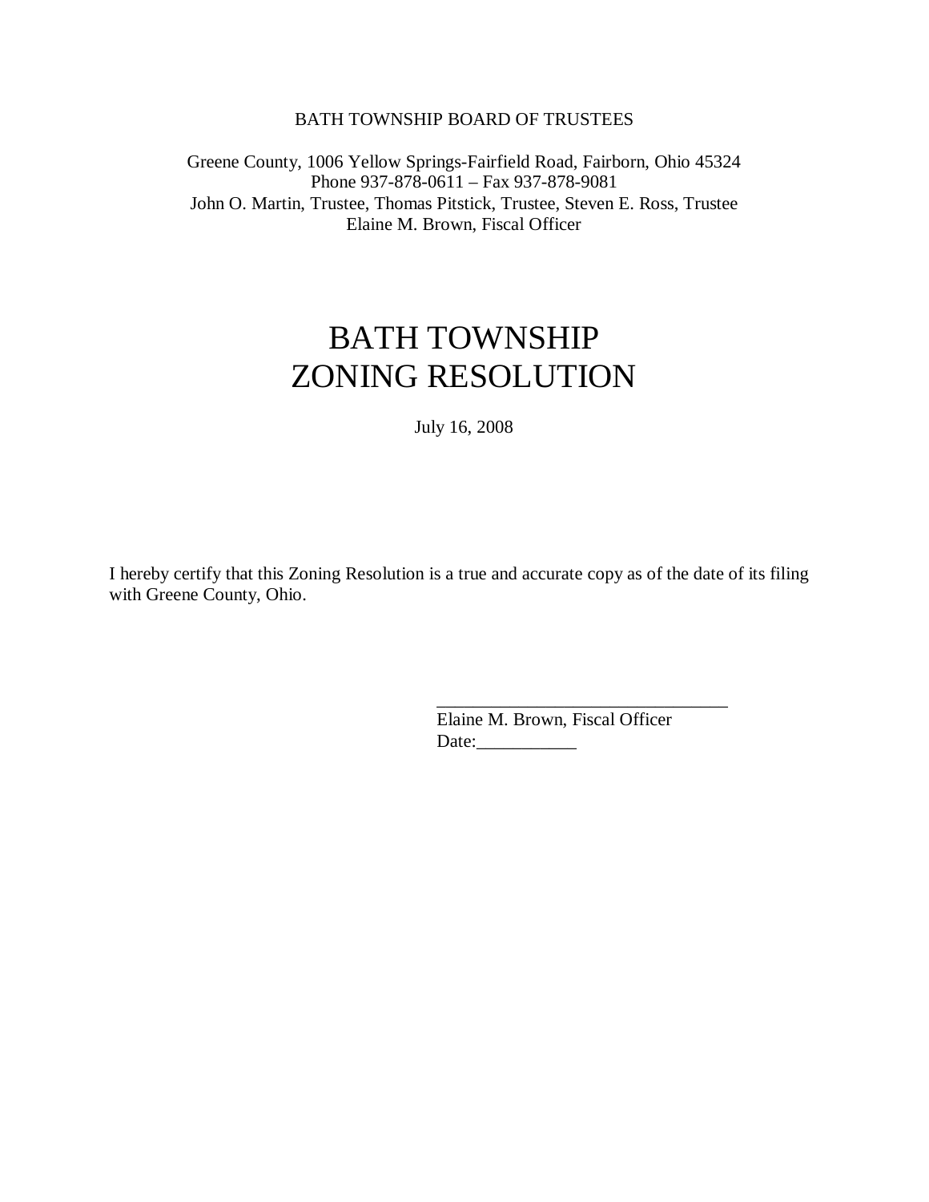BATH TOWNSHIP BOARD OF TRUSTEES

Greene County, 1006 Yellow Springs-Fairfield Road, Fairborn, Ohio 45324
Phone 937-878-0611 – Fax 937-878-9081
John O. Martin, Trustee, Thomas Pitstick, Trustee, Steven E. Ross, Trustee
Elaine M. Brown, Fiscal Officer

# BATH TOWNSHIP ZONING RESOLUTION

July 16, 2008

I hereby certify that this Zoning Resolution is a true and accurate copy as of the date of its filing with Greene County, Ohio.

_______________________________
Elaine M. Brown, Fiscal Officer
Date:___________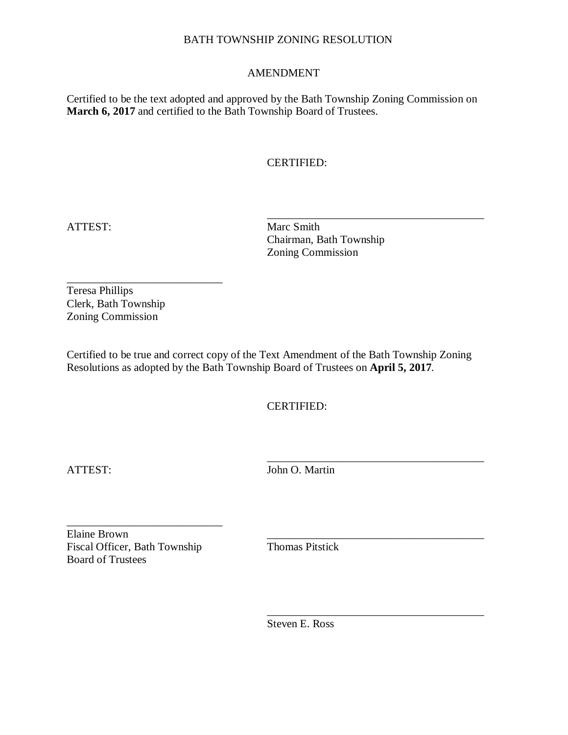BATH TOWNSHIP ZONING RESOLUTION

AMENDMENT

Certified to be the text adopted and approved by the Bath Township Zoning Commission on **March 6, 2017** and certified to the Bath Township Board of Trustees.

CERTIFIED:

ATTEST:

\_\_\_\_\_\_\_\_\_\_\_\_\_\_\_\_\_\_\_\_\_\_\_\_\_\_\_\_\_\_\_\_\_\_\_\_\_\_\_\_
Marc Smith
Chairman, Bath Township
Zoning Commission

\_\_\_\_\_\_\_\_\_\_\_\_\_\_\_\_\_\_\_\_\_\_\_\_\_\_\_\_
Teresa Phillips
Clerk, Bath Township
Zoning Commission

Certified to be true and correct copy of the Text Amendment of the Bath Township Zoning Resolutions as adopted by the Bath Township Board of Trustees on **April 5, 2017**.

CERTIFIED:

ATTEST:

\_\_\_\_\_\_\_\_\_\_\_\_\_\_\_\_\_\_\_\_\_\_\_\_\_\_\_\_\_\_\_\_\_\_\_\_\_\_\_\_
John O. Martin

\_\_\_\_\_\_\_\_\_\_\_\_\_\_\_\_\_\_\_\_\_\_\_\_\_\_\_\_
Elaine Brown
Fiscal Officer, Bath Township
Board of Trustees

\_\_\_\_\_\_\_\_\_\_\_\_\_\_\_\_\_\_\_\_\_\_\_\_\_\_\_\_\_\_\_\_\_\_\_\_\_\_\_\_
Thomas Pitstick

\_\_\_\_\_\_\_\_\_\_\_\_\_\_\_\_\_\_\_\_\_\_\_\_\_\_\_\_\_\_\_\_\_\_\_\_\_\_\_\_
Steven E. Ross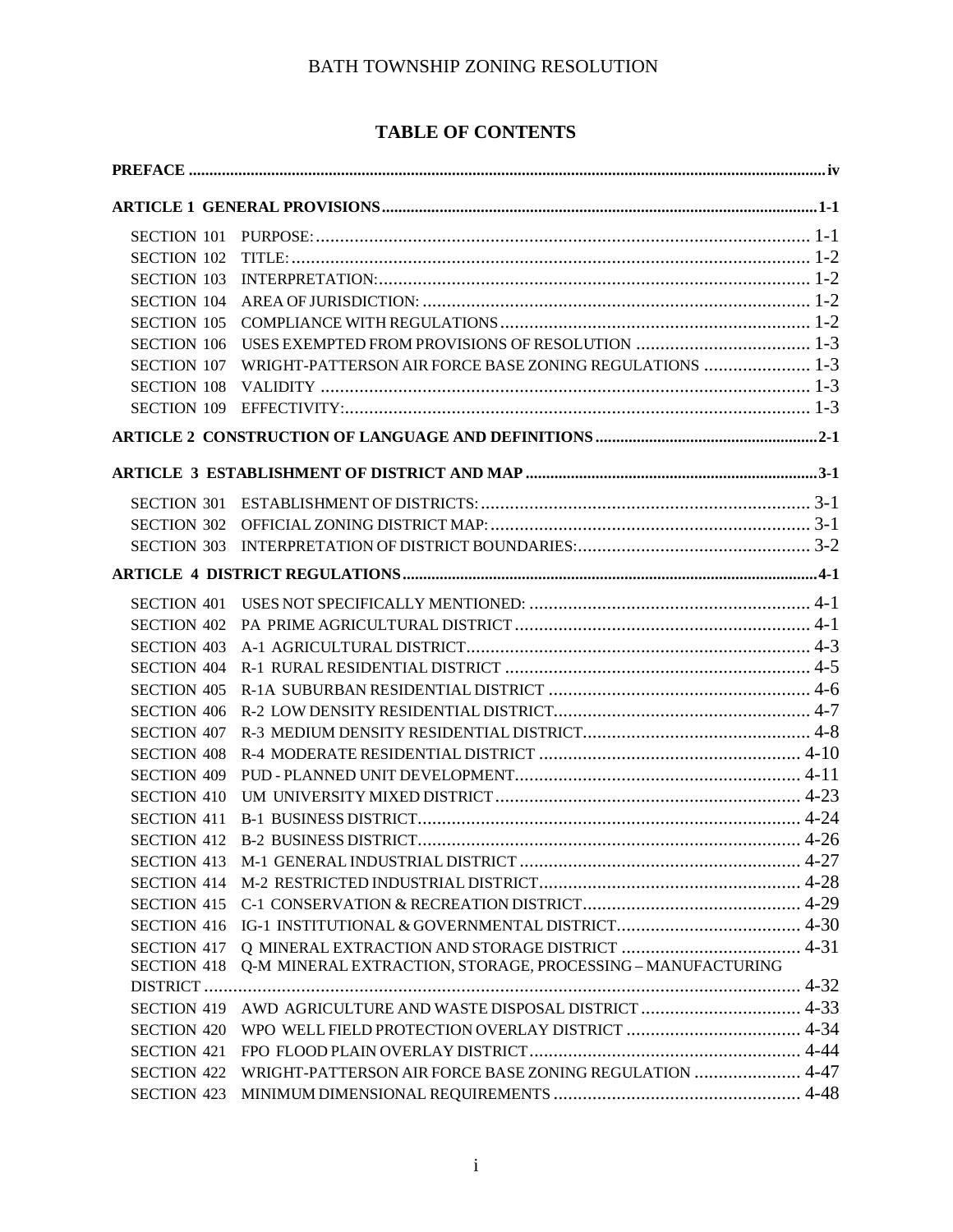BATH TOWNSHIP ZONING RESOLUTION

## TABLE OF CONTENTS

**PREFACE ..... iv**

**ARTICLE 1 GENERAL PROVISIONS ..... 1-1**

SECTION 101 PURPOSE: ..... 1-1
SECTION 102 TITLE: ..... 1-2
SECTION 103 INTERPRETATION: ..... 1-2
SECTION 104 AREA OF JURISDICTION: ..... 1-2
SECTION 105 COMPLIANCE WITH REGULATIONS ..... 1-2
SECTION 106 USES EXEMPTED FROM PROVISIONS OF RESOLUTION ..... 1-3
SECTION 107 WRIGHT-PATTERSON AIR FORCE BASE ZONING REGULATIONS ..... 1-3
SECTION 108 VALIDITY ..... 1-3
SECTION 109 EFFECTIVITY: ..... 1-3

**ARTICLE 2 CONSTRUCTION OF LANGUAGE AND DEFINITIONS ..... 2-1**

**ARTICLE 3 ESTABLISHMENT OF DISTRICT AND MAP ..... 3-1**

SECTION 301 ESTABLISHMENT OF DISTRICTS: ..... 3-1
SECTION 302 OFFICIAL ZONING DISTRICT MAP: ..... 3-1
SECTION 303 INTERPRETATION OF DISTRICT BOUNDARIES: ..... 3-2

**ARTICLE 4 DISTRICT REGULATIONS ..... 4-1**

SECTION 401 USES NOT SPECIFICALLY MENTIONED: ..... 4-1
SECTION 402 PA PRIME AGRICULTURAL DISTRICT ..... 4-1
SECTION 403 A-1 AGRICULTURAL DISTRICT ..... 4-3
SECTION 404 R-1 RURAL RESIDENTIAL DISTRICT ..... 4-5
SECTION 405 R-1A SUBURBAN RESIDENTIAL DISTRICT ..... 4-6
SECTION 406 R-2 LOW DENSITY RESIDENTIAL DISTRICT ..... 4-7
SECTION 407 R-3 MEDIUM DENSITY RESIDENTIAL DISTRICT ..... 4-8
SECTION 408 R-4 MODERATE RESIDENTIAL DISTRICT ..... 4-10
SECTION 409 PUD - PLANNED UNIT DEVELOPMENT ..... 4-11
SECTION 410 UM UNIVERSITY MIXED DISTRICT ..... 4-23
SECTION 411 B-1 BUSINESS DISTRICT ..... 4-24
SECTION 412 B-2 BUSINESS DISTRICT ..... 4-26
SECTION 413 M-1 GENERAL INDUSTRIAL DISTRICT ..... 4-27
SECTION 414 M-2 RESTRICTED INDUSTRIAL DISTRICT ..... 4-28
SECTION 415 C-1 CONSERVATION & RECREATION DISTRICT ..... 4-29
SECTION 416 IG-1 INSTITUTIONAL & GOVERNMENTAL DISTRICT ..... 4-30
SECTION 417 Q MINERAL EXTRACTION AND STORAGE DISTRICT ..... 4-31
SECTION 418 Q-M MINERAL EXTRACTION, STORAGE, PROCESSING – MANUFACTURING DISTRICT ..... 4-32
SECTION 419 AWD AGRICULTURE AND WASTE DISPOSAL DISTRICT ..... 4-33
SECTION 420 WPO WELL FIELD PROTECTION OVERLAY DISTRICT ..... 4-34
SECTION 421 FPO FLOOD PLAIN OVERLAY DISTRICT ..... 4-44
SECTION 422 WRIGHT-PATTERSON AIR FORCE BASE ZONING REGULATION ..... 4-47
SECTION 423 MINIMUM DIMENSIONAL REQUIREMENTS ..... 4-48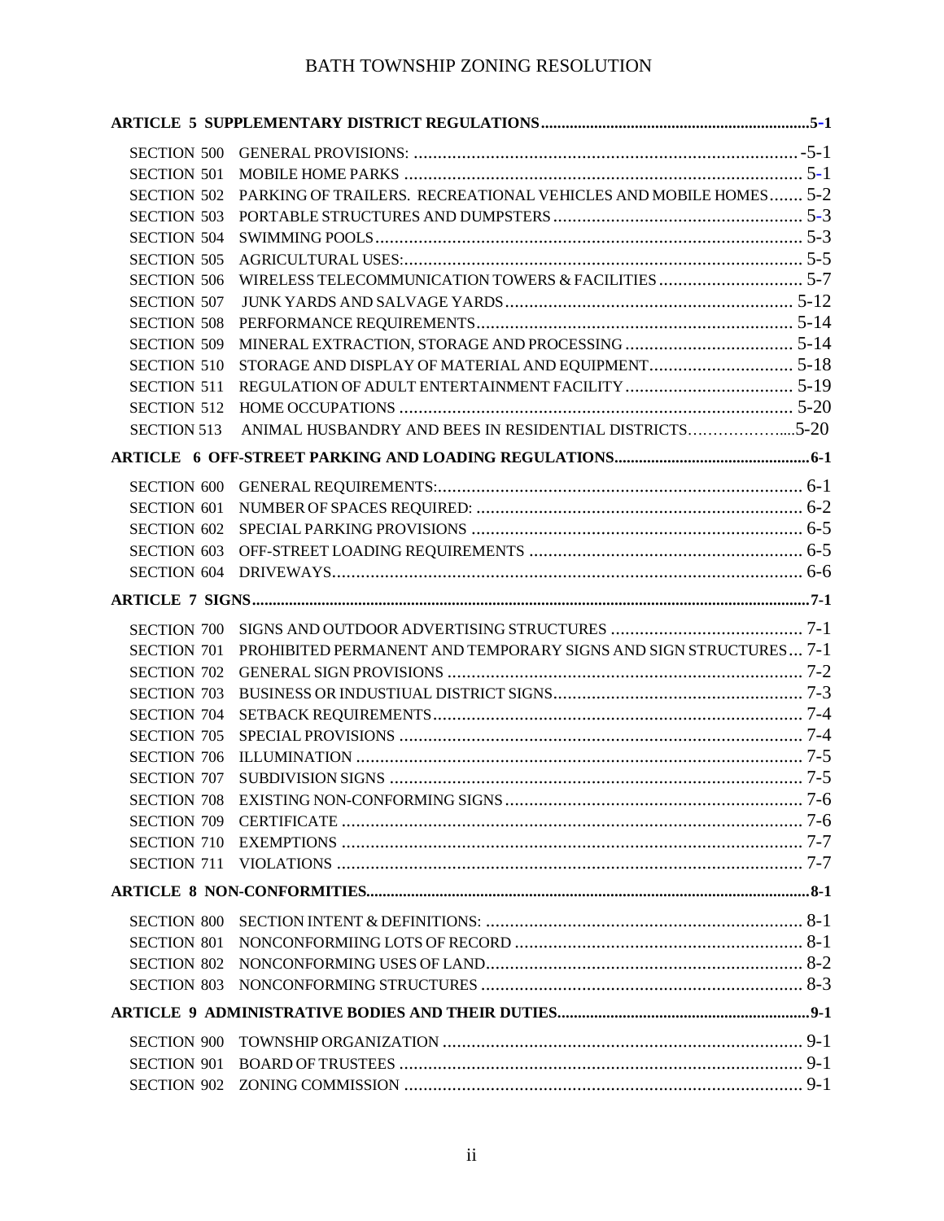**ARTICLE 5 SUPPLEMENTARY DISTRICT REGULATIONS ........ 5-1**

SECTION 500 GENERAL PROVISIONS: ........ -5-1
SECTION 501 MOBILE HOME PARKS ........ 5-1
SECTION 502 PARKING OF TRAILERS. RECREATIONAL VEHICLES AND MOBILE HOMES ........ 5-2
SECTION 503 PORTABLE STRUCTURES AND DUMPSTERS ........ 5-3
SECTION 504 SWIMMING POOLS ........ 5-3
SECTION 505 AGRICULTURAL USES: ........ 5-5
SECTION 506 WIRELESS TELECOMMUNICATION TOWERS & FACILITIES ........ 5-7
SECTION 507 JUNK YARDS AND SALVAGE YARDS ........ 5-12
SECTION 508 PERFORMANCE REQUIREMENTS ........ 5-14
SECTION 509 MINERAL EXTRACTION, STORAGE AND PROCESSING ........ 5-14
SECTION 510 STORAGE AND DISPLAY OF MATERIAL AND EQUIPMENT ........ 5-18
SECTION 511 REGULATION OF ADULT ENTERTAINMENT FACILITY ........ 5-19
SECTION 512 HOME OCCUPATIONS ........ 5-20
SECTION 513 ANIMAL HUSBANDRY AND BEES IN RESIDENTIAL DISTRICTS ........ 5-20

**ARTICLE 6 OFF-STREET PARKING AND LOADING REGULATIONS ........ 6-1**

SECTION 600 GENERAL REQUIREMENTS: ........ 6-1
SECTION 601 NUMBER OF SPACES REQUIRED: ........ 6-2
SECTION 602 SPECIAL PARKING PROVISIONS ........ 6-5
SECTION 603 OFF-STREET LOADING REQUIREMENTS ........ 6-5
SECTION 604 DRIVEWAYS ........ 6-6

**ARTICLE 7 SIGNS ........ 7-1**

SECTION 700 SIGNS AND OUTDOOR ADVERTISING STRUCTURES ........ 7-1
SECTION 701 PROHIBITED PERMANENT AND TEMPORARY SIGNS AND SIGN STRUCTURES ........ 7-1
SECTION 702 GENERAL SIGN PROVISIONS ........ 7-2
SECTION 703 BUSINESS OR INDUSTIUAL DISTRICT SIGNS ........ 7-3
SECTION 704 SETBACK REQUIREMENTS ........ 7-4
SECTION 705 SPECIAL PROVISIONS ........ 7-4
SECTION 706 ILLUMINATION ........ 7-5
SECTION 707 SUBDIVISION SIGNS ........ 7-5
SECTION 708 EXISTING NON-CONFORMING SIGNS ........ 7-6
SECTION 709 CERTIFICATE ........ 7-6
SECTION 710 EXEMPTIONS ........ 7-7
SECTION 711 VIOLATIONS ........ 7-7

**ARTICLE 8 NON-CONFORMITIES ........ 8-1**

SECTION 800 SECTION INTENT & DEFINITIONS: ........ 8-1
SECTION 801 NONCONFORMIING LOTS OF RECORD ........ 8-1
SECTION 802 NONCONFORMING USES OF LAND ........ 8-2
SECTION 803 NONCONFORMING STRUCTURES ........ 8-3

**ARTICLE 9 ADMINISTRATIVE BODIES AND THEIR DUTIES ........ 9-1**

SECTION 900 TOWNSHIP ORGANIZATION ........ 9-1
SECTION 901 BOARD OF TRUSTEES ........ 9-1
SECTION 902 ZONING COMMISSION ........ 9-1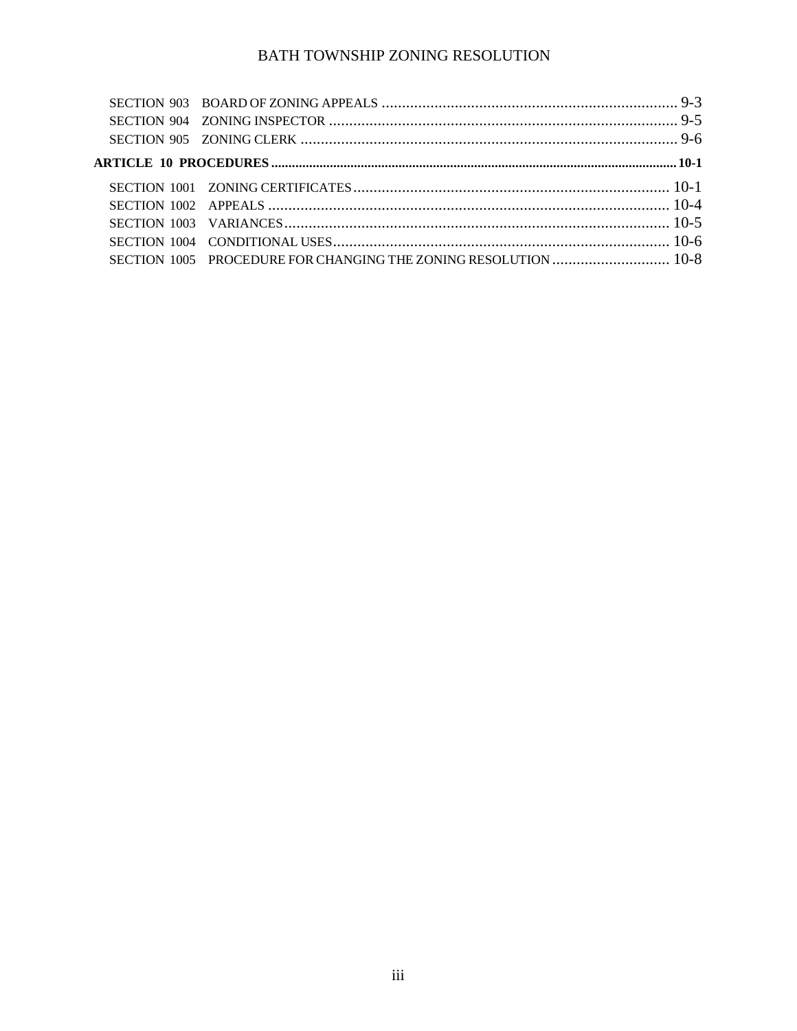SECTION 903 BOARD OF ZONING APPEALS ........................................................................ 9-3
SECTION 904 ZONING INSPECTOR ..................................................................................... 9-5
SECTION 905 ZONING CLERK ............................................................................................ 9-6

**ARTICLE 10 PROCEDURES ........................................................................................................................ 10-1**

SECTION 1001 ZONING CERTIFICATES ............................................................................ 10-1
SECTION 1002 APPEALS ................................................................................................. 10-4
SECTION 1003 VARIANCES ............................................................................................. 10-5
SECTION 1004 CONDITIONAL USES ................................................................................. 10-6
SECTION 1005 PROCEDURE FOR CHANGING THE ZONING RESOLUTION ............................ 10-8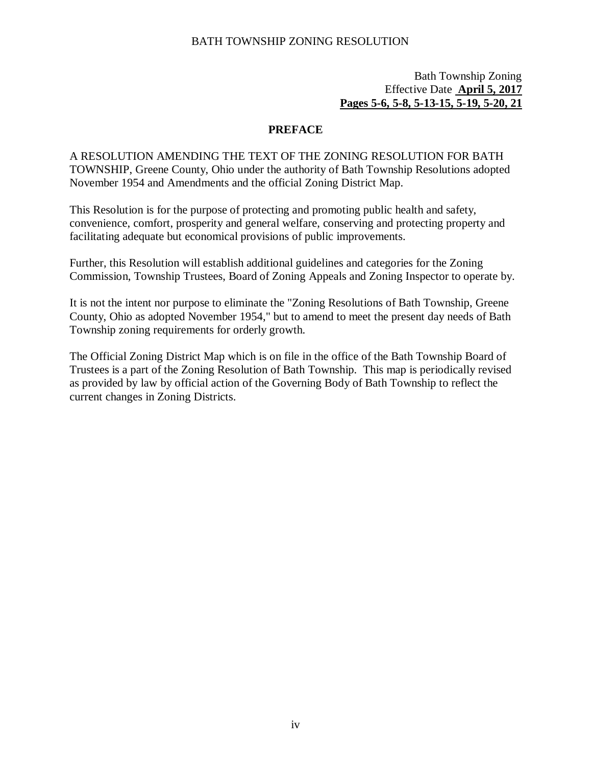Bath Township Zoning
Effective Date **April 5, 2017**
**Pages 5-6, 5-8, 5-13-15, 5-19, 5-20, 21**

## PREFACE

A RESOLUTION AMENDING THE TEXT OF THE ZONING RESOLUTION FOR BATH TOWNSHIP, Greene County, Ohio under the authority of Bath Township Resolutions adopted November 1954 and Amendments and the official Zoning District Map.

This Resolution is for the purpose of protecting and promoting public health and safety, convenience, comfort, prosperity and general welfare, conserving and protecting property and facilitating adequate but economical provisions of public improvements.

Further, this Resolution will establish additional guidelines and categories for the Zoning Commission, Township Trustees, Board of Zoning Appeals and Zoning Inspector to operate by.

It is not the intent nor purpose to eliminate the "Zoning Resolutions of Bath Township, Greene County, Ohio as adopted November 1954," but to amend to meet the present day needs of Bath Township zoning requirements for orderly growth.

The Official Zoning District Map which is on file in the office of the Bath Township Board of Trustees is a part of the Zoning Resolution of Bath Township. This map is periodically revised as provided by law by official action of the Governing Body of Bath Township to reflect the current changes in Zoning Districts.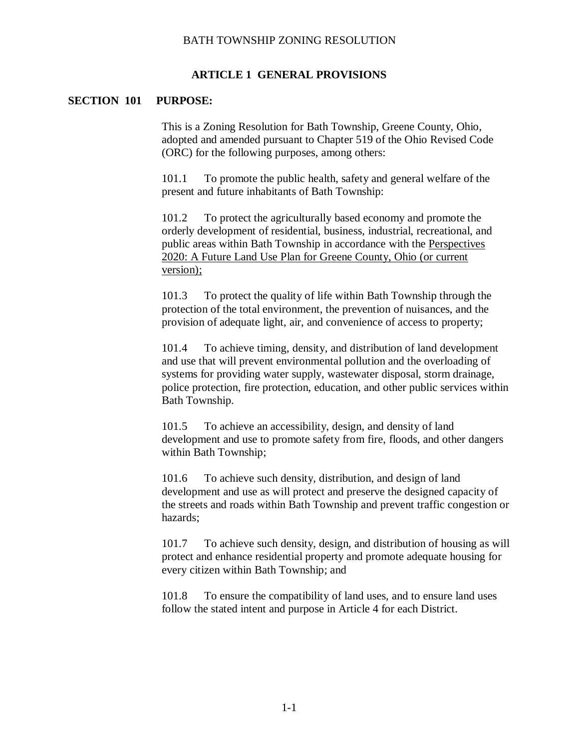# ARTICLE 1 GENERAL PROVISIONS

## SECTION 101 PURPOSE:

This is a Zoning Resolution for Bath Township, Greene County, Ohio, adopted and amended pursuant to Chapter 519 of the Ohio Revised Code (ORC) for the following purposes, among others:

101.1 To promote the public health, safety and general welfare of the present and future inhabitants of Bath Township:

101.2 To protect the agriculturally based economy and promote the orderly development of residential, business, industrial, recreational, and public areas within Bath Township in accordance with the Perspectives 2020: A Future Land Use Plan for Greene County, Ohio (or current version);

101.3 To protect the quality of life within Bath Township through the protection of the total environment, the prevention of nuisances, and the provision of adequate light, air, and convenience of access to property;

101.4 To achieve timing, density, and distribution of land development and use that will prevent environmental pollution and the overloading of systems for providing water supply, wastewater disposal, storm drainage, police protection, fire protection, education, and other public services within Bath Township.

101.5 To achieve an accessibility, design, and density of land development and use to promote safety from fire, floods, and other dangers within Bath Township;

101.6 To achieve such density, distribution, and design of land development and use as will protect and preserve the designed capacity of the streets and roads within Bath Township and prevent traffic congestion or hazards;

101.7 To achieve such density, design, and distribution of housing as will protect and enhance residential property and promote adequate housing for every citizen within Bath Township; and

101.8 To ensure the compatibility of land uses, and to ensure land uses follow the stated intent and purpose in Article 4 for each District.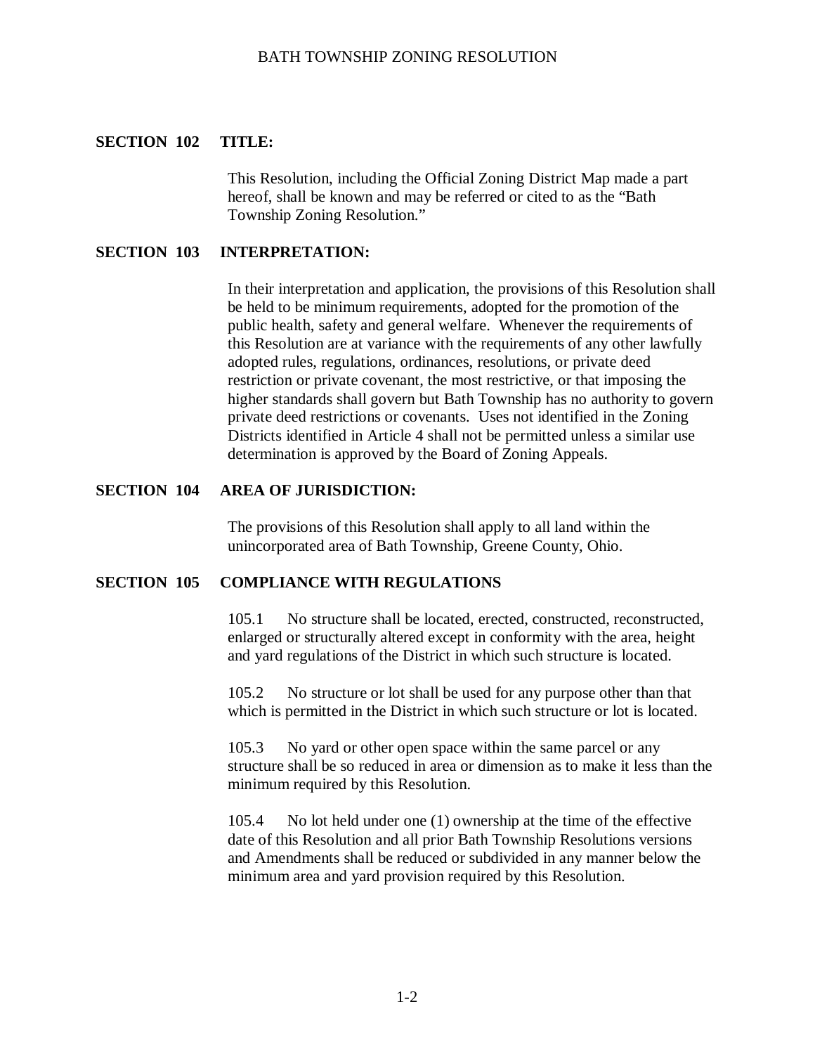## SECTION 102 TITLE:

This Resolution, including the Official Zoning District Map made a part hereof, shall be known and may be referred or cited to as the "Bath Township Zoning Resolution."

## SECTION 103 INTERPRETATION:

In their interpretation and application, the provisions of this Resolution shall be held to be minimum requirements, adopted for the promotion of the public health, safety and general welfare. Whenever the requirements of this Resolution are at variance with the requirements of any other lawfully adopted rules, regulations, ordinances, resolutions, or private deed restriction or private covenant, the most restrictive, or that imposing the higher standards shall govern but Bath Township has no authority to govern private deed restrictions or covenants. Uses not identified in the Zoning Districts identified in Article 4 shall not be permitted unless a similar use determination is approved by the Board of Zoning Appeals.

## SECTION 104 AREA OF JURISDICTION:

The provisions of this Resolution shall apply to all land within the unincorporated area of Bath Township, Greene County, Ohio.

## SECTION 105 COMPLIANCE WITH REGULATIONS

105.1 No structure shall be located, erected, constructed, reconstructed, enlarged or structurally altered except in conformity with the area, height and yard regulations of the District in which such structure is located.

105.2 No structure or lot shall be used for any purpose other than that which is permitted in the District in which such structure or lot is located.

105.3 No yard or other open space within the same parcel or any structure shall be so reduced in area or dimension as to make it less than the minimum required by this Resolution.

105.4 No lot held under one (1) ownership at the time of the effective date of this Resolution and all prior Bath Township Resolutions versions and Amendments shall be reduced or subdivided in any manner below the minimum area and yard provision required by this Resolution.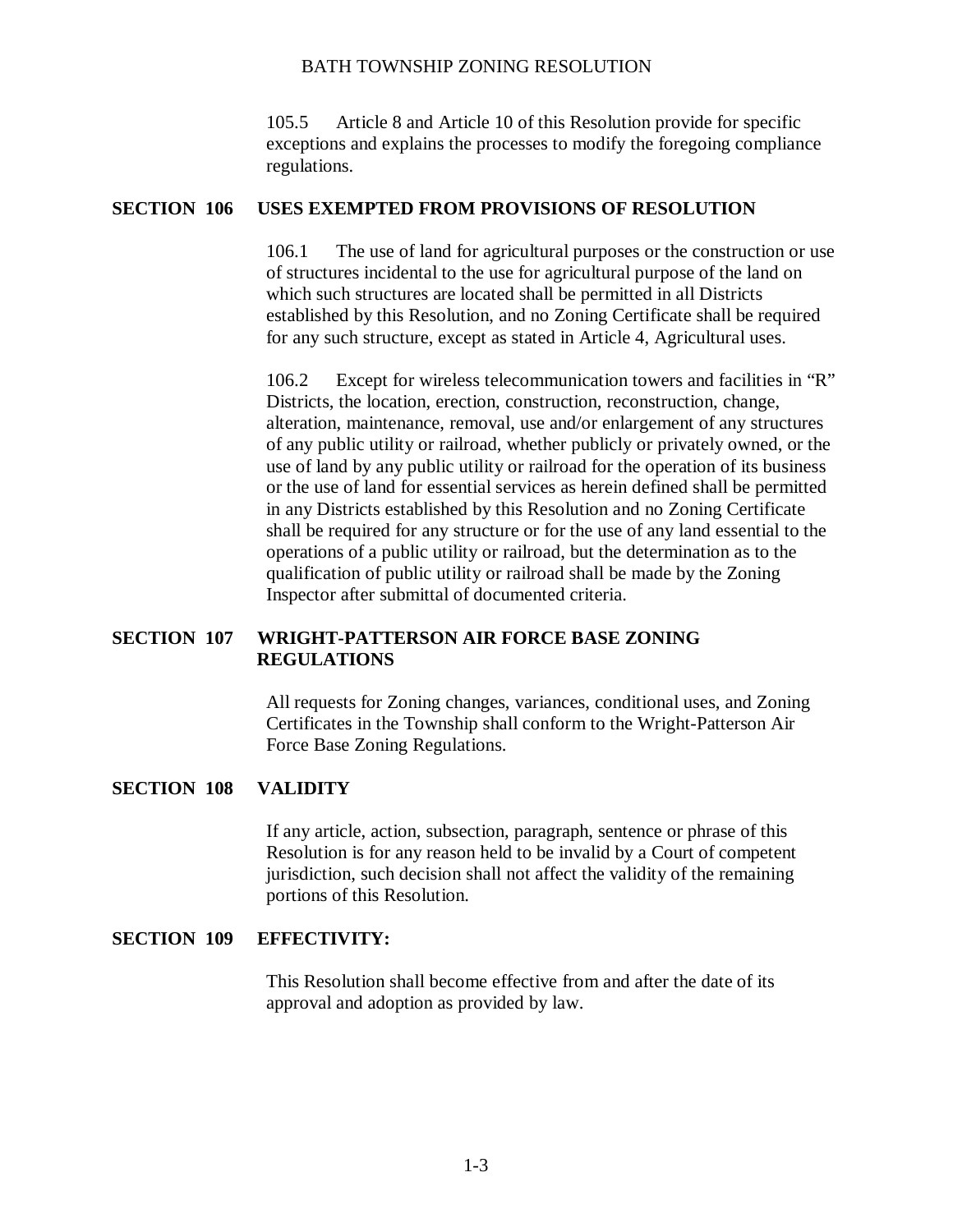105.5 Article 8 and Article 10 of this Resolution provide for specific exceptions and explains the processes to modify the foregoing compliance regulations.

## SECTION 106 USES EXEMPTED FROM PROVISIONS OF RESOLUTION

106.1 The use of land for agricultural purposes or the construction or use of structures incidental to the use for agricultural purpose of the land on which such structures are located shall be permitted in all Districts established by this Resolution, and no Zoning Certificate shall be required for any such structure, except as stated in Article 4, Agricultural uses.

106.2 Except for wireless telecommunication towers and facilities in "R" Districts, the location, erection, construction, reconstruction, change, alteration, maintenance, removal, use and/or enlargement of any structures of any public utility or railroad, whether publicly or privately owned, or the use of land by any public utility or railroad for the operation of its business or the use of land for essential services as herein defined shall be permitted in any Districts established by this Resolution and no Zoning Certificate shall be required for any structure or for the use of any land essential to the operations of a public utility or railroad, but the determination as to the qualification of public utility or railroad shall be made by the Zoning Inspector after submittal of documented criteria.

## SECTION 107 WRIGHT-PATTERSON AIR FORCE BASE ZONING REGULATIONS

All requests for Zoning changes, variances, conditional uses, and Zoning Certificates in the Township shall conform to the Wright-Patterson Air Force Base Zoning Regulations.

## SECTION 108 VALIDITY

If any article, action, subsection, paragraph, sentence or phrase of this Resolution is for any reason held to be invalid by a Court of competent jurisdiction, such decision shall not affect the validity of the remaining portions of this Resolution.

## SECTION 109 EFFECTIVITY:

This Resolution shall become effective from and after the date of its approval and adoption as provided by law.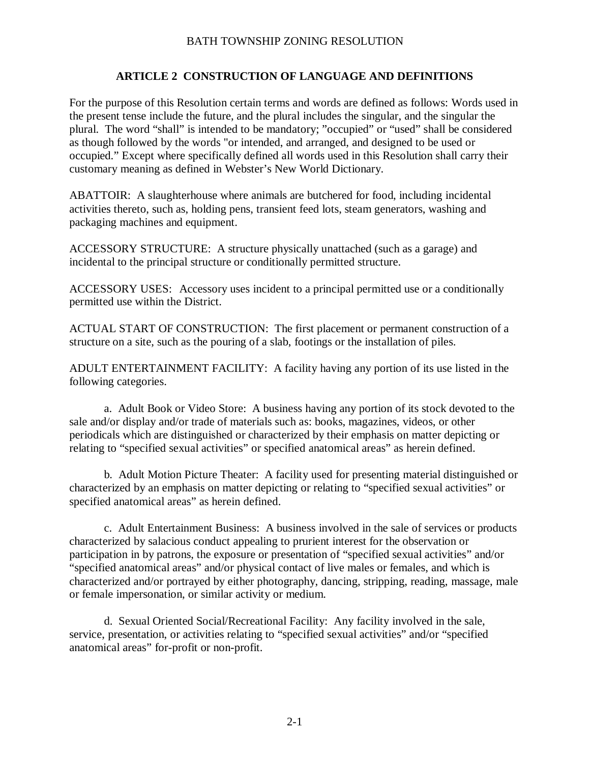## ARTICLE 2 CONSTRUCTION OF LANGUAGE AND DEFINITIONS

For the purpose of this Resolution certain terms and words are defined as follows: Words used in the present tense include the future, and the plural includes the singular, and the singular the plural. The word "shall" is intended to be mandatory; "occupied" or "used" shall be considered as though followed by the words "or intended, and arranged, and designed to be used or occupied." Except where specifically defined all words used in this Resolution shall carry their customary meaning as defined in Webster's New World Dictionary.

ABATTOIR: A slaughterhouse where animals are butchered for food, including incidental activities thereto, such as, holding pens, transient feed lots, steam generators, washing and packaging machines and equipment.

ACCESSORY STRUCTURE: A structure physically unattached (such as a garage) and incidental to the principal structure or conditionally permitted structure.

ACCESSORY USES: Accessory uses incident to a principal permitted use or a conditionally permitted use within the District.

ACTUAL START OF CONSTRUCTION: The first placement or permanent construction of a structure on a site, such as the pouring of a slab, footings or the installation of piles.

ADULT ENTERTAINMENT FACILITY: A facility having any portion of its use listed in the following categories.

a. Adult Book or Video Store: A business having any portion of its stock devoted to the sale and/or display and/or trade of materials such as: books, magazines, videos, or other periodicals which are distinguished or characterized by their emphasis on matter depicting or relating to "specified sexual activities" or specified anatomical areas" as herein defined.

b. Adult Motion Picture Theater: A facility used for presenting material distinguished or characterized by an emphasis on matter depicting or relating to "specified sexual activities" or specified anatomical areas" as herein defined.

c. Adult Entertainment Business: A business involved in the sale of services or products characterized by salacious conduct appealing to prurient interest for the observation or participation in by patrons, the exposure or presentation of "specified sexual activities" and/or "specified anatomical areas" and/or physical contact of live males or females, and which is characterized and/or portrayed by either photography, dancing, stripping, reading, massage, male or female impersonation, or similar activity or medium.

d. Sexual Oriented Social/Recreational Facility: Any facility involved in the sale, service, presentation, or activities relating to "specified sexual activities" and/or "specified anatomical areas" for-profit or non-profit.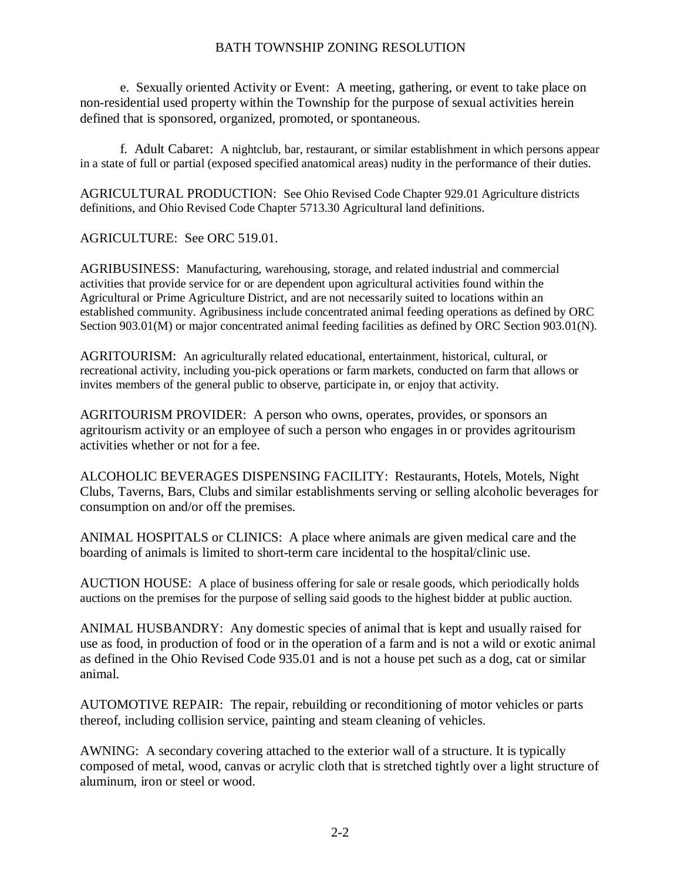e. Sexually oriented Activity or Event: A meeting, gathering, or event to take place on non-residential used property within the Township for the purpose of sexual activities herein defined that is sponsored, organized, promoted, or spontaneous.

f. Adult Cabaret: A nightclub, bar, restaurant, or similar establishment in which persons appear in a state of full or partial (exposed specified anatomical areas) nudity in the performance of their duties.

AGRICULTURAL PRODUCTION: See Ohio Revised Code Chapter 929.01 Agriculture districts definitions, and Ohio Revised Code Chapter 5713.30 Agricultural land definitions.

AGRICULTURE: See ORC 519.01.

AGRIBUSINESS: Manufacturing, warehousing, storage, and related industrial and commercial activities that provide service for or are dependent upon agricultural activities found within the Agricultural or Prime Agriculture District, and are not necessarily suited to locations within an established community. Agribusiness include concentrated animal feeding operations as defined by ORC Section 903.01(M) or major concentrated animal feeding facilities as defined by ORC Section 903.01(N).

AGRITOURISM: An agriculturally related educational, entertainment, historical, cultural, or recreational activity, including you-pick operations or farm markets, conducted on farm that allows or invites members of the general public to observe, participate in, or enjoy that activity.

AGRITOURISM PROVIDER: A person who owns, operates, provides, or sponsors an agritourism activity or an employee of such a person who engages in or provides agritourism activities whether or not for a fee.

ALCOHOLIC BEVERAGES DISPENSING FACILITY: Restaurants, Hotels, Motels, Night Clubs, Taverns, Bars, Clubs and similar establishments serving or selling alcoholic beverages for consumption on and/or off the premises.

ANIMAL HOSPITALS or CLINICS: A place where animals are given medical care and the boarding of animals is limited to short-term care incidental to the hospital/clinic use.

AUCTION HOUSE: A place of business offering for sale or resale goods, which periodically holds auctions on the premises for the purpose of selling said goods to the highest bidder at public auction.

ANIMAL HUSBANDRY: Any domestic species of animal that is kept and usually raised for use as food, in production of food or in the operation of a farm and is not a wild or exotic animal as defined in the Ohio Revised Code 935.01 and is not a house pet such as a dog, cat or similar animal.

AUTOMOTIVE REPAIR: The repair, rebuilding or reconditioning of motor vehicles or parts thereof, including collision service, painting and steam cleaning of vehicles.

AWNING: A secondary covering attached to the exterior wall of a structure. It is typically composed of metal, wood, canvas or acrylic cloth that is stretched tightly over a light structure of aluminum, iron or steel or wood.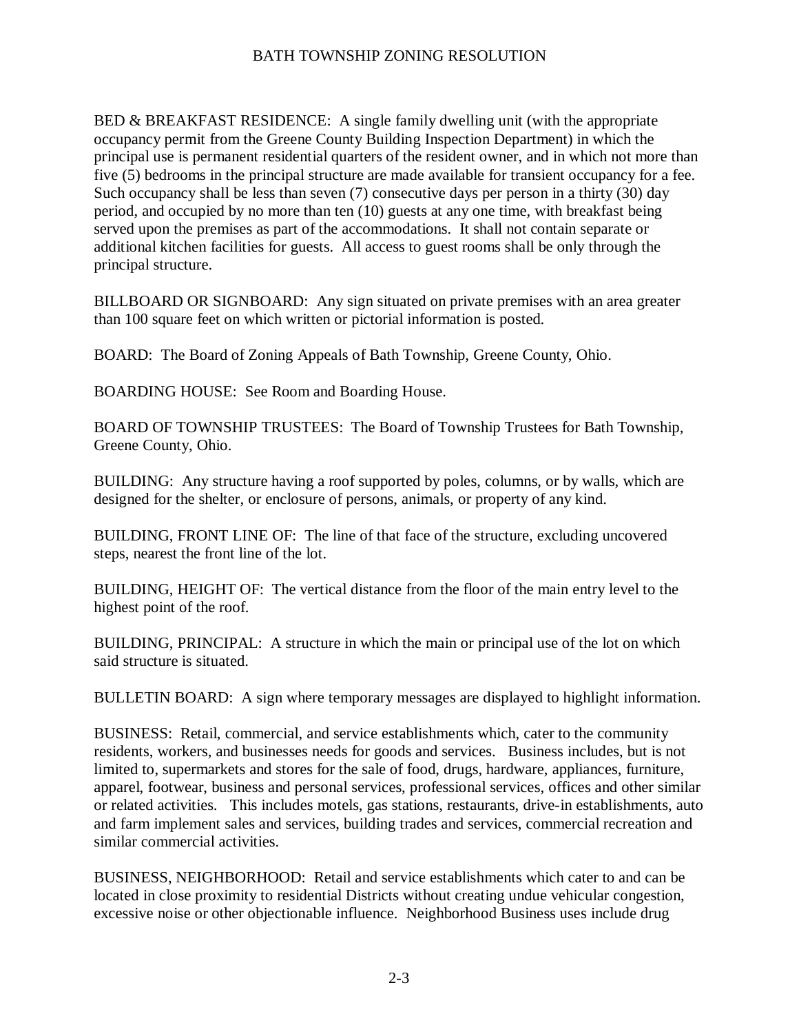BED & BREAKFAST RESIDENCE: A single family dwelling unit (with the appropriate occupancy permit from the Greene County Building Inspection Department) in which the principal use is permanent residential quarters of the resident owner, and in which not more than five (5) bedrooms in the principal structure are made available for transient occupancy for a fee. Such occupancy shall be less than seven (7) consecutive days per person in a thirty (30) day period, and occupied by no more than ten (10) guests at any one time, with breakfast being served upon the premises as part of the accommodations. It shall not contain separate or additional kitchen facilities for guests. All access to guest rooms shall be only through the principal structure.

BILLBOARD OR SIGNBOARD: Any sign situated on private premises with an area greater than 100 square feet on which written or pictorial information is posted.

BOARD: The Board of Zoning Appeals of Bath Township, Greene County, Ohio.

BOARDING HOUSE: See Room and Boarding House.

BOARD OF TOWNSHIP TRUSTEES: The Board of Township Trustees for Bath Township, Greene County, Ohio.

BUILDING: Any structure having a roof supported by poles, columns, or by walls, which are designed for the shelter, or enclosure of persons, animals, or property of any kind.

BUILDING, FRONT LINE OF: The line of that face of the structure, excluding uncovered steps, nearest the front line of the lot.

BUILDING, HEIGHT OF: The vertical distance from the floor of the main entry level to the highest point of the roof.

BUILDING, PRINCIPAL: A structure in which the main or principal use of the lot on which said structure is situated.

BULLETIN BOARD: A sign where temporary messages are displayed to highlight information.

BUSINESS: Retail, commercial, and service establishments which, cater to the community residents, workers, and businesses needs for goods and services. Business includes, but is not limited to, supermarkets and stores for the sale of food, drugs, hardware, appliances, furniture, apparel, footwear, business and personal services, professional services, offices and other similar or related activities. This includes motels, gas stations, restaurants, drive-in establishments, auto and farm implement sales and services, building trades and services, commercial recreation and similar commercial activities.

BUSINESS, NEIGHBORHOOD: Retail and service establishments which cater to and can be located in close proximity to residential Districts without creating undue vehicular congestion, excessive noise or other objectionable influence. Neighborhood Business uses include drug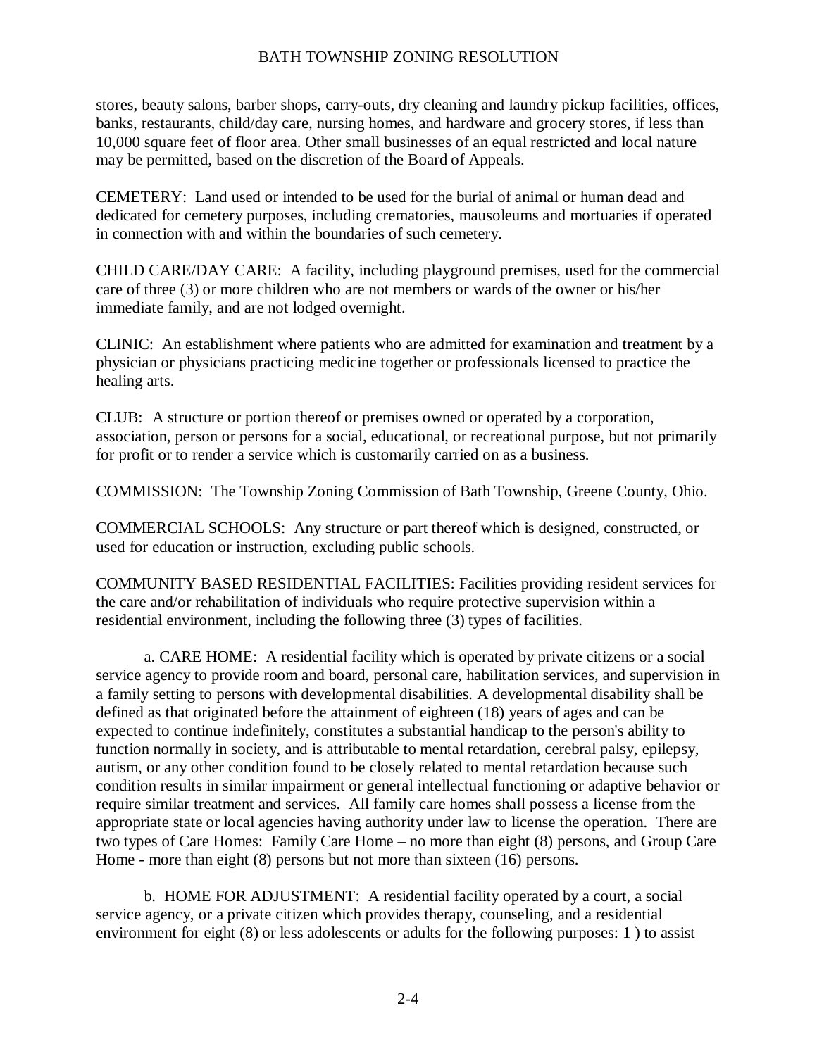stores, beauty salons, barber shops, carry-outs, dry cleaning and laundry pickup facilities, offices, banks, restaurants, child/day care, nursing homes, and hardware and grocery stores, if less than 10,000 square feet of floor area. Other small businesses of an equal restricted and local nature may be permitted, based on the discretion of the Board of Appeals.

CEMETERY: Land used or intended to be used for the burial of animal or human dead and dedicated for cemetery purposes, including crematories, mausoleums and mortuaries if operated in connection with and within the boundaries of such cemetery.

CHILD CARE/DAY CARE: A facility, including playground premises, used for the commercial care of three (3) or more children who are not members or wards of the owner or his/her immediate family, and are not lodged overnight.

CLINIC: An establishment where patients who are admitted for examination and treatment by a physician or physicians practicing medicine together or professionals licensed to practice the healing arts.

CLUB: A structure or portion thereof or premises owned or operated by a corporation, association, person or persons for a social, educational, or recreational purpose, but not primarily for profit or to render a service which is customarily carried on as a business.

COMMISSION: The Township Zoning Commission of Bath Township, Greene County, Ohio.

COMMERCIAL SCHOOLS: Any structure or part thereof which is designed, constructed, or used for education or instruction, excluding public schools.

COMMUNITY BASED RESIDENTIAL FACILITIES: Facilities providing resident services for the care and/or rehabilitation of individuals who require protective supervision within a residential environment, including the following three (3) types of facilities.

a. CARE HOME: A residential facility which is operated by private citizens or a social service agency to provide room and board, personal care, habilitation services, and supervision in a family setting to persons with developmental disabilities. A developmental disability shall be defined as that originated before the attainment of eighteen (18) years of ages and can be expected to continue indefinitely, constitutes a substantial handicap to the person's ability to function normally in society, and is attributable to mental retardation, cerebral palsy, epilepsy, autism, or any other condition found to be closely related to mental retardation because such condition results in similar impairment or general intellectual functioning or adaptive behavior or require similar treatment and services. All family care homes shall possess a license from the appropriate state or local agencies having authority under law to license the operation. There are two types of Care Homes: Family Care Home – no more than eight (8) persons, and Group Care Home - more than eight (8) persons but not more than sixteen (16) persons.

b. HOME FOR ADJUSTMENT: A residential facility operated by a court, a social service agency, or a private citizen which provides therapy, counseling, and a residential environment for eight (8) or less adolescents or adults for the following purposes: 1 ) to assist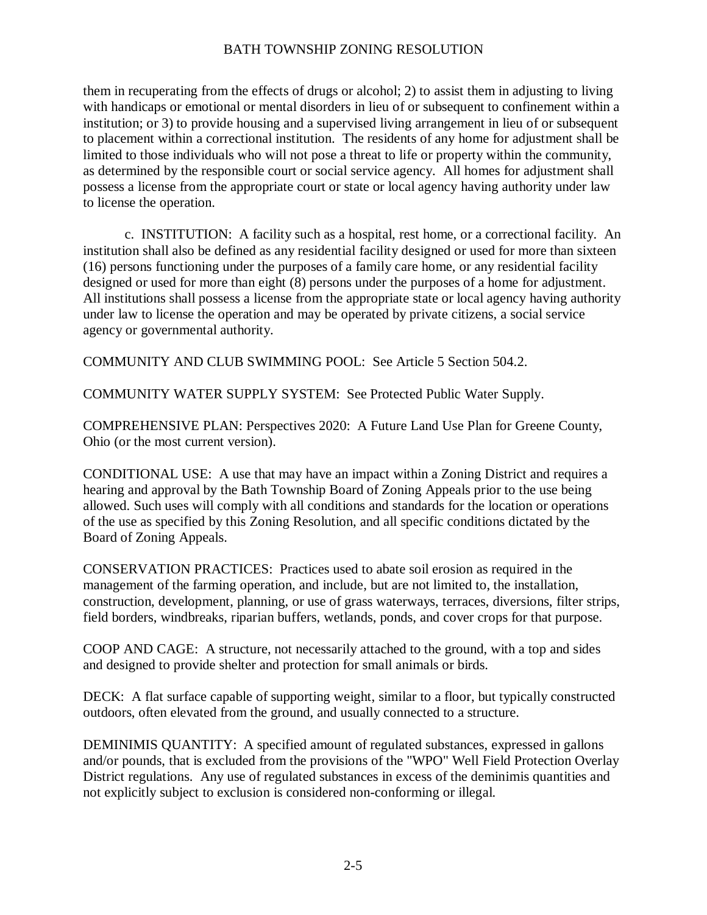them in recuperating from the effects of drugs or alcohol; 2) to assist them in adjusting to living with handicaps or emotional or mental disorders in lieu of or subsequent to confinement within a institution; or 3) to provide housing and a supervised living arrangement in lieu of or subsequent to placement within a correctional institution. The residents of any home for adjustment shall be limited to those individuals who will not pose a threat to life or property within the community, as determined by the responsible court or social service agency. All homes for adjustment shall possess a license from the appropriate court or state or local agency having authority under law to license the operation.

c. INSTITUTION: A facility such as a hospital, rest home, or a correctional facility. An institution shall also be defined as any residential facility designed or used for more than sixteen (16) persons functioning under the purposes of a family care home, or any residential facility designed or used for more than eight (8) persons under the purposes of a home for adjustment. All institutions shall possess a license from the appropriate state or local agency having authority under law to license the operation and may be operated by private citizens, a social service agency or governmental authority.

COMMUNITY AND CLUB SWIMMING POOL: See Article 5 Section 504.2.

COMMUNITY WATER SUPPLY SYSTEM: See Protected Public Water Supply.

COMPREHENSIVE PLAN: Perspectives 2020: A Future Land Use Plan for Greene County, Ohio (or the most current version).

CONDITIONAL USE: A use that may have an impact within a Zoning District and requires a hearing and approval by the Bath Township Board of Zoning Appeals prior to the use being allowed. Such uses will comply with all conditions and standards for the location or operations of the use as specified by this Zoning Resolution, and all specific conditions dictated by the Board of Zoning Appeals.

CONSERVATION PRACTICES: Practices used to abate soil erosion as required in the management of the farming operation, and include, but are not limited to, the installation, construction, development, planning, or use of grass waterways, terraces, diversions, filter strips, field borders, windbreaks, riparian buffers, wetlands, ponds, and cover crops for that purpose.

COOP AND CAGE: A structure, not necessarily attached to the ground, with a top and sides and designed to provide shelter and protection for small animals or birds.

DECK: A flat surface capable of supporting weight, similar to a floor, but typically constructed outdoors, often elevated from the ground, and usually connected to a structure.

DEMINIMIS QUANTITY: A specified amount of regulated substances, expressed in gallons and/or pounds, that is excluded from the provisions of the "WPO" Well Field Protection Overlay District regulations. Any use of regulated substances in excess of the deminimis quantities and not explicitly subject to exclusion is considered non-conforming or illegal.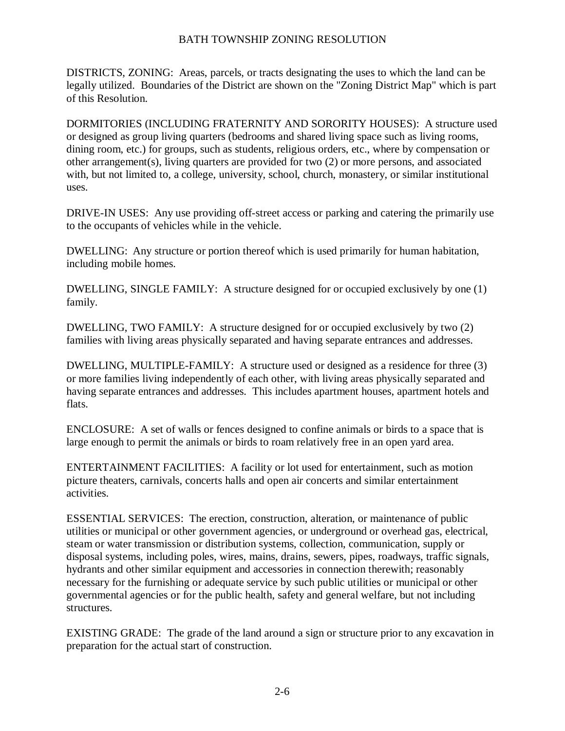DISTRICTS, ZONING: Areas, parcels, or tracts designating the uses to which the land can be legally utilized. Boundaries of the District are shown on the "Zoning District Map" which is part of this Resolution.

DORMITORIES (INCLUDING FRATERNITY AND SORORITY HOUSES): A structure used or designed as group living quarters (bedrooms and shared living space such as living rooms, dining room, etc.) for groups, such as students, religious orders, etc., where by compensation or other arrangement(s), living quarters are provided for two (2) or more persons, and associated with, but not limited to, a college, university, school, church, monastery, or similar institutional uses.

DRIVE-IN USES: Any use providing off-street access or parking and catering the primarily use to the occupants of vehicles while in the vehicle.

DWELLING: Any structure or portion thereof which is used primarily for human habitation, including mobile homes.

DWELLING, SINGLE FAMILY: A structure designed for or occupied exclusively by one (1) family.

DWELLING, TWO FAMILY: A structure designed for or occupied exclusively by two (2) families with living areas physically separated and having separate entrances and addresses.

DWELLING, MULTIPLE-FAMILY: A structure used or designed as a residence for three (3) or more families living independently of each other, with living areas physically separated and having separate entrances and addresses. This includes apartment houses, apartment hotels and flats.

ENCLOSURE: A set of walls or fences designed to confine animals or birds to a space that is large enough to permit the animals or birds to roam relatively free in an open yard area.

ENTERTAINMENT FACILITIES: A facility or lot used for entertainment, such as motion picture theaters, carnivals, concerts halls and open air concerts and similar entertainment activities.

ESSENTIAL SERVICES: The erection, construction, alteration, or maintenance of public utilities or municipal or other government agencies, or underground or overhead gas, electrical, steam or water transmission or distribution systems, collection, communication, supply or disposal systems, including poles, wires, mains, drains, sewers, pipes, roadways, traffic signals, hydrants and other similar equipment and accessories in connection therewith; reasonably necessary for the furnishing or adequate service by such public utilities or municipal or other governmental agencies or for the public health, safety and general welfare, but not including structures.

EXISTING GRADE: The grade of the land around a sign or structure prior to any excavation in preparation for the actual start of construction.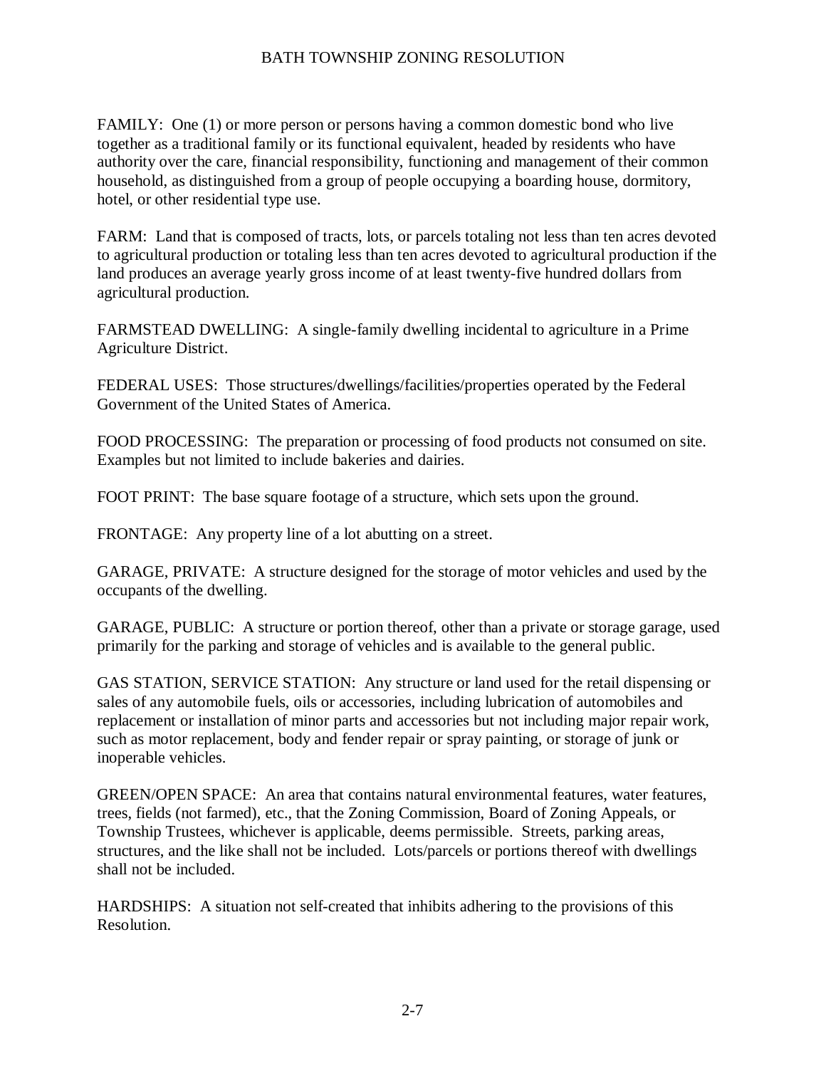FAMILY: One (1) or more person or persons having a common domestic bond who live together as a traditional family or its functional equivalent, headed by residents who have authority over the care, financial responsibility, functioning and management of their common household, as distinguished from a group of people occupying a boarding house, dormitory, hotel, or other residential type use.

FARM: Land that is composed of tracts, lots, or parcels totaling not less than ten acres devoted to agricultural production or totaling less than ten acres devoted to agricultural production if the land produces an average yearly gross income of at least twenty-five hundred dollars from agricultural production.

FARMSTEAD DWELLING: A single-family dwelling incidental to agriculture in a Prime Agriculture District.

FEDERAL USES: Those structures/dwellings/facilities/properties operated by the Federal Government of the United States of America.

FOOD PROCESSING: The preparation or processing of food products not consumed on site. Examples but not limited to include bakeries and dairies.

FOOT PRINT: The base square footage of a structure, which sets upon the ground.

FRONTAGE: Any property line of a lot abutting on a street.

GARAGE, PRIVATE: A structure designed for the storage of motor vehicles and used by the occupants of the dwelling.

GARAGE, PUBLIC: A structure or portion thereof, other than a private or storage garage, used primarily for the parking and storage of vehicles and is available to the general public.

GAS STATION, SERVICE STATION: Any structure or land used for the retail dispensing or sales of any automobile fuels, oils or accessories, including lubrication of automobiles and replacement or installation of minor parts and accessories but not including major repair work, such as motor replacement, body and fender repair or spray painting, or storage of junk or inoperable vehicles.

GREEN/OPEN SPACE: An area that contains natural environmental features, water features, trees, fields (not farmed), etc., that the Zoning Commission, Board of Zoning Appeals, or Township Trustees, whichever is applicable, deems permissible. Streets, parking areas, structures, and the like shall not be included. Lots/parcels or portions thereof with dwellings shall not be included.

HARDSHIPS: A situation not self-created that inhibits adhering to the provisions of this Resolution.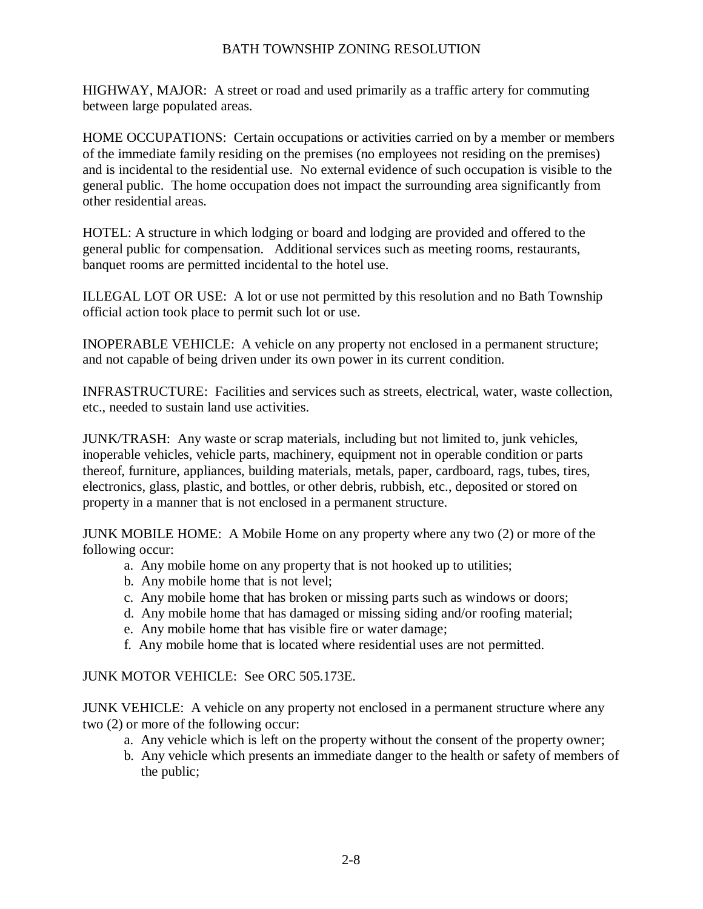HIGHWAY, MAJOR: A street or road and used primarily as a traffic artery for commuting between large populated areas.

HOME OCCUPATIONS: Certain occupations or activities carried on by a member or members of the immediate family residing on the premises (no employees not residing on the premises) and is incidental to the residential use. No external evidence of such occupation is visible to the general public. The home occupation does not impact the surrounding area significantly from other residential areas.

HOTEL: A structure in which lodging or board and lodging are provided and offered to the general public for compensation. Additional services such as meeting rooms, restaurants, banquet rooms are permitted incidental to the hotel use.

ILLEGAL LOT OR USE: A lot or use not permitted by this resolution and no Bath Township official action took place to permit such lot or use.

INOPERABLE VEHICLE: A vehicle on any property not enclosed in a permanent structure; and not capable of being driven under its own power in its current condition.

INFRASTRUCTURE: Facilities and services such as streets, electrical, water, waste collection, etc., needed to sustain land use activities.

JUNK/TRASH: Any waste or scrap materials, including but not limited to, junk vehicles, inoperable vehicles, vehicle parts, machinery, equipment not in operable condition or parts thereof, furniture, appliances, building materials, metals, paper, cardboard, rags, tubes, tires, electronics, glass, plastic, and bottles, or other debris, rubbish, etc., deposited or stored on property in a manner that is not enclosed in a permanent structure.

JUNK MOBILE HOME: A Mobile Home on any property where any two (2) or more of the following occur:

a. Any mobile home on any property that is not hooked up to utilities;
b. Any mobile home that is not level;
c. Any mobile home that has broken or missing parts such as windows or doors;
d. Any mobile home that has damaged or missing siding and/or roofing material;
e. Any mobile home that has visible fire or water damage;
f. Any mobile home that is located where residential uses are not permitted.

JUNK MOTOR VEHICLE: See ORC 505.173E.

JUNK VEHICLE: A vehicle on any property not enclosed in a permanent structure where any two (2) or more of the following occur:

a. Any vehicle which is left on the property without the consent of the property owner;
b. Any vehicle which presents an immediate danger to the health or safety of members of the public;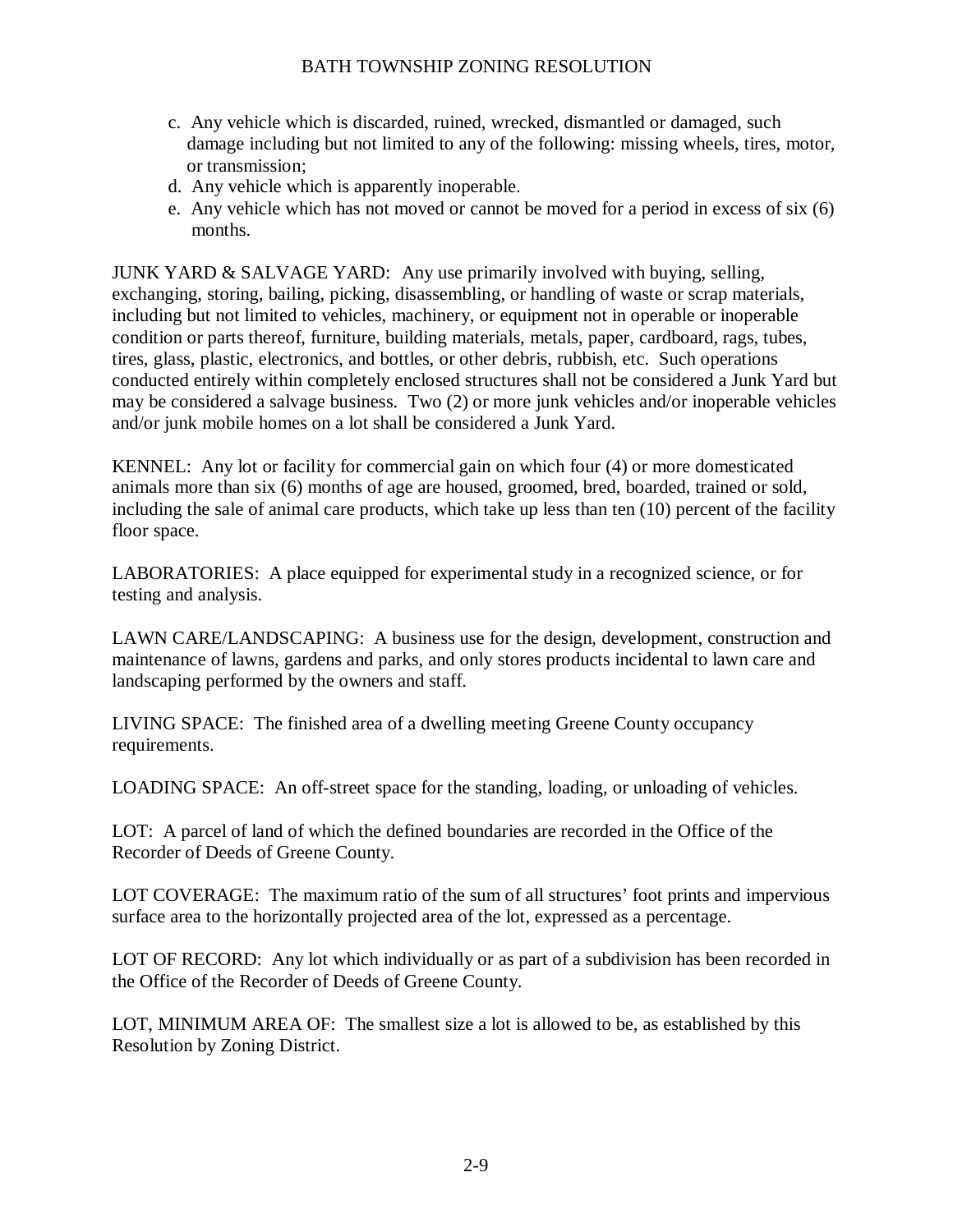c. Any vehicle which is discarded, ruined, wrecked, dismantled or damaged, such damage including but not limited to any of the following: missing wheels, tires, motor, or transmission;
d. Any vehicle which is apparently inoperable.
e. Any vehicle which has not moved or cannot be moved for a period in excess of six (6) months.

JUNK YARD & SALVAGE YARD: Any use primarily involved with buying, selling, exchanging, storing, bailing, picking, disassembling, or handling of waste or scrap materials, including but not limited to vehicles, machinery, or equipment not in operable or inoperable condition or parts thereof, furniture, building materials, metals, paper, cardboard, rags, tubes, tires, glass, plastic, electronics, and bottles, or other debris, rubbish, etc. Such operations conducted entirely within completely enclosed structures shall not be considered a Junk Yard but may be considered a salvage business. Two (2) or more junk vehicles and/or inoperable vehicles and/or junk mobile homes on a lot shall be considered a Junk Yard.

KENNEL: Any lot or facility for commercial gain on which four (4) or more domesticated animals more than six (6) months of age are housed, groomed, bred, boarded, trained or sold, including the sale of animal care products, which take up less than ten (10) percent of the facility floor space.

LABORATORIES: A place equipped for experimental study in a recognized science, or for testing and analysis.

LAWN CARE/LANDSCAPING: A business use for the design, development, construction and maintenance of lawns, gardens and parks, and only stores products incidental to lawn care and landscaping performed by the owners and staff.

LIVING SPACE: The finished area of a dwelling meeting Greene County occupancy requirements.

LOADING SPACE: An off-street space for the standing, loading, or unloading of vehicles.

LOT: A parcel of land of which the defined boundaries are recorded in the Office of the Recorder of Deeds of Greene County.

LOT COVERAGE: The maximum ratio of the sum of all structures' foot prints and impervious surface area to the horizontally projected area of the lot, expressed as a percentage.

LOT OF RECORD: Any lot which individually or as part of a subdivision has been recorded in the Office of the Recorder of Deeds of Greene County.

LOT, MINIMUM AREA OF: The smallest size a lot is allowed to be, as established by this Resolution by Zoning District.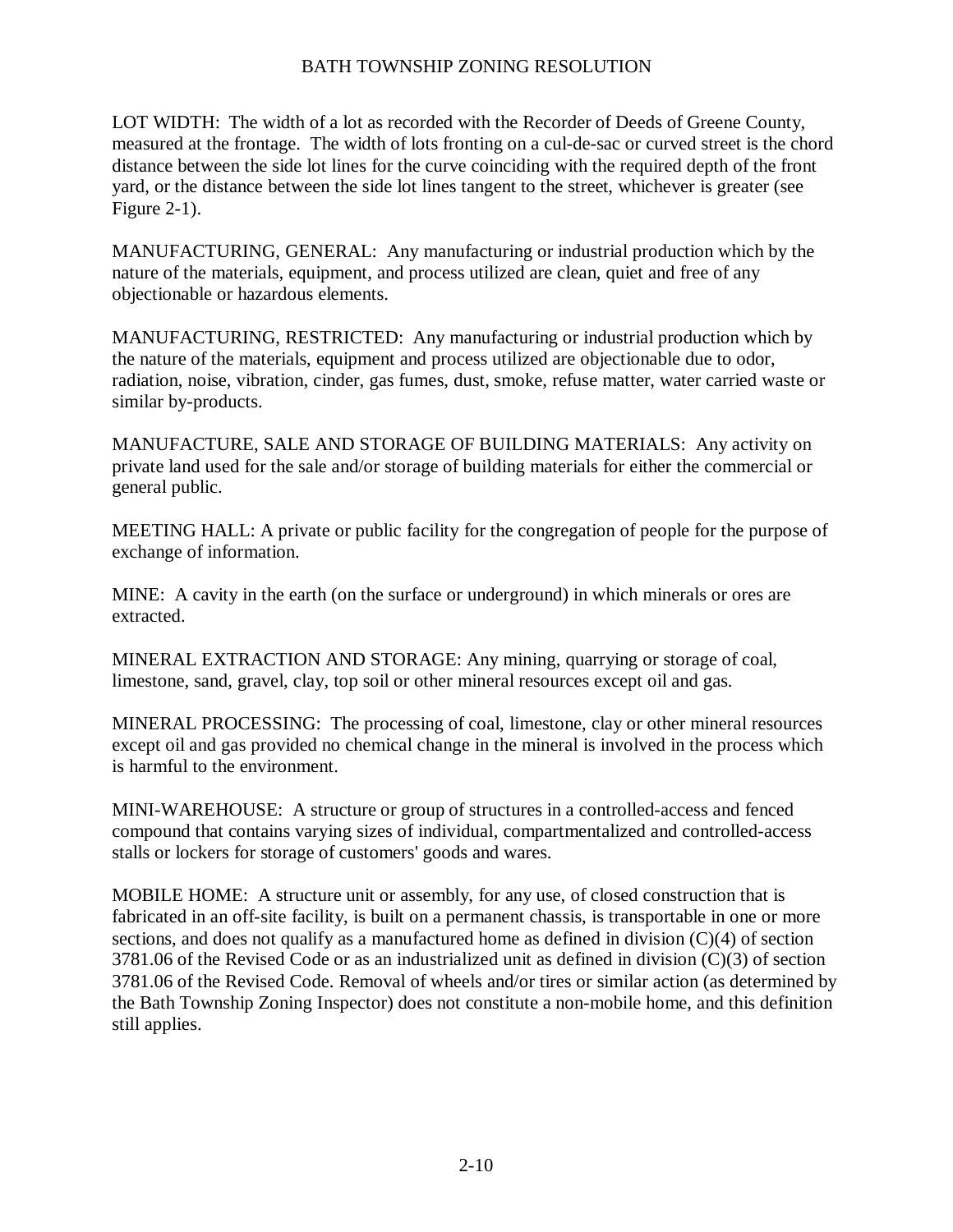LOT WIDTH: The width of a lot as recorded with the Recorder of Deeds of Greene County, measured at the frontage. The width of lots fronting on a cul-de-sac or curved street is the chord distance between the side lot lines for the curve coinciding with the required depth of the front yard, or the distance between the side lot lines tangent to the street, whichever is greater (see Figure 2-1).

MANUFACTURING, GENERAL: Any manufacturing or industrial production which by the nature of the materials, equipment, and process utilized are clean, quiet and free of any objectionable or hazardous elements.

MANUFACTURING, RESTRICTED: Any manufacturing or industrial production which by the nature of the materials, equipment and process utilized are objectionable due to odor, radiation, noise, vibration, cinder, gas fumes, dust, smoke, refuse matter, water carried waste or similar by-products.

MANUFACTURE, SALE AND STORAGE OF BUILDING MATERIALS: Any activity on private land used for the sale and/or storage of building materials for either the commercial or general public.

MEETING HALL: A private or public facility for the congregation of people for the purpose of exchange of information.

MINE: A cavity in the earth (on the surface or underground) in which minerals or ores are extracted.

MINERAL EXTRACTION AND STORAGE: Any mining, quarrying or storage of coal, limestone, sand, gravel, clay, top soil or other mineral resources except oil and gas.

MINERAL PROCESSING: The processing of coal, limestone, clay or other mineral resources except oil and gas provided no chemical change in the mineral is involved in the process which is harmful to the environment.

MINI-WAREHOUSE: A structure or group of structures in a controlled-access and fenced compound that contains varying sizes of individual, compartmentalized and controlled-access stalls or lockers for storage of customers' goods and wares.

MOBILE HOME: A structure unit or assembly, for any use, of closed construction that is fabricated in an off-site facility, is built on a permanent chassis, is transportable in one or more sections, and does not qualify as a manufactured home as defined in division (C)(4) of section 3781.06 of the Revised Code or as an industrialized unit as defined in division (C)(3) of section 3781.06 of the Revised Code. Removal of wheels and/or tires or similar action (as determined by the Bath Township Zoning Inspector) does not constitute a non-mobile home, and this definition still applies.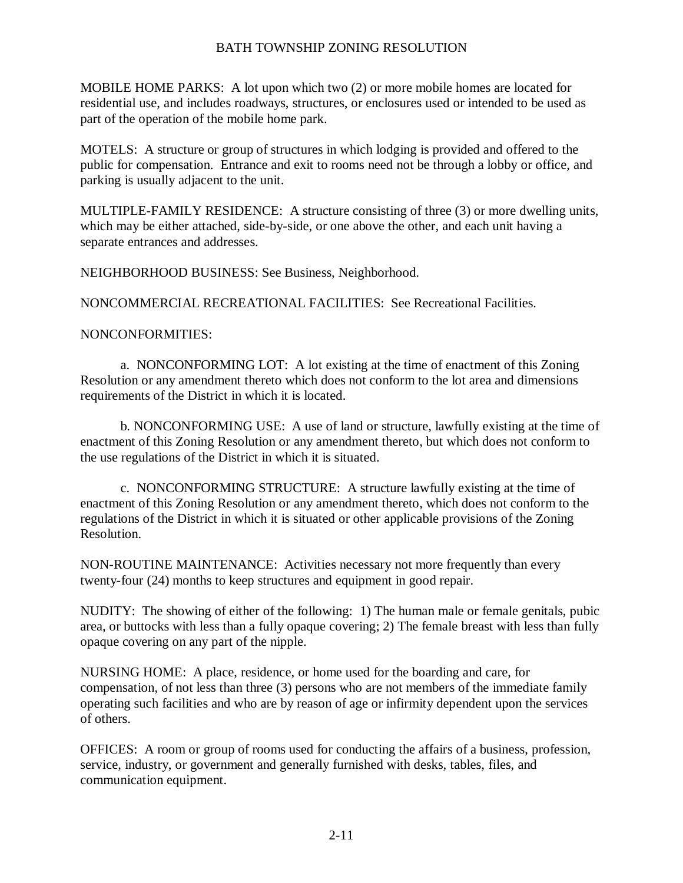MOBILE HOME PARKS: A lot upon which two (2) or more mobile homes are located for residential use, and includes roadways, structures, or enclosures used or intended to be used as part of the operation of the mobile home park.

MOTELS: A structure or group of structures in which lodging is provided and offered to the public for compensation. Entrance and exit to rooms need not be through a lobby or office, and parking is usually adjacent to the unit.

MULTIPLE-FAMILY RESIDENCE: A structure consisting of three (3) or more dwelling units, which may be either attached, side-by-side, or one above the other, and each unit having a separate entrances and addresses.

NEIGHBORHOOD BUSINESS: See Business, Neighborhood.

NONCOMMERCIAL RECREATIONAL FACILITIES: See Recreational Facilities.

NONCONFORMITIES:

a. NONCONFORMING LOT: A lot existing at the time of enactment of this Zoning Resolution or any amendment thereto which does not conform to the lot area and dimensions requirements of the District in which it is located.

b. NONCONFORMING USE: A use of land or structure, lawfully existing at the time of enactment of this Zoning Resolution or any amendment thereto, but which does not conform to the use regulations of the District in which it is situated.

c. NONCONFORMING STRUCTURE: A structure lawfully existing at the time of enactment of this Zoning Resolution or any amendment thereto, which does not conform to the regulations of the District in which it is situated or other applicable provisions of the Zoning Resolution.

NON-ROUTINE MAINTENANCE: Activities necessary not more frequently than every twenty-four (24) months to keep structures and equipment in good repair.

NUDITY: The showing of either of the following: 1) The human male or female genitals, pubic area, or buttocks with less than a fully opaque covering; 2) The female breast with less than fully opaque covering on any part of the nipple.

NURSING HOME: A place, residence, or home used for the boarding and care, for compensation, of not less than three (3) persons who are not members of the immediate family operating such facilities and who are by reason of age or infirmity dependent upon the services of others.

OFFICES: A room or group of rooms used for conducting the affairs of a business, profession, service, industry, or government and generally furnished with desks, tables, files, and communication equipment.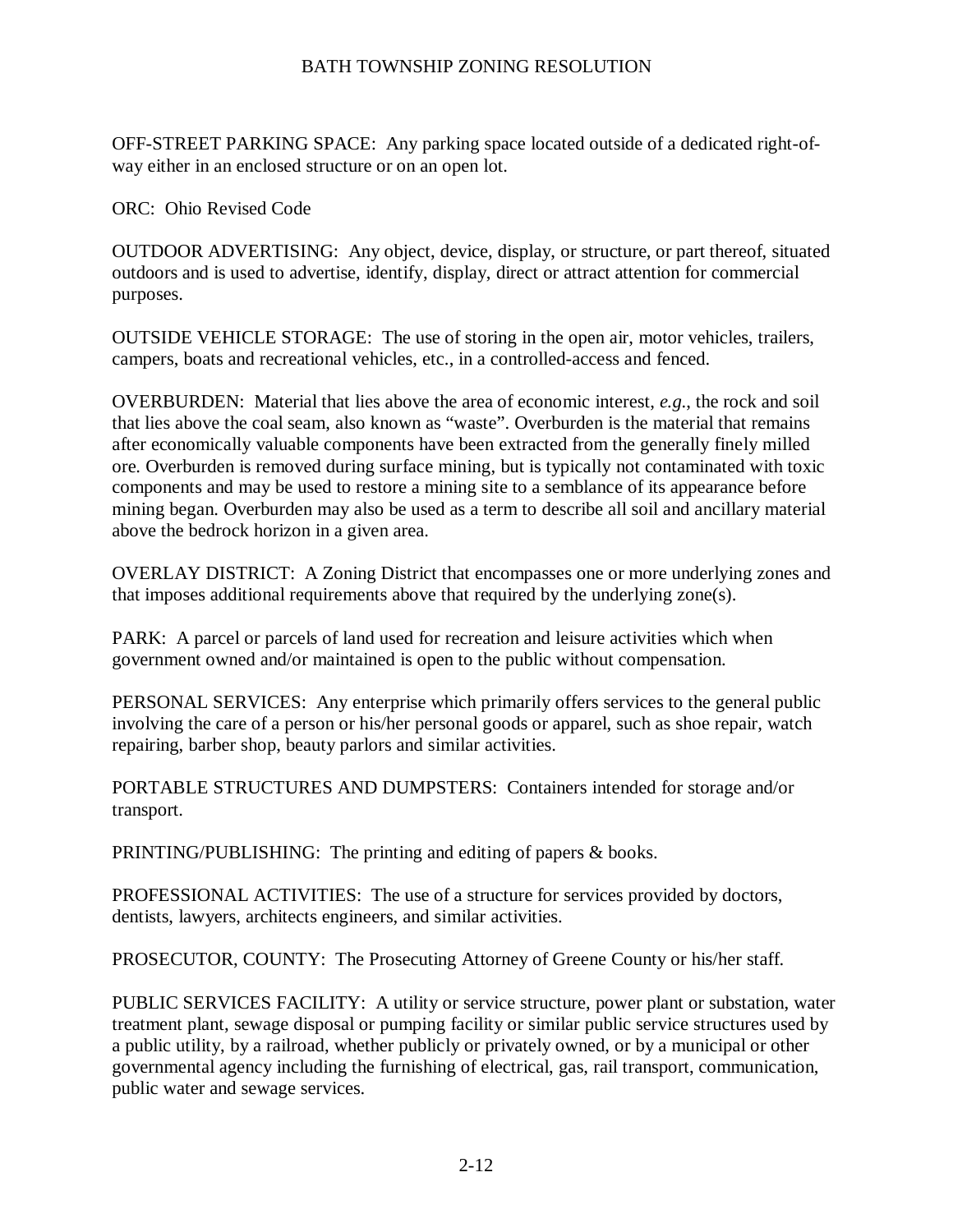OFF-STREET PARKING SPACE: Any parking space located outside of a dedicated right-of-way either in an enclosed structure or on an open lot.

ORC: Ohio Revised Code

OUTDOOR ADVERTISING: Any object, device, display, or structure, or part thereof, situated outdoors and is used to advertise, identify, display, direct or attract attention for commercial purposes.

OUTSIDE VEHICLE STORAGE: The use of storing in the open air, motor vehicles, trailers, campers, boats and recreational vehicles, etc., in a controlled-access and fenced.

OVERBURDEN: Material that lies above the area of economic interest, *e.g.*, the rock and soil that lies above the coal seam, also known as "waste". Overburden is the material that remains after economically valuable components have been extracted from the generally finely milled ore. Overburden is removed during surface mining, but is typically not contaminated with toxic components and may be used to restore a mining site to a semblance of its appearance before mining began. Overburden may also be used as a term to describe all soil and ancillary material above the bedrock horizon in a given area.

OVERLAY DISTRICT: A Zoning District that encompasses one or more underlying zones and that imposes additional requirements above that required by the underlying zone(s).

PARK: A parcel or parcels of land used for recreation and leisure activities which when government owned and/or maintained is open to the public without compensation.

PERSONAL SERVICES: Any enterprise which primarily offers services to the general public involving the care of a person or his/her personal goods or apparel, such as shoe repair, watch repairing, barber shop, beauty parlors and similar activities.

PORTABLE STRUCTURES AND DUMPSTERS: Containers intended for storage and/or transport.

PRINTING/PUBLISHING: The printing and editing of papers & books.

PROFESSIONAL ACTIVITIES: The use of a structure for services provided by doctors, dentists, lawyers, architects engineers, and similar activities.

PROSECUTOR, COUNTY: The Prosecuting Attorney of Greene County or his/her staff.

PUBLIC SERVICES FACILITY: A utility or service structure, power plant or substation, water treatment plant, sewage disposal or pumping facility or similar public service structures used by a public utility, by a railroad, whether publicly or privately owned, or by a municipal or other governmental agency including the furnishing of electrical, gas, rail transport, communication, public water and sewage services.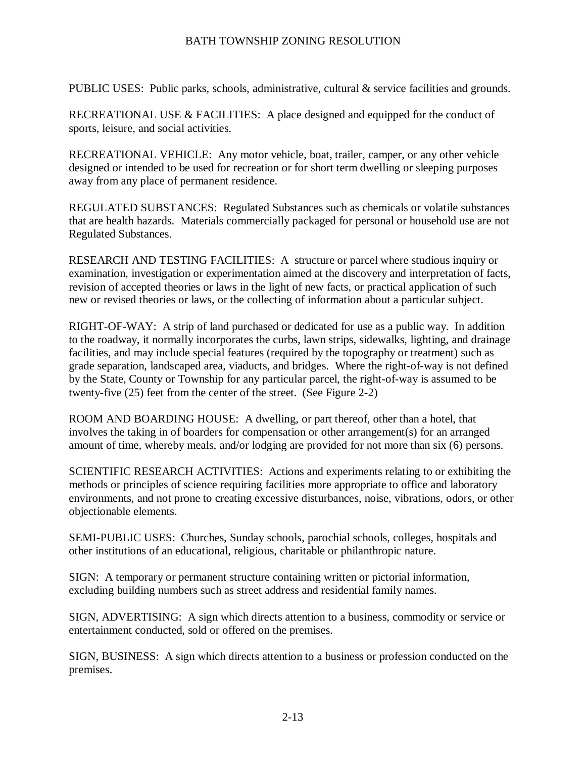PUBLIC USES: Public parks, schools, administrative, cultural & service facilities and grounds.

RECREATIONAL USE & FACILITIES: A place designed and equipped for the conduct of sports, leisure, and social activities.

RECREATIONAL VEHICLE: Any motor vehicle, boat, trailer, camper, or any other vehicle designed or intended to be used for recreation or for short term dwelling or sleeping purposes away from any place of permanent residence.

REGULATED SUBSTANCES: Regulated Substances such as chemicals or volatile substances that are health hazards. Materials commercially packaged for personal or household use are not Regulated Substances.

RESEARCH AND TESTING FACILITIES: A structure or parcel where studious inquiry or examination, investigation or experimentation aimed at the discovery and interpretation of facts, revision of accepted theories or laws in the light of new facts, or practical application of such new or revised theories or laws, or the collecting of information about a particular subject.

RIGHT-OF-WAY: A strip of land purchased or dedicated for use as a public way. In addition to the roadway, it normally incorporates the curbs, lawn strips, sidewalks, lighting, and drainage facilities, and may include special features (required by the topography or treatment) such as grade separation, landscaped area, viaducts, and bridges. Where the right-of-way is not defined by the State, County or Township for any particular parcel, the right-of-way is assumed to be twenty-five (25) feet from the center of the street. (See Figure 2-2)

ROOM AND BOARDING HOUSE: A dwelling, or part thereof, other than a hotel, that involves the taking in of boarders for compensation or other arrangement(s) for an arranged amount of time, whereby meals, and/or lodging are provided for not more than six (6) persons.

SCIENTIFIC RESEARCH ACTIVITIES: Actions and experiments relating to or exhibiting the methods or principles of science requiring facilities more appropriate to office and laboratory environments, and not prone to creating excessive disturbances, noise, vibrations, odors, or other objectionable elements.

SEMI-PUBLIC USES: Churches, Sunday schools, parochial schools, colleges, hospitals and other institutions of an educational, religious, charitable or philanthropic nature.

SIGN: A temporary or permanent structure containing written or pictorial information, excluding building numbers such as street address and residential family names.

SIGN, ADVERTISING: A sign which directs attention to a business, commodity or service or entertainment conducted, sold or offered on the premises.

SIGN, BUSINESS: A sign which directs attention to a business or profession conducted on the premises.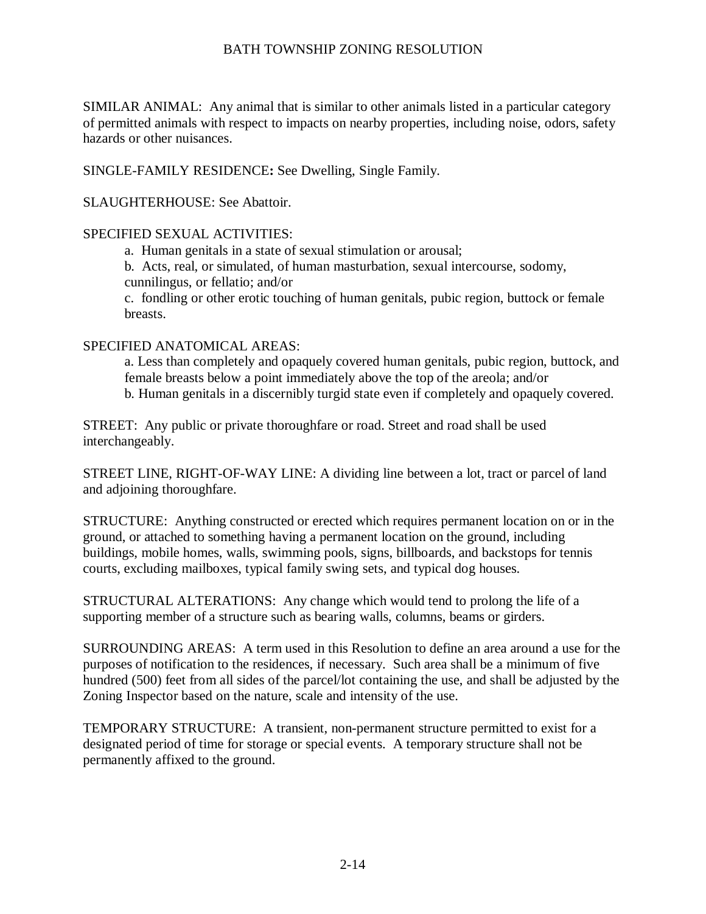SIMILAR ANIMAL: Any animal that is similar to other animals listed in a particular category of permitted animals with respect to impacts on nearby properties, including noise, odors, safety hazards or other nuisances.

SINGLE-FAMILY RESIDENCE**:** See Dwelling, Single Family.

SLAUGHTERHOUSE: See Abattoir.

SPECIFIED SEXUAL ACTIVITIES:

a. Human genitals in a state of sexual stimulation or arousal;

b. Acts, real, or simulated, of human masturbation, sexual intercourse, sodomy, cunnilingus, or fellatio; and/or

c. fondling or other erotic touching of human genitals, pubic region, buttock or female breasts.

SPECIFIED ANATOMICAL AREAS:

a. Less than completely and opaquely covered human genitals, pubic region, buttock, and female breasts below a point immediately above the top of the areola; and/or

b. Human genitals in a discernibly turgid state even if completely and opaquely covered.

STREET: Any public or private thoroughfare or road. Street and road shall be used interchangeably.

STREET LINE, RIGHT-OF-WAY LINE: A dividing line between a lot, tract or parcel of land and adjoining thoroughfare.

STRUCTURE: Anything constructed or erected which requires permanent location on or in the ground, or attached to something having a permanent location on the ground, including buildings, mobile homes, walls, swimming pools, signs, billboards, and backstops for tennis courts, excluding mailboxes, typical family swing sets, and typical dog houses.

STRUCTURAL ALTERATIONS: Any change which would tend to prolong the life of a supporting member of a structure such as bearing walls, columns, beams or girders.

SURROUNDING AREAS: A term used in this Resolution to define an area around a use for the purposes of notification to the residences, if necessary. Such area shall be a minimum of five hundred (500) feet from all sides of the parcel/lot containing the use, and shall be adjusted by the Zoning Inspector based on the nature, scale and intensity of the use.

TEMPORARY STRUCTURE: A transient, non-permanent structure permitted to exist for a designated period of time for storage or special events. A temporary structure shall not be permanently affixed to the ground.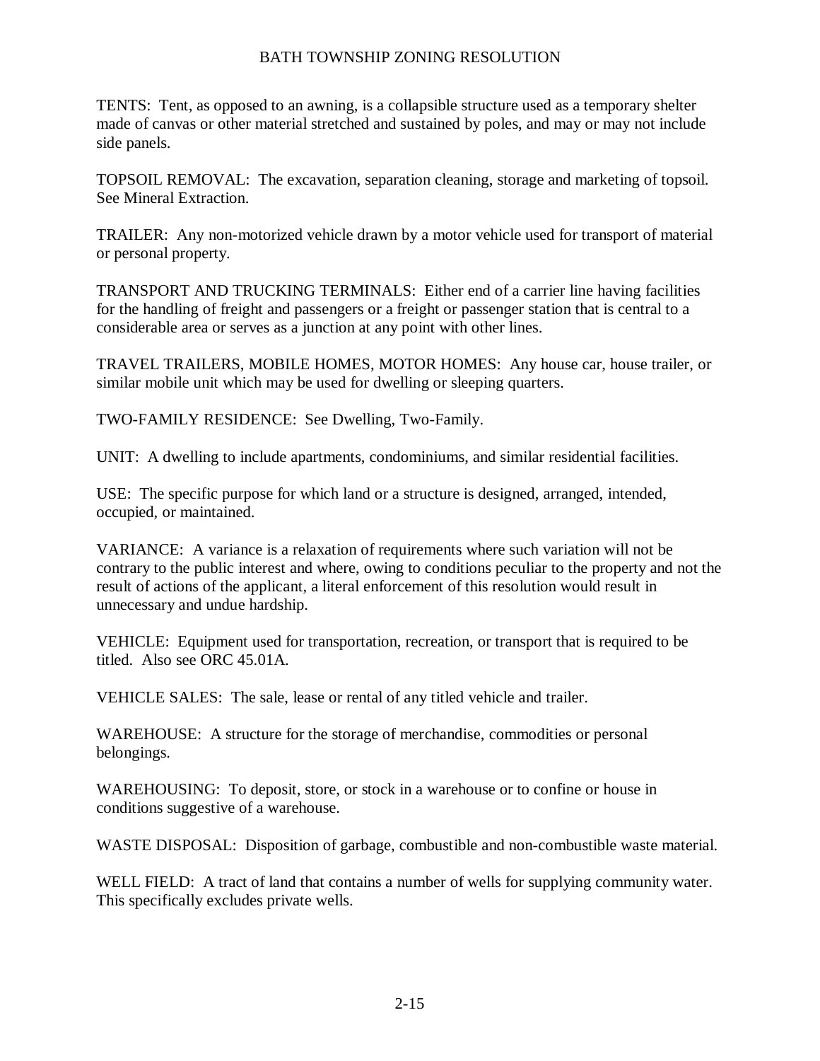TENTS: Tent, as opposed to an awning, is a collapsible structure used as a temporary shelter made of canvas or other material stretched and sustained by poles, and may or may not include side panels.

TOPSOIL REMOVAL: The excavation, separation cleaning, storage and marketing of topsoil. See Mineral Extraction.

TRAILER: Any non-motorized vehicle drawn by a motor vehicle used for transport of material or personal property.

TRANSPORT AND TRUCKING TERMINALS: Either end of a carrier line having facilities for the handling of freight and passengers or a freight or passenger station that is central to a considerable area or serves as a junction at any point with other lines.

TRAVEL TRAILERS, MOBILE HOMES, MOTOR HOMES: Any house car, house trailer, or similar mobile unit which may be used for dwelling or sleeping quarters.

TWO-FAMILY RESIDENCE: See Dwelling, Two-Family.

UNIT: A dwelling to include apartments, condominiums, and similar residential facilities.

USE: The specific purpose for which land or a structure is designed, arranged, intended, occupied, or maintained.

VARIANCE: A variance is a relaxation of requirements where such variation will not be contrary to the public interest and where, owing to conditions peculiar to the property and not the result of actions of the applicant, a literal enforcement of this resolution would result in unnecessary and undue hardship.

VEHICLE: Equipment used for transportation, recreation, or transport that is required to be titled. Also see ORC 45.01A.

VEHICLE SALES: The sale, lease or rental of any titled vehicle and trailer.

WAREHOUSE: A structure for the storage of merchandise, commodities or personal belongings.

WAREHOUSING: To deposit, store, or stock in a warehouse or to confine or house in conditions suggestive of a warehouse.

WASTE DISPOSAL: Disposition of garbage, combustible and non-combustible waste material.

WELL FIELD: A tract of land that contains a number of wells for supplying community water. This specifically excludes private wells.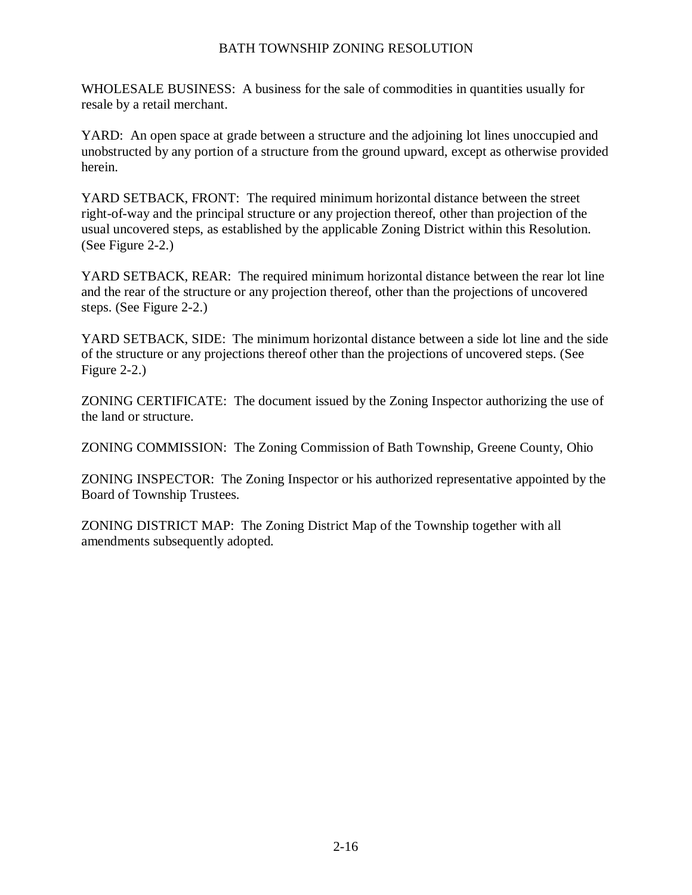WHOLESALE BUSINESS: A business for the sale of commodities in quantities usually for resale by a retail merchant.

YARD: An open space at grade between a structure and the adjoining lot lines unoccupied and unobstructed by any portion of a structure from the ground upward, except as otherwise provided herein.

YARD SETBACK, FRONT: The required minimum horizontal distance between the street right-of-way and the principal structure or any projection thereof, other than projection of the usual uncovered steps, as established by the applicable Zoning District within this Resolution. (See Figure 2-2.)

YARD SETBACK, REAR: The required minimum horizontal distance between the rear lot line and the rear of the structure or any projection thereof, other than the projections of uncovered steps. (See Figure 2-2.)

YARD SETBACK, SIDE: The minimum horizontal distance between a side lot line and the side of the structure or any projections thereof other than the projections of uncovered steps. (See Figure 2-2.)

ZONING CERTIFICATE: The document issued by the Zoning Inspector authorizing the use of the land or structure.

ZONING COMMISSION: The Zoning Commission of Bath Township, Greene County, Ohio

ZONING INSPECTOR: The Zoning Inspector or his authorized representative appointed by the Board of Township Trustees.

ZONING DISTRICT MAP: The Zoning District Map of the Township together with all amendments subsequently adopted.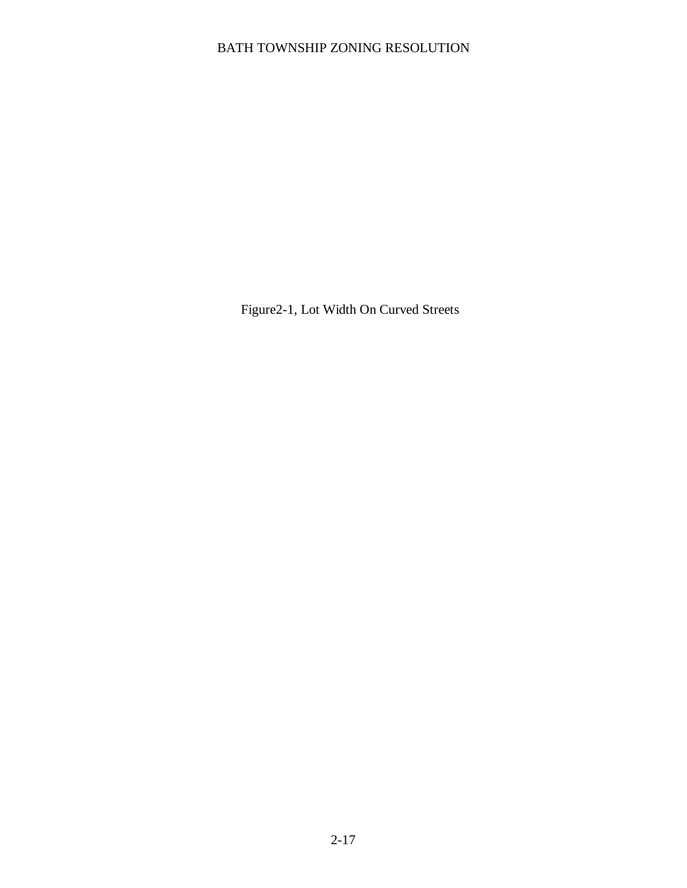Figure2-1, Lot Width On Curved Streets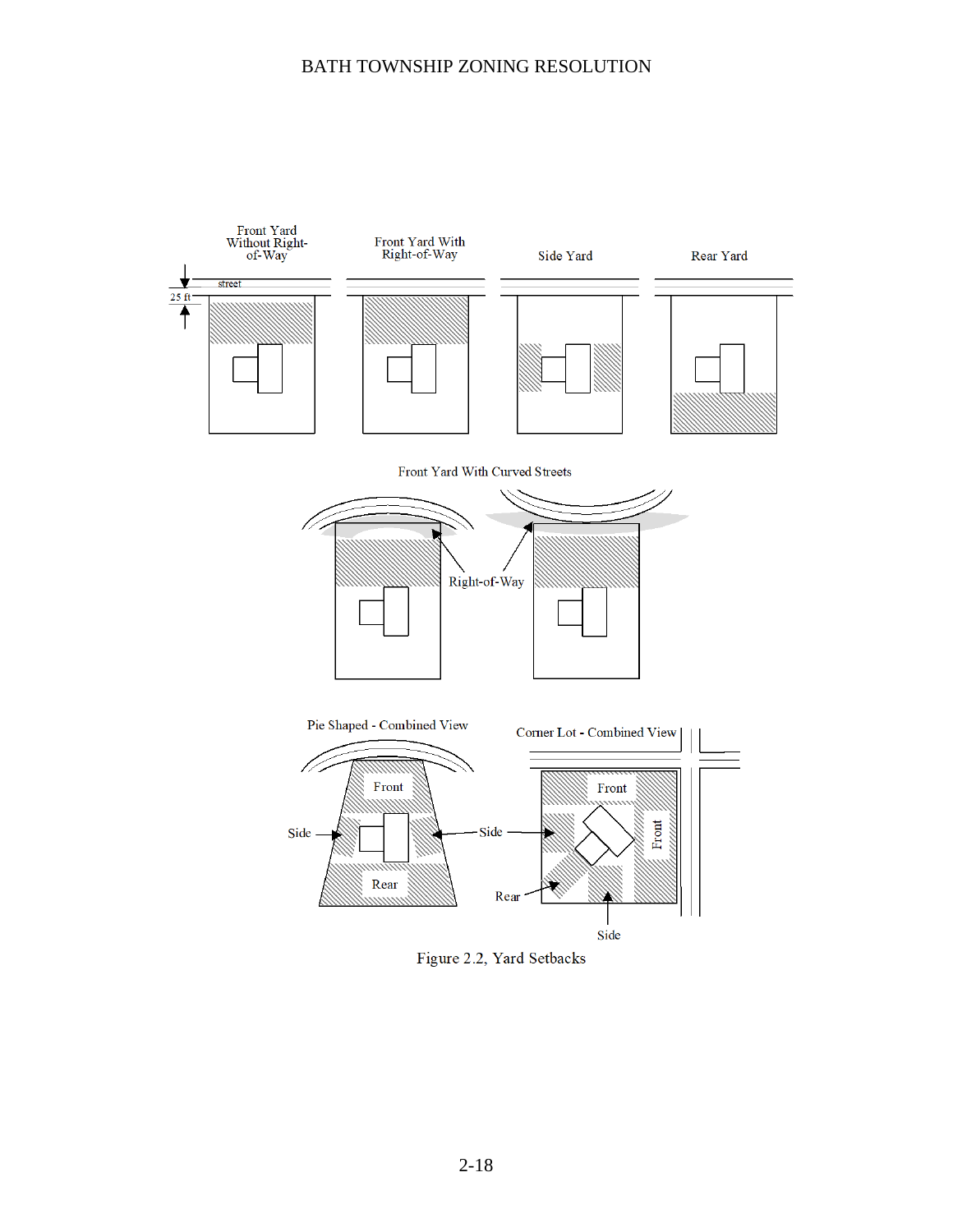Figure 2.2, Yard Setbacks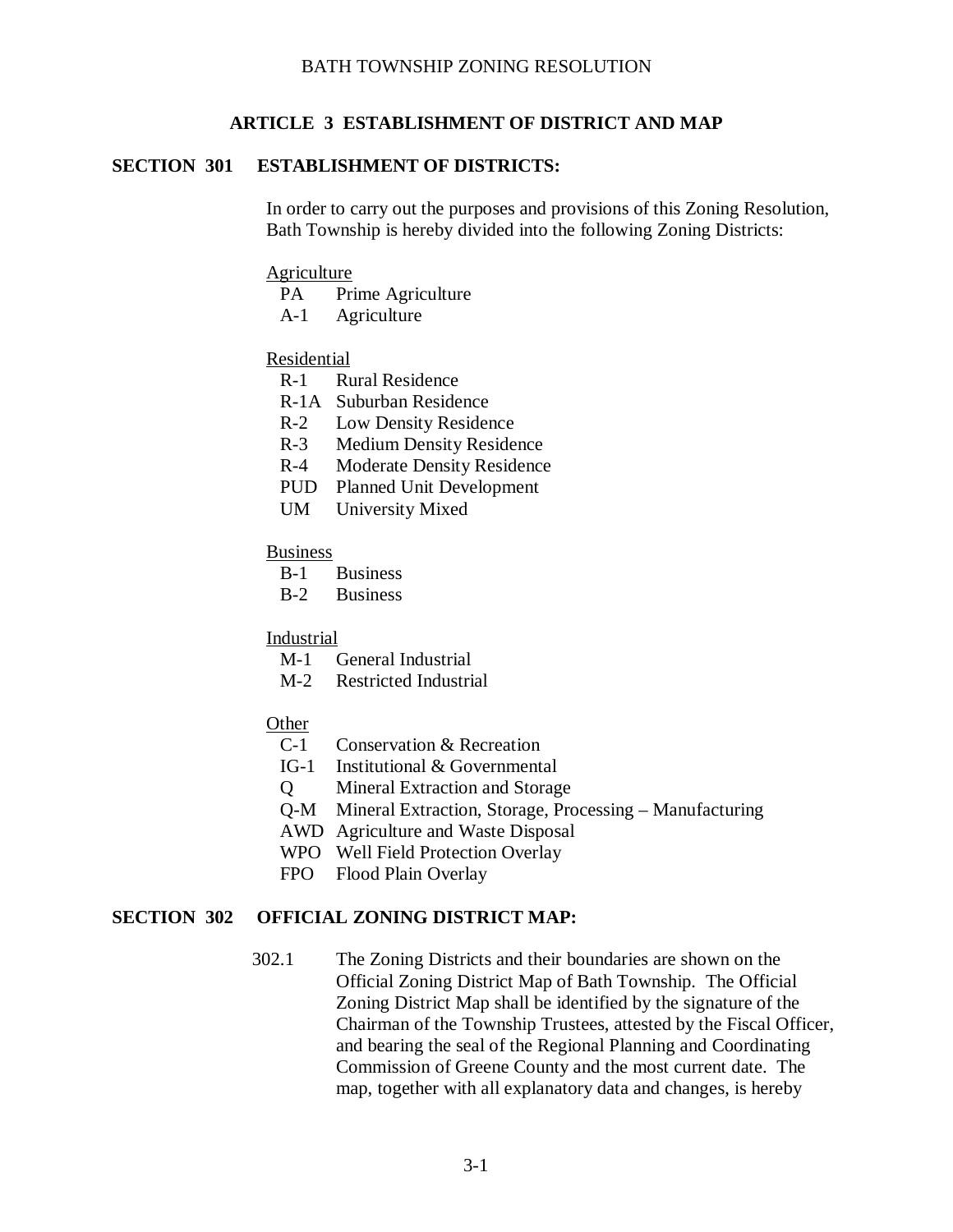## ARTICLE 3 ESTABLISHMENT OF DISTRICT AND MAP

### SECTION 301 ESTABLISHMENT OF DISTRICTS:

In order to carry out the purposes and provisions of this Zoning Resolution, Bath Township is hereby divided into the following Zoning Districts:

<u>Agriculture</u>

- PA Prime Agriculture
- A-1 Agriculture

<u>Residential</u>

- R-1 Rural Residence
- R-1A Suburban Residence
- R-2 Low Density Residence
- R-3 Medium Density Residence
- R-4 Moderate Density Residence
- PUD Planned Unit Development
- UM University Mixed

<u>Business</u>

- B-1 Business
- B-2 Business

<u>Industrial</u>

- M-1 General Industrial
- M-2 Restricted Industrial

<u>Other</u>

- C-1 Conservation & Recreation
- IG-1 Institutional & Governmental
- Q Mineral Extraction and Storage
- Q-M Mineral Extraction, Storage, Processing – Manufacturing
- AWD Agriculture and Waste Disposal
- WPO Well Field Protection Overlay
- FPO Flood Plain Overlay

### SECTION 302 OFFICIAL ZONING DISTRICT MAP:

302.1 The Zoning Districts and their boundaries are shown on the Official Zoning District Map of Bath Township. The Official Zoning District Map shall be identified by the signature of the Chairman of the Township Trustees, attested by the Fiscal Officer, and bearing the seal of the Regional Planning and Coordinating Commission of Greene County and the most current date. The map, together with all explanatory data and changes, is hereby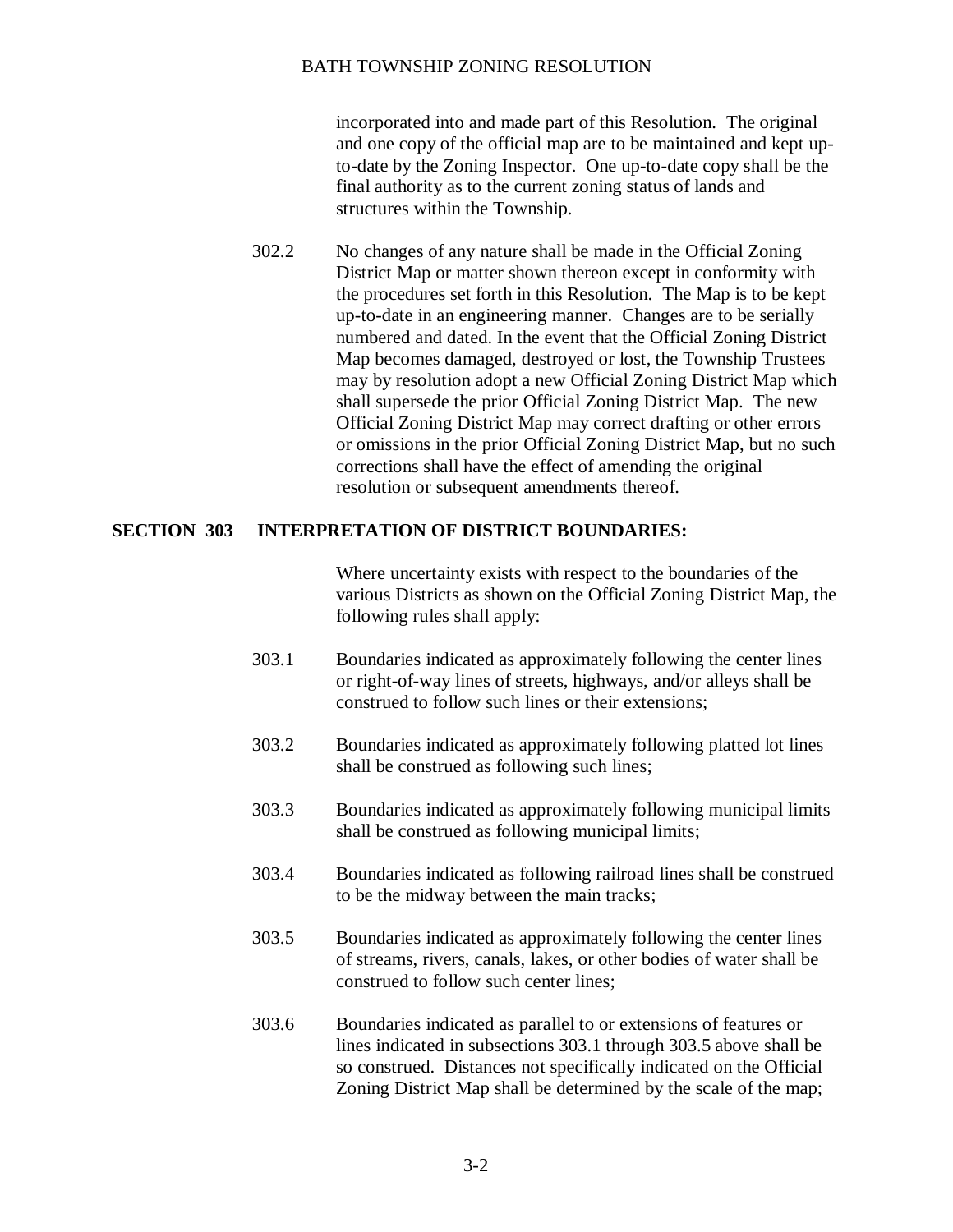incorporated into and made part of this Resolution. The original and one copy of the official map are to be maintained and kept up-to-date by the Zoning Inspector. One up-to-date copy shall be the final authority as to the current zoning status of lands and structures within the Township.

302.2 No changes of any nature shall be made in the Official Zoning District Map or matter shown thereon except in conformity with the procedures set forth in this Resolution. The Map is to be kept up-to-date in an engineering manner. Changes are to be serially numbered and dated. In the event that the Official Zoning District Map becomes damaged, destroyed or lost, the Township Trustees may by resolution adopt a new Official Zoning District Map which shall supersede the prior Official Zoning District Map. The new Official Zoning District Map may correct drafting or other errors or omissions in the prior Official Zoning District Map, but no such corrections shall have the effect of amending the original resolution or subsequent amendments thereof.

## SECTION 303 INTERPRETATION OF DISTRICT BOUNDARIES:

Where uncertainty exists with respect to the boundaries of the various Districts as shown on the Official Zoning District Map, the following rules shall apply:

303.1 Boundaries indicated as approximately following the center lines or right-of-way lines of streets, highways, and/or alleys shall be construed to follow such lines or their extensions;

303.2 Boundaries indicated as approximately following platted lot lines shall be construed as following such lines;

303.3 Boundaries indicated as approximately following municipal limits shall be construed as following municipal limits;

303.4 Boundaries indicated as following railroad lines shall be construed to be the midway between the main tracks;

303.5 Boundaries indicated as approximately following the center lines of streams, rivers, canals, lakes, or other bodies of water shall be construed to follow such center lines;

303.6 Boundaries indicated as parallel to or extensions of features or lines indicated in subsections 303.1 through 303.5 above shall be so construed. Distances not specifically indicated on the Official Zoning District Map shall be determined by the scale of the map;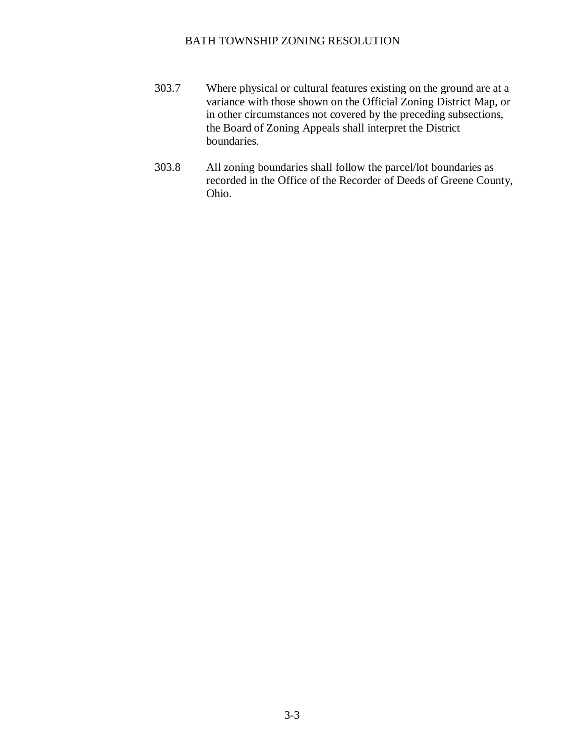303.7 Where physical or cultural features existing on the ground are at a variance with those shown on the Official Zoning District Map, or in other circumstances not covered by the preceding subsections, the Board of Zoning Appeals shall interpret the District boundaries.

303.8 All zoning boundaries shall follow the parcel/lot boundaries as recorded in the Office of the Recorder of Deeds of Greene County, Ohio.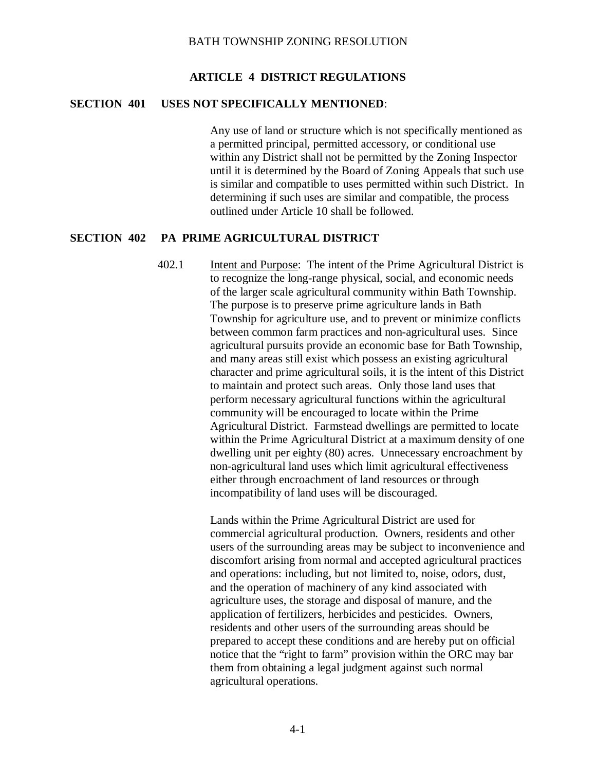# ARTICLE 4 DISTRICT REGULATIONS

## SECTION 401 USES NOT SPECIFICALLY MENTIONED:

Any use of land or structure which is not specifically mentioned as a permitted principal, permitted accessory, or conditional use within any District shall not be permitted by the Zoning Inspector until it is determined by the Board of Zoning Appeals that such use is similar and compatible to uses permitted within such District. In determining if such uses are similar and compatible, the process outlined under Article 10 shall be followed.

## SECTION 402 PA PRIME AGRICULTURAL DISTRICT

402.1 Intent and Purpose: The intent of the Prime Agricultural District is to recognize the long-range physical, social, and economic needs of the larger scale agricultural community within Bath Township. The purpose is to preserve prime agriculture lands in Bath Township for agriculture use, and to prevent or minimize conflicts between common farm practices and non-agricultural uses. Since agricultural pursuits provide an economic base for Bath Township, and many areas still exist which possess an existing agricultural character and prime agricultural soils, it is the intent of this District to maintain and protect such areas. Only those land uses that perform necessary agricultural functions within the agricultural community will be encouraged to locate within the Prime Agricultural District. Farmstead dwellings are permitted to locate within the Prime Agricultural District at a maximum density of one dwelling unit per eighty (80) acres. Unnecessary encroachment by non-agricultural land uses which limit agricultural effectiveness either through encroachment of land resources or through incompatibility of land uses will be discouraged.

Lands within the Prime Agricultural District are used for commercial agricultural production. Owners, residents and other users of the surrounding areas may be subject to inconvenience and discomfort arising from normal and accepted agricultural practices and operations: including, but not limited to, noise, odors, dust, and the operation of machinery of any kind associated with agriculture uses, the storage and disposal of manure, and the application of fertilizers, herbicides and pesticides. Owners, residents and other users of the surrounding areas should be prepared to accept these conditions and are hereby put on official notice that the "right to farm" provision within the ORC may bar them from obtaining a legal judgment against such normal agricultural operations.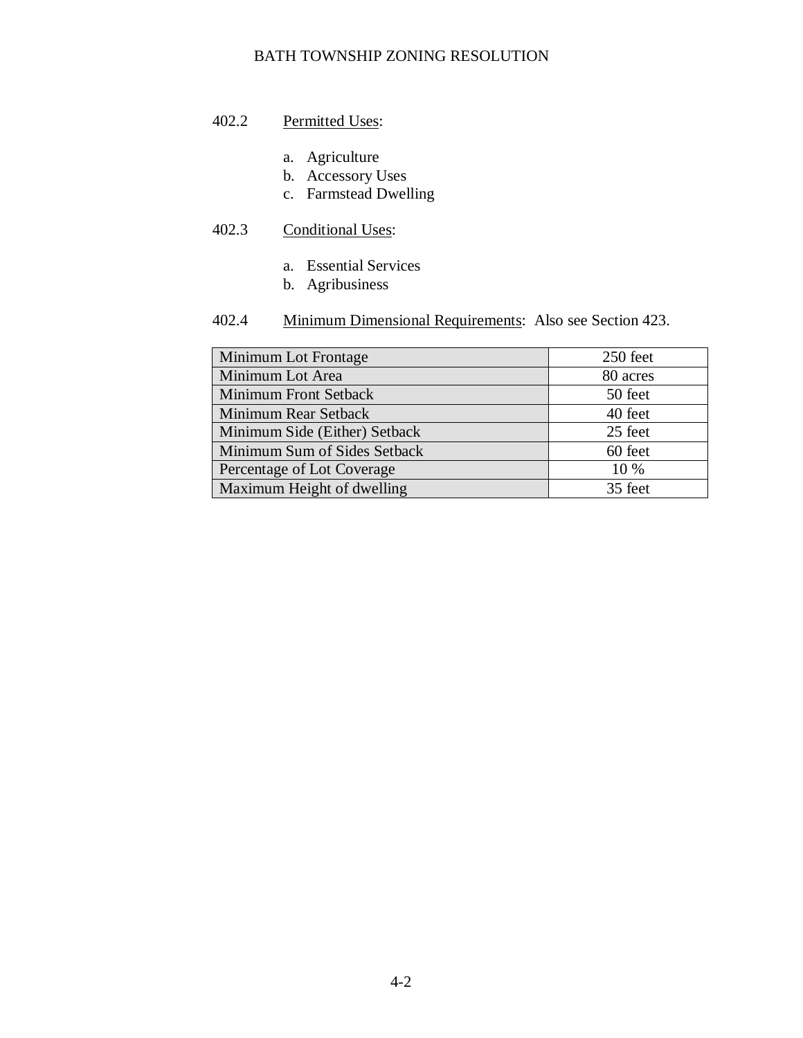402.2 Permitted Uses:

a. Agriculture
b. Accessory Uses
c. Farmstead Dwelling

402.3 Conditional Uses:

a. Essential Services
b. Agribusiness

402.4 Minimum Dimensional Requirements: Also see Section 423.

| | |
|---|---|
| Minimum Lot Frontage | 250 feet |
| Minimum Lot Area | 80 acres |
| Minimum Front Setback | 50 feet |
| Minimum Rear Setback | 40 feet |
| Minimum Side (Either) Setback | 25 feet |
| Minimum Sum of Sides Setback | 60 feet |
| Percentage of Lot Coverage | 10 % |
| Maximum Height of dwelling | 35 feet |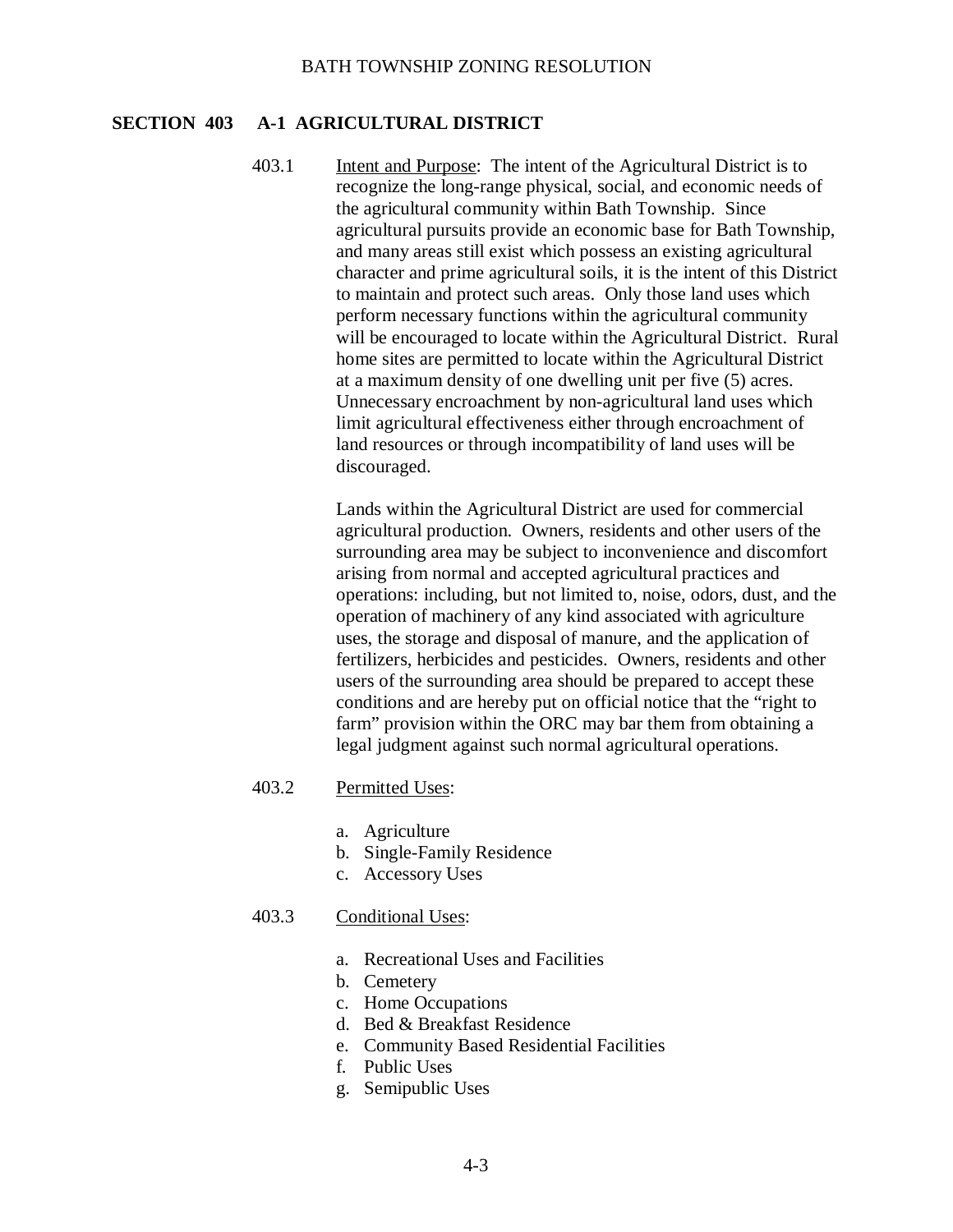## SECTION 403 A-1 AGRICULTURAL DISTRICT

403.1 Intent and Purpose: The intent of the Agricultural District is to recognize the long-range physical, social, and economic needs of the agricultural community within Bath Township. Since agricultural pursuits provide an economic base for Bath Township, and many areas still exist which possess an existing agricultural character and prime agricultural soils, it is the intent of this District to maintain and protect such areas. Only those land uses which perform necessary functions within the agricultural community will be encouraged to locate within the Agricultural District. Rural home sites are permitted to locate within the Agricultural District at a maximum density of one dwelling unit per five (5) acres. Unnecessary encroachment by non-agricultural land uses which limit agricultural effectiveness either through encroachment of land resources or through incompatibility of land uses will be discouraged.

Lands within the Agricultural District are used for commercial agricultural production. Owners, residents and other users of the surrounding area may be subject to inconvenience and discomfort arising from normal and accepted agricultural practices and operations: including, but not limited to, noise, odors, dust, and the operation of machinery of any kind associated with agriculture uses, the storage and disposal of manure, and the application of fertilizers, herbicides and pesticides. Owners, residents and other users of the surrounding area should be prepared to accept these conditions and are hereby put on official notice that the "right to farm" provision within the ORC may bar them from obtaining a legal judgment against such normal agricultural operations.

403.2 Permitted Uses:

a. Agriculture
b. Single-Family Residence
c. Accessory Uses

403.3 Conditional Uses:

a. Recreational Uses and Facilities
b. Cemetery
c. Home Occupations
d. Bed & Breakfast Residence
e. Community Based Residential Facilities
f. Public Uses
g. Semipublic Uses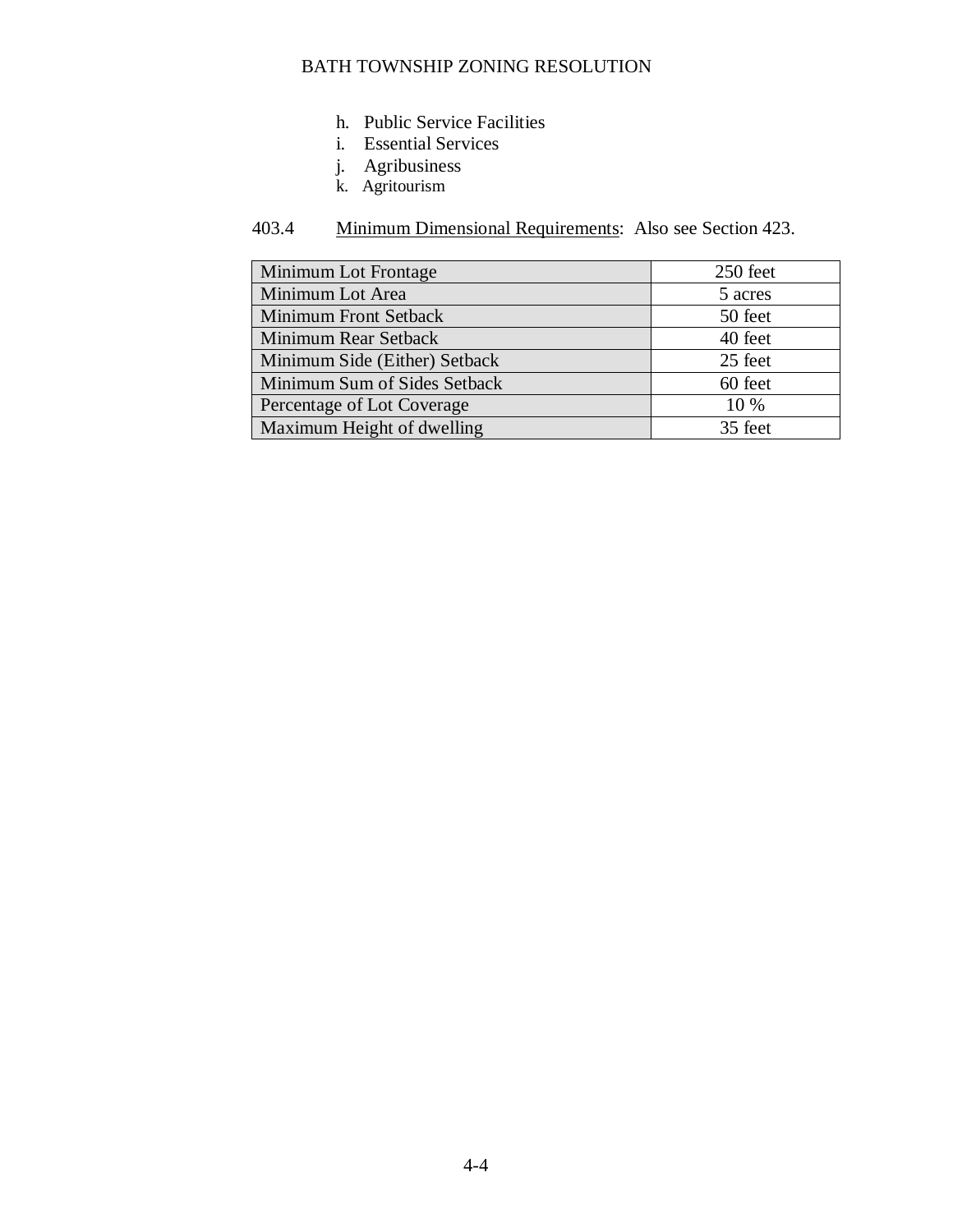h. Public Service Facilities
i. Essential Services
j. Agribusiness
k. Agritourism

403.4 Minimum Dimensional Requirements: Also see Section 423.

| Minimum Lot Frontage | 250 feet |
|---|---|
| Minimum Lot Area | 5 acres |
| Minimum Front Setback | 50 feet |
| Minimum Rear Setback | 40 feet |
| Minimum Side (Either) Setback | 25 feet |
| Minimum Sum of Sides Setback | 60 feet |
| Percentage of Lot Coverage | 10 % |
| Maximum Height of dwelling | 35 feet |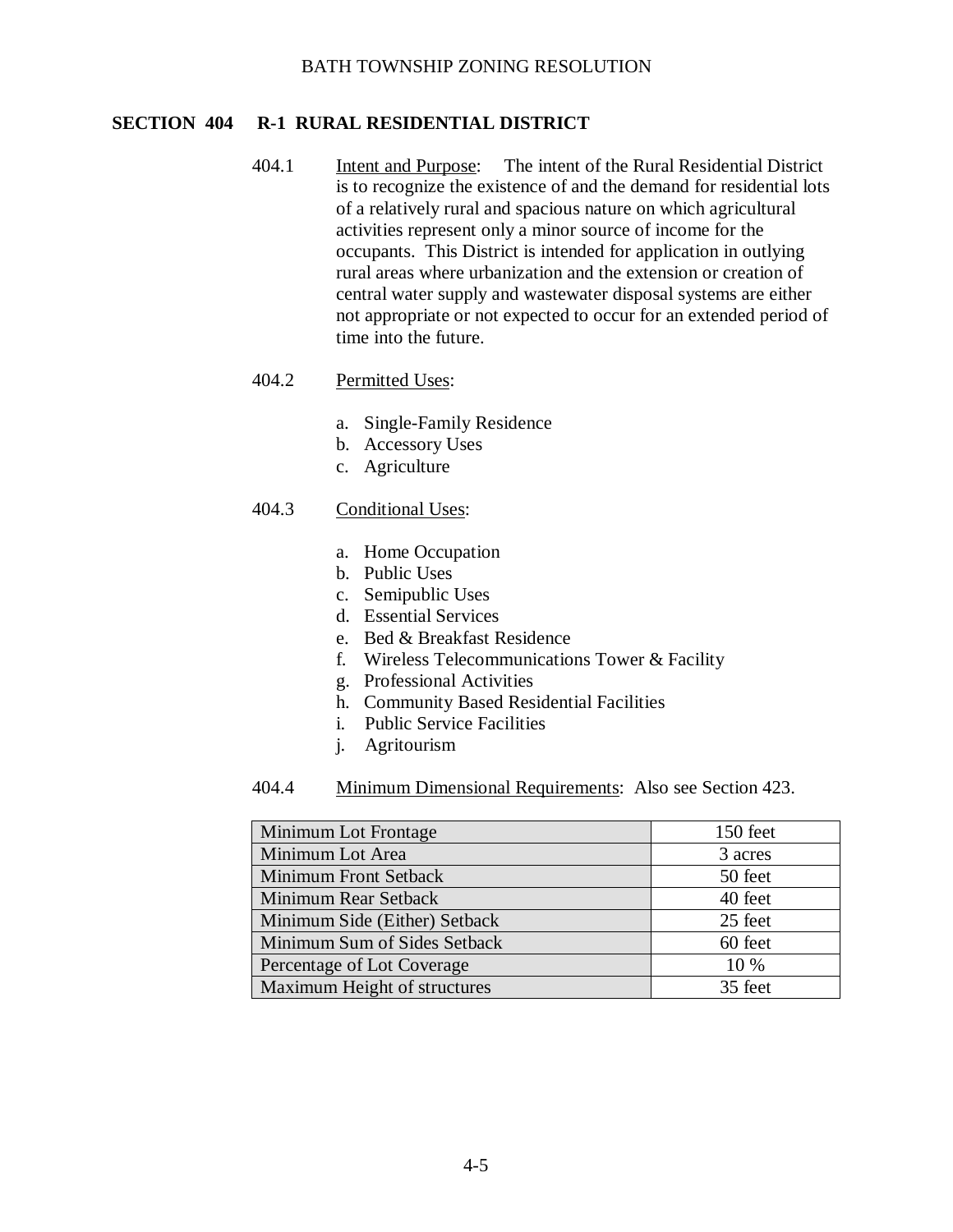## SECTION 404 R-1 RURAL RESIDENTIAL DISTRICT

404.1 Intent and Purpose: The intent of the Rural Residential District is to recognize the existence of and the demand for residential lots of a relatively rural and spacious nature on which agricultural activities represent only a minor source of income for the occupants. This District is intended for application in outlying rural areas where urbanization and the extension or creation of central water supply and wastewater disposal systems are either not appropriate or not expected to occur for an extended period of time into the future.

404.2 Permitted Uses:

a. Single-Family Residence
b. Accessory Uses
c. Agriculture

404.3 Conditional Uses:

a. Home Occupation
b. Public Uses
c. Semipublic Uses
d. Essential Services
e. Bed & Breakfast Residence
f. Wireless Telecommunications Tower & Facility
g. Professional Activities
h. Community Based Residential Facilities
i. Public Service Facilities
j. Agritourism

404.4 Minimum Dimensional Requirements: Also see Section 423.

| Requirement | Value |
|---|---|
| Minimum Lot Frontage | 150 feet |
| Minimum Lot Area | 3 acres |
| Minimum Front Setback | 50 feet |
| Minimum Rear Setback | 40 feet |
| Minimum Side (Either) Setback | 25 feet |
| Minimum Sum of Sides Setback | 60 feet |
| Percentage of Lot Coverage | 10 % |
| Maximum Height of structures | 35 feet |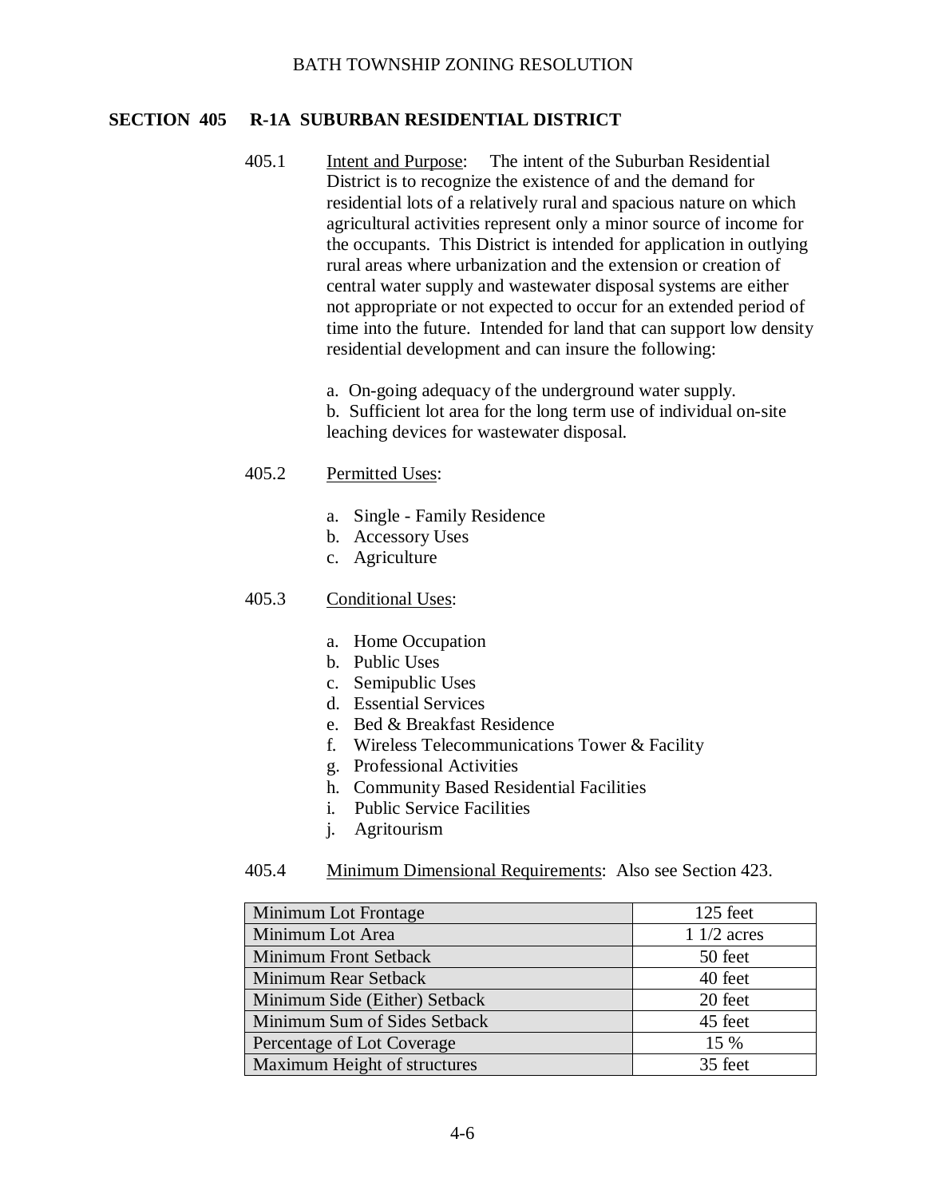## SECTION 405 R-1A SUBURBAN RESIDENTIAL DISTRICT

405.1 Intent and Purpose: The intent of the Suburban Residential District is to recognize the existence of and the demand for residential lots of a relatively rural and spacious nature on which agricultural activities represent only a minor source of income for the occupants. This District is intended for application in outlying rural areas where urbanization and the extension or creation of central water supply and wastewater disposal systems are either not appropriate or not expected to occur for an extended period of time into the future. Intended for land that can support low density residential development and can insure the following:

a. On-going adequacy of the underground water supply.
b. Sufficient lot area for the long term use of individual on-site leaching devices for wastewater disposal.

405.2 Permitted Uses:

a. Single - Family Residence
b. Accessory Uses
c. Agriculture

405.3 Conditional Uses:

a. Home Occupation
b. Public Uses
c. Semipublic Uses
d. Essential Services
e. Bed & Breakfast Residence
f. Wireless Telecommunications Tower & Facility
g. Professional Activities
h. Community Based Residential Facilities
i. Public Service Facilities
j. Agritourism

405.4 Minimum Dimensional Requirements: Also see Section 423.

| Requirement | Value |
|---|---|
| Minimum Lot Frontage | 125 feet |
| Minimum Lot Area | 1 1/2 acres |
| Minimum Front Setback | 50 feet |
| Minimum Rear Setback | 40 feet |
| Minimum Side (Either) Setback | 20 feet |
| Minimum Sum of Sides Setback | 45 feet |
| Percentage of Lot Coverage | 15 % |
| Maximum Height of structures | 35 feet |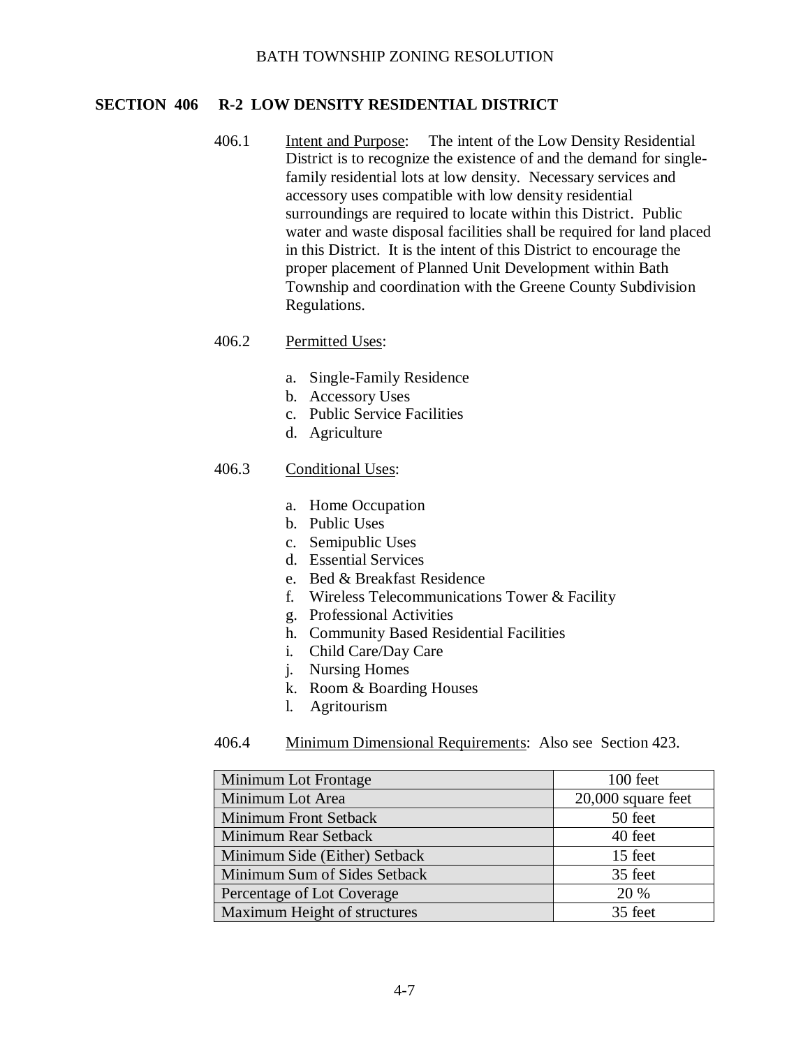## SECTION 406 R-2 LOW DENSITY RESIDENTIAL DISTRICT

406.1 Intent and Purpose: The intent of the Low Density Residential District is to recognize the existence of and the demand for single-family residential lots at low density. Necessary services and accessory uses compatible with low density residential surroundings are required to locate within this District. Public water and waste disposal facilities shall be required for land placed in this District. It is the intent of this District to encourage the proper placement of Planned Unit Development within Bath Township and coordination with the Greene County Subdivision Regulations.

406.2 Permitted Uses:

a. Single-Family Residence
b. Accessory Uses
c. Public Service Facilities
d. Agriculture

406.3 Conditional Uses:

a. Home Occupation
b. Public Uses
c. Semipublic Uses
d. Essential Services
e. Bed & Breakfast Residence
f. Wireless Telecommunications Tower & Facility
g. Professional Activities
h. Community Based Residential Facilities
i. Child Care/Day Care
j. Nursing Homes
k. Room & Boarding Houses
l. Agritourism

406.4 Minimum Dimensional Requirements: Also see Section 423.

| Requirement | Value |
|---|---|
| Minimum Lot Frontage | 100 feet |
| Minimum Lot Area | 20,000 square feet |
| Minimum Front Setback | 50 feet |
| Minimum Rear Setback | 40 feet |
| Minimum Side (Either) Setback | 15 feet |
| Minimum Sum of Sides Setback | 35 feet |
| Percentage of Lot Coverage | 20 % |
| Maximum Height of structures | 35 feet |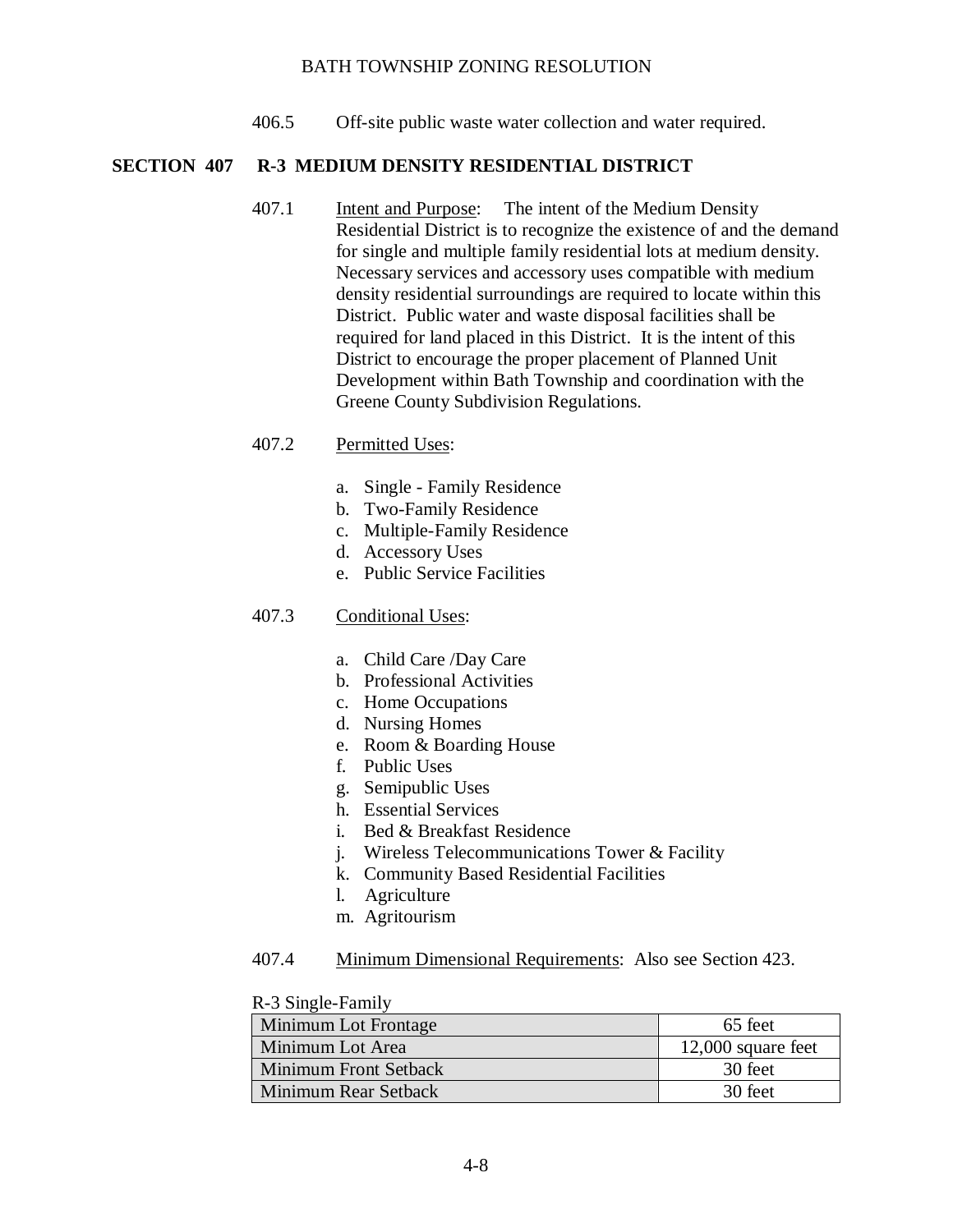406.5 Off-site public waste water collection and water required.

## SECTION 407 R-3 MEDIUM DENSITY RESIDENTIAL DISTRICT

407.1 Intent and Purpose: The intent of the Medium Density Residential District is to recognize the existence of and the demand for single and multiple family residential lots at medium density. Necessary services and accessory uses compatible with medium density residential surroundings are required to locate within this District. Public water and waste disposal facilities shall be required for land placed in this District. It is the intent of this District to encourage the proper placement of Planned Unit Development within Bath Township and coordination with the Greene County Subdivision Regulations.

407.2 Permitted Uses:

a. Single - Family Residence
b. Two-Family Residence
c. Multiple-Family Residence
d. Accessory Uses
e. Public Service Facilities

407.3 Conditional Uses:

a. Child Care /Day Care
b. Professional Activities
c. Home Occupations
d. Nursing Homes
e. Room & Boarding House
f. Public Uses
g. Semipublic Uses
h. Essential Services
i. Bed & Breakfast Residence
j. Wireless Telecommunications Tower & Facility
k. Community Based Residential Facilities
l. Agriculture
m. Agritourism

407.4 Minimum Dimensional Requirements: Also see Section 423.

R-3 Single-Family

| Minimum Lot Frontage | 65 feet |
|---|---|
| Minimum Lot Area | 12,000 square feet |
| Minimum Front Setback | 30 feet |
| Minimum Rear Setback | 30 feet |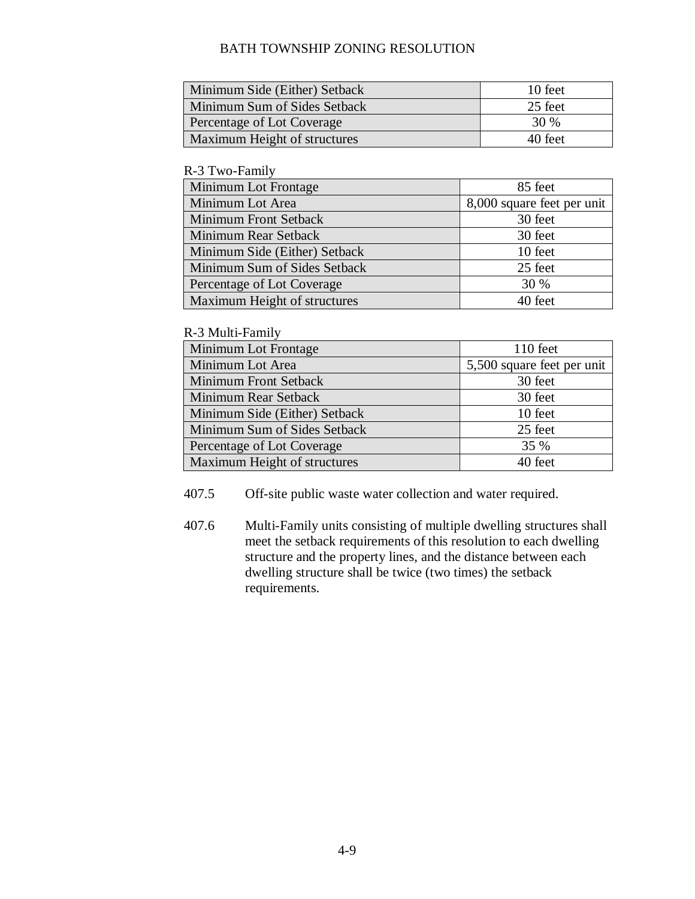| Minimum Side (Either) Setback | 10 feet |
|---|---|
| Minimum Sum of Sides Setback | 25 feet |
| Percentage of Lot Coverage | 30 % |
| Maximum Height of structures | 40 feet |

R-3 Two-Family

| Minimum Lot Frontage | 85 feet |
|---|---|
| Minimum Lot Area | 8,000 square feet per unit |
| Minimum Front Setback | 30 feet |
| Minimum Rear Setback | 30 feet |
| Minimum Side (Either) Setback | 10 feet |
| Minimum Sum of Sides Setback | 25 feet |
| Percentage of Lot Coverage | 30 % |
| Maximum Height of structures | 40 feet |

R-3 Multi-Family

| Minimum Lot Frontage | 110 feet |
|---|---|
| Minimum Lot Area | 5,500 square feet per unit |
| Minimum Front Setback | 30 feet |
| Minimum Rear Setback | 30 feet |
| Minimum Side (Either) Setback | 10 feet |
| Minimum Sum of Sides Setback | 25 feet |
| Percentage of Lot Coverage | 35 % |
| Maximum Height of structures | 40 feet |

407.5 Off-site public waste water collection and water required.

407.6 Multi-Family units consisting of multiple dwelling structures shall meet the setback requirements of this resolution to each dwelling structure and the property lines, and the distance between each dwelling structure shall be twice (two times) the setback requirements.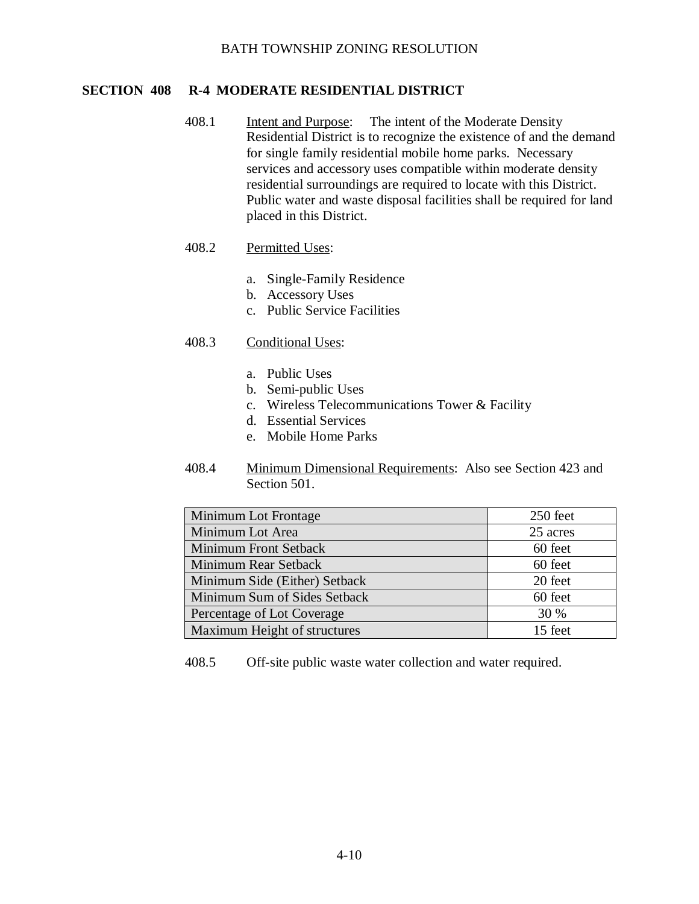## SECTION 408 R-4 MODERATE RESIDENTIAL DISTRICT

408.1 Intent and Purpose: The intent of the Moderate Density Residential District is to recognize the existence of and the demand for single family residential mobile home parks. Necessary services and accessory uses compatible within moderate density residential surroundings are required to locate with this District. Public water and waste disposal facilities shall be required for land placed in this District.

408.2 Permitted Uses:

a. Single-Family Residence
b. Accessory Uses
c. Public Service Facilities

408.3 Conditional Uses:

a. Public Uses
b. Semi-public Uses
c. Wireless Telecommunications Tower & Facility
d. Essential Services
e. Mobile Home Parks

408.4 Minimum Dimensional Requirements: Also see Section 423 and Section 501.

| Requirement | Value |
|---|---|
| Minimum Lot Frontage | 250 feet |
| Minimum Lot Area | 25 acres |
| Minimum Front Setback | 60 feet |
| Minimum Rear Setback | 60 feet |
| Minimum Side (Either) Setback | 20 feet |
| Minimum Sum of Sides Setback | 60 feet |
| Percentage of Lot Coverage | 30 % |
| Maximum Height of structures | 15 feet |

408.5 Off-site public waste water collection and water required.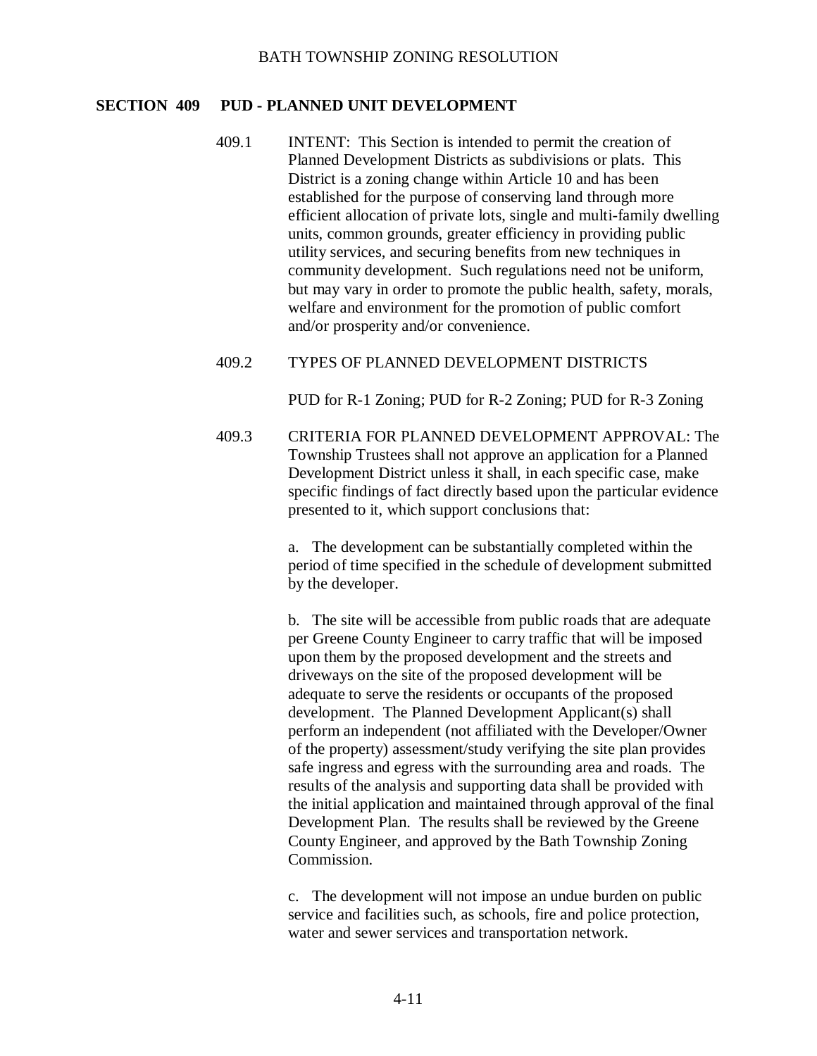## SECTION 409 PUD - PLANNED UNIT DEVELOPMENT

409.1 INTENT: This Section is intended to permit the creation of Planned Development Districts as subdivisions or plats. This District is a zoning change within Article 10 and has been established for the purpose of conserving land through more efficient allocation of private lots, single and multi-family dwelling units, common grounds, greater efficiency in providing public utility services, and securing benefits from new techniques in community development. Such regulations need not be uniform, but may vary in order to promote the public health, safety, morals, welfare and environment for the promotion of public comfort and/or prosperity and/or convenience.

409.2 TYPES OF PLANNED DEVELOPMENT DISTRICTS

PUD for R-1 Zoning; PUD for R-2 Zoning; PUD for R-3 Zoning

409.3 CRITERIA FOR PLANNED DEVELOPMENT APPROVAL: The Township Trustees shall not approve an application for a Planned Development District unless it shall, in each specific case, make specific findings of fact directly based upon the particular evidence presented to it, which support conclusions that:

a. The development can be substantially completed within the period of time specified in the schedule of development submitted by the developer.

b. The site will be accessible from public roads that are adequate per Greene County Engineer to carry traffic that will be imposed upon them by the proposed development and the streets and driveways on the site of the proposed development will be adequate to serve the residents or occupants of the proposed development. The Planned Development Applicant(s) shall perform an independent (not affiliated with the Developer/Owner of the property) assessment/study verifying the site plan provides safe ingress and egress with the surrounding area and roads. The results of the analysis and supporting data shall be provided with the initial application and maintained through approval of the final Development Plan. The results shall be reviewed by the Greene County Engineer, and approved by the Bath Township Zoning Commission.

c. The development will not impose an undue burden on public service and facilities such, as schools, fire and police protection, water and sewer services and transportation network.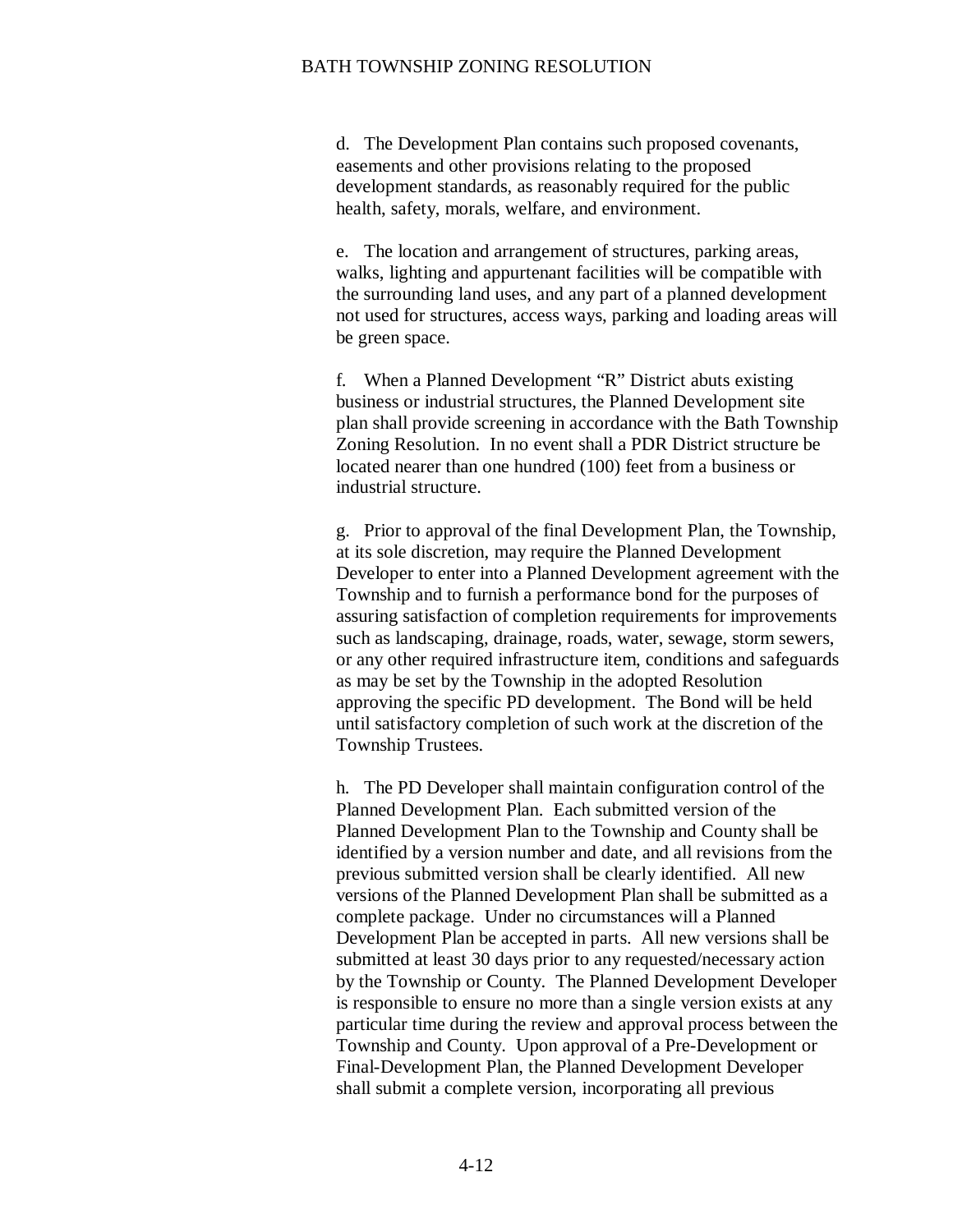d. The Development Plan contains such proposed covenants, easements and other provisions relating to the proposed development standards, as reasonably required for the public health, safety, morals, welfare, and environment.

e. The location and arrangement of structures, parking areas, walks, lighting and appurtenant facilities will be compatible with the surrounding land uses, and any part of a planned development not used for structures, access ways, parking and loading areas will be green space.

f. When a Planned Development "R" District abuts existing business or industrial structures, the Planned Development site plan shall provide screening in accordance with the Bath Township Zoning Resolution. In no event shall a PDR District structure be located nearer than one hundred (100) feet from a business or industrial structure.

g. Prior to approval of the final Development Plan, the Township, at its sole discretion, may require the Planned Development Developer to enter into a Planned Development agreement with the Township and to furnish a performance bond for the purposes of assuring satisfaction of completion requirements for improvements such as landscaping, drainage, roads, water, sewage, storm sewers, or any other required infrastructure item, conditions and safeguards as may be set by the Township in the adopted Resolution approving the specific PD development. The Bond will be held until satisfactory completion of such work at the discretion of the Township Trustees.

h. The PD Developer shall maintain configuration control of the Planned Development Plan. Each submitted version of the Planned Development Plan to the Township and County shall be identified by a version number and date, and all revisions from the previous submitted version shall be clearly identified. All new versions of the Planned Development Plan shall be submitted as a complete package. Under no circumstances will a Planned Development Plan be accepted in parts. All new versions shall be submitted at least 30 days prior to any requested/necessary action by the Township or County. The Planned Development Developer is responsible to ensure no more than a single version exists at any particular time during the review and approval process between the Township and County. Upon approval of a Pre-Development or Final-Development Plan, the Planned Development Developer shall submit a complete version, incorporating all previous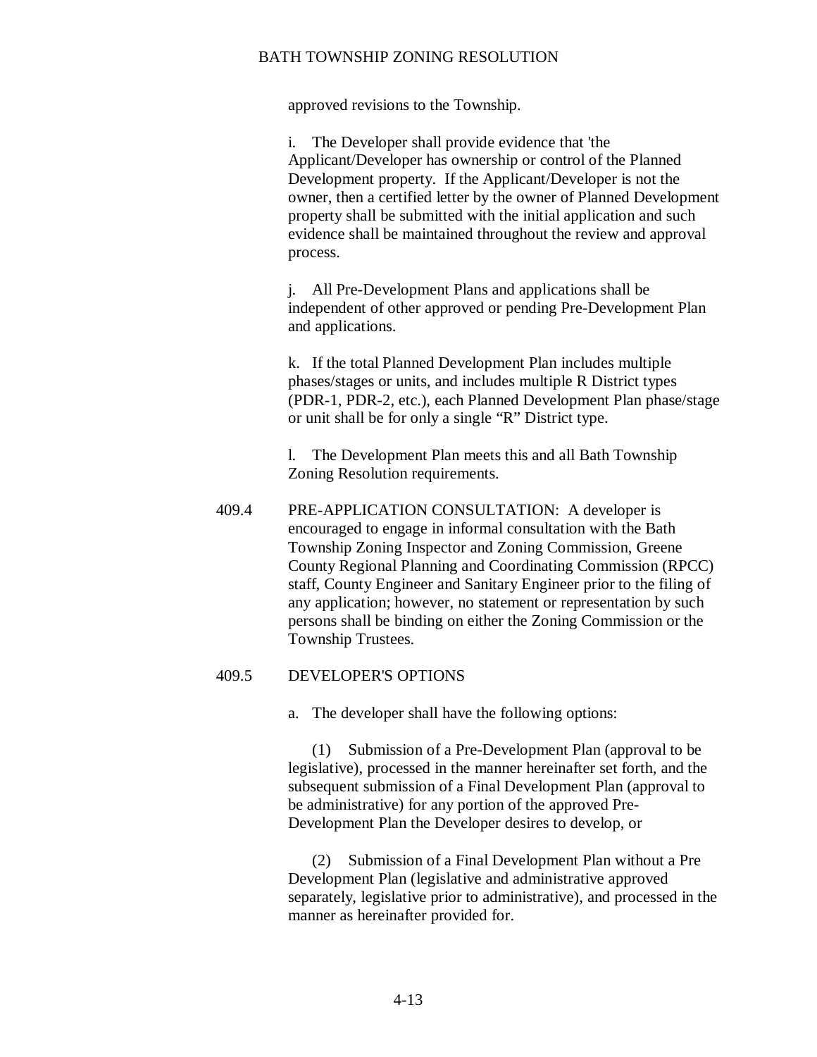approved revisions to the Township.

i. The Developer shall provide evidence that 'the Applicant/Developer has ownership or control of the Planned Development property. If the Applicant/Developer is not the owner, then a certified letter by the owner of Planned Development property shall be submitted with the initial application and such evidence shall be maintained throughout the review and approval process.

j. All Pre-Development Plans and applications shall be independent of other approved or pending Pre-Development Plan and applications.

k. If the total Planned Development Plan includes multiple phases/stages or units, and includes multiple R District types (PDR-1, PDR-2, etc.), each Planned Development Plan phase/stage or unit shall be for only a single "R" District type.

l. The Development Plan meets this and all Bath Township Zoning Resolution requirements.

409.4 PRE-APPLICATION CONSULTATION: A developer is encouraged to engage in informal consultation with the Bath Township Zoning Inspector and Zoning Commission, Greene County Regional Planning and Coordinating Commission (RPCC) staff, County Engineer and Sanitary Engineer prior to the filing of any application; however, no statement or representation by such persons shall be binding on either the Zoning Commission or the Township Trustees.

409.5 DEVELOPER'S OPTIONS

a. The developer shall have the following options:

(1) Submission of a Pre-Development Plan (approval to be legislative), processed in the manner hereinafter set forth, and the subsequent submission of a Final Development Plan (approval to be administrative) for any portion of the approved Pre-Development Plan the Developer desires to develop, or

(2) Submission of a Final Development Plan without a Pre Development Plan (legislative and administrative approved separately, legislative prior to administrative), and processed in the manner as hereinafter provided for.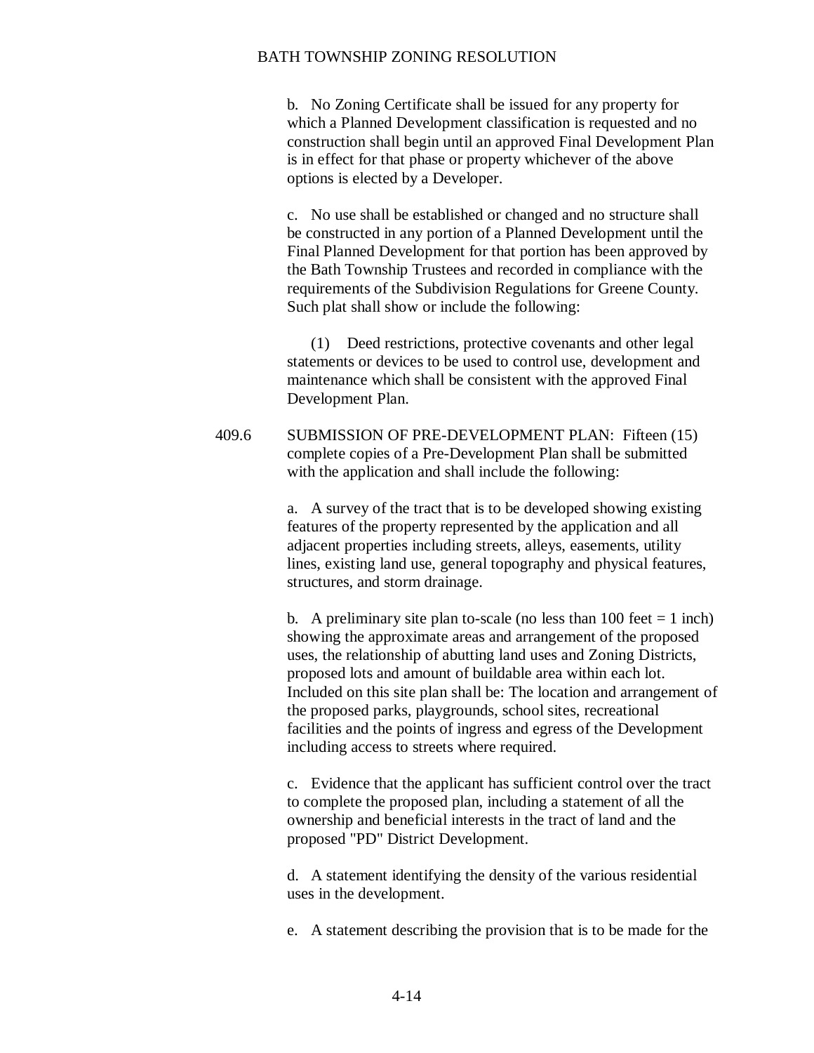b. No Zoning Certificate shall be issued for any property for which a Planned Development classification is requested and no construction shall begin until an approved Final Development Plan is in effect for that phase or property whichever of the above options is elected by a Developer.

c. No use shall be established or changed and no structure shall be constructed in any portion of a Planned Development until the Final Planned Development for that portion has been approved by the Bath Township Trustees and recorded in compliance with the requirements of the Subdivision Regulations for Greene County. Such plat shall show or include the following:

(1) Deed restrictions, protective covenants and other legal statements or devices to be used to control use, development and maintenance which shall be consistent with the approved Final Development Plan.

409.6 SUBMISSION OF PRE-DEVELOPMENT PLAN: Fifteen (15) complete copies of a Pre-Development Plan shall be submitted with the application and shall include the following:

a. A survey of the tract that is to be developed showing existing features of the property represented by the application and all adjacent properties including streets, alleys, easements, utility lines, existing land use, general topography and physical features, structures, and storm drainage.

b. A preliminary site plan to-scale (no less than 100 feet = 1 inch) showing the approximate areas and arrangement of the proposed uses, the relationship of abutting land uses and Zoning Districts, proposed lots and amount of buildable area within each lot. Included on this site plan shall be: The location and arrangement of the proposed parks, playgrounds, school sites, recreational facilities and the points of ingress and egress of the Development including access to streets where required.

c. Evidence that the applicant has sufficient control over the tract to complete the proposed plan, including a statement of all the ownership and beneficial interests in the tract of land and the proposed "PD" District Development.

d. A statement identifying the density of the various residential uses in the development.

e. A statement describing the provision that is to be made for the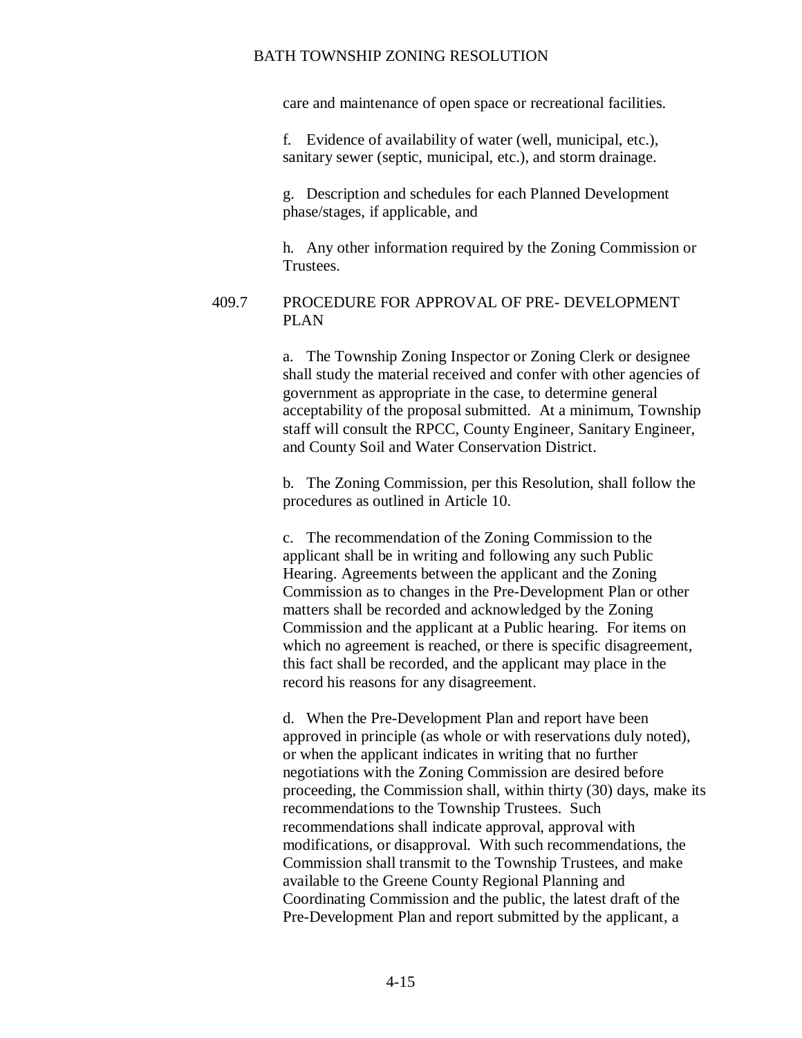care and maintenance of open space or recreational facilities.

f. Evidence of availability of water (well, municipal, etc.), sanitary sewer (septic, municipal, etc.), and storm drainage.

g. Description and schedules for each Planned Development phase/stages, if applicable, and

h. Any other information required by the Zoning Commission or Trustees.

### 409.7 PROCEDURE FOR APPROVAL OF PRE- DEVELOPMENT PLAN

a. The Township Zoning Inspector or Zoning Clerk or designee shall study the material received and confer with other agencies of government as appropriate in the case, to determine general acceptability of the proposal submitted. At a minimum, Township staff will consult the RPCC, County Engineer, Sanitary Engineer, and County Soil and Water Conservation District.

b. The Zoning Commission, per this Resolution, shall follow the procedures as outlined in Article 10.

c. The recommendation of the Zoning Commission to the applicant shall be in writing and following any such Public Hearing. Agreements between the applicant and the Zoning Commission as to changes in the Pre-Development Plan or other matters shall be recorded and acknowledged by the Zoning Commission and the applicant at a Public hearing. For items on which no agreement is reached, or there is specific disagreement, this fact shall be recorded, and the applicant may place in the record his reasons for any disagreement.

d. When the Pre-Development Plan and report have been approved in principle (as whole or with reservations duly noted), or when the applicant indicates in writing that no further negotiations with the Zoning Commission are desired before proceeding, the Commission shall, within thirty (30) days, make its recommendations to the Township Trustees. Such recommendations shall indicate approval, approval with modifications, or disapproval. With such recommendations, the Commission shall transmit to the Township Trustees, and make available to the Greene County Regional Planning and Coordinating Commission and the public, the latest draft of the Pre-Development Plan and report submitted by the applicant, a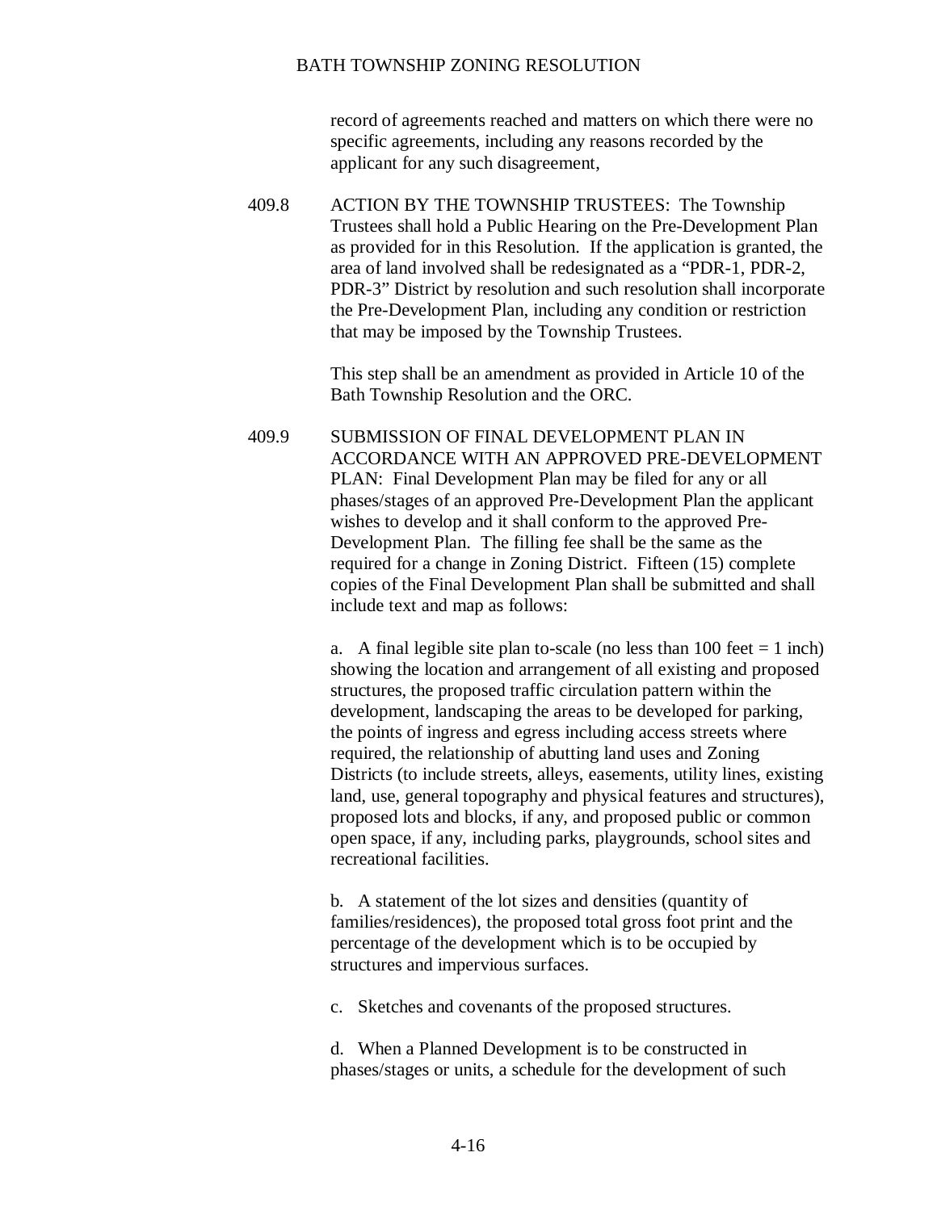record of agreements reached and matters on which there were no specific agreements, including any reasons recorded by the applicant for any such disagreement,

409.8 ACTION BY THE TOWNSHIP TRUSTEES: The Township Trustees shall hold a Public Hearing on the Pre-Development Plan as provided for in this Resolution. If the application is granted, the area of land involved shall be redesignated as a "PDR-1, PDR-2, PDR-3" District by resolution and such resolution shall incorporate the Pre-Development Plan, including any condition or restriction that may be imposed by the Township Trustees.

This step shall be an amendment as provided in Article 10 of the Bath Township Resolution and the ORC.

409.9 SUBMISSION OF FINAL DEVELOPMENT PLAN IN ACCORDANCE WITH AN APPROVED PRE-DEVELOPMENT PLAN: Final Development Plan may be filed for any or all phases/stages of an approved Pre-Development Plan the applicant wishes to develop and it shall conform to the approved Pre-Development Plan. The filling fee shall be the same as the required for a change in Zoning District. Fifteen (15) complete copies of the Final Development Plan shall be submitted and shall include text and map as follows:

a. A final legible site plan to-scale (no less than 100 feet = 1 inch) showing the location and arrangement of all existing and proposed structures, the proposed traffic circulation pattern within the development, landscaping the areas to be developed for parking, the points of ingress and egress including access streets where required, the relationship of abutting land uses and Zoning Districts (to include streets, alleys, easements, utility lines, existing land, use, general topography and physical features and structures), proposed lots and blocks, if any, and proposed public or common open space, if any, including parks, playgrounds, school sites and recreational facilities.

b. A statement of the lot sizes and densities (quantity of families/residences), the proposed total gross foot print and the percentage of the development which is to be occupied by structures and impervious surfaces.

c. Sketches and covenants of the proposed structures.

d. When a Planned Development is to be constructed in phases/stages or units, a schedule for the development of such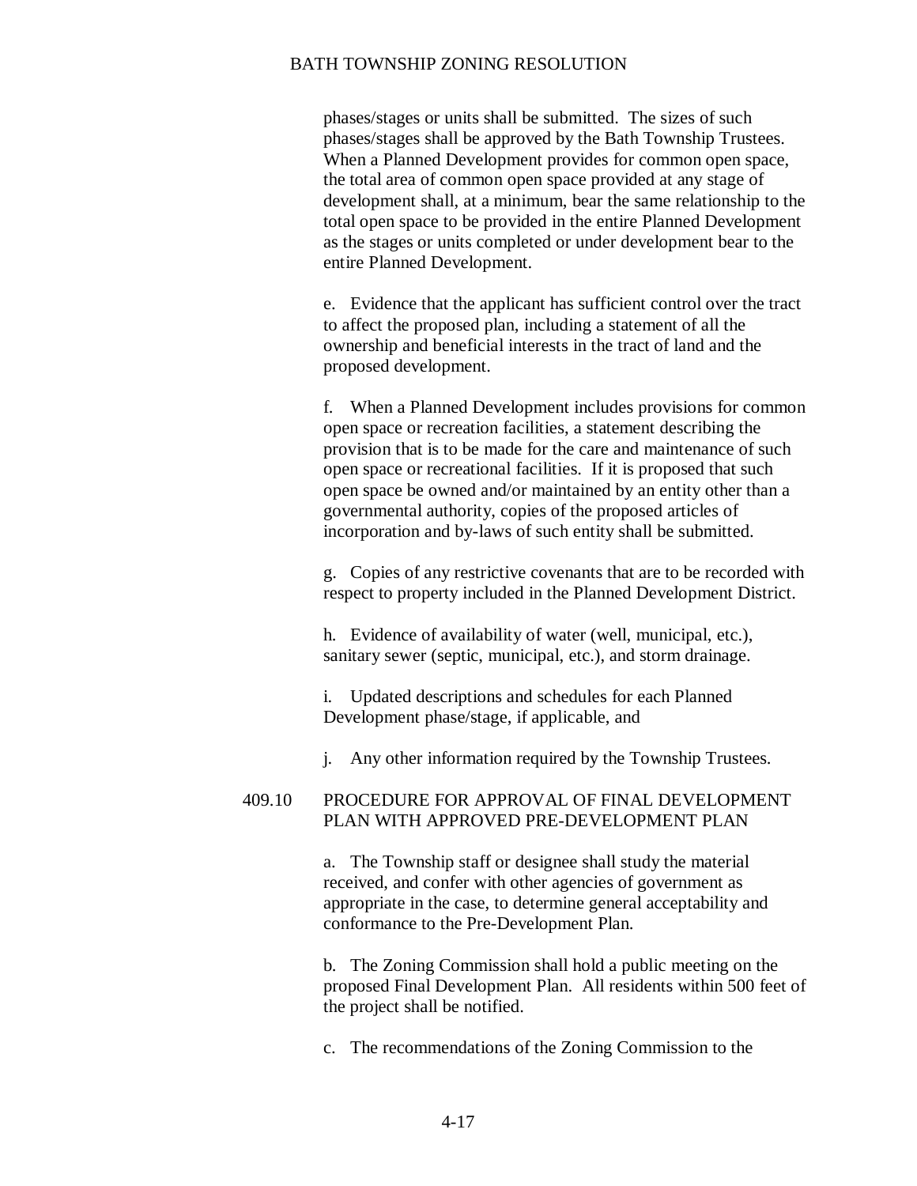phases/stages or units shall be submitted. The sizes of such phases/stages shall be approved by the Bath Township Trustees. When a Planned Development provides for common open space, the total area of common open space provided at any stage of development shall, at a minimum, bear the same relationship to the total open space to be provided in the entire Planned Development as the stages or units completed or under development bear to the entire Planned Development.

e. Evidence that the applicant has sufficient control over the tract to affect the proposed plan, including a statement of all the ownership and beneficial interests in the tract of land and the proposed development.

f. When a Planned Development includes provisions for common open space or recreation facilities, a statement describing the provision that is to be made for the care and maintenance of such open space or recreational facilities. If it is proposed that such open space be owned and/or maintained by an entity other than a governmental authority, copies of the proposed articles of incorporation and by-laws of such entity shall be submitted.

g. Copies of any restrictive covenants that are to be recorded with respect to property included in the Planned Development District.

h. Evidence of availability of water (well, municipal, etc.), sanitary sewer (septic, municipal, etc.), and storm drainage.

i. Updated descriptions and schedules for each Planned Development phase/stage, if applicable, and

j. Any other information required by the Township Trustees.

### 409.10 PROCEDURE FOR APPROVAL OF FINAL DEVELOPMENT PLAN WITH APPROVED PRE-DEVELOPMENT PLAN

a. The Township staff or designee shall study the material received, and confer with other agencies of government as appropriate in the case, to determine general acceptability and conformance to the Pre-Development Plan.

b. The Zoning Commission shall hold a public meeting on the proposed Final Development Plan. All residents within 500 feet of the project shall be notified.

c. The recommendations of the Zoning Commission to the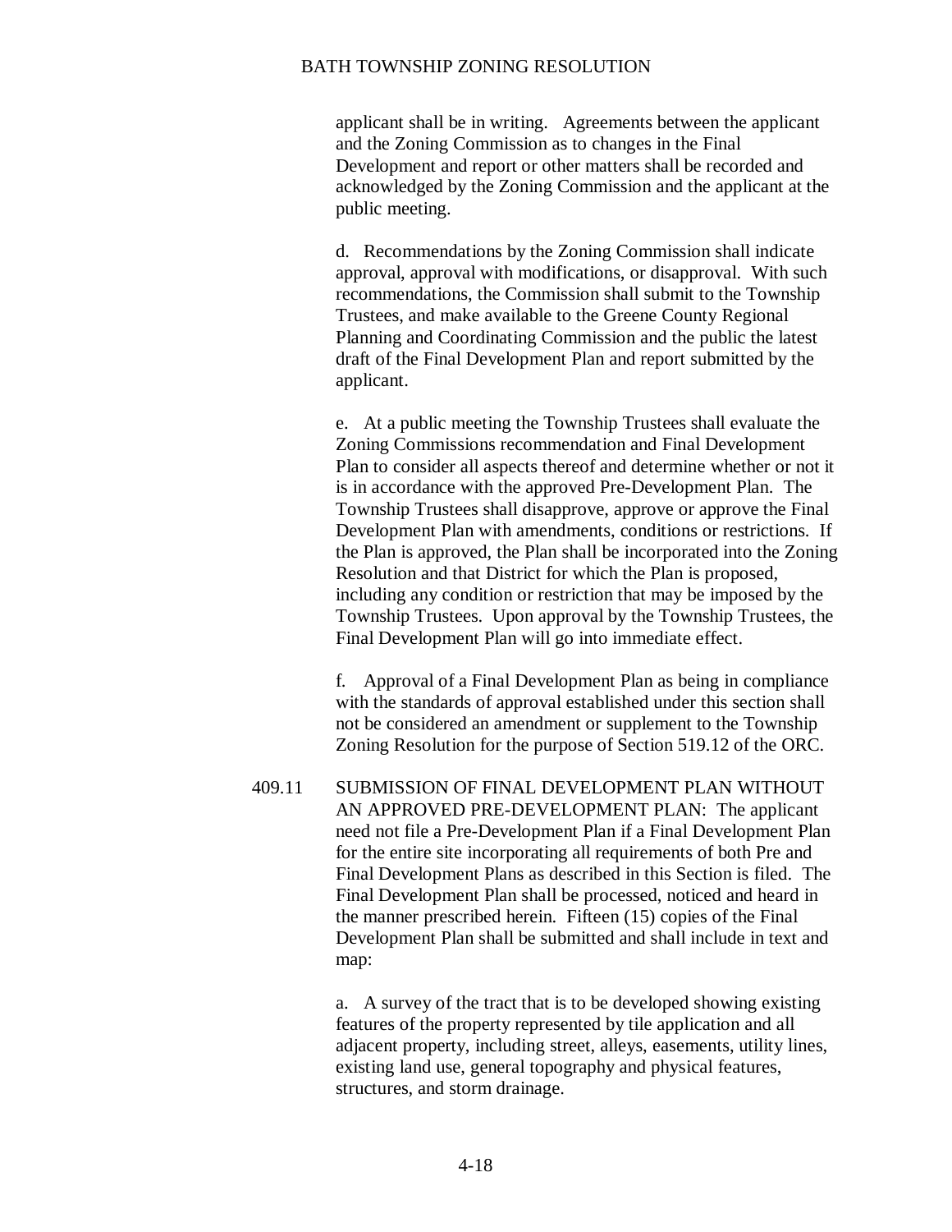applicant shall be in writing. Agreements between the applicant and the Zoning Commission as to changes in the Final Development and report or other matters shall be recorded and acknowledged by the Zoning Commission and the applicant at the public meeting.

d. Recommendations by the Zoning Commission shall indicate approval, approval with modifications, or disapproval. With such recommendations, the Commission shall submit to the Township Trustees, and make available to the Greene County Regional Planning and Coordinating Commission and the public the latest draft of the Final Development Plan and report submitted by the applicant.

e. At a public meeting the Township Trustees shall evaluate the Zoning Commissions recommendation and Final Development Plan to consider all aspects thereof and determine whether or not it is in accordance with the approved Pre-Development Plan. The Township Trustees shall disapprove, approve or approve the Final Development Plan with amendments, conditions or restrictions. If the Plan is approved, the Plan shall be incorporated into the Zoning Resolution and that District for which the Plan is proposed, including any condition or restriction that may be imposed by the Township Trustees. Upon approval by the Township Trustees, the Final Development Plan will go into immediate effect.

f. Approval of a Final Development Plan as being in compliance with the standards of approval established under this section shall not be considered an amendment or supplement to the Township Zoning Resolution for the purpose of Section 519.12 of the ORC.

409.11 SUBMISSION OF FINAL DEVELOPMENT PLAN WITHOUT AN APPROVED PRE-DEVELOPMENT PLAN: The applicant need not file a Pre-Development Plan if a Final Development Plan for the entire site incorporating all requirements of both Pre and Final Development Plans as described in this Section is filed. The Final Development Plan shall be processed, noticed and heard in the manner prescribed herein. Fifteen (15) copies of the Final Development Plan shall be submitted and shall include in text and map:

a. A survey of the tract that is to be developed showing existing features of the property represented by tile application and all adjacent property, including street, alleys, easements, utility lines, existing land use, general topography and physical features, structures, and storm drainage.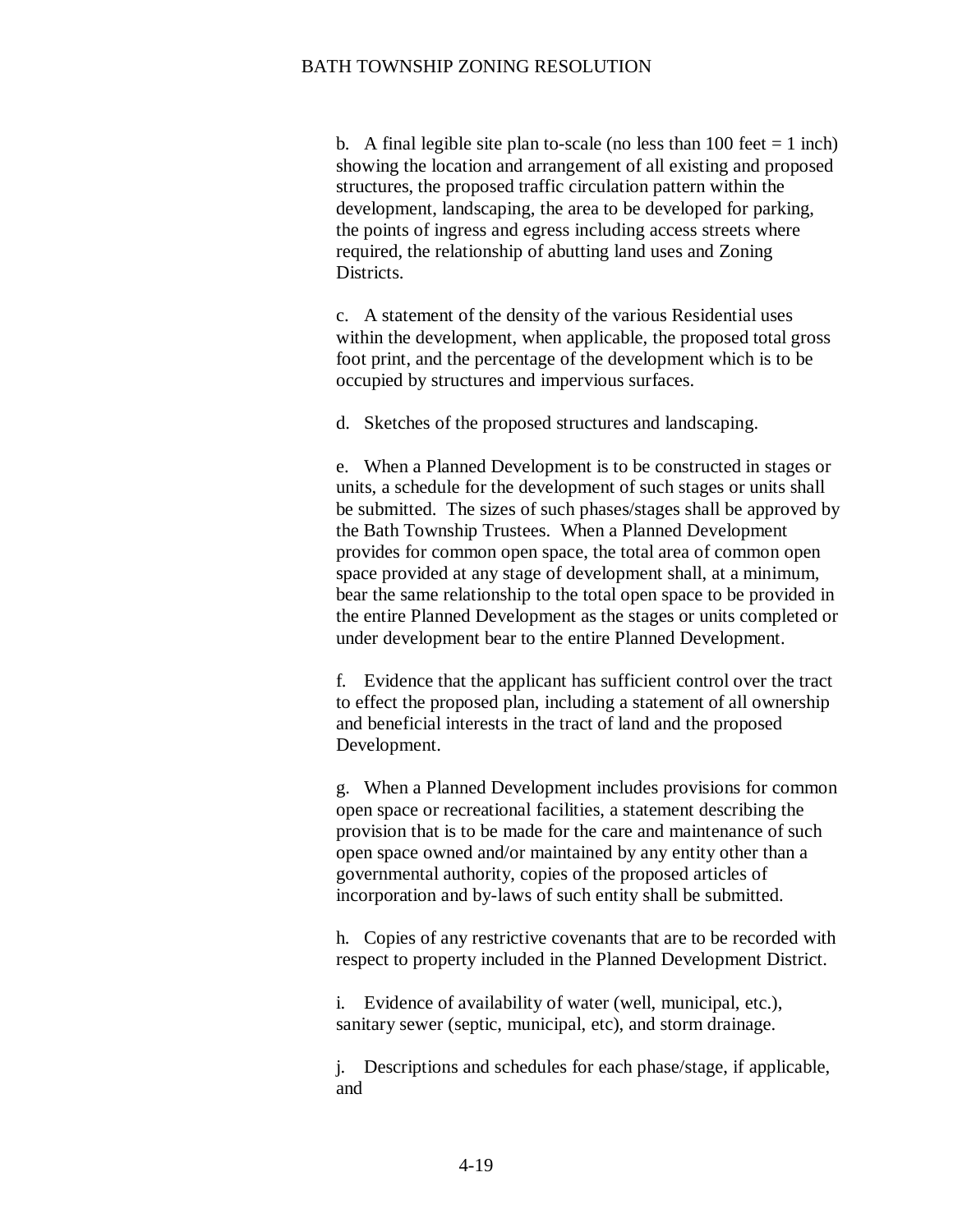b. A final legible site plan to-scale (no less than 100 feet = 1 inch) showing the location and arrangement of all existing and proposed structures, the proposed traffic circulation pattern within the development, landscaping, the area to be developed for parking, the points of ingress and egress including access streets where required, the relationship of abutting land uses and Zoning Districts.

c. A statement of the density of the various Residential uses within the development, when applicable, the proposed total gross foot print, and the percentage of the development which is to be occupied by structures and impervious surfaces.

d. Sketches of the proposed structures and landscaping.

e. When a Planned Development is to be constructed in stages or units, a schedule for the development of such stages or units shall be submitted. The sizes of such phases/stages shall be approved by the Bath Township Trustees. When a Planned Development provides for common open space, the total area of common open space provided at any stage of development shall, at a minimum, bear the same relationship to the total open space to be provided in the entire Planned Development as the stages or units completed or under development bear to the entire Planned Development.

f. Evidence that the applicant has sufficient control over the tract to effect the proposed plan, including a statement of all ownership and beneficial interests in the tract of land and the proposed Development.

g. When a Planned Development includes provisions for common open space or recreational facilities, a statement describing the provision that is to be made for the care and maintenance of such open space owned and/or maintained by any entity other than a governmental authority, copies of the proposed articles of incorporation and by-laws of such entity shall be submitted.

h. Copies of any restrictive covenants that are to be recorded with respect to property included in the Planned Development District.

i. Evidence of availability of water (well, municipal, etc.), sanitary sewer (septic, municipal, etc), and storm drainage.

j. Descriptions and schedules for each phase/stage, if applicable, and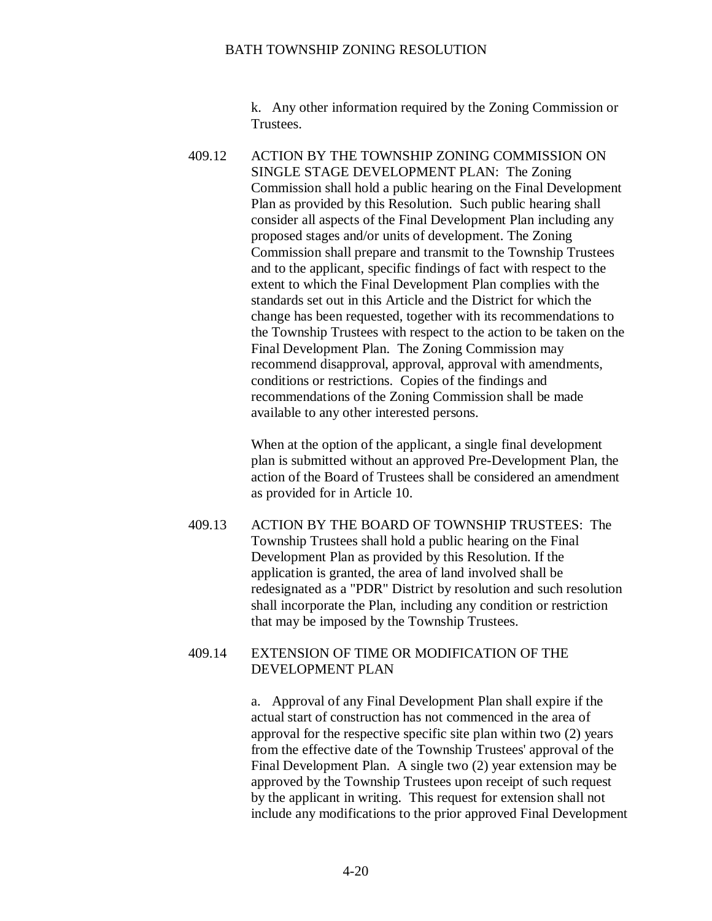k. Any other information required by the Zoning Commission or Trustees.

409.12 ACTION BY THE TOWNSHIP ZONING COMMISSION ON SINGLE STAGE DEVELOPMENT PLAN: The Zoning Commission shall hold a public hearing on the Final Development Plan as provided by this Resolution. Such public hearing shall consider all aspects of the Final Development Plan including any proposed stages and/or units of development. The Zoning Commission shall prepare and transmit to the Township Trustees and to the applicant, specific findings of fact with respect to the extent to which the Final Development Plan complies with the standards set out in this Article and the District for which the change has been requested, together with its recommendations to the Township Trustees with respect to the action to be taken on the Final Development Plan. The Zoning Commission may recommend disapproval, approval, approval with amendments, conditions or restrictions. Copies of the findings and recommendations of the Zoning Commission shall be made available to any other interested persons.

When at the option of the applicant, a single final development plan is submitted without an approved Pre-Development Plan, the action of the Board of Trustees shall be considered an amendment as provided for in Article 10.

409.13 ACTION BY THE BOARD OF TOWNSHIP TRUSTEES: The Township Trustees shall hold a public hearing on the Final Development Plan as provided by this Resolution. If the application is granted, the area of land involved shall be redesignated as a "PDR" District by resolution and such resolution shall incorporate the Plan, including any condition or restriction that may be imposed by the Township Trustees.

409.14 EXTENSION OF TIME OR MODIFICATION OF THE DEVELOPMENT PLAN

a. Approval of any Final Development Plan shall expire if the actual start of construction has not commenced in the area of approval for the respective specific site plan within two (2) years from the effective date of the Township Trustees' approval of the Final Development Plan. A single two (2) year extension may be approved by the Township Trustees upon receipt of such request by the applicant in writing. This request for extension shall not include any modifications to the prior approved Final Development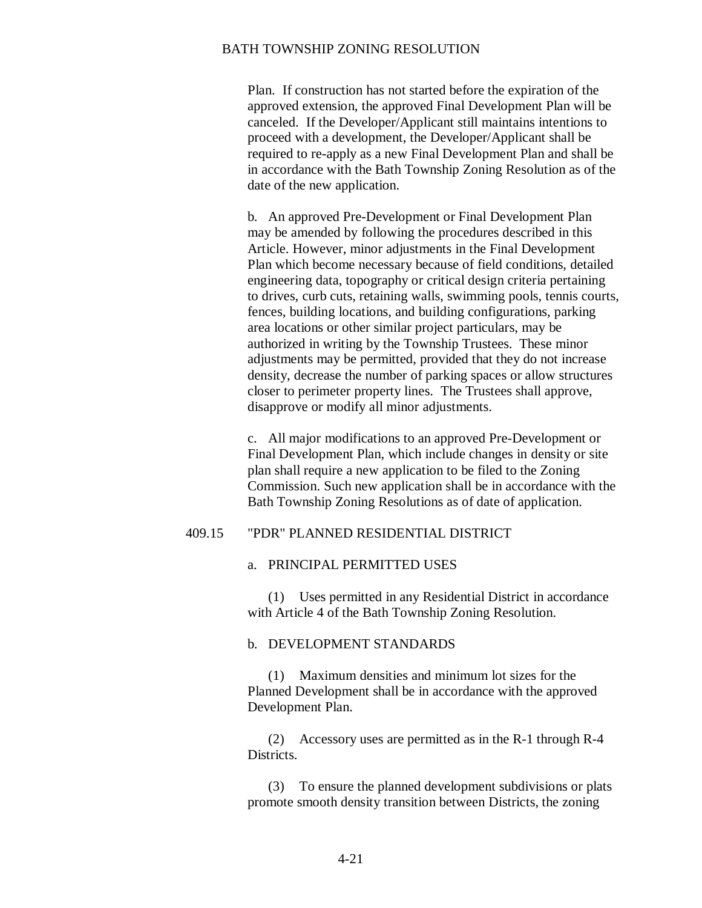Plan. If construction has not started before the expiration of the approved extension, the approved Final Development Plan will be canceled. If the Developer/Applicant still maintains intentions to proceed with a development, the Developer/Applicant shall be required to re-apply as a new Final Development Plan and shall be in accordance with the Bath Township Zoning Resolution as of the date of the new application.

b. An approved Pre-Development or Final Development Plan may be amended by following the procedures described in this Article. However, minor adjustments in the Final Development Plan which become necessary because of field conditions, detailed engineering data, topography or critical design criteria pertaining to drives, curb cuts, retaining walls, swimming pools, tennis courts, fences, building locations, and building configurations, parking area locations or other similar project particulars, may be authorized in writing by the Township Trustees. These minor adjustments may be permitted, provided that they do not increase density, decrease the number of parking spaces or allow structures closer to perimeter property lines. The Trustees shall approve, disapprove or modify all minor adjustments.

c. All major modifications to an approved Pre-Development or Final Development Plan, which include changes in density or site plan shall require a new application to be filed to the Zoning Commission. Such new application shall be in accordance with the Bath Township Zoning Resolutions as of date of application.

## 409.15 "PDR" PLANNED RESIDENTIAL DISTRICT

a. PRINCIPAL PERMITTED USES

(1) Uses permitted in any Residential District in accordance with Article 4 of the Bath Township Zoning Resolution.

b. DEVELOPMENT STANDARDS

(1) Maximum densities and minimum lot sizes for the Planned Development shall be in accordance with the approved Development Plan.

(2) Accessory uses are permitted as in the R-1 through R-4 Districts.

(3) To ensure the planned development subdivisions or plats promote smooth density transition between Districts, the zoning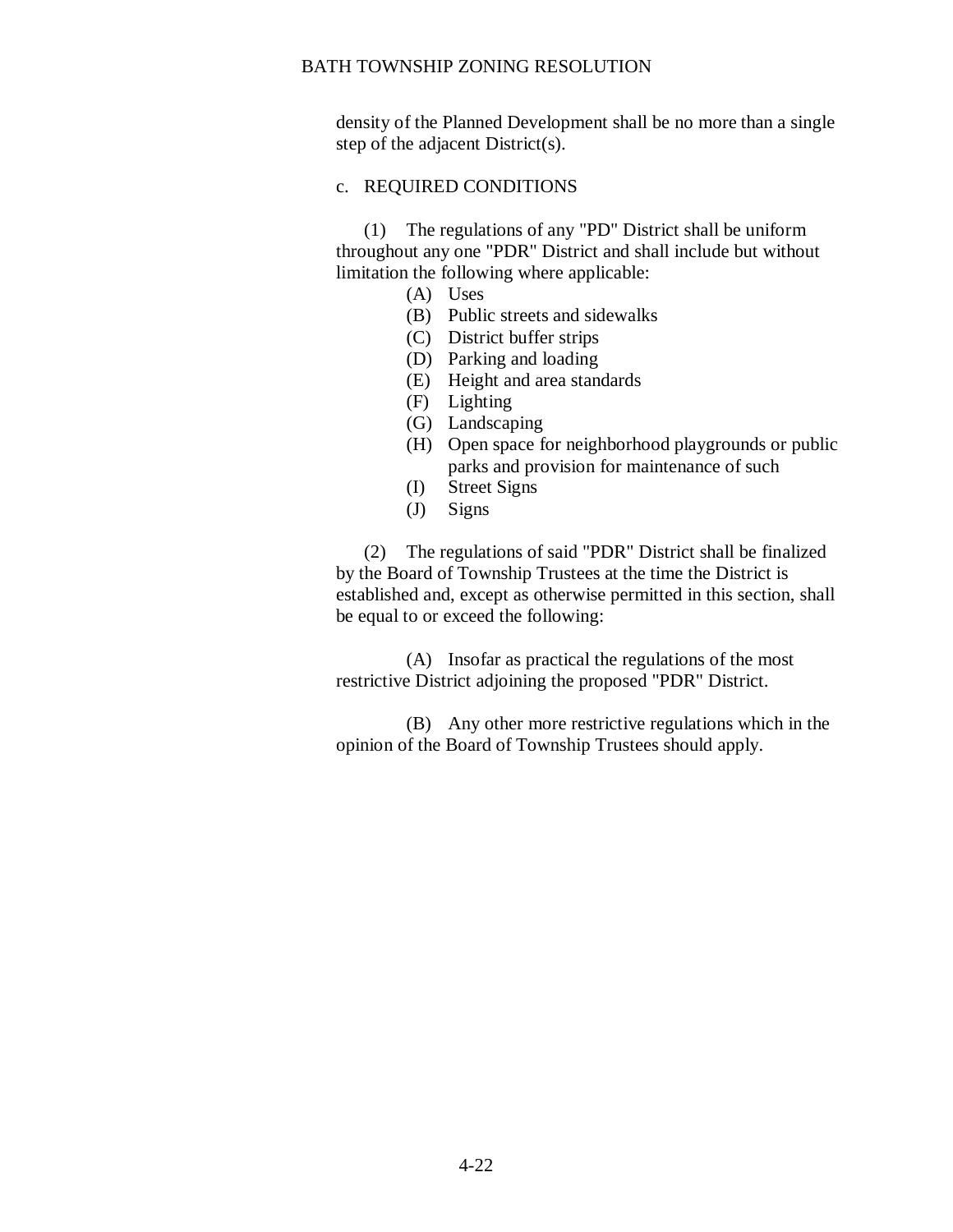density of the Planned Development shall be no more than a single step of the adjacent District(s).

c. REQUIRED CONDITIONS

(1) The regulations of any "PD" District shall be uniform throughout any one "PDR" District and shall include but without limitation the following where applicable:

- (A) Uses
- (B) Public streets and sidewalks
- (C) District buffer strips
- (D) Parking and loading
- (E) Height and area standards
- (F) Lighting
- (G) Landscaping
- (H) Open space for neighborhood playgrounds or public parks and provision for maintenance of such
- (I) Street Signs
- (J) Signs

(2) The regulations of said "PDR" District shall be finalized by the Board of Township Trustees at the time the District is established and, except as otherwise permitted in this section, shall be equal to or exceed the following:

(A) Insofar as practical the regulations of the most restrictive District adjoining the proposed "PDR" District.

(B) Any other more restrictive regulations which in the opinion of the Board of Township Trustees should apply.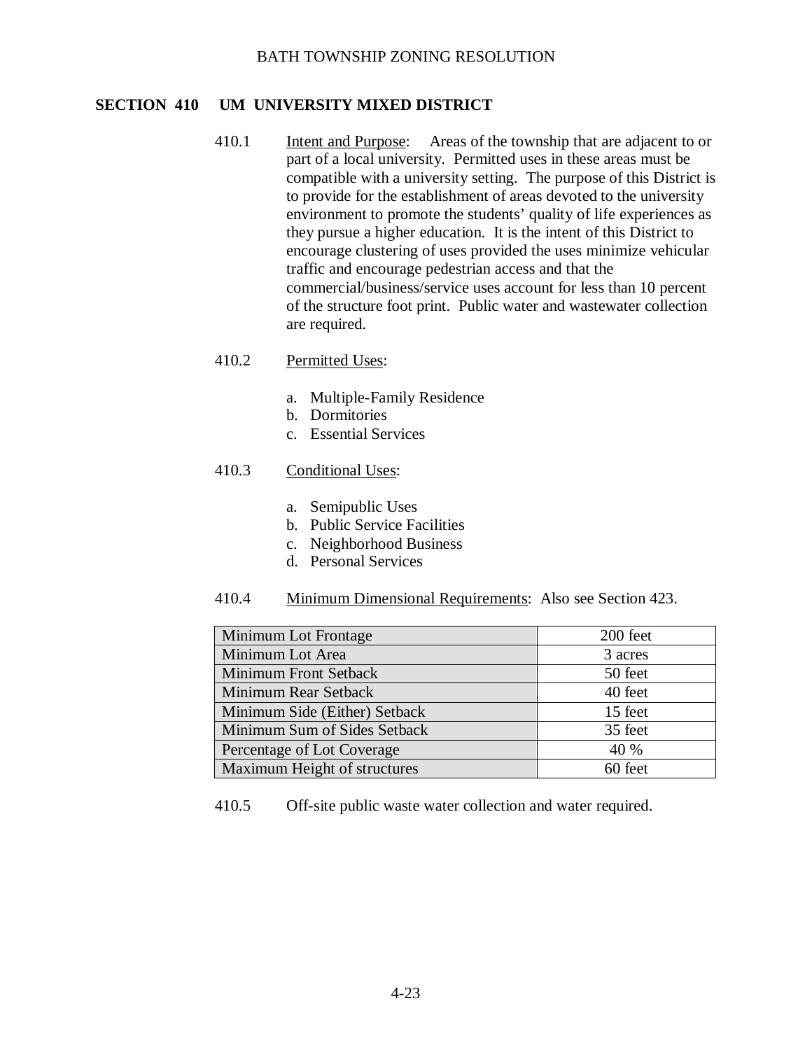## SECTION 410 UM UNIVERSITY MIXED DISTRICT

410.1 Intent and Purpose: Areas of the township that are adjacent to or part of a local university. Permitted uses in these areas must be compatible with a university setting. The purpose of this District is to provide for the establishment of areas devoted to the university environment to promote the students' quality of life experiences as they pursue a higher education. It is the intent of this District to encourage clustering of uses provided the uses minimize vehicular traffic and encourage pedestrian access and that the commercial/business/service uses account for less than 10 percent of the structure foot print. Public water and wastewater collection are required.

410.2 Permitted Uses:

a. Multiple-Family Residence
b. Dormitories
c. Essential Services

410.3 Conditional Uses:

a. Semipublic Uses
b. Public Service Facilities
c. Neighborhood Business
d. Personal Services

410.4 Minimum Dimensional Requirements: Also see Section 423.

| Requirement | Value |
|---|---|
| Minimum Lot Frontage | 200 feet |
| Minimum Lot Area | 3 acres |
| Minimum Front Setback | 50 feet |
| Minimum Rear Setback | 40 feet |
| Minimum Side (Either) Setback | 15 feet |
| Minimum Sum of Sides Setback | 35 feet |
| Percentage of Lot Coverage | 40 % |
| Maximum Height of structures | 60 feet |

410.5 Off-site public waste water collection and water required.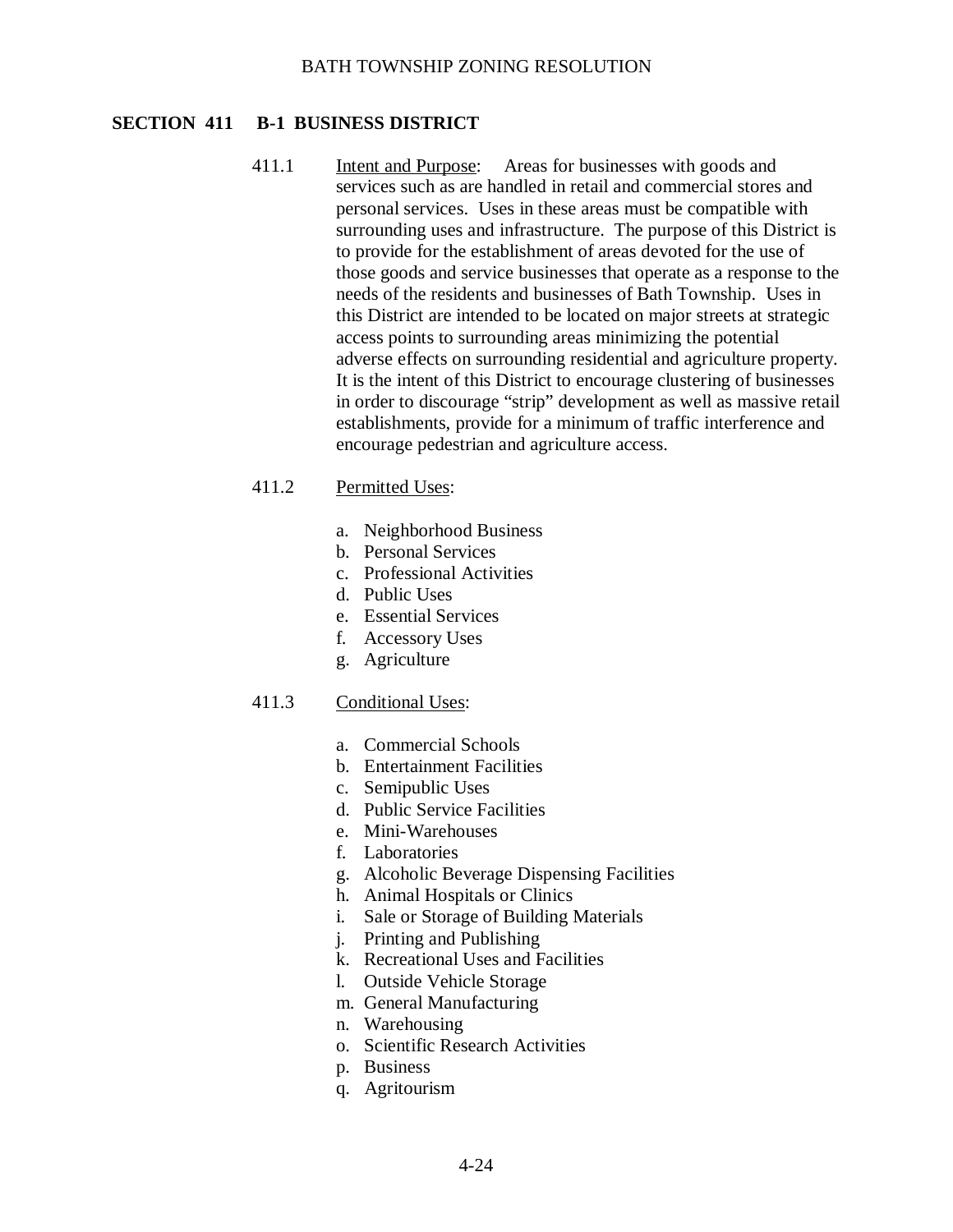## SECTION 411 B-1 BUSINESS DISTRICT

411.1 Intent and Purpose: Areas for businesses with goods and services such as are handled in retail and commercial stores and personal services. Uses in these areas must be compatible with surrounding uses and infrastructure. The purpose of this District is to provide for the establishment of areas devoted for the use of those goods and service businesses that operate as a response to the needs of the residents and businesses of Bath Township. Uses in this District are intended to be located on major streets at strategic access points to surrounding areas minimizing the potential adverse effects on surrounding residential and agriculture property. It is the intent of this District to encourage clustering of businesses in order to discourage "strip" development as well as massive retail establishments, provide for a minimum of traffic interference and encourage pedestrian and agriculture access.

411.2 Permitted Uses:

a. Neighborhood Business
b. Personal Services
c. Professional Activities
d. Public Uses
e. Essential Services
f. Accessory Uses
g. Agriculture

411.3 Conditional Uses:

a. Commercial Schools
b. Entertainment Facilities
c. Semipublic Uses
d. Public Service Facilities
e. Mini-Warehouses
f. Laboratories
g. Alcoholic Beverage Dispensing Facilities
h. Animal Hospitals or Clinics
i. Sale or Storage of Building Materials
j. Printing and Publishing
k. Recreational Uses and Facilities
l. Outside Vehicle Storage
m. General Manufacturing
n. Warehousing
o. Scientific Research Activities
p. Business
q. Agritourism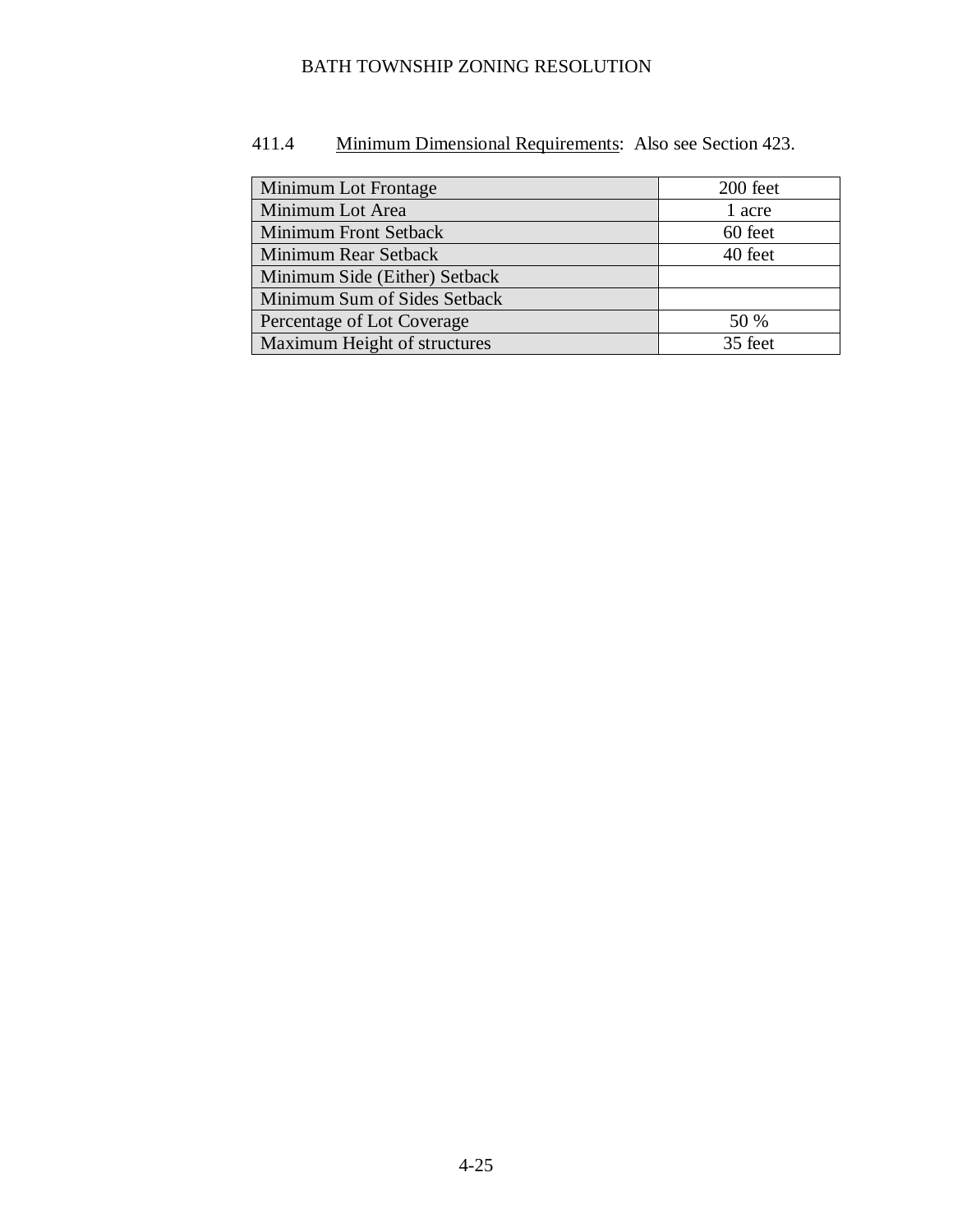411.4 Minimum Dimensional Requirements: Also see Section 423.

| | |
|---|---|
| Minimum Lot Frontage | 200 feet |
| Minimum Lot Area | 1 acre |
| Minimum Front Setback | 60 feet |
| Minimum Rear Setback | 40 feet |
| Minimum Side (Either) Setback | |
| Minimum Sum of Sides Setback | |
| Percentage of Lot Coverage | 50 % |
| Maximum Height of structures | 35 feet |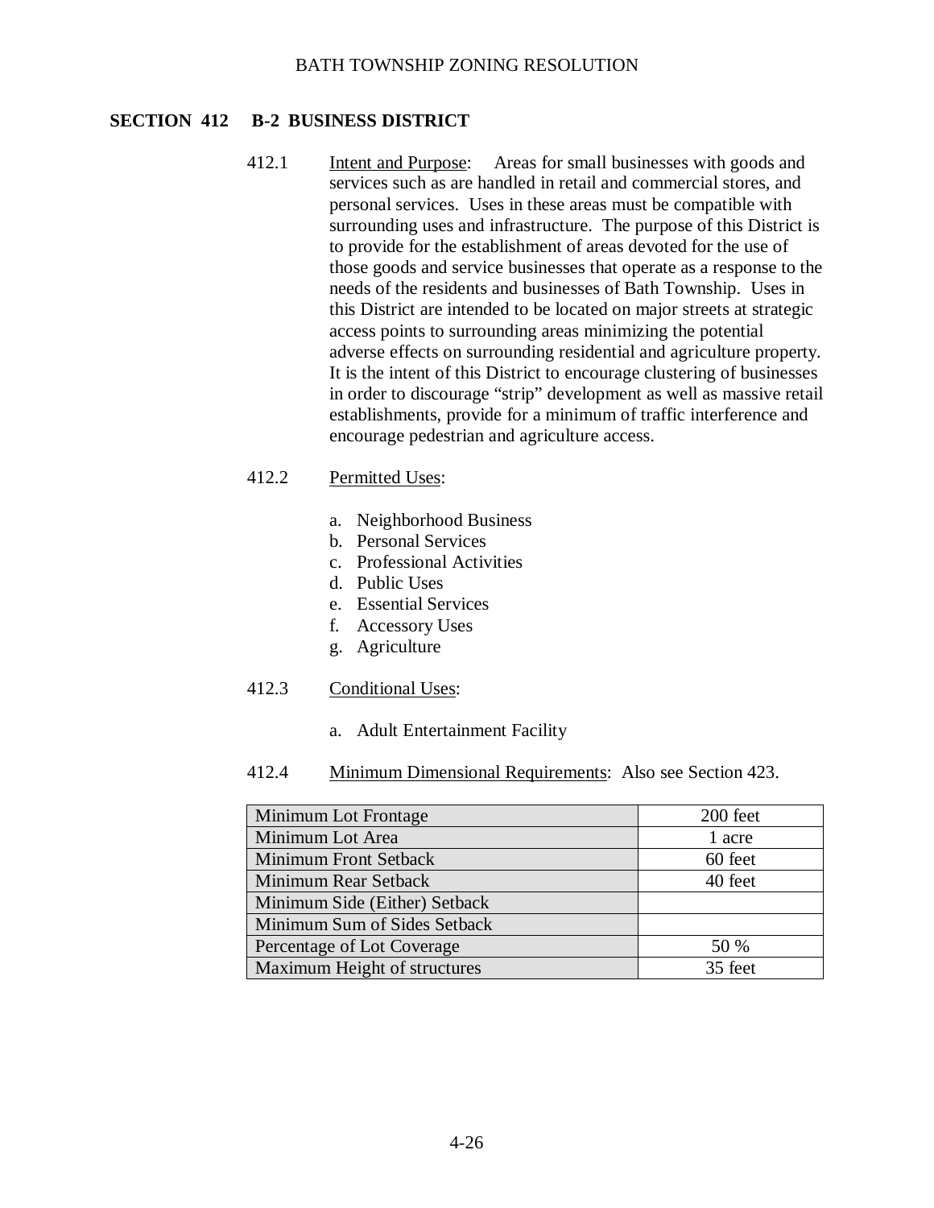## SECTION 412 B-2 BUSINESS DISTRICT

412.1 Intent and Purpose: Areas for small businesses with goods and services such as are handled in retail and commercial stores, and personal services. Uses in these areas must be compatible with surrounding uses and infrastructure. The purpose of this District is to provide for the establishment of areas devoted for the use of those goods and service businesses that operate as a response to the needs of the residents and businesses of Bath Township. Uses in this District are intended to be located on major streets at strategic access points to surrounding areas minimizing the potential adverse effects on surrounding residential and agriculture property. It is the intent of this District to encourage clustering of businesses in order to discourage "strip" development as well as massive retail establishments, provide for a minimum of traffic interference and encourage pedestrian and agriculture access.

412.2 Permitted Uses:

a. Neighborhood Business
b. Personal Services
c. Professional Activities
d. Public Uses
e. Essential Services
f. Accessory Uses
g. Agriculture

412.3 Conditional Uses:

a. Adult Entertainment Facility

412.4 Minimum Dimensional Requirements: Also see Section 423.

| | |
|---|---|
| Minimum Lot Frontage | 200 feet |
| Minimum Lot Area | 1 acre |
| Minimum Front Setback | 60 feet |
| Minimum Rear Setback | 40 feet |
| Minimum Side (Either) Setback | |
| Minimum Sum of Sides Setback | |
| Percentage of Lot Coverage | 50 % |
| Maximum Height of structures | 35 feet |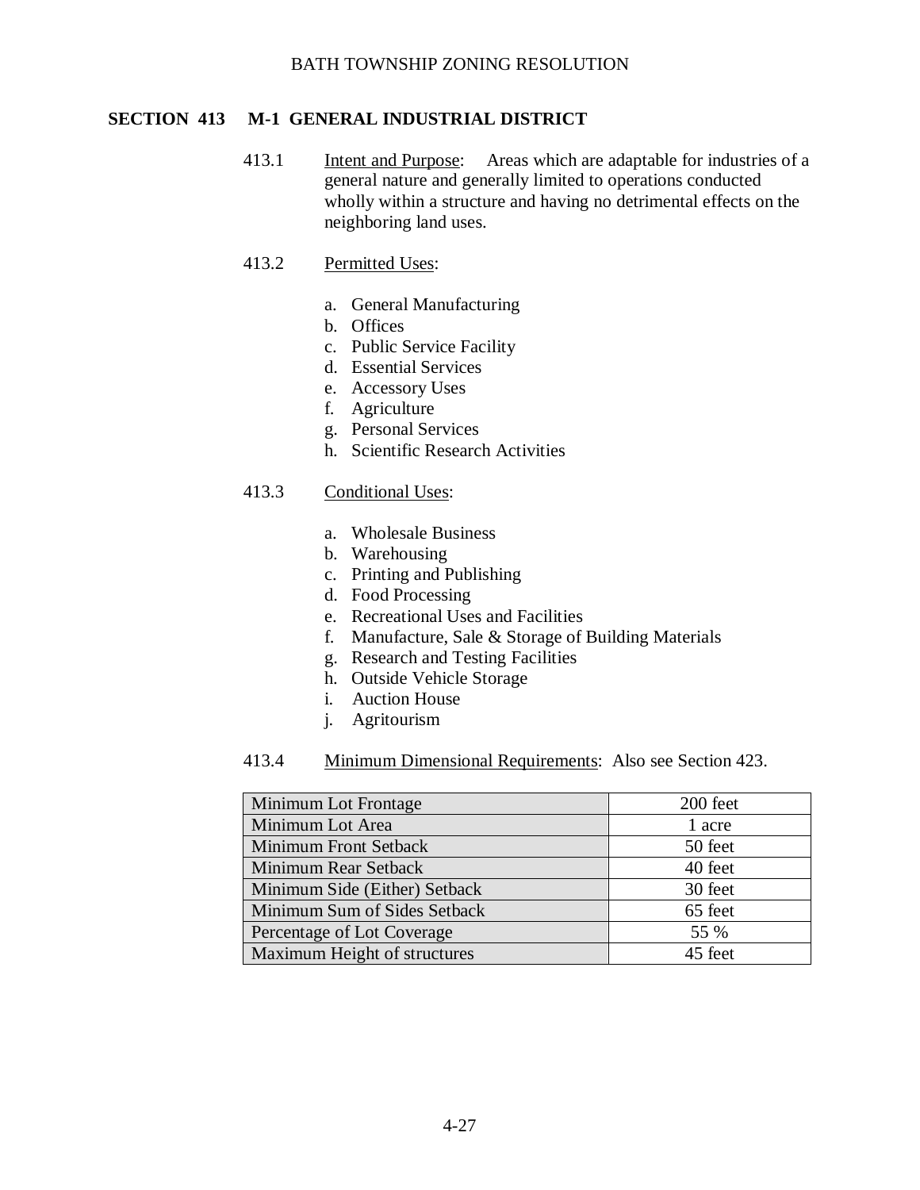## SECTION 413 M-1 GENERAL INDUSTRIAL DISTRICT

413.1 Intent and Purpose: Areas which are adaptable for industries of a general nature and generally limited to operations conducted wholly within a structure and having no detrimental effects on the neighboring land uses.

413.2 Permitted Uses:

a. General Manufacturing
b. Offices
c. Public Service Facility
d. Essential Services
e. Accessory Uses
f. Agriculture
g. Personal Services
h. Scientific Research Activities

413.3 Conditional Uses:

a. Wholesale Business
b. Warehousing
c. Printing and Publishing
d. Food Processing
e. Recreational Uses and Facilities
f. Manufacture, Sale & Storage of Building Materials
g. Research and Testing Facilities
h. Outside Vehicle Storage
i. Auction House
j. Agritourism

413.4 Minimum Dimensional Requirements: Also see Section 423.

| | |
|---|---|
| Minimum Lot Frontage | 200 feet |
| Minimum Lot Area | 1 acre |
| Minimum Front Setback | 50 feet |
| Minimum Rear Setback | 40 feet |
| Minimum Side (Either) Setback | 30 feet |
| Minimum Sum of Sides Setback | 65 feet |
| Percentage of Lot Coverage | 55 % |
| Maximum Height of structures | 45 feet |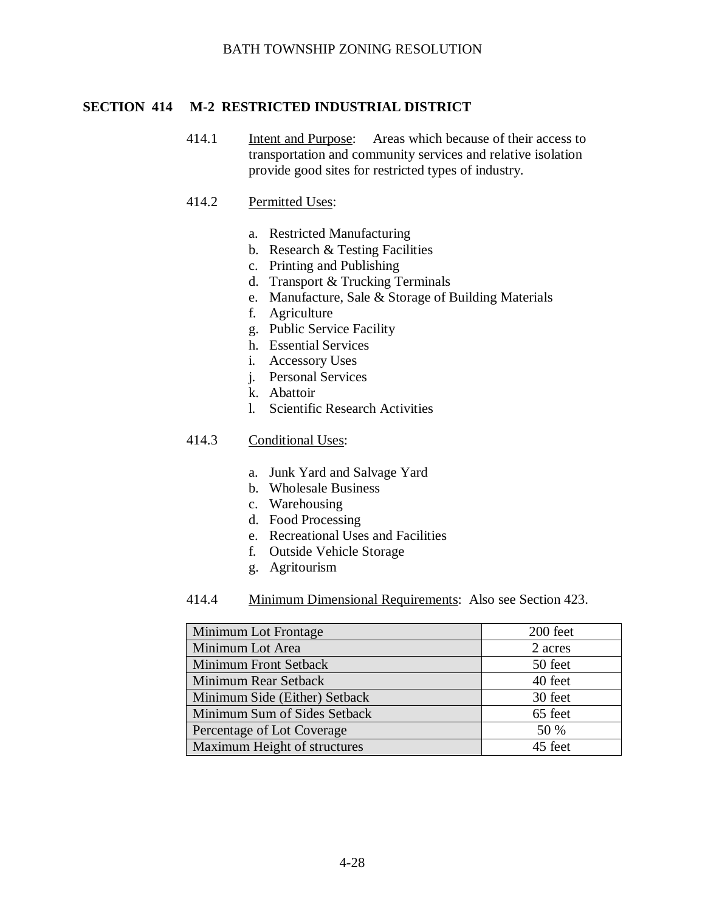## SECTION 414 M-2 RESTRICTED INDUSTRIAL DISTRICT

414.1 Intent and Purpose: Areas which because of their access to transportation and community services and relative isolation provide good sites for restricted types of industry.

414.2 Permitted Uses:

a. Restricted Manufacturing
b. Research & Testing Facilities
c. Printing and Publishing
d. Transport & Trucking Terminals
e. Manufacture, Sale & Storage of Building Materials
f. Agriculture
g. Public Service Facility
h. Essential Services
i. Accessory Uses
j. Personal Services
k. Abattoir
l. Scientific Research Activities

414.3 Conditional Uses:

a. Junk Yard and Salvage Yard
b. Wholesale Business
c. Warehousing
d. Food Processing
e. Recreational Uses and Facilities
f. Outside Vehicle Storage
g. Agritourism

414.4 Minimum Dimensional Requirements: Also see Section 423.

| Requirement | Value |
|---|---|
| Minimum Lot Frontage | 200 feet |
| Minimum Lot Area | 2 acres |
| Minimum Front Setback | 50 feet |
| Minimum Rear Setback | 40 feet |
| Minimum Side (Either) Setback | 30 feet |
| Minimum Sum of Sides Setback | 65 feet |
| Percentage of Lot Coverage | 50 % |
| Maximum Height of structures | 45 feet |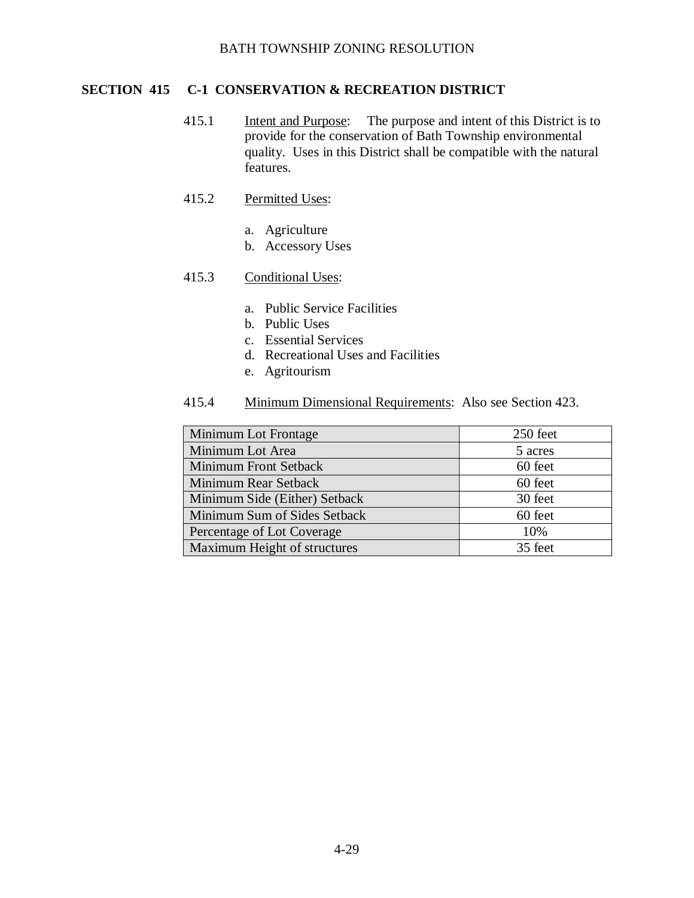## SECTION 415 C-1 CONSERVATION & RECREATION DISTRICT

415.1 Intent and Purpose: The purpose and intent of this District is to provide for the conservation of Bath Township environmental quality. Uses in this District shall be compatible with the natural features.

415.2 Permitted Uses:

a. Agriculture
b. Accessory Uses

415.3 Conditional Uses:

a. Public Service Facilities
b. Public Uses
c. Essential Services
d. Recreational Uses and Facilities
e. Agritourism

415.4 Minimum Dimensional Requirements: Also see Section 423.

| | |
|---|---|
| Minimum Lot Frontage | 250 feet |
| Minimum Lot Area | 5 acres |
| Minimum Front Setback | 60 feet |
| Minimum Rear Setback | 60 feet |
| Minimum Side (Either) Setback | 30 feet |
| Minimum Sum of Sides Setback | 60 feet |
| Percentage of Lot Coverage | 10% |
| Maximum Height of structures | 35 feet |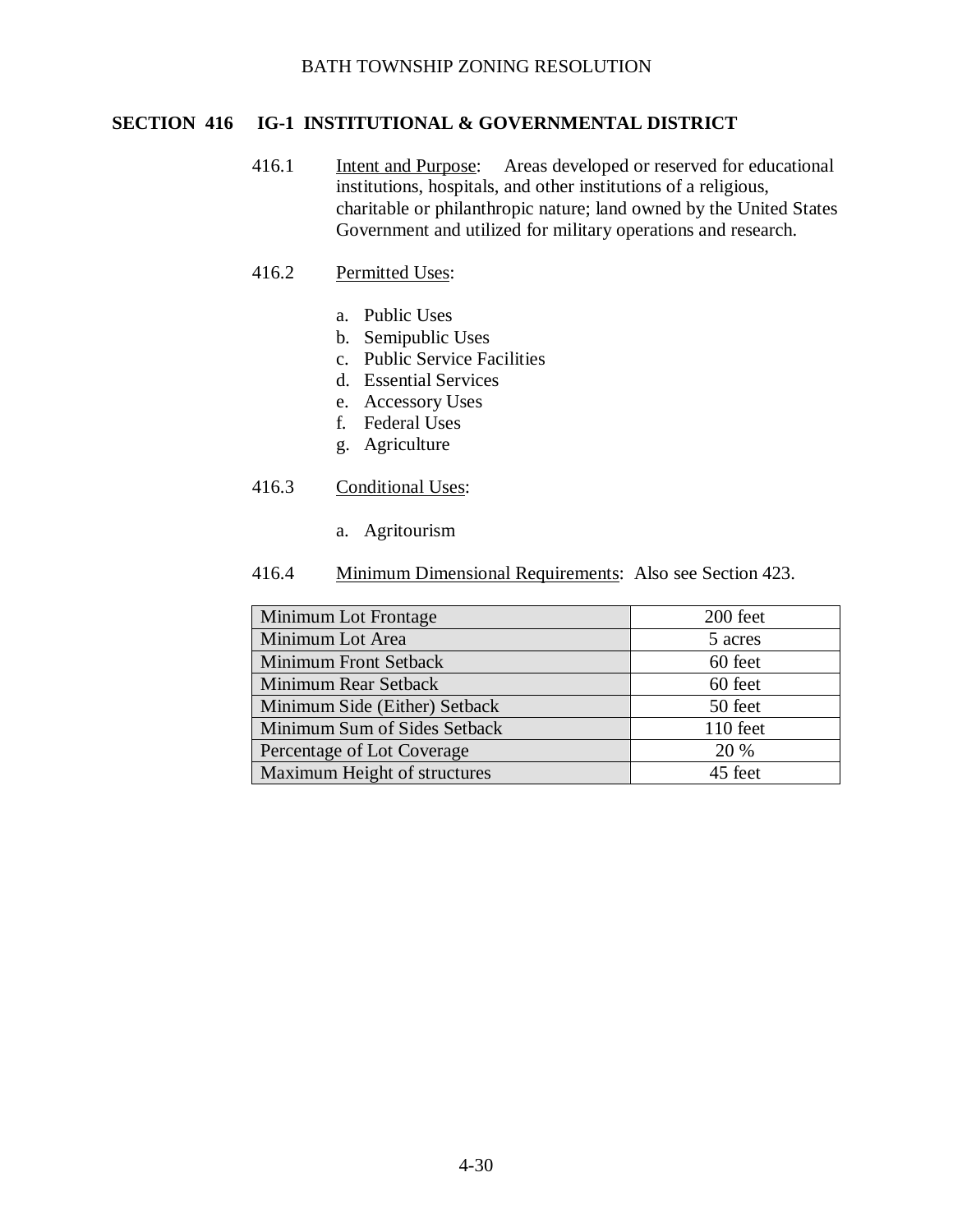## SECTION 416 IG-1 INSTITUTIONAL & GOVERNMENTAL DISTRICT

416.1 Intent and Purpose: Areas developed or reserved for educational institutions, hospitals, and other institutions of a religious, charitable or philanthropic nature; land owned by the United States Government and utilized for military operations and research.

416.2 Permitted Uses:

a. Public Uses
b. Semipublic Uses
c. Public Service Facilities
d. Essential Services
e. Accessory Uses
f. Federal Uses
g. Agriculture

416.3 Conditional Uses:

a. Agritourism

416.4 Minimum Dimensional Requirements: Also see Section 423.

| Requirement | Value |
|---|---|
| Minimum Lot Frontage | 200 feet |
| Minimum Lot Area | 5 acres |
| Minimum Front Setback | 60 feet |
| Minimum Rear Setback | 60 feet |
| Minimum Side (Either) Setback | 50 feet |
| Minimum Sum of Sides Setback | 110 feet |
| Percentage of Lot Coverage | 20 % |
| Maximum Height of structures | 45 feet |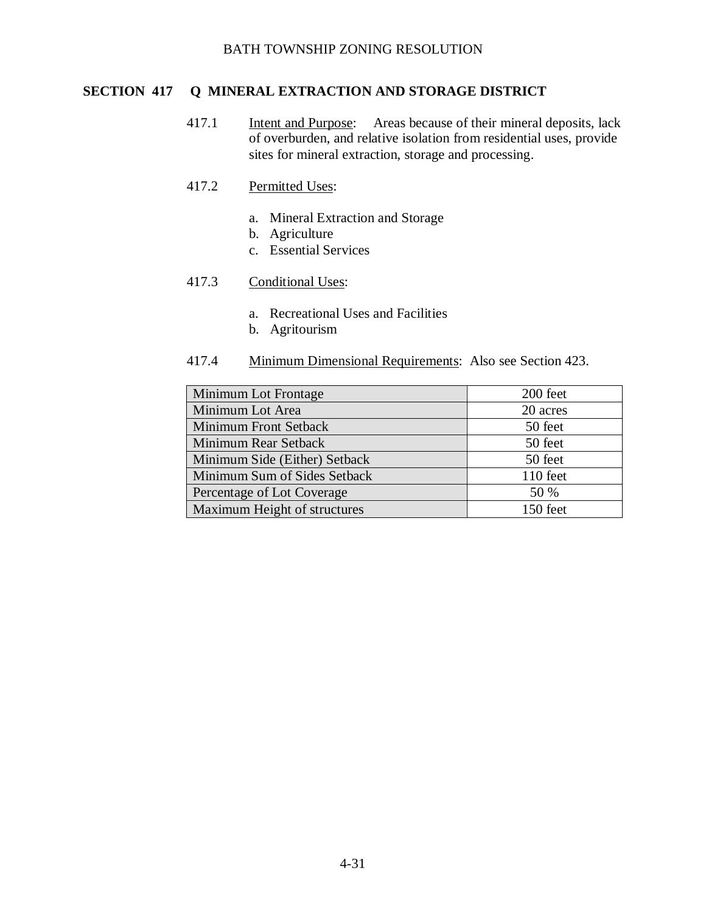## SECTION 417 Q MINERAL EXTRACTION AND STORAGE DISTRICT

417.1 Intent and Purpose: Areas because of their mineral deposits, lack of overburden, and relative isolation from residential uses, provide sites for mineral extraction, storage and processing.

417.2 Permitted Uses:

a. Mineral Extraction and Storage
b. Agriculture
c. Essential Services

417.3 Conditional Uses:

a. Recreational Uses and Facilities
b. Agritourism

417.4 Minimum Dimensional Requirements: Also see Section 423.

| | |
|---|---|
| Minimum Lot Frontage | 200 feet |
| Minimum Lot Area | 20 acres |
| Minimum Front Setback | 50 feet |
| Minimum Rear Setback | 50 feet |
| Minimum Side (Either) Setback | 50 feet |
| Minimum Sum of Sides Setback | 110 feet |
| Percentage of Lot Coverage | 50 % |
| Maximum Height of structures | 150 feet |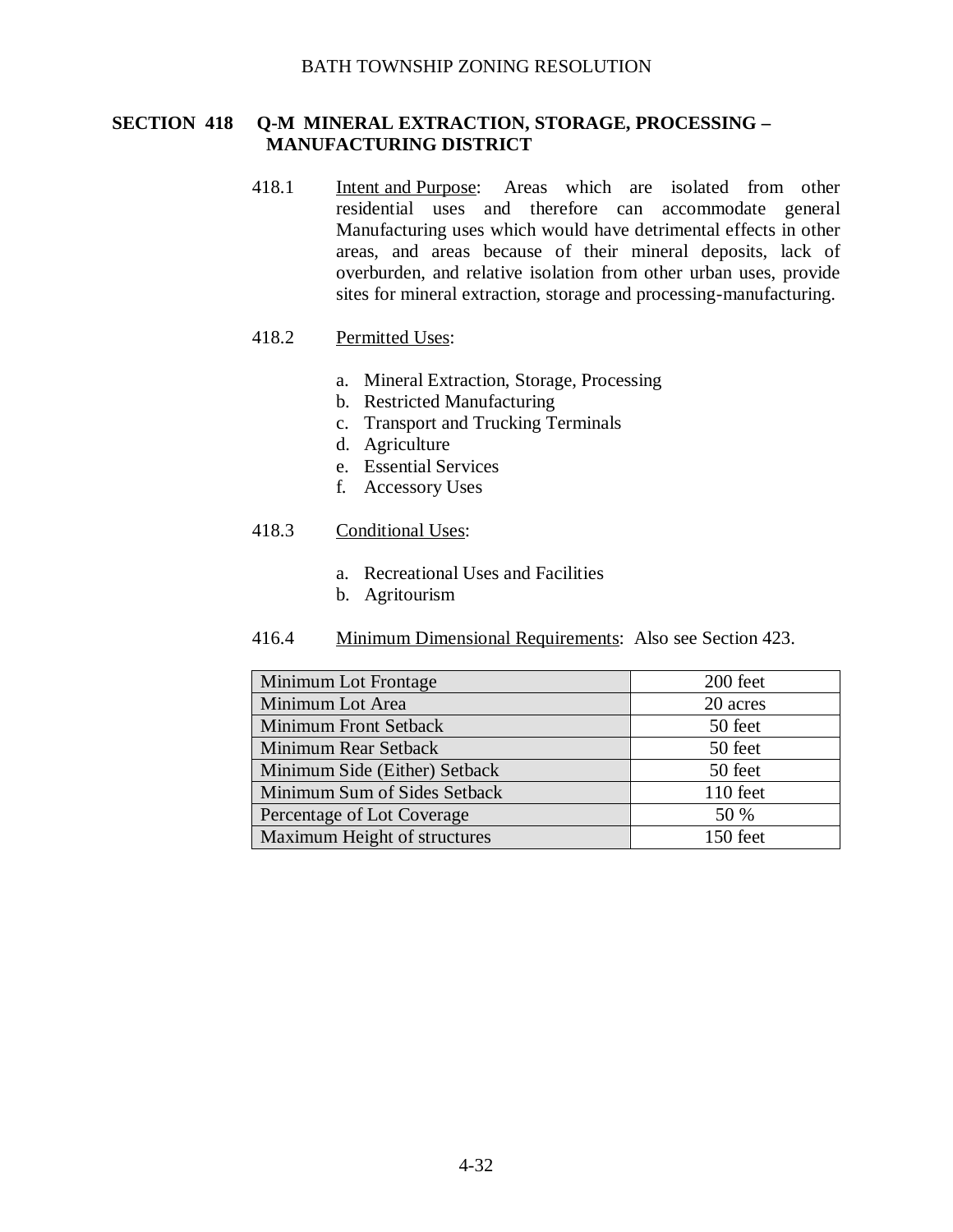## SECTION 418 Q-M MINERAL EXTRACTION, STORAGE, PROCESSING – MANUFACTURING DISTRICT

418.1 Intent and Purpose: Areas which are isolated from other residential uses and therefore can accommodate general Manufacturing uses which would have detrimental effects in other areas, and areas because of their mineral deposits, lack of overburden, and relative isolation from other urban uses, provide sites for mineral extraction, storage and processing-manufacturing.

418.2 Permitted Uses:

a. Mineral Extraction, Storage, Processing
b. Restricted Manufacturing
c. Transport and Trucking Terminals
d. Agriculture
e. Essential Services
f. Accessory Uses

418.3 Conditional Uses:

a. Recreational Uses and Facilities
b. Agritourism

416.4 Minimum Dimensional Requirements: Also see Section 423.

| Requirement | Value |
|---|---|
| Minimum Lot Frontage | 200 feet |
| Minimum Lot Area | 20 acres |
| Minimum Front Setback | 50 feet |
| Minimum Rear Setback | 50 feet |
| Minimum Side (Either) Setback | 50 feet |
| Minimum Sum of Sides Setback | 110 feet |
| Percentage of Lot Coverage | 50 % |
| Maximum Height of structures | 150 feet |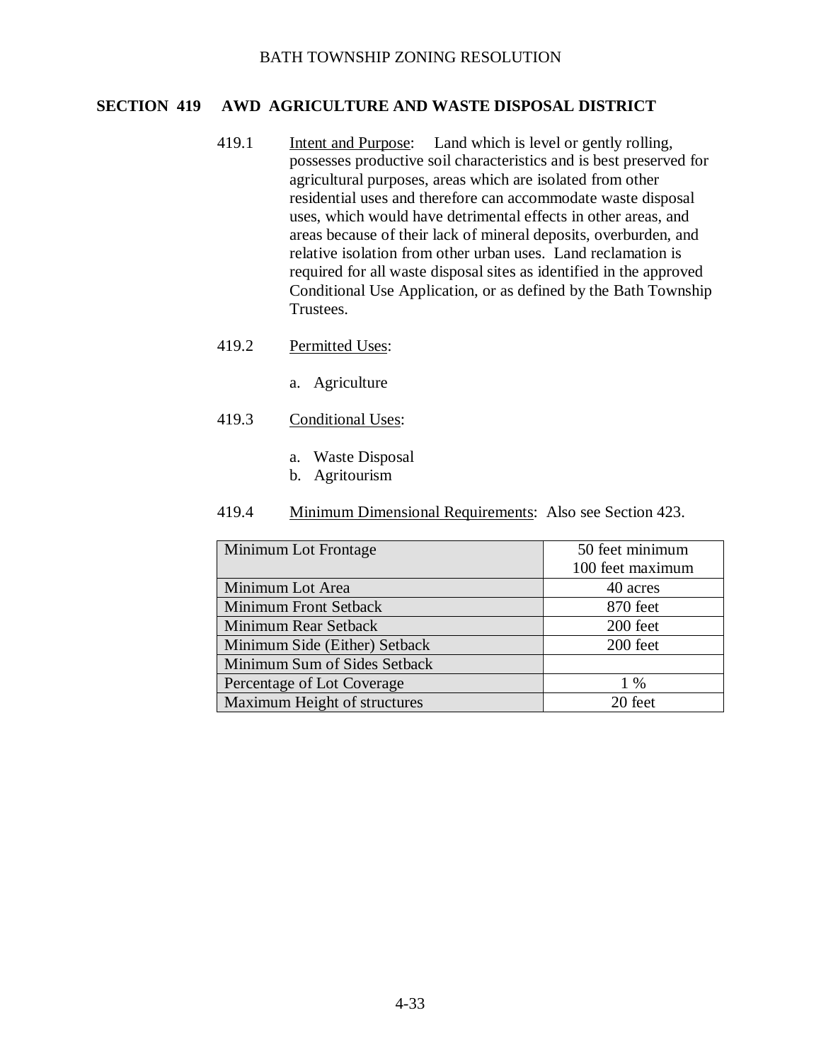## SECTION 419 AWD AGRICULTURE AND WASTE DISPOSAL DISTRICT

419.1 Intent and Purpose: Land which is level or gently rolling, possesses productive soil characteristics and is best preserved for agricultural purposes, areas which are isolated from other residential uses and therefore can accommodate waste disposal uses, which would have detrimental effects in other areas, and areas because of their lack of mineral deposits, overburden, and relative isolation from other urban uses. Land reclamation is required for all waste disposal sites as identified in the approved Conditional Use Application, or as defined by the Bath Township Trustees.

419.2 Permitted Uses:

a. Agriculture

419.3 Conditional Uses:

a. Waste Disposal
b. Agritourism

419.4 Minimum Dimensional Requirements: Also see Section 423.

| | |
|---|---|
| Minimum Lot Frontage | 50 feet minimum<br>100 feet maximum |
| Minimum Lot Area | 40 acres |
| Minimum Front Setback | 870 feet |
| Minimum Rear Setback | 200 feet |
| Minimum Side (Either) Setback | 200 feet |
| Minimum Sum of Sides Setback | |
| Percentage of Lot Coverage | 1 % |
| Maximum Height of structures | 20 feet |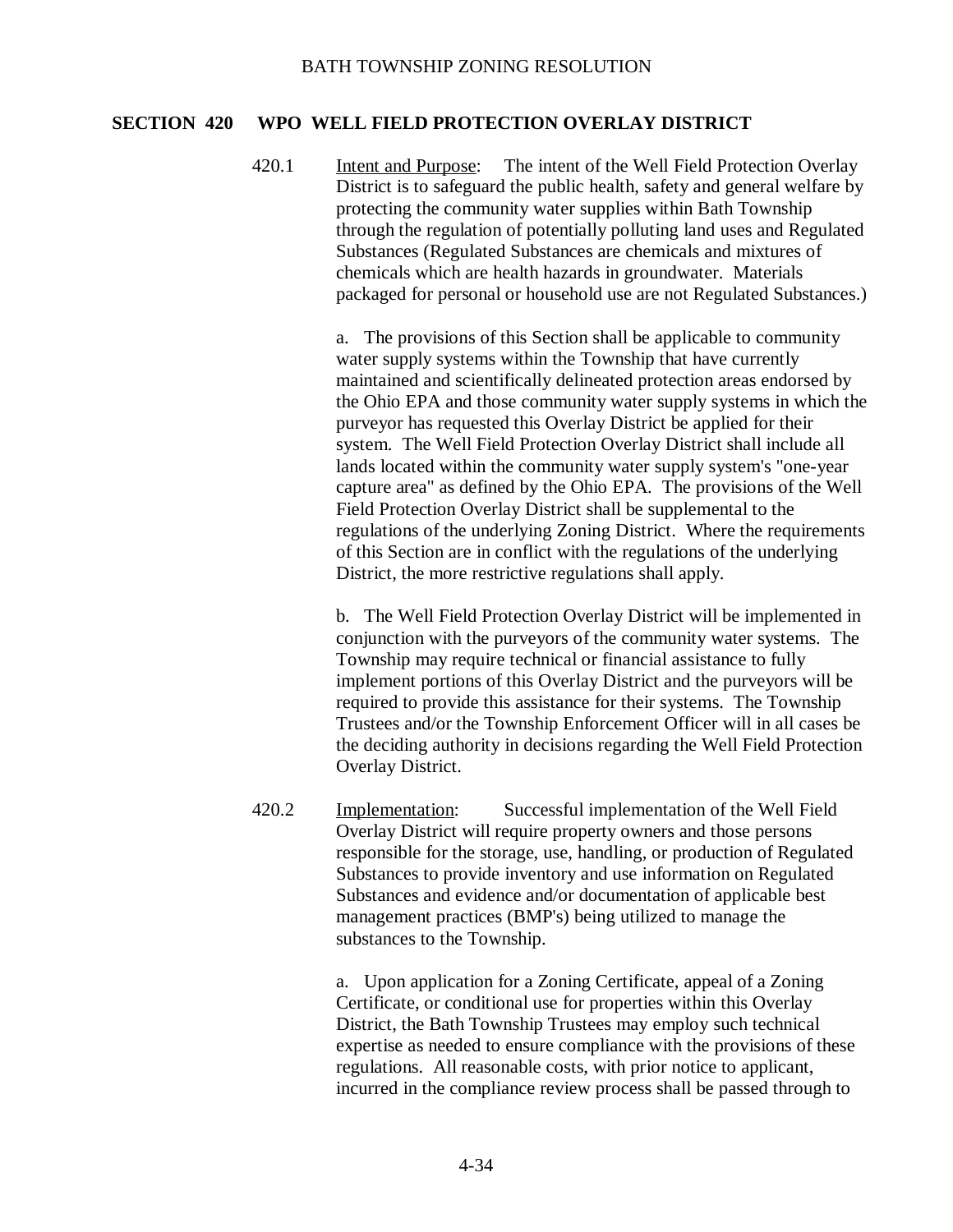## SECTION 420 WPO WELL FIELD PROTECTION OVERLAY DISTRICT

420.1 Intent and Purpose: The intent of the Well Field Protection Overlay District is to safeguard the public health, safety and general welfare by protecting the community water supplies within Bath Township through the regulation of potentially polluting land uses and Regulated Substances (Regulated Substances are chemicals and mixtures of chemicals which are health hazards in groundwater. Materials packaged for personal or household use are not Regulated Substances.)

a. The provisions of this Section shall be applicable to community water supply systems within the Township that have currently maintained and scientifically delineated protection areas endorsed by the Ohio EPA and those community water supply systems in which the purveyor has requested this Overlay District be applied for their system. The Well Field Protection Overlay District shall include all lands located within the community water supply system's "one-year capture area" as defined by the Ohio EPA. The provisions of the Well Field Protection Overlay District shall be supplemental to the regulations of the underlying Zoning District. Where the requirements of this Section are in conflict with the regulations of the underlying District, the more restrictive regulations shall apply.

b. The Well Field Protection Overlay District will be implemented in conjunction with the purveyors of the community water systems. The Township may require technical or financial assistance to fully implement portions of this Overlay District and the purveyors will be required to provide this assistance for their systems. The Township Trustees and/or the Township Enforcement Officer will in all cases be the deciding authority in decisions regarding the Well Field Protection Overlay District.

420.2 Implementation: Successful implementation of the Well Field Overlay District will require property owners and those persons responsible for the storage, use, handling, or production of Regulated Substances to provide inventory and use information on Regulated Substances and evidence and/or documentation of applicable best management practices (BMP's) being utilized to manage the substances to the Township.

a. Upon application for a Zoning Certificate, appeal of a Zoning Certificate, or conditional use for properties within this Overlay District, the Bath Township Trustees may employ such technical expertise as needed to ensure compliance with the provisions of these regulations. All reasonable costs, with prior notice to applicant, incurred in the compliance review process shall be passed through to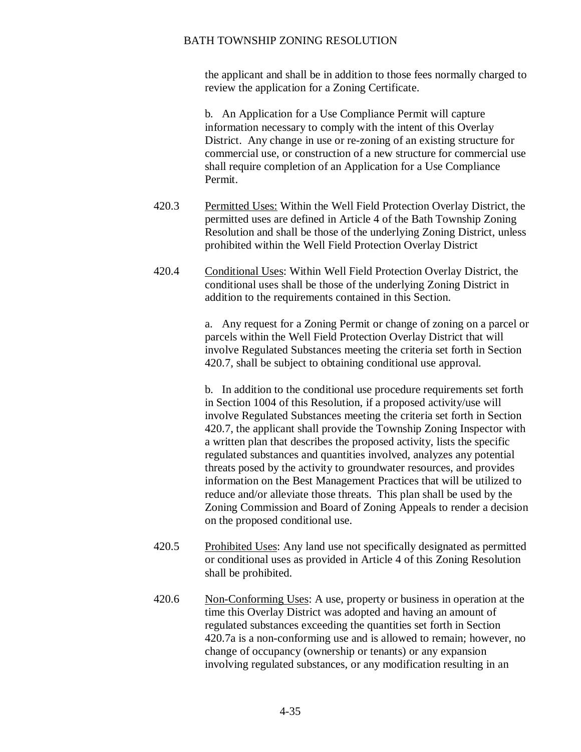the applicant and shall be in addition to those fees normally charged to review the application for a Zoning Certificate.

b. An Application for a Use Compliance Permit will capture information necessary to comply with the intent of this Overlay District. Any change in use or re-zoning of an existing structure for commercial use, or construction of a new structure for commercial use shall require completion of an Application for a Use Compliance Permit.

420.3 Permitted Uses: Within the Well Field Protection Overlay District, the permitted uses are defined in Article 4 of the Bath Township Zoning Resolution and shall be those of the underlying Zoning District, unless prohibited within the Well Field Protection Overlay District

420.4 Conditional Uses: Within Well Field Protection Overlay District, the conditional uses shall be those of the underlying Zoning District in addition to the requirements contained in this Section.

a. Any request for a Zoning Permit or change of zoning on a parcel or parcels within the Well Field Protection Overlay District that will involve Regulated Substances meeting the criteria set forth in Section 420.7, shall be subject to obtaining conditional use approval.

b. In addition to the conditional use procedure requirements set forth in Section 1004 of this Resolution, if a proposed activity/use will involve Regulated Substances meeting the criteria set forth in Section 420.7, the applicant shall provide the Township Zoning Inspector with a written plan that describes the proposed activity, lists the specific regulated substances and quantities involved, analyzes any potential threats posed by the activity to groundwater resources, and provides information on the Best Management Practices that will be utilized to reduce and/or alleviate those threats. This plan shall be used by the Zoning Commission and Board of Zoning Appeals to render a decision on the proposed conditional use.

420.5 Prohibited Uses: Any land use not specifically designated as permitted or conditional uses as provided in Article 4 of this Zoning Resolution shall be prohibited.

420.6 Non-Conforming Uses: A use, property or business in operation at the time this Overlay District was adopted and having an amount of regulated substances exceeding the quantities set forth in Section 420.7a is a non-conforming use and is allowed to remain; however, no change of occupancy (ownership or tenants) or any expansion involving regulated substances, or any modification resulting in an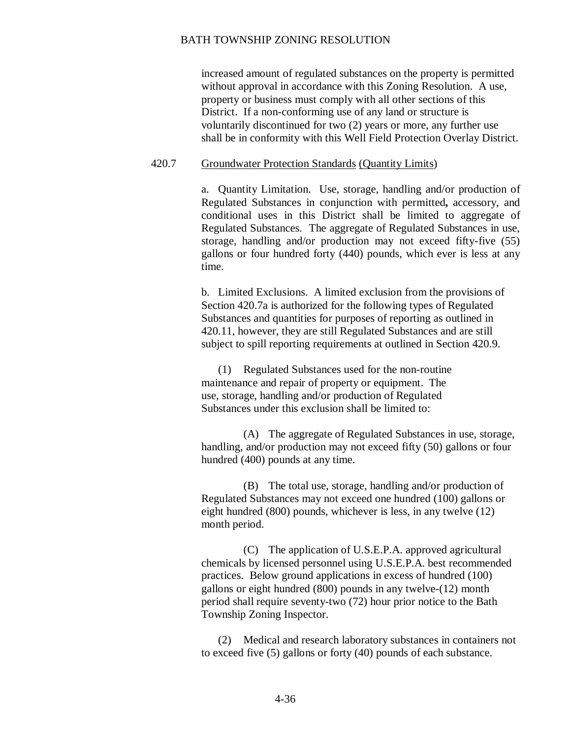increased amount of regulated substances on the property is permitted without approval in accordance with this Zoning Resolution. A use, property or business must comply with all other sections of this District. If a non-conforming use of any land or structure is voluntarily discontinued for two (2) years or more, any further use shall be in conformity with this Well Field Protection Overlay District.

420.7 Groundwater Protection Standards (Quantity Limits)

a. Quantity Limitation. Use, storage, handling and/or production of Regulated Substances in conjunction with permitted**,** accessory, and conditional uses in this District shall be limited to aggregate of Regulated Substances. The aggregate of Regulated Substances in use, storage, handling and/or production may not exceed fifty-five (55) gallons or four hundred forty (440) pounds, which ever is less at any time.

b. Limited Exclusions. A limited exclusion from the provisions of Section 420.7a is authorized for the following types of Regulated Substances and quantities for purposes of reporting as outlined in 420.11, however, they are still Regulated Substances and are still subject to spill reporting requirements at outlined in Section 420.9.

(1) Regulated Substances used for the non-routine maintenance and repair of property or equipment. The use, storage, handling and/or production of Regulated Substances under this exclusion shall be limited to:

(A) The aggregate of Regulated Substances in use, storage, handling, and/or production may not exceed fifty (50) gallons or four hundred (400) pounds at any time.

(B) The total use, storage, handling and/or production of Regulated Substances may not exceed one hundred (100) gallons or eight hundred (800) pounds, whichever is less, in any twelve (12) month period.

(C) The application of U.S.E.P.A. approved agricultural chemicals by licensed personnel using U.S.E.P.A. best recommended practices. Below ground applications in excess of hundred (100) gallons or eight hundred (800) pounds in any twelve-(12) month period shall require seventy-two (72) hour prior notice to the Bath Township Zoning Inspector.

(2) Medical and research laboratory substances in containers not to exceed five (5) gallons or forty (40) pounds of each substance.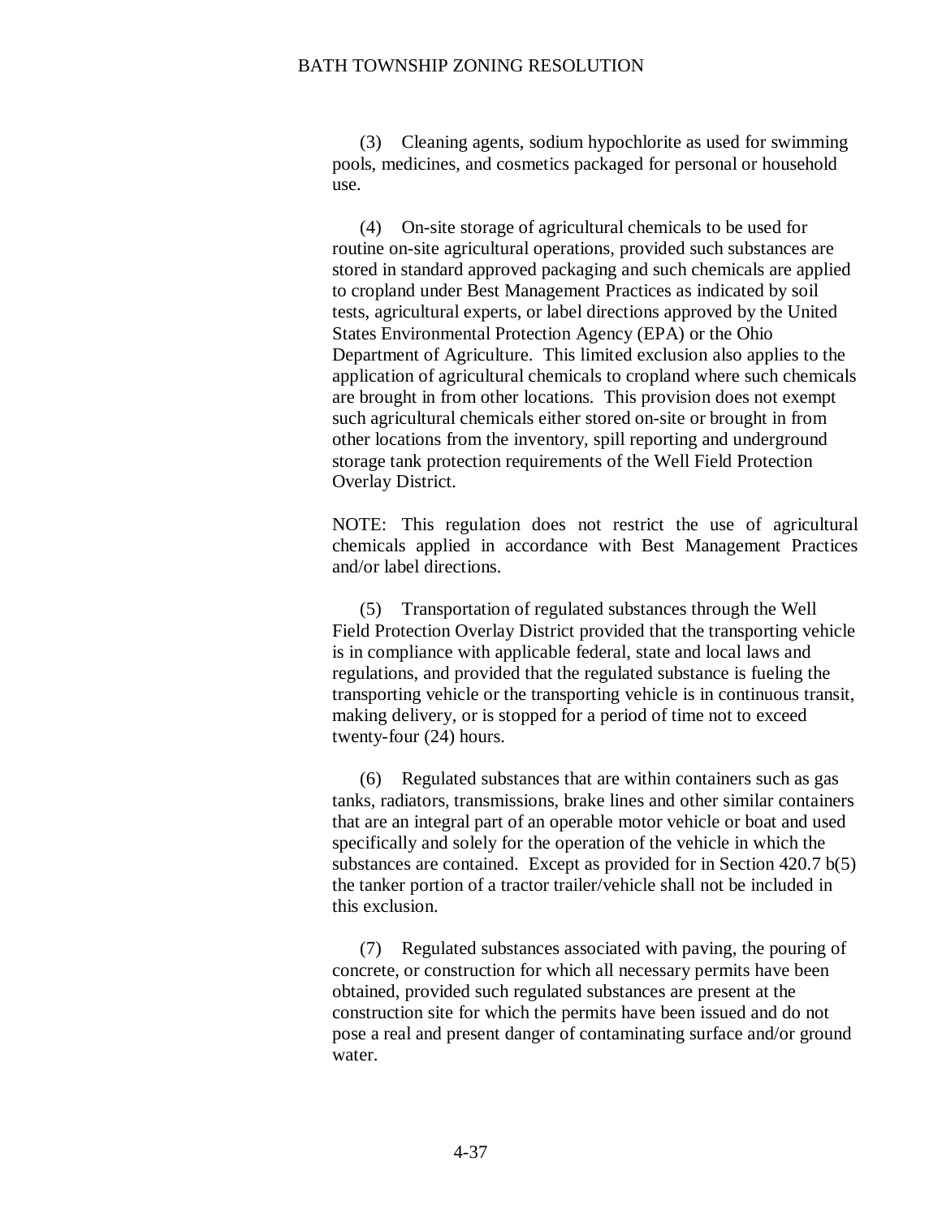(3) Cleaning agents, sodium hypochlorite as used for swimming pools, medicines, and cosmetics packaged for personal or household use.

(4) On-site storage of agricultural chemicals to be used for routine on-site agricultural operations, provided such substances are stored in standard approved packaging and such chemicals are applied to cropland under Best Management Practices as indicated by soil tests, agricultural experts, or label directions approved by the United States Environmental Protection Agency (EPA) or the Ohio Department of Agriculture. This limited exclusion also applies to the application of agricultural chemicals to cropland where such chemicals are brought in from other locations. This provision does not exempt such agricultural chemicals either stored on-site or brought in from other locations from the inventory, spill reporting and underground storage tank protection requirements of the Well Field Protection Overlay District.

NOTE: This regulation does not restrict the use of agricultural chemicals applied in accordance with Best Management Practices and/or label directions.

(5) Transportation of regulated substances through the Well Field Protection Overlay District provided that the transporting vehicle is in compliance with applicable federal, state and local laws and regulations, and provided that the regulated substance is fueling the transporting vehicle or the transporting vehicle is in continuous transit, making delivery, or is stopped for a period of time not to exceed twenty-four (24) hours.

(6) Regulated substances that are within containers such as gas tanks, radiators, transmissions, brake lines and other similar containers that are an integral part of an operable motor vehicle or boat and used specifically and solely for the operation of the vehicle in which the substances are contained. Except as provided for in Section 420.7 b(5) the tanker portion of a tractor trailer/vehicle shall not be included in this exclusion.

(7) Regulated substances associated with paving, the pouring of concrete, or construction for which all necessary permits have been obtained, provided such regulated substances are present at the construction site for which the permits have been issued and do not pose a real and present danger of contaminating surface and/or ground water.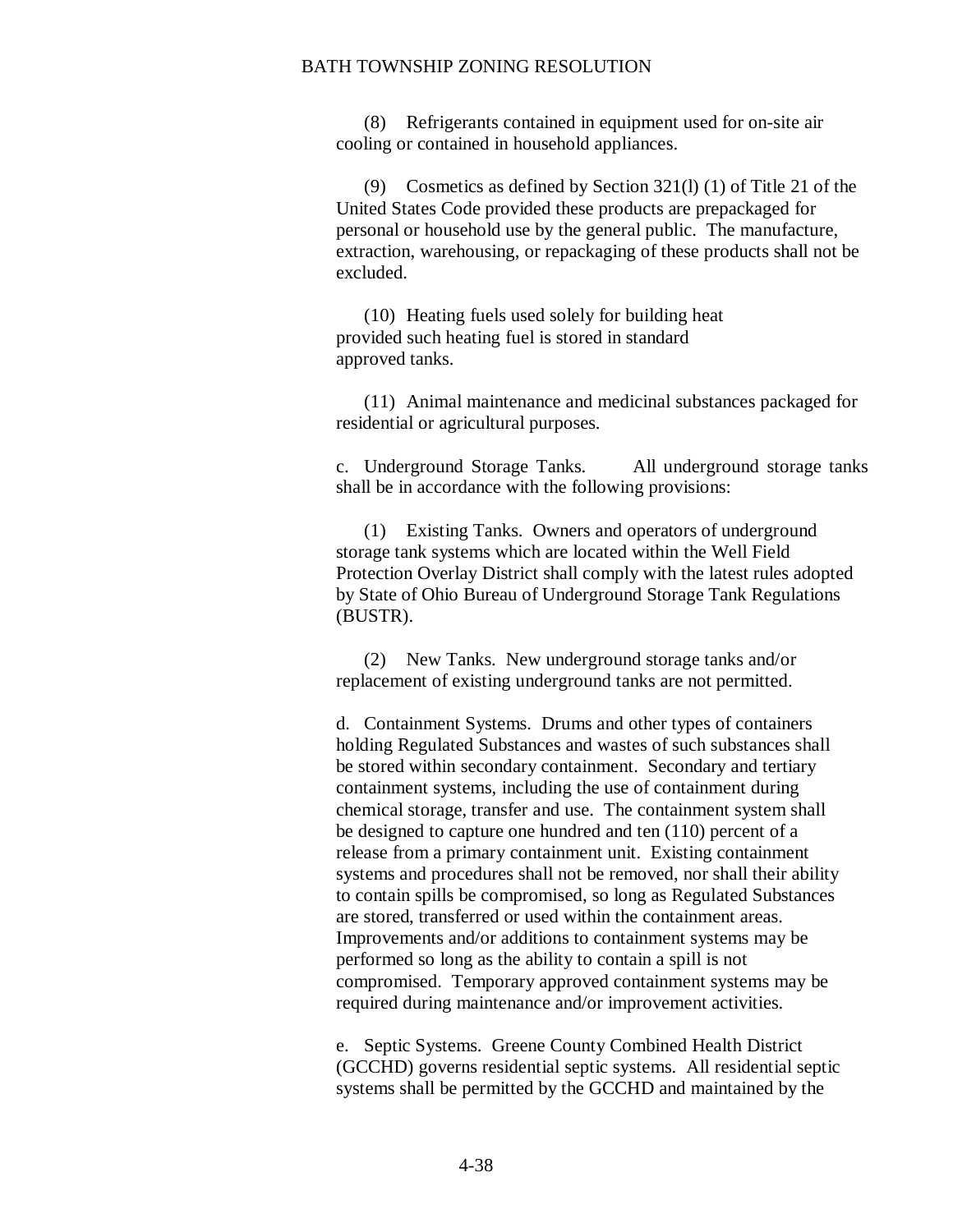(8) Refrigerants contained in equipment used for on-site air cooling or contained in household appliances.

(9) Cosmetics as defined by Section 321(l) (1) of Title 21 of the United States Code provided these products are prepackaged for personal or household use by the general public. The manufacture, extraction, warehousing, or repackaging of these products shall not be excluded.

(10) Heating fuels used solely for building heat provided such heating fuel is stored in standard approved tanks.

(11) Animal maintenance and medicinal substances packaged for residential or agricultural purposes.

c. Underground Storage Tanks. All underground storage tanks shall be in accordance with the following provisions:

(1) Existing Tanks. Owners and operators of underground storage tank systems which are located within the Well Field Protection Overlay District shall comply with the latest rules adopted by State of Ohio Bureau of Underground Storage Tank Regulations (BUSTR).

(2) New Tanks. New underground storage tanks and/or replacement of existing underground tanks are not permitted.

d. Containment Systems. Drums and other types of containers holding Regulated Substances and wastes of such substances shall be stored within secondary containment. Secondary and tertiary containment systems, including the use of containment during chemical storage, transfer and use. The containment system shall be designed to capture one hundred and ten (110) percent of a release from a primary containment unit. Existing containment systems and procedures shall not be removed, nor shall their ability to contain spills be compromised, so long as Regulated Substances are stored, transferred or used within the containment areas. Improvements and/or additions to containment systems may be performed so long as the ability to contain a spill is not compromised. Temporary approved containment systems may be required during maintenance and/or improvement activities.

e. Septic Systems. Greene County Combined Health District (GCCHD) governs residential septic systems. All residential septic systems shall be permitted by the GCCHD and maintained by the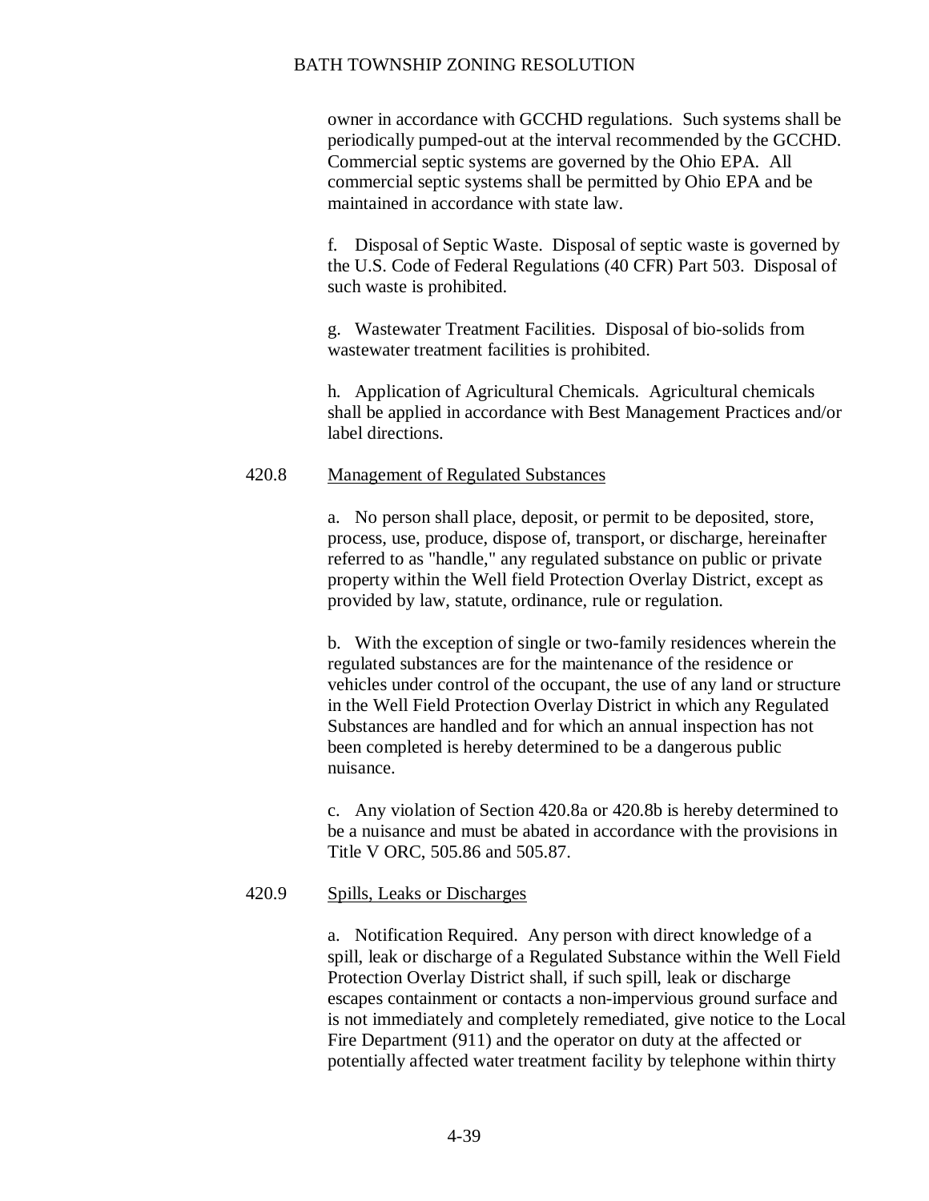owner in accordance with GCCHD regulations. Such systems shall be periodically pumped-out at the interval recommended by the GCCHD. Commercial septic systems are governed by the Ohio EPA. All commercial septic systems shall be permitted by Ohio EPA and be maintained in accordance with state law.

f. Disposal of Septic Waste. Disposal of septic waste is governed by the U.S. Code of Federal Regulations (40 CFR) Part 503. Disposal of such waste is prohibited.

g. Wastewater Treatment Facilities. Disposal of bio-solids from wastewater treatment facilities is prohibited.

h. Application of Agricultural Chemicals. Agricultural chemicals shall be applied in accordance with Best Management Practices and/or label directions.

420.8 Management of Regulated Substances

a. No person shall place, deposit, or permit to be deposited, store, process, use, produce, dispose of, transport, or discharge, hereinafter referred to as "handle," any regulated substance on public or private property within the Well field Protection Overlay District, except as provided by law, statute, ordinance, rule or regulation.

b. With the exception of single or two-family residences wherein the regulated substances are for the maintenance of the residence or vehicles under control of the occupant, the use of any land or structure in the Well Field Protection Overlay District in which any Regulated Substances are handled and for which an annual inspection has not been completed is hereby determined to be a dangerous public nuisance.

c. Any violation of Section 420.8a or 420.8b is hereby determined to be a nuisance and must be abated in accordance with the provisions in Title V ORC, 505.86 and 505.87.

420.9 Spills, Leaks or Discharges

a. Notification Required. Any person with direct knowledge of a spill, leak or discharge of a Regulated Substance within the Well Field Protection Overlay District shall, if such spill, leak or discharge escapes containment or contacts a non-impervious ground surface and is not immediately and completely remediated, give notice to the Local Fire Department (911) and the operator on duty at the affected or potentially affected water treatment facility by telephone within thirty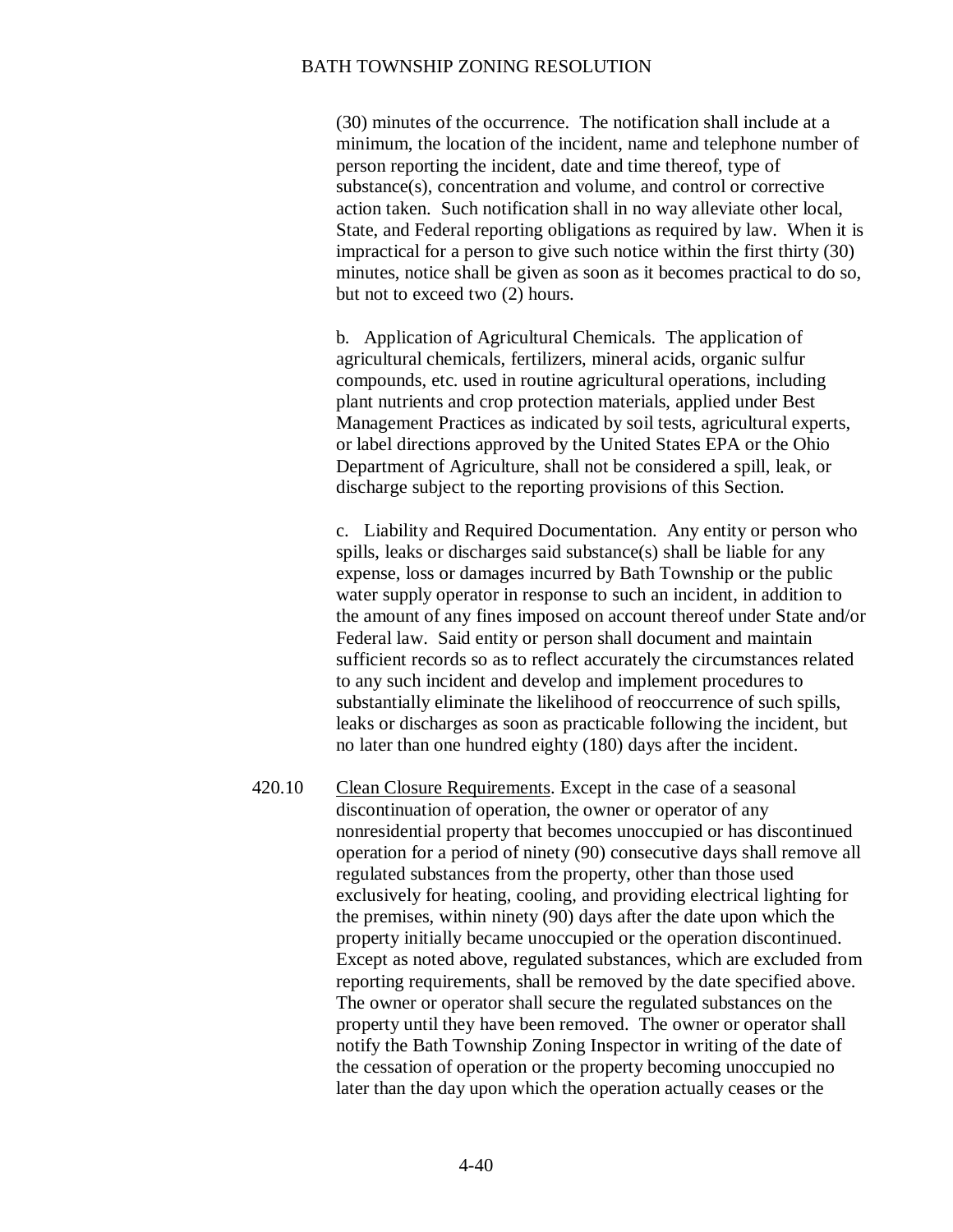(30) minutes of the occurrence. The notification shall include at a minimum, the location of the incident, name and telephone number of person reporting the incident, date and time thereof, type of substance(s), concentration and volume, and control or corrective action taken. Such notification shall in no way alleviate other local, State, and Federal reporting obligations as required by law. When it is impractical for a person to give such notice within the first thirty (30) minutes, notice shall be given as soon as it becomes practical to do so, but not to exceed two (2) hours.

b. Application of Agricultural Chemicals. The application of agricultural chemicals, fertilizers, mineral acids, organic sulfur compounds, etc. used in routine agricultural operations, including plant nutrients and crop protection materials, applied under Best Management Practices as indicated by soil tests, agricultural experts, or label directions approved by the United States EPA or the Ohio Department of Agriculture, shall not be considered a spill, leak, or discharge subject to the reporting provisions of this Section.

c. Liability and Required Documentation. Any entity or person who spills, leaks or discharges said substance(s) shall be liable for any expense, loss or damages incurred by Bath Township or the public water supply operator in response to such an incident, in addition to the amount of any fines imposed on account thereof under State and/or Federal law. Said entity or person shall document and maintain sufficient records so as to reflect accurately the circumstances related to any such incident and develop and implement procedures to substantially eliminate the likelihood of reoccurrence of such spills, leaks or discharges as soon as practicable following the incident, but no later than one hundred eighty (180) days after the incident.

420.10 Clean Closure Requirements. Except in the case of a seasonal discontinuation of operation, the owner or operator of any nonresidential property that becomes unoccupied or has discontinued operation for a period of ninety (90) consecutive days shall remove all regulated substances from the property, other than those used exclusively for heating, cooling, and providing electrical lighting for the premises, within ninety (90) days after the date upon which the property initially became unoccupied or the operation discontinued. Except as noted above, regulated substances, which are excluded from reporting requirements, shall be removed by the date specified above. The owner or operator shall secure the regulated substances on the property until they have been removed. The owner or operator shall notify the Bath Township Zoning Inspector in writing of the date of the cessation of operation or the property becoming unoccupied no later than the day upon which the operation actually ceases or the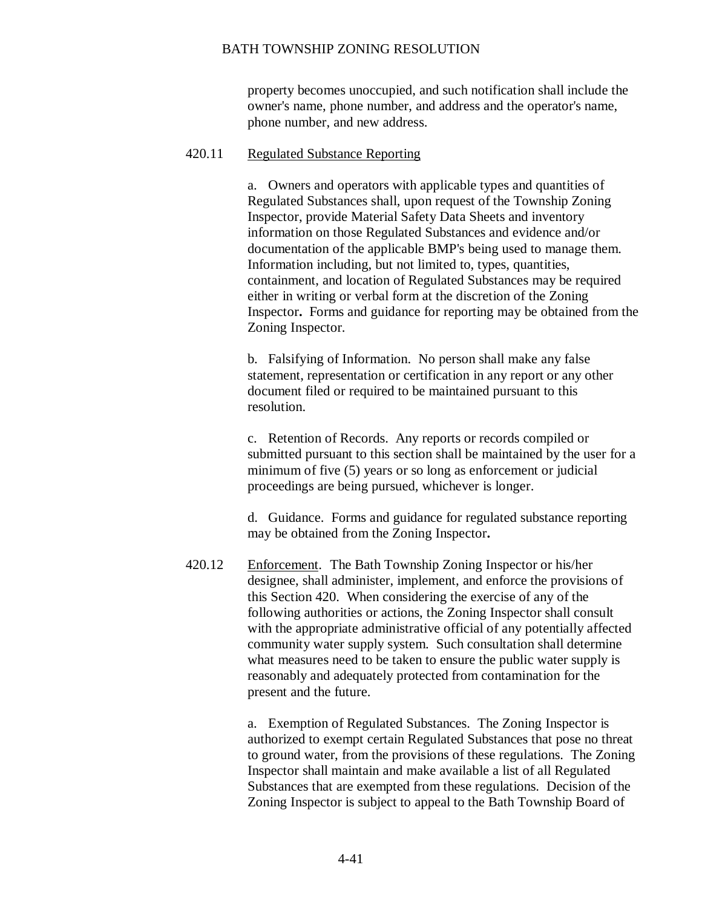property becomes unoccupied, and such notification shall include the owner's name, phone number, and address and the operator's name, phone number, and new address.

420.11 Regulated Substance Reporting

a. Owners and operators with applicable types and quantities of Regulated Substances shall, upon request of the Township Zoning Inspector, provide Material Safety Data Sheets and inventory information on those Regulated Substances and evidence and/or documentation of the applicable BMP's being used to manage them. Information including, but not limited to, types, quantities, containment, and location of Regulated Substances may be required either in writing or verbal form at the discretion of the Zoning Inspector**.** Forms and guidance for reporting may be obtained from the Zoning Inspector.

b. Falsifying of Information. No person shall make any false statement, representation or certification in any report or any other document filed or required to be maintained pursuant to this resolution.

c. Retention of Records. Any reports or records compiled or submitted pursuant to this section shall be maintained by the user for a minimum of five (5) years or so long as enforcement or judicial proceedings are being pursued, whichever is longer.

d. Guidance. Forms and guidance for regulated substance reporting may be obtained from the Zoning Inspector**.**

420.12 Enforcement. The Bath Township Zoning Inspector or his/her designee, shall administer, implement, and enforce the provisions of this Section 420. When considering the exercise of any of the following authorities or actions, the Zoning Inspector shall consult with the appropriate administrative official of any potentially affected community water supply system. Such consultation shall determine what measures need to be taken to ensure the public water supply is reasonably and adequately protected from contamination for the present and the future.

a. Exemption of Regulated Substances. The Zoning Inspector is authorized to exempt certain Regulated Substances that pose no threat to ground water, from the provisions of these regulations. The Zoning Inspector shall maintain and make available a list of all Regulated Substances that are exempted from these regulations. Decision of the Zoning Inspector is subject to appeal to the Bath Township Board of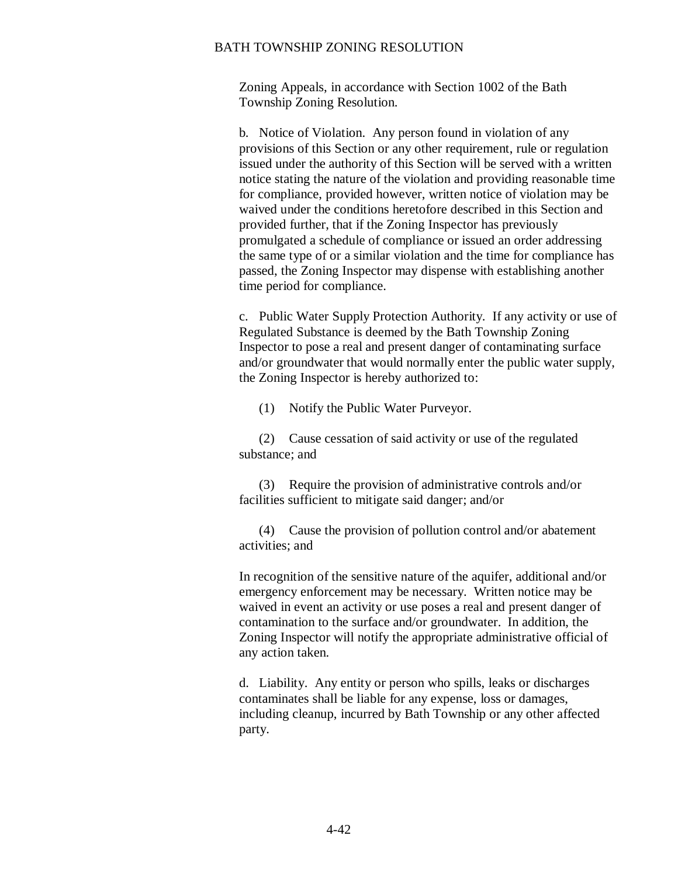Zoning Appeals, in accordance with Section 1002 of the Bath Township Zoning Resolution.

b. Notice of Violation. Any person found in violation of any provisions of this Section or any other requirement, rule or regulation issued under the authority of this Section will be served with a written notice stating the nature of the violation and providing reasonable time for compliance, provided however, written notice of violation may be waived under the conditions heretofore described in this Section and provided further, that if the Zoning Inspector has previously promulgated a schedule of compliance or issued an order addressing the same type of or a similar violation and the time for compliance has passed, the Zoning Inspector may dispense with establishing another time period for compliance.

c. Public Water Supply Protection Authority. If any activity or use of Regulated Substance is deemed by the Bath Township Zoning Inspector to pose a real and present danger of contaminating surface and/or groundwater that would normally enter the public water supply, the Zoning Inspector is hereby authorized to:

(1) Notify the Public Water Purveyor.

(2) Cause cessation of said activity or use of the regulated substance; and

(3) Require the provision of administrative controls and/or facilities sufficient to mitigate said danger; and/or

(4) Cause the provision of pollution control and/or abatement activities; and

In recognition of the sensitive nature of the aquifer, additional and/or emergency enforcement may be necessary. Written notice may be waived in event an activity or use poses a real and present danger of contamination to the surface and/or groundwater. In addition, the Zoning Inspector will notify the appropriate administrative official of any action taken.

d. Liability. Any entity or person who spills, leaks or discharges contaminates shall be liable for any expense, loss or damages, including cleanup, incurred by Bath Township or any other affected party.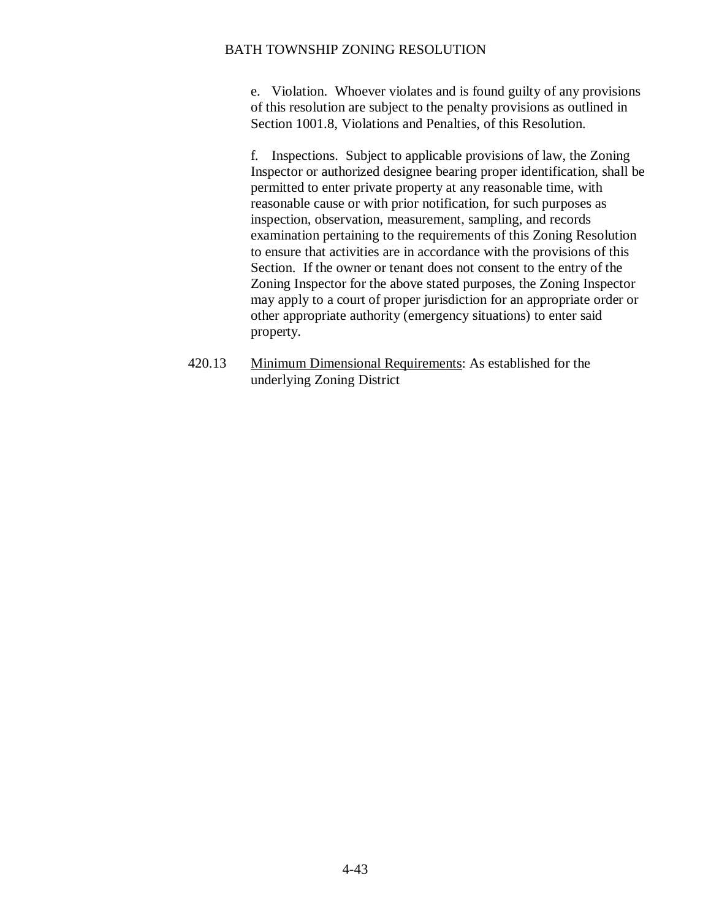e. Violation. Whoever violates and is found guilty of any provisions of this resolution are subject to the penalty provisions as outlined in Section 1001.8, Violations and Penalties, of this Resolution.

f. Inspections. Subject to applicable provisions of law, the Zoning Inspector or authorized designee bearing proper identification, shall be permitted to enter private property at any reasonable time, with reasonable cause or with prior notification, for such purposes as inspection, observation, measurement, sampling, and records examination pertaining to the requirements of this Zoning Resolution to ensure that activities are in accordance with the provisions of this Section. If the owner or tenant does not consent to the entry of the Zoning Inspector for the above stated purposes, the Zoning Inspector may apply to a court of proper jurisdiction for an appropriate order or other appropriate authority (emergency situations) to enter said property.

420.13 Minimum Dimensional Requirements: As established for the underlying Zoning District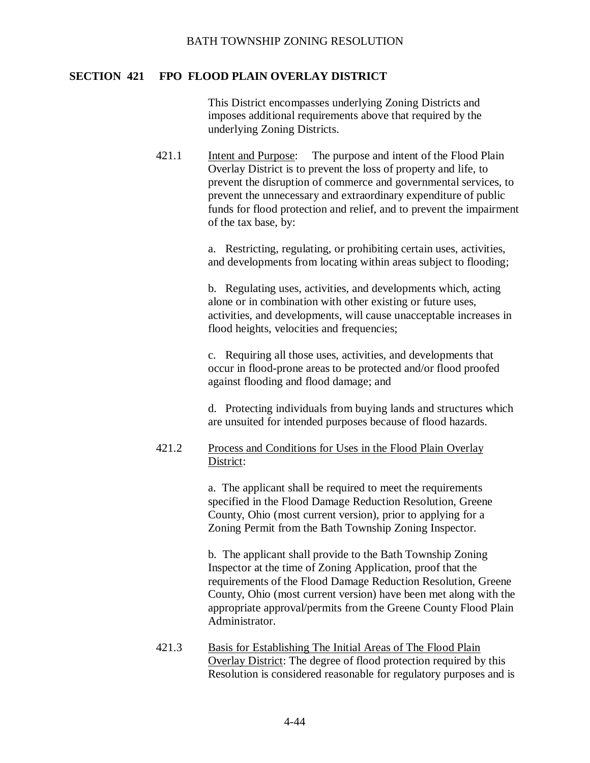## SECTION 421 FPO FLOOD PLAIN OVERLAY DISTRICT

This District encompasses underlying Zoning Districts and imposes additional requirements above that required by the underlying Zoning Districts.

421.1 Intent and Purpose: The purpose and intent of the Flood Plain Overlay District is to prevent the loss of property and life, to prevent the disruption of commerce and governmental services, to prevent the unnecessary and extraordinary expenditure of public funds for flood protection and relief, and to prevent the impairment of the tax base, by:

a. Restricting, regulating, or prohibiting certain uses, activities, and developments from locating within areas subject to flooding;

b. Regulating uses, activities, and developments which, acting alone or in combination with other existing or future uses, activities, and developments, will cause unacceptable increases in flood heights, velocities and frequencies;

c. Requiring all those uses, activities, and developments that occur in flood-prone areas to be protected and/or flood proofed against flooding and flood damage; and

d. Protecting individuals from buying lands and structures which are unsuited for intended purposes because of flood hazards.

421.2 Process and Conditions for Uses in the Flood Plain Overlay District:

a. The applicant shall be required to meet the requirements specified in the Flood Damage Reduction Resolution, Greene County, Ohio (most current version), prior to applying for a Zoning Permit from the Bath Township Zoning Inspector.

b. The applicant shall provide to the Bath Township Zoning Inspector at the time of Zoning Application, proof that the requirements of the Flood Damage Reduction Resolution, Greene County, Ohio (most current version) have been met along with the appropriate approval/permits from the Greene County Flood Plain Administrator.

421.3 Basis for Establishing The Initial Areas of The Flood Plain Overlay District: The degree of flood protection required by this Resolution is considered reasonable for regulatory purposes and is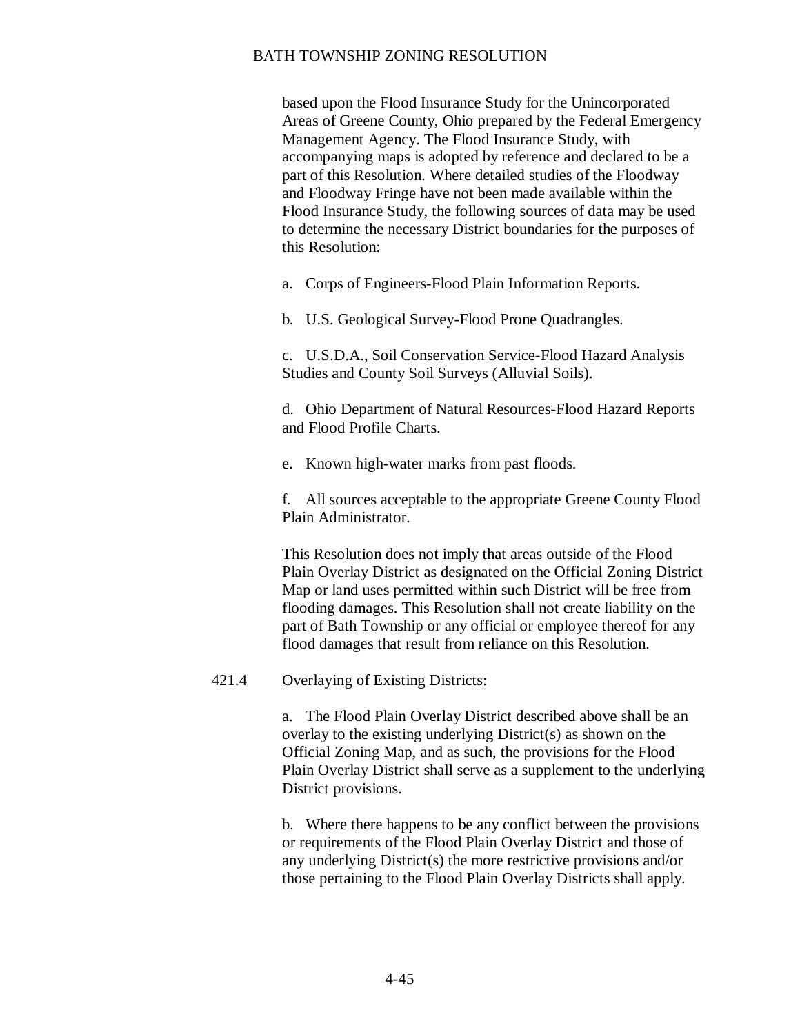based upon the Flood Insurance Study for the Unincorporated Areas of Greene County, Ohio prepared by the Federal Emergency Management Agency. The Flood Insurance Study, with accompanying maps is adopted by reference and declared to be a part of this Resolution. Where detailed studies of the Floodway and Floodway Fringe have not been made available within the Flood Insurance Study, the following sources of data may be used to determine the necessary District boundaries for the purposes of this Resolution:

a. Corps of Engineers-Flood Plain Information Reports.

b. U.S. Geological Survey-Flood Prone Quadrangles.

c. U.S.D.A., Soil Conservation Service-Flood Hazard Analysis Studies and County Soil Surveys (Alluvial Soils).

d. Ohio Department of Natural Resources-Flood Hazard Reports and Flood Profile Charts.

e. Known high-water marks from past floods.

f. All sources acceptable to the appropriate Greene County Flood Plain Administrator.

This Resolution does not imply that areas outside of the Flood Plain Overlay District as designated on the Official Zoning District Map or land uses permitted within such District will be free from flooding damages. This Resolution shall not create liability on the part of Bath Township or any official or employee thereof for any flood damages that result from reliance on this Resolution.

421.4 Overlaying of Existing Districts:

a. The Flood Plain Overlay District described above shall be an overlay to the existing underlying District(s) as shown on the Official Zoning Map, and as such, the provisions for the Flood Plain Overlay District shall serve as a supplement to the underlying District provisions.

b. Where there happens to be any conflict between the provisions or requirements of the Flood Plain Overlay District and those of any underlying District(s) the more restrictive provisions and/or those pertaining to the Flood Plain Overlay Districts shall apply.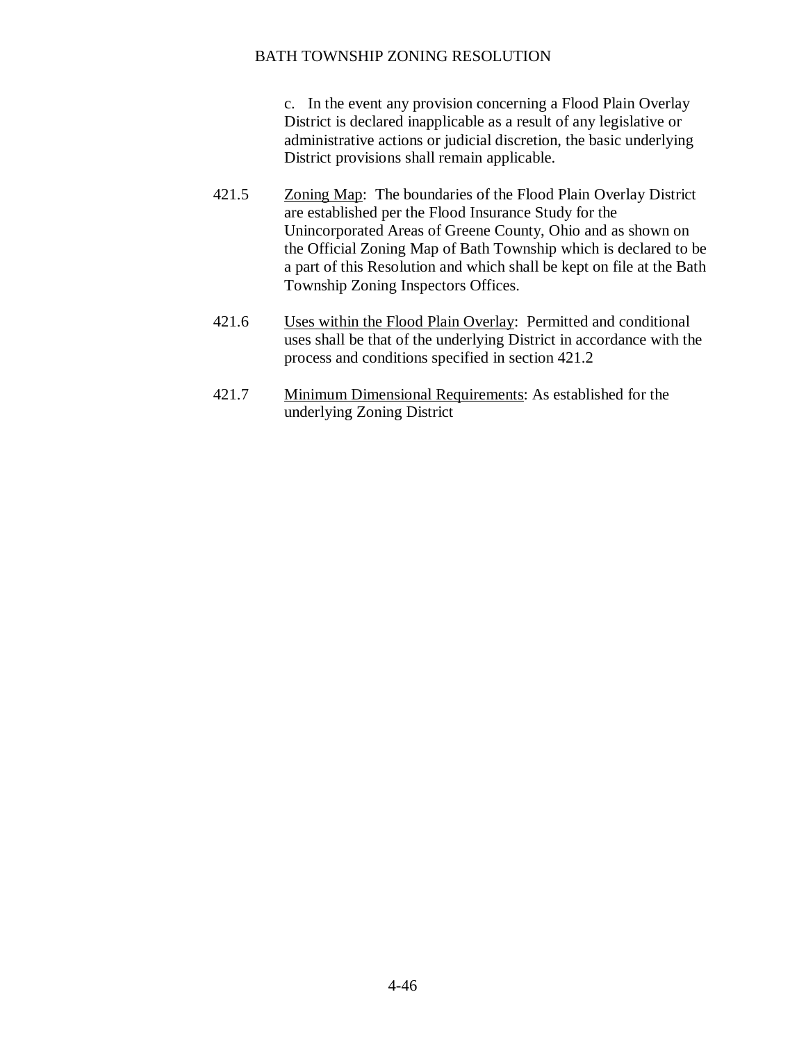c. In the event any provision concerning a Flood Plain Overlay District is declared inapplicable as a result of any legislative or administrative actions or judicial discretion, the basic underlying District provisions shall remain applicable.

421.5 Zoning Map: The boundaries of the Flood Plain Overlay District are established per the Flood Insurance Study for the Unincorporated Areas of Greene County, Ohio and as shown on the Official Zoning Map of Bath Township which is declared to be a part of this Resolution and which shall be kept on file at the Bath Township Zoning Inspectors Offices.

421.6 Uses within the Flood Plain Overlay: Permitted and conditional uses shall be that of the underlying District in accordance with the process and conditions specified in section 421.2

421.7 Minimum Dimensional Requirements: As established for the underlying Zoning District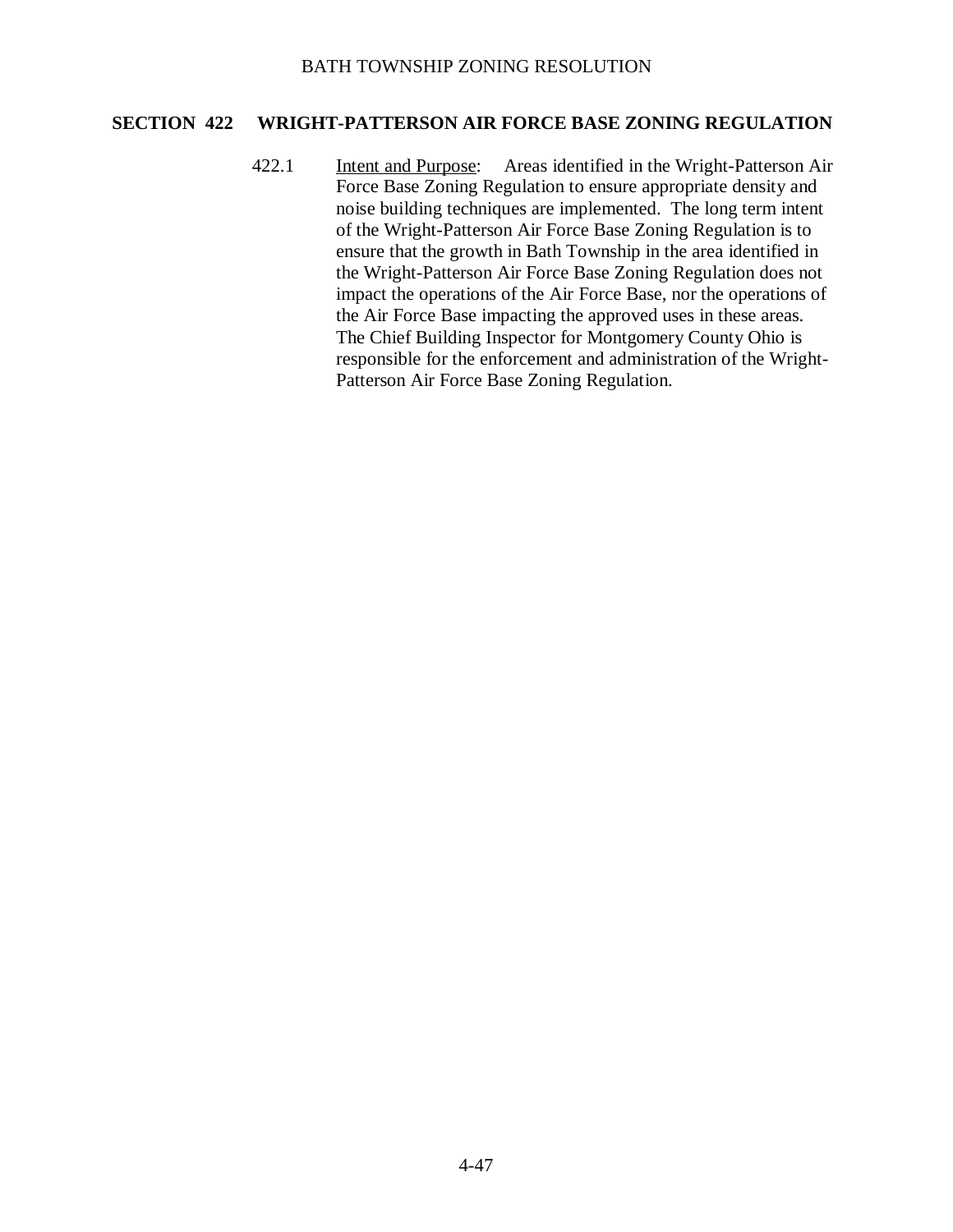## SECTION 422 WRIGHT-PATTERSON AIR FORCE BASE ZONING REGULATION

422.1 Intent and Purpose: Areas identified in the Wright-Patterson Air Force Base Zoning Regulation to ensure appropriate density and noise building techniques are implemented. The long term intent of the Wright-Patterson Air Force Base Zoning Regulation is to ensure that the growth in Bath Township in the area identified in the Wright-Patterson Air Force Base Zoning Regulation does not impact the operations of the Air Force Base, nor the operations of the Air Force Base impacting the approved uses in these areas. The Chief Building Inspector for Montgomery County Ohio is responsible for the enforcement and administration of the Wright-Patterson Air Force Base Zoning Regulation.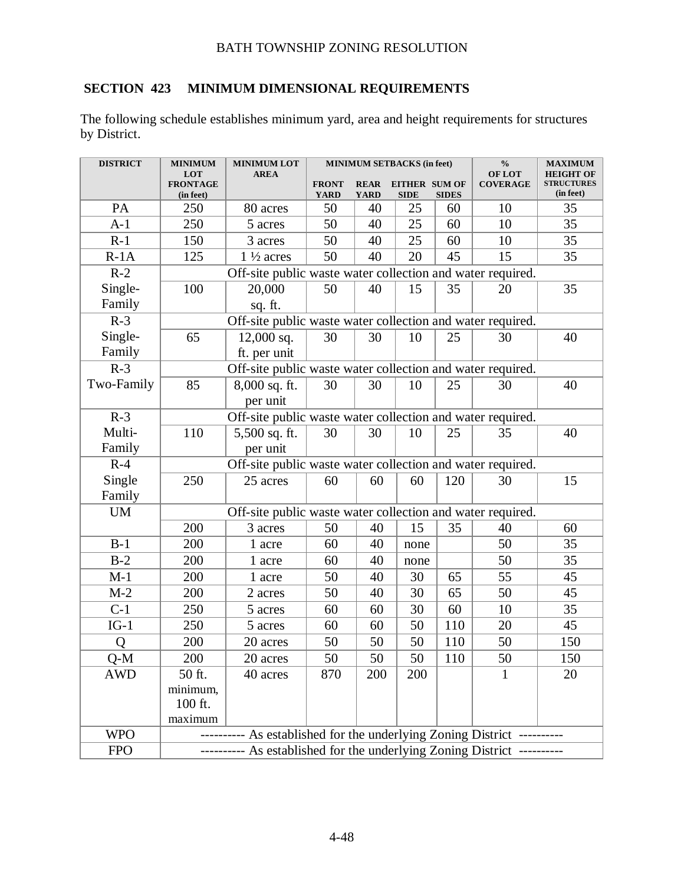## SECTION 423 MINIMUM DIMENSIONAL REQUIREMENTS

The following schedule establishes minimum yard, area and height requirements for structures by District.

| DISTRICT | MINIMUM LOT FRONTAGE (in feet) | MINIMUM LOT AREA | MINIMUM SETBACKS (in feet) | | | | % OF LOT COVERAGE | MAXIMUM HEIGHT OF STRUCTURES (in feet) |
|---|---|---|---|---|---|---|---|---|
| | | | FRONT YARD | REAR YARD | EITHER SIDE | SUM OF SIDES | | |
| PA | 250 | 80 acres | 50 | 40 | 25 | 60 | 10 | 35 |
| A-1 | 250 | 5 acres | 50 | 40 | 25 | 60 | 10 | 35 |
| R-1 | 150 | 3 acres | 50 | 40 | 25 | 60 | 10 | 35 |
| R-1A | 125 | 1 ½ acres | 50 | 40 | 20 | 45 | 15 | 35 |
| R-2 Single-Family | Off-site public waste water collection and water required. | | | | | | | |
| | 100 | 20,000 sq. ft. | 50 | 40 | 15 | 35 | 20 | 35 |
| R-3 Single-Family | Off-site public waste water collection and water required. | | | | | | | |
| | 65 | 12,000 sq. ft. per unit | 30 | 30 | 10 | 25 | 30 | 40 |
| R-3 Two-Family | Off-site public waste water collection and water required. | | | | | | | |
| | 85 | 8,000 sq. ft. per unit | 30 | 30 | 10 | 25 | 30 | 40 |
| R-3 Multi-Family | Off-site public waste water collection and water required. | | | | | | | |
| | 110 | 5,500 sq. ft. per unit | 30 | 30 | 10 | 25 | 35 | 40 |
| R-4 Single Family | Off-site public waste water collection and water required. | | | | | | | |
| | 250 | 25 acres | 60 | 60 | 60 | 120 | 30 | 15 |
| UM | Off-site public waste water collection and water required. | | | | | | | |
| | 200 | 3 acres | 50 | 40 | 15 | 35 | 40 | 60 |
| B-1 | 200 | 1 acre | 60 | 40 | none | | 50 | 35 |
| B-2 | 200 | 1 acre | 60 | 40 | none | | 50 | 35 |
| M-1 | 200 | 1 acre | 50 | 40 | 30 | 65 | 55 | 45 |
| M-2 | 200 | 2 acres | 50 | 40 | 30 | 65 | 50 | 45 |
| C-1 | 250 | 5 acres | 60 | 60 | 30 | 60 | 10 | 35 |
| IG-1 | 250 | 5 acres | 60 | 60 | 50 | 110 | 20 | 45 |
| Q | 200 | 20 acres | 50 | 50 | 50 | 110 | 50 | 150 |
| Q-M | 200 | 20 acres | 50 | 50 | 50 | 110 | 50 | 150 |
| AWD | 50 ft. minimum, 100 ft. maximum | 40 acres | 870 | 200 | 200 | | 1 | 20 |
| WPO | ---------- As established for the underlying Zoning District ---------- | | | | | | | |
| FPO | ---------- As established for the underlying Zoning District ---------- | | | | | | | |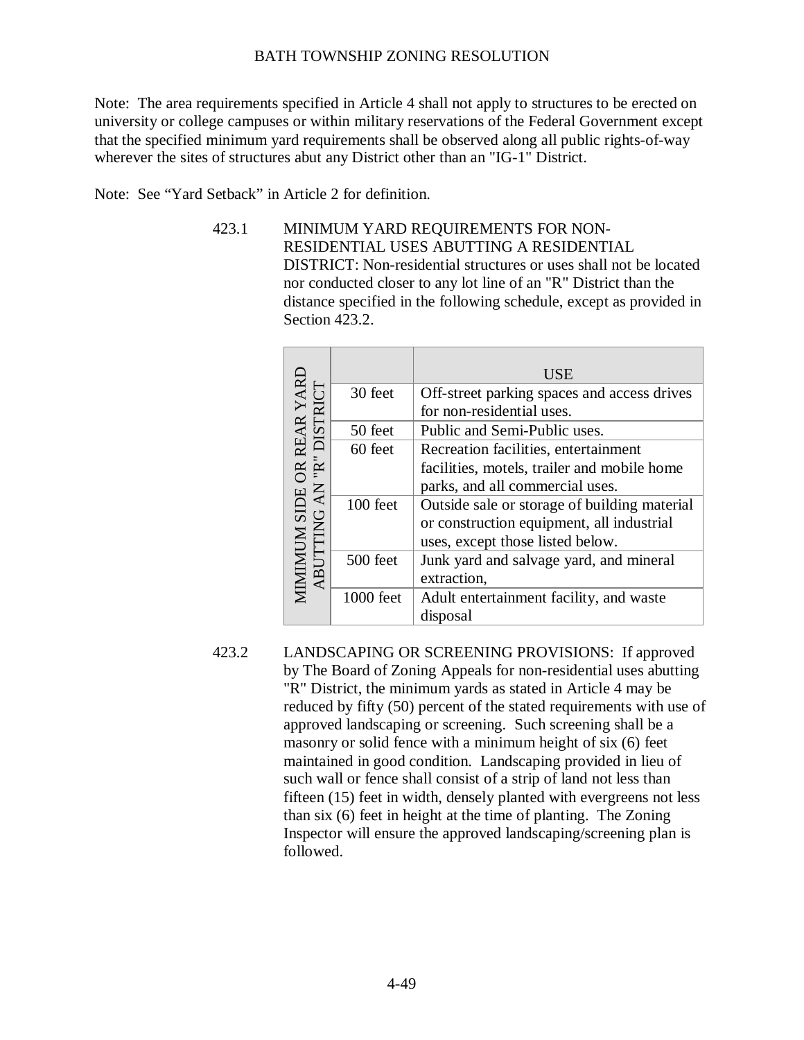Note: The area requirements specified in Article 4 shall not apply to structures to be erected on university or college campuses or within military reservations of the Federal Government except that the specified minimum yard requirements shall be observed along all public rights-of-way wherever the sites of structures abut any District other than an "IG-1" District.

Note: See "Yard Setback" in Article 2 for definition.

423.1 MINIMUM YARD REQUIREMENTS FOR NON-RESIDENTIAL USES ABUTTING A RESIDENTIAL DISTRICT: Non-residential structures or uses shall not be located nor conducted closer to any lot line of an "R" District than the distance specified in the following schedule, except as provided in Section 423.2.

| MIMIMUM SIDE OR REAR YARD ABUTTING AN "R" DISTRICT | USE |
|---|---|
| 30 feet | Off-street parking spaces and access drives for non-residential uses. |
| 50 feet | Public and Semi-Public uses. |
| 60 feet | Recreation facilities, entertainment facilities, motels, trailer and mobile home parks, and all commercial uses. |
| 100 feet | Outside sale or storage of building material or construction equipment, all industrial uses, except those listed below. |
| 500 feet | Junk yard and salvage yard, and mineral extraction, |
| 1000 feet | Adult entertainment facility, and waste disposal |

423.2 LANDSCAPING OR SCREENING PROVISIONS: If approved by The Board of Zoning Appeals for non-residential uses abutting "R" District, the minimum yards as stated in Article 4 may be reduced by fifty (50) percent of the stated requirements with use of approved landscaping or screening. Such screening shall be a masonry or solid fence with a minimum height of six (6) feet maintained in good condition. Landscaping provided in lieu of such wall or fence shall consist of a strip of land not less than fifteen (15) feet in width, densely planted with evergreens not less than six (6) feet in height at the time of planting. The Zoning Inspector will ensure the approved landscaping/screening plan is followed.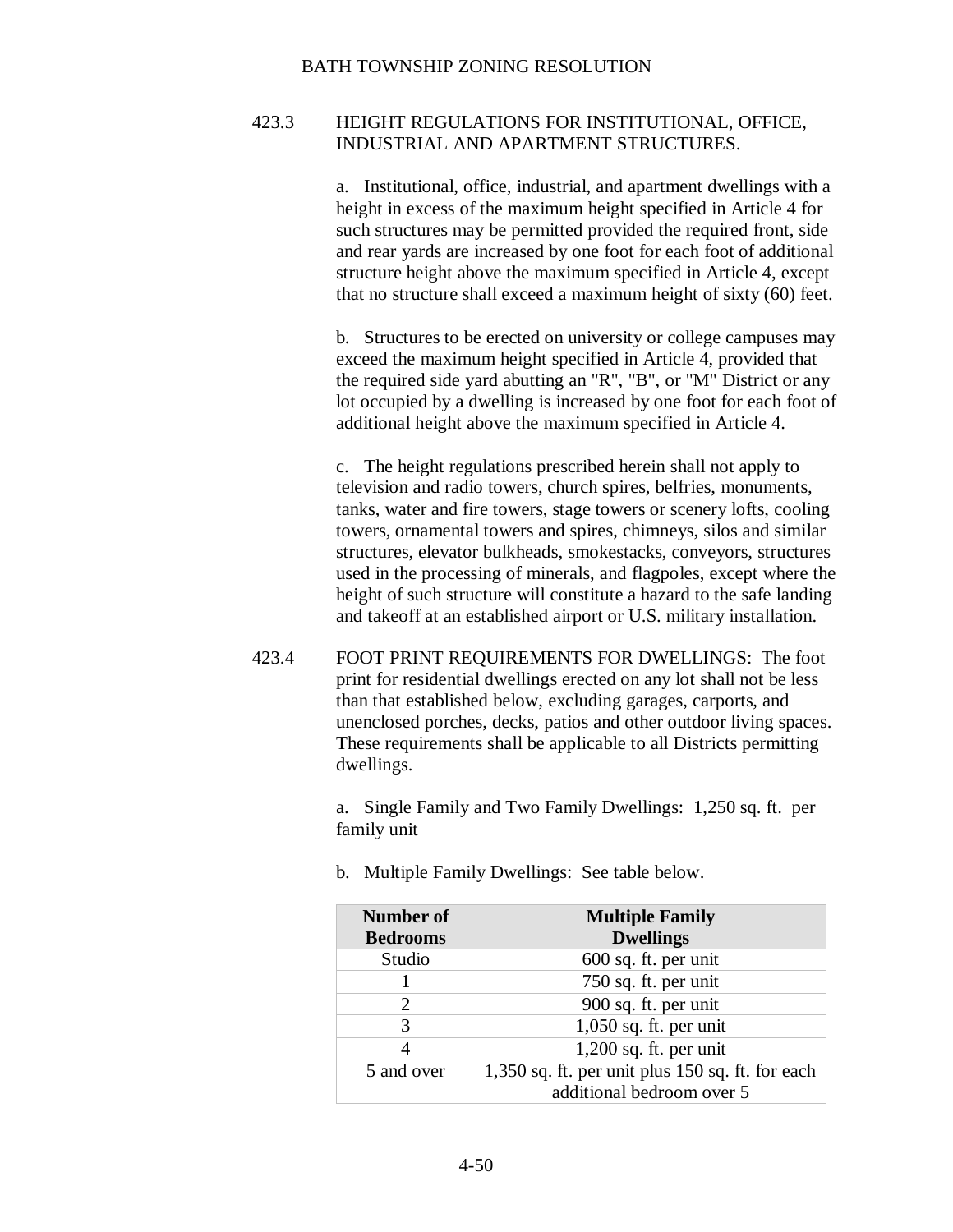### 423.3 HEIGHT REGULATIONS FOR INSTITUTIONAL, OFFICE, INDUSTRIAL AND APARTMENT STRUCTURES.

a. Institutional, office, industrial, and apartment dwellings with a height in excess of the maximum height specified in Article 4 for such structures may be permitted provided the required front, side and rear yards are increased by one foot for each foot of additional structure height above the maximum specified in Article 4, except that no structure shall exceed a maximum height of sixty (60) feet.

b. Structures to be erected on university or college campuses may exceed the maximum height specified in Article 4, provided that the required side yard abutting an "R", "B", or "M" District or any lot occupied by a dwelling is increased by one foot for each foot of additional height above the maximum specified in Article 4.

c. The height regulations prescribed herein shall not apply to television and radio towers, church spires, belfries, monuments, tanks, water and fire towers, stage towers or scenery lofts, cooling towers, ornamental towers and spires, chimneys, silos and similar structures, elevator bulkheads, smokestacks, conveyors, structures used in the processing of minerals, and flagpoles, except where the height of such structure will constitute a hazard to the safe landing and takeoff at an established airport or U.S. military installation.

### 423.4 FOOT PRINT REQUIREMENTS FOR DWELLINGS:

The foot print for residential dwellings erected on any lot shall not be less than that established below, excluding garages, carports, and unenclosed porches, decks, patios and other outdoor living spaces. These requirements shall be applicable to all Districts permitting dwellings.

a. Single Family and Two Family Dwellings: 1,250 sq. ft. per family unit

b. Multiple Family Dwellings: See table below.

| Number of Bedrooms | Multiple Family Dwellings |
|---|---|
| Studio | 600 sq. ft. per unit |
| 1 | 750 sq. ft. per unit |
| 2 | 900 sq. ft. per unit |
| 3 | 1,050 sq. ft. per unit |
| 4 | 1,200 sq. ft. per unit |
| 5 and over | 1,350 sq. ft. per unit plus 150 sq. ft. for each additional bedroom over 5 |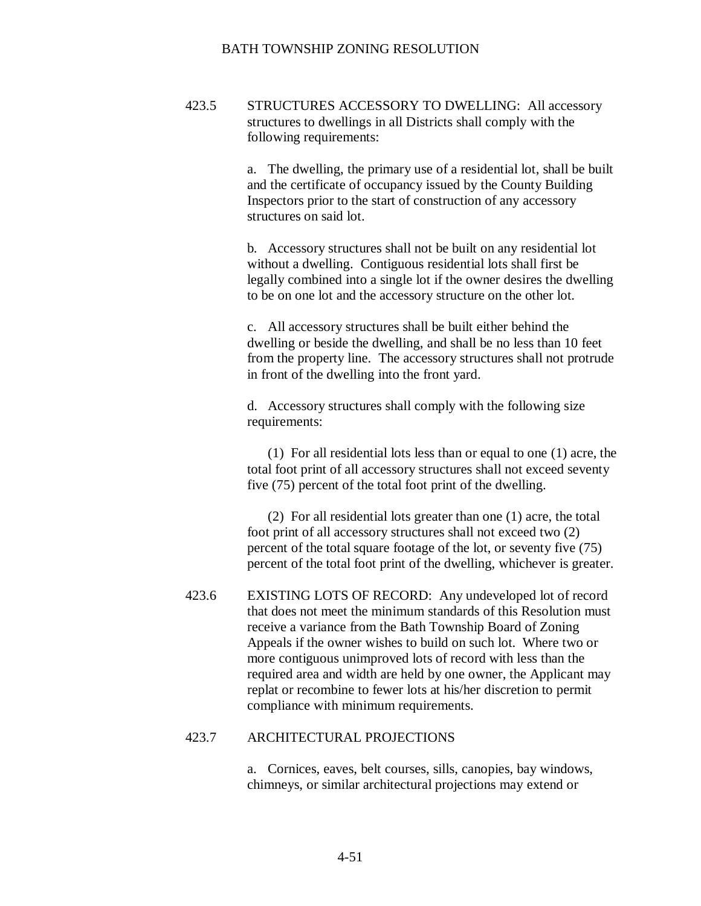423.5 STRUCTURES ACCESSORY TO DWELLING: All accessory structures to dwellings in all Districts shall comply with the following requirements:

a. The dwelling, the primary use of a residential lot, shall be built and the certificate of occupancy issued by the County Building Inspectors prior to the start of construction of any accessory structures on said lot.

b. Accessory structures shall not be built on any residential lot without a dwelling. Contiguous residential lots shall first be legally combined into a single lot if the owner desires the dwelling to be on one lot and the accessory structure on the other lot.

c. All accessory structures shall be built either behind the dwelling or beside the dwelling, and shall be no less than 10 feet from the property line. The accessory structures shall not protrude in front of the dwelling into the front yard.

d. Accessory structures shall comply with the following size requirements:

(1) For all residential lots less than or equal to one (1) acre, the total foot print of all accessory structures shall not exceed seventy five (75) percent of the total foot print of the dwelling.

(2) For all residential lots greater than one (1) acre, the total foot print of all accessory structures shall not exceed two (2) percent of the total square footage of the lot, or seventy five (75) percent of the total foot print of the dwelling, whichever is greater.

423.6 EXISTING LOTS OF RECORD: Any undeveloped lot of record that does not meet the minimum standards of this Resolution must receive a variance from the Bath Township Board of Zoning Appeals if the owner wishes to build on such lot. Where two or more contiguous unimproved lots of record with less than the required area and width are held by one owner, the Applicant may replat or recombine to fewer lots at his/her discretion to permit compliance with minimum requirements.

423.7 ARCHITECTURAL PROJECTIONS

a. Cornices, eaves, belt courses, sills, canopies, bay windows, chimneys, or similar architectural projections may extend or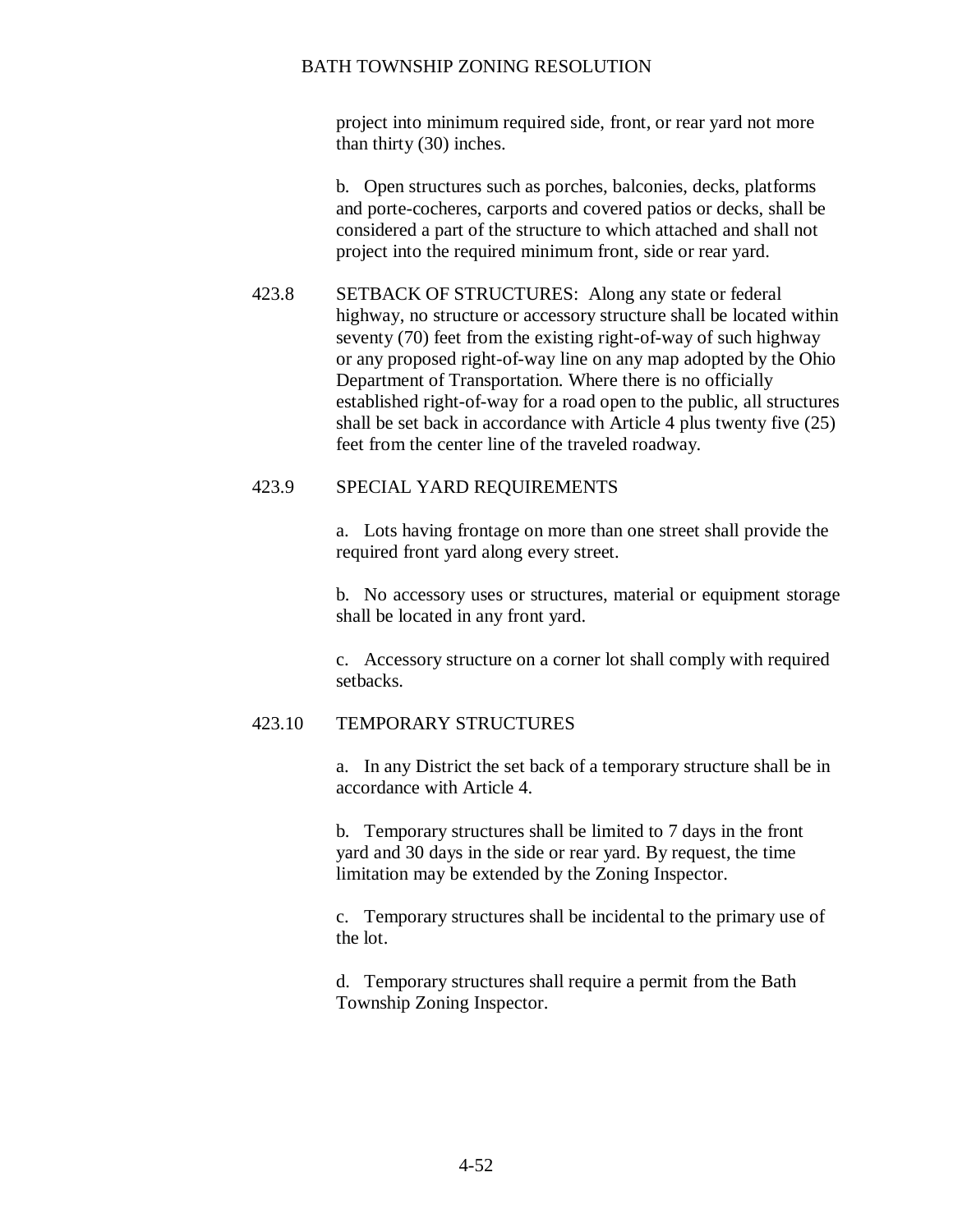project into minimum required side, front, or rear yard not more than thirty (30) inches.

b. Open structures such as porches, balconies, decks, platforms and porte-cocheres, carports and covered patios or decks, shall be considered a part of the structure to which attached and shall not project into the required minimum front, side or rear yard.

423.8 SETBACK OF STRUCTURES: Along any state or federal highway, no structure or accessory structure shall be located within seventy (70) feet from the existing right-of-way of such highway or any proposed right-of-way line on any map adopted by the Ohio Department of Transportation. Where there is no officially established right-of-way for a road open to the public, all structures shall be set back in accordance with Article 4 plus twenty five (25) feet from the center line of the traveled roadway.

423.9 SPECIAL YARD REQUIREMENTS

a. Lots having frontage on more than one street shall provide the required front yard along every street.

b. No accessory uses or structures, material or equipment storage shall be located in any front yard.

c. Accessory structure on a corner lot shall comply with required setbacks.

423.10 TEMPORARY STRUCTURES

a. In any District the set back of a temporary structure shall be in accordance with Article 4.

b. Temporary structures shall be limited to 7 days in the front yard and 30 days in the side or rear yard. By request, the time limitation may be extended by the Zoning Inspector.

c. Temporary structures shall be incidental to the primary use of the lot.

d. Temporary structures shall require a permit from the Bath Township Zoning Inspector.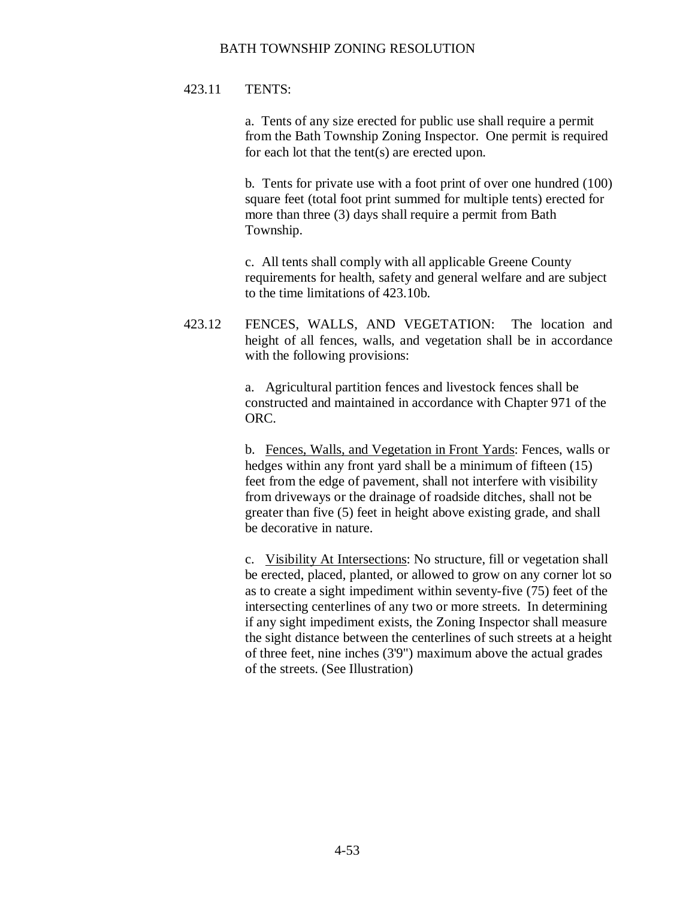423.11 TENTS:

a. Tents of any size erected for public use shall require a permit from the Bath Township Zoning Inspector. One permit is required for each lot that the tent(s) are erected upon.

b. Tents for private use with a foot print of over one hundred (100) square feet (total foot print summed for multiple tents) erected for more than three (3) days shall require a permit from Bath Township.

c. All tents shall comply with all applicable Greene County requirements for health, safety and general welfare and are subject to the time limitations of 423.10b.

423.12 FENCES, WALLS, AND VEGETATION: The location and height of all fences, walls, and vegetation shall be in accordance with the following provisions:

a. Agricultural partition fences and livestock fences shall be constructed and maintained in accordance with Chapter 971 of the ORC.

b. Fences, Walls, and Vegetation in Front Yards: Fences, walls or hedges within any front yard shall be a minimum of fifteen (15) feet from the edge of pavement, shall not interfere with visibility from driveways or the drainage of roadside ditches, shall not be greater than five (5) feet in height above existing grade, and shall be decorative in nature.

c. Visibility At Intersections: No structure, fill or vegetation shall be erected, placed, planted, or allowed to grow on any corner lot so as to create a sight impediment within seventy-five (75) feet of the intersecting centerlines of any two or more streets. In determining if any sight impediment exists, the Zoning Inspector shall measure the sight distance between the centerlines of such streets at a height of three feet, nine inches (3'9") maximum above the actual grades of the streets. (See Illustration)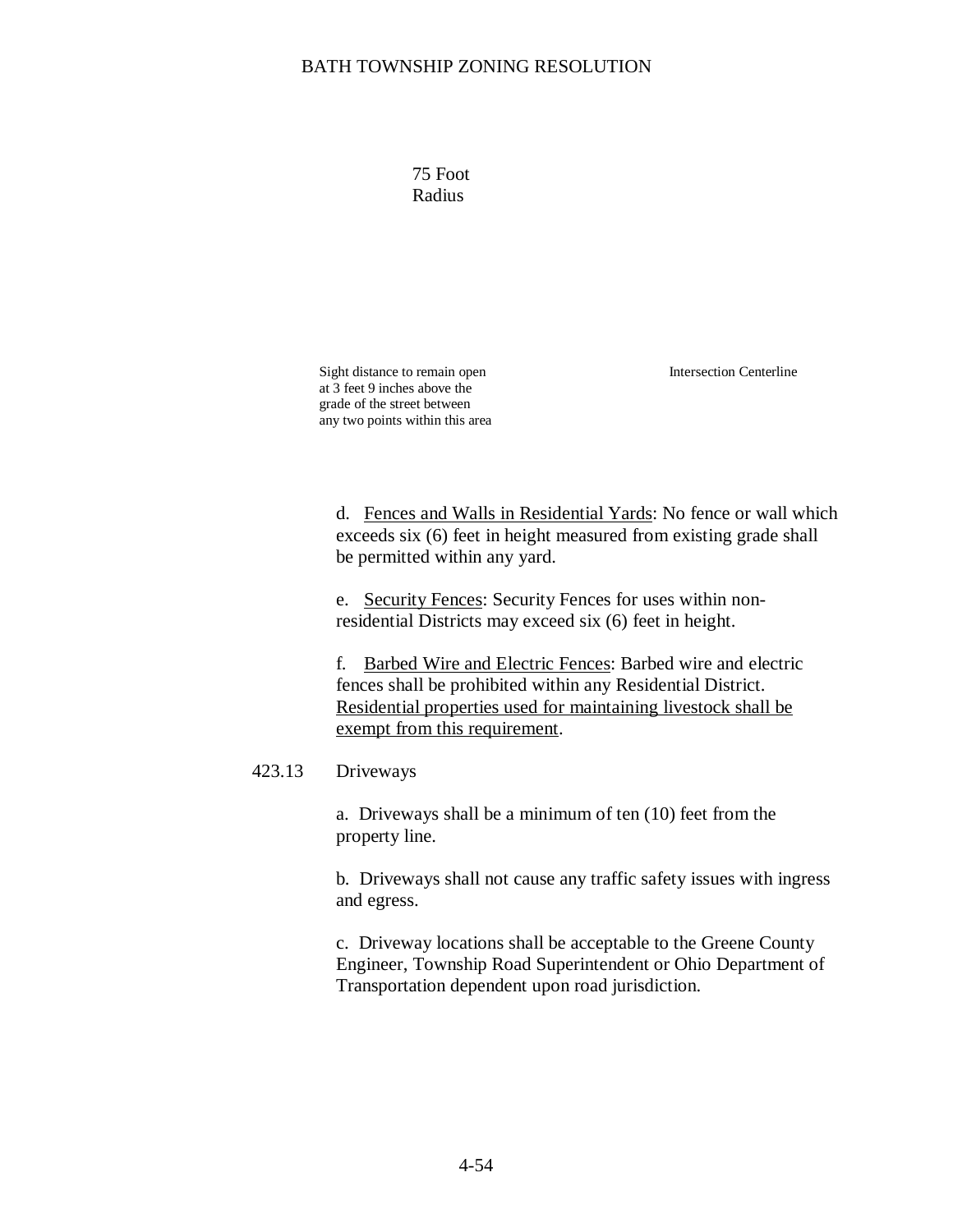75 Foot
Radius

Sight distance to remain open at 3 feet 9 inches above the grade of the street between any two points within this area

Intersection Centerline

d. Fences and Walls in Residential Yards: No fence or wall which exceeds six (6) feet in height measured from existing grade shall be permitted within any yard.

e. Security Fences: Security Fences for uses within non-residential Districts may exceed six (6) feet in height.

f. Barbed Wire and Electric Fences: Barbed wire and electric fences shall be prohibited within any Residential District. Residential properties used for maintaining livestock shall be exempt from this requirement.

423.13 Driveways

a. Driveways shall be a minimum of ten (10) feet from the property line.

b. Driveways shall not cause any traffic safety issues with ingress and egress.

c. Driveway locations shall be acceptable to the Greene County Engineer, Township Road Superintendent or Ohio Department of Transportation dependent upon road jurisdiction.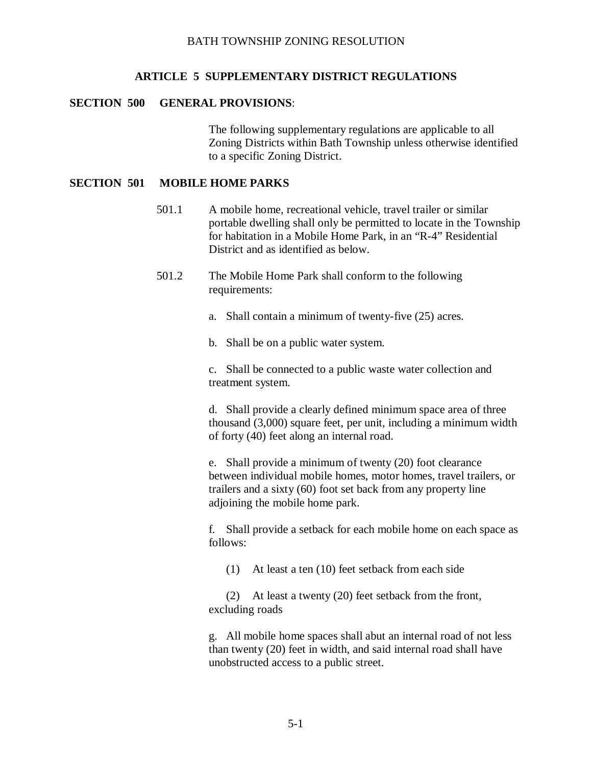## ARTICLE 5 SUPPLEMENTARY DISTRICT REGULATIONS

### SECTION 500 GENERAL PROVISIONS:

The following supplementary regulations are applicable to all Zoning Districts within Bath Township unless otherwise identified to a specific Zoning District.

### SECTION 501 MOBILE HOME PARKS

501.1 A mobile home, recreational vehicle, travel trailer or similar portable dwelling shall only be permitted to locate in the Township for habitation in a Mobile Home Park, in an "R-4" Residential District and as identified as below.

501.2 The Mobile Home Park shall conform to the following requirements:

a. Shall contain a minimum of twenty-five (25) acres.

b. Shall be on a public water system.

c. Shall be connected to a public waste water collection and treatment system.

d. Shall provide a clearly defined minimum space area of three thousand (3,000) square feet, per unit, including a minimum width of forty (40) feet along an internal road.

e. Shall provide a minimum of twenty (20) foot clearance between individual mobile homes, motor homes, travel trailers, or trailers and a sixty (60) foot set back from any property line adjoining the mobile home park.

f. Shall provide a setback for each mobile home on each space as follows:

(1) At least a ten (10) feet setback from each side

(2) At least a twenty (20) feet setback from the front, excluding roads

g. All mobile home spaces shall abut an internal road of not less than twenty (20) feet in width, and said internal road shall have unobstructed access to a public street.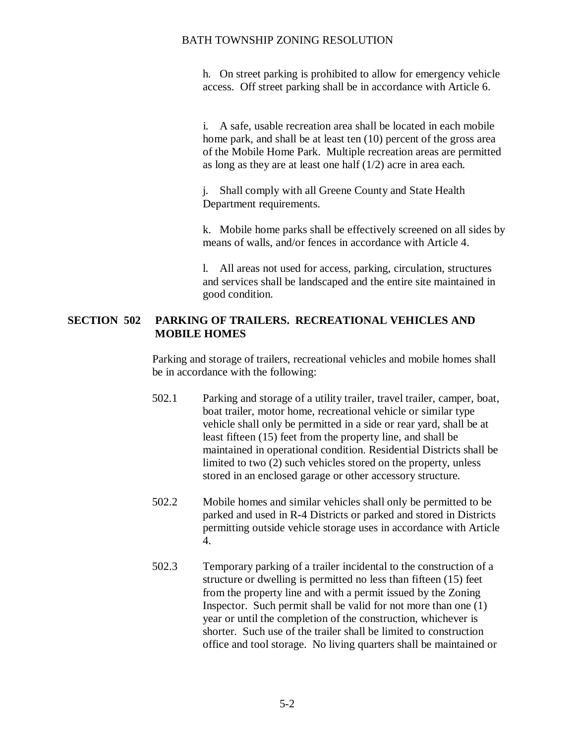h. On street parking is prohibited to allow for emergency vehicle access. Off street parking shall be in accordance with Article 6.

i. A safe, usable recreation area shall be located in each mobile home park, and shall be at least ten (10) percent of the gross area of the Mobile Home Park. Multiple recreation areas are permitted as long as they are at least one half (1/2) acre in area each.

j. Shall comply with all Greene County and State Health Department requirements.

k. Mobile home parks shall be effectively screened on all sides by means of walls, and/or fences in accordance with Article 4.

l. All areas not used for access, parking, circulation, structures and services shall be landscaped and the entire site maintained in good condition.

## SECTION 502 PARKING OF TRAILERS. RECREATIONAL VEHICLES AND MOBILE HOMES

Parking and storage of trailers, recreational vehicles and mobile homes shall be in accordance with the following:

502.1 Parking and storage of a utility trailer, travel trailer, camper, boat, boat trailer, motor home, recreational vehicle or similar type vehicle shall only be permitted in a side or rear yard, shall be at least fifteen (15) feet from the property line, and shall be maintained in operational condition. Residential Districts shall be limited to two (2) such vehicles stored on the property, unless stored in an enclosed garage or other accessory structure.

502.2 Mobile homes and similar vehicles shall only be permitted to be parked and used in R-4 Districts or parked and stored in Districts permitting outside vehicle storage uses in accordance with Article 4.

502.3 Temporary parking of a trailer incidental to the construction of a structure or dwelling is permitted no less than fifteen (15) feet from the property line and with a permit issued by the Zoning Inspector. Such permit shall be valid for not more than one (1) year or until the completion of the construction, whichever is shorter. Such use of the trailer shall be limited to construction office and tool storage. No living quarters shall be maintained or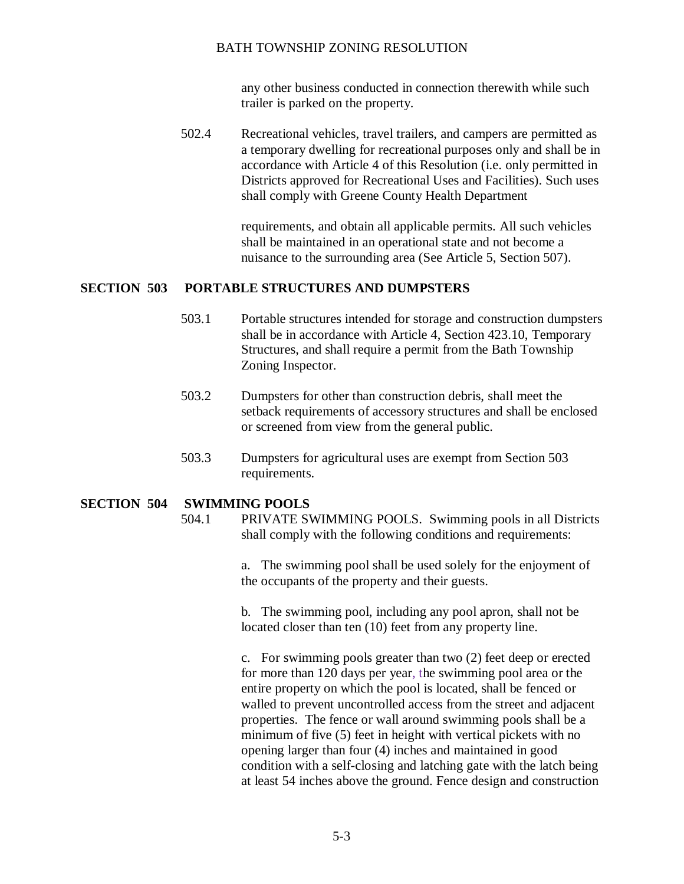any other business conducted in connection therewith while such trailer is parked on the property.

502.4 Recreational vehicles, travel trailers, and campers are permitted as a temporary dwelling for recreational purposes only and shall be in accordance with Article 4 of this Resolution (i.e. only permitted in Districts approved for Recreational Uses and Facilities). Such uses shall comply with Greene County Health Department

requirements, and obtain all applicable permits. All such vehicles shall be maintained in an operational state and not become a nuisance to the surrounding area (See Article 5, Section 507).

## SECTION 503 PORTABLE STRUCTURES AND DUMPSTERS

503.1 Portable structures intended for storage and construction dumpsters shall be in accordance with Article 4, Section 423.10, Temporary Structures, and shall require a permit from the Bath Township Zoning Inspector.

503.2 Dumpsters for other than construction debris, shall meet the setback requirements of accessory structures and shall be enclosed or screened from view from the general public.

503.3 Dumpsters for agricultural uses are exempt from Section 503 requirements.

## SECTION 504 SWIMMING POOLS

504.1 PRIVATE SWIMMING POOLS. Swimming pools in all Districts shall comply with the following conditions and requirements:

a. The swimming pool shall be used solely for the enjoyment of the occupants of the property and their guests.

b. The swimming pool, including any pool apron, shall not be located closer than ten (10) feet from any property line.

c. For swimming pools greater than two (2) feet deep or erected for more than 120 days per year, the swimming pool area or the entire property on which the pool is located, shall be fenced or walled to prevent uncontrolled access from the street and adjacent properties. The fence or wall around swimming pools shall be a minimum of five (5) feet in height with vertical pickets with no opening larger than four (4) inches and maintained in good condition with a self-closing and latching gate with the latch being at least 54 inches above the ground. Fence design and construction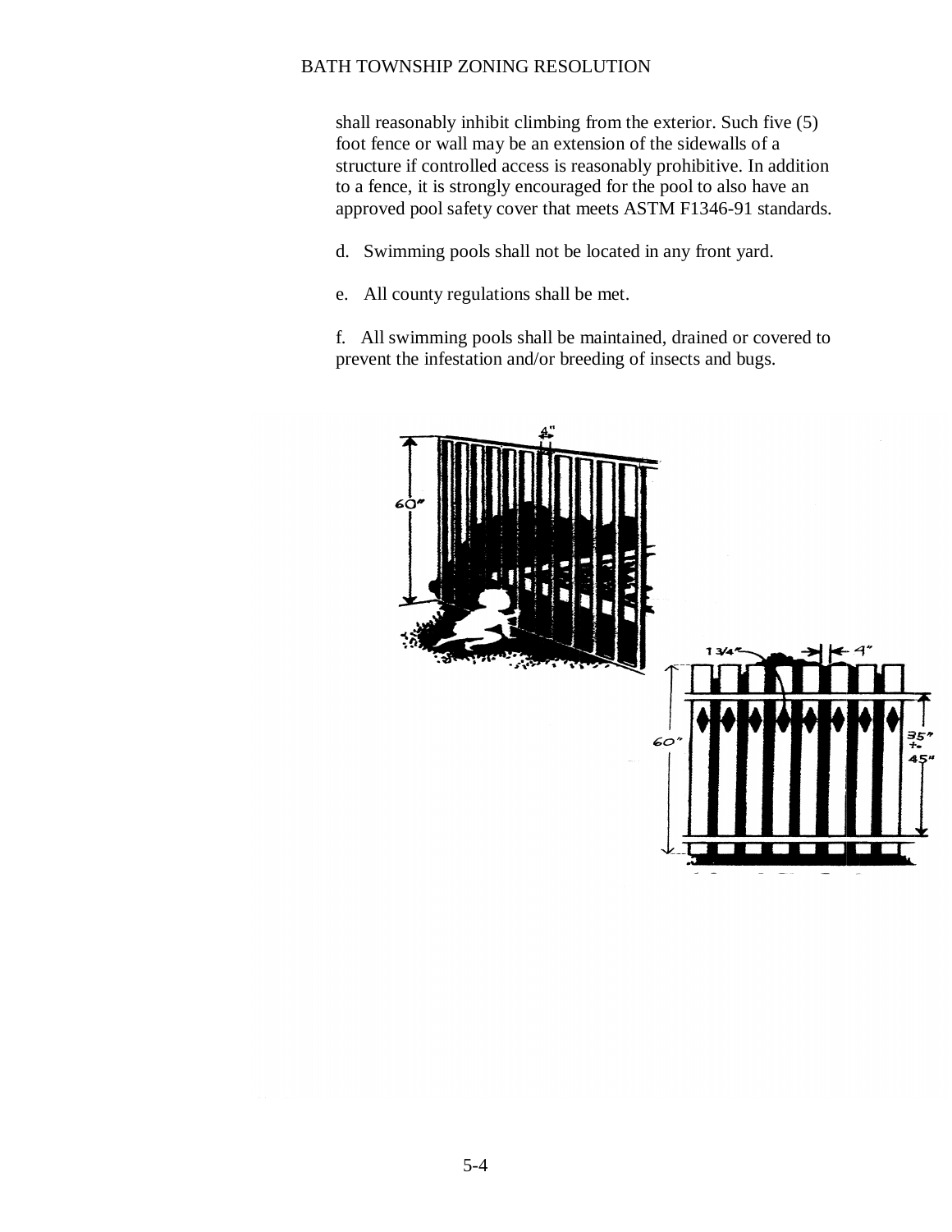shall reasonably inhibit climbing from the exterior. Such five (5) foot fence or wall may be an extension of the sidewalls of a structure if controlled access is reasonably prohibitive. In addition to a fence, it is strongly encouraged for the pool to also have an approved pool safety cover that meets ASTM F1346-91 standards.

d. Swimming pools shall not be located in any front yard.

e. All county regulations shall be met.

f. All swimming pools shall be maintained, drained or covered to prevent the infestation and/or breeding of insects and bugs.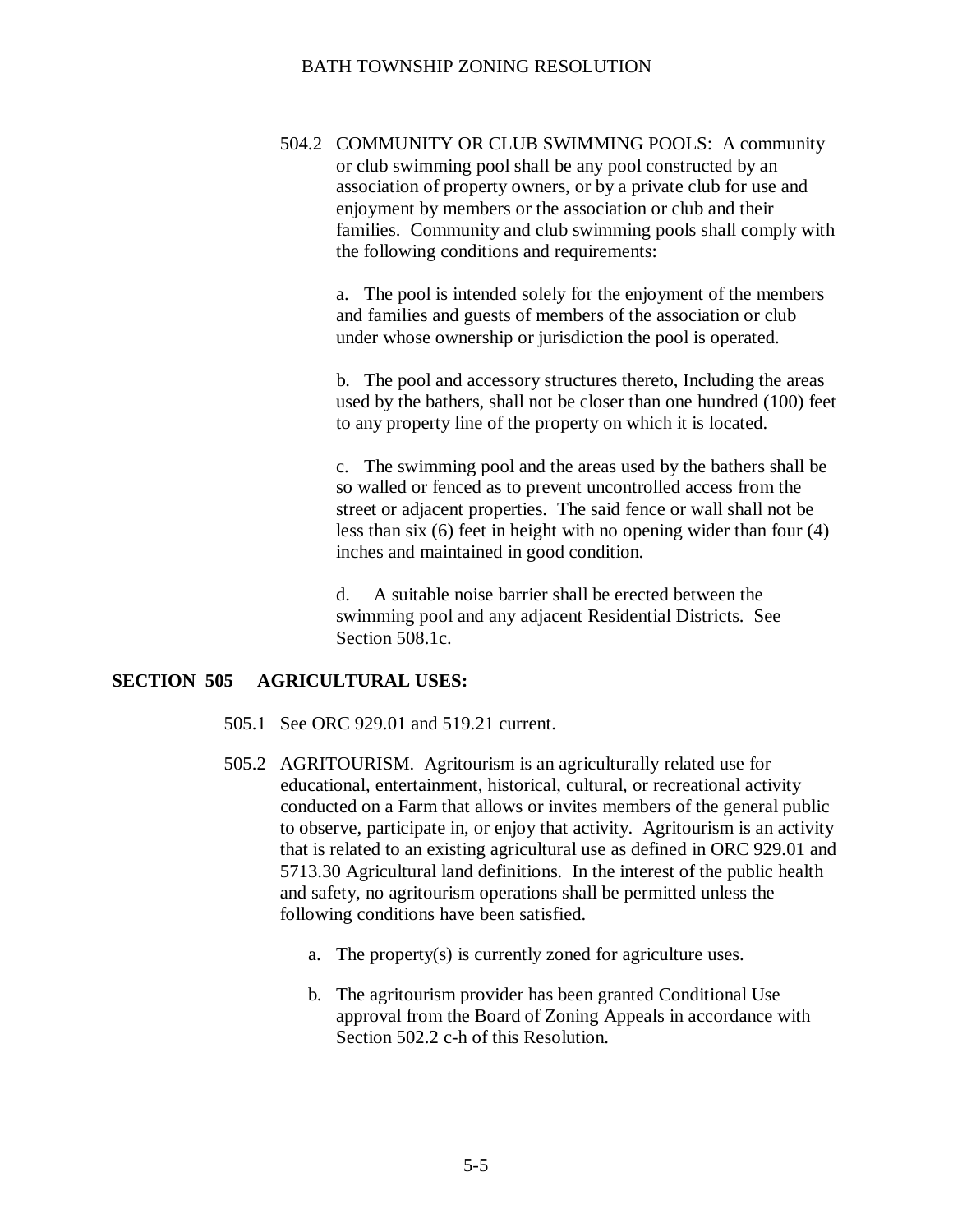504.2 COMMUNITY OR CLUB SWIMMING POOLS: A community or club swimming pool shall be any pool constructed by an association of property owners, or by a private club for use and enjoyment by members or the association or club and their families. Community and club swimming pools shall comply with the following conditions and requirements:

a. The pool is intended solely for the enjoyment of the members and families and guests of members of the association or club under whose ownership or jurisdiction the pool is operated.

b. The pool and accessory structures thereto, Including the areas used by the bathers, shall not be closer than one hundred (100) feet to any property line of the property on which it is located.

c. The swimming pool and the areas used by the bathers shall be so walled or fenced as to prevent uncontrolled access from the street or adjacent properties. The said fence or wall shall not be less than six (6) feet in height with no opening wider than four (4) inches and maintained in good condition.

d. A suitable noise barrier shall be erected between the swimming pool and any adjacent Residential Districts. See Section 508.1c.

## SECTION 505 AGRICULTURAL USES:

505.1 See ORC 929.01 and 519.21 current.

505.2 AGRITOURISM. Agritourism is an agriculturally related use for educational, entertainment, historical, cultural, or recreational activity conducted on a Farm that allows or invites members of the general public to observe, participate in, or enjoy that activity. Agritourism is an activity that is related to an existing agricultural use as defined in ORC 929.01 and 5713.30 Agricultural land definitions. In the interest of the public health and safety, no agritourism operations shall be permitted unless the following conditions have been satisfied.

a. The property(s) is currently zoned for agriculture uses.

b. The agritourism provider has been granted Conditional Use approval from the Board of Zoning Appeals in accordance with Section 502.2 c-h of this Resolution.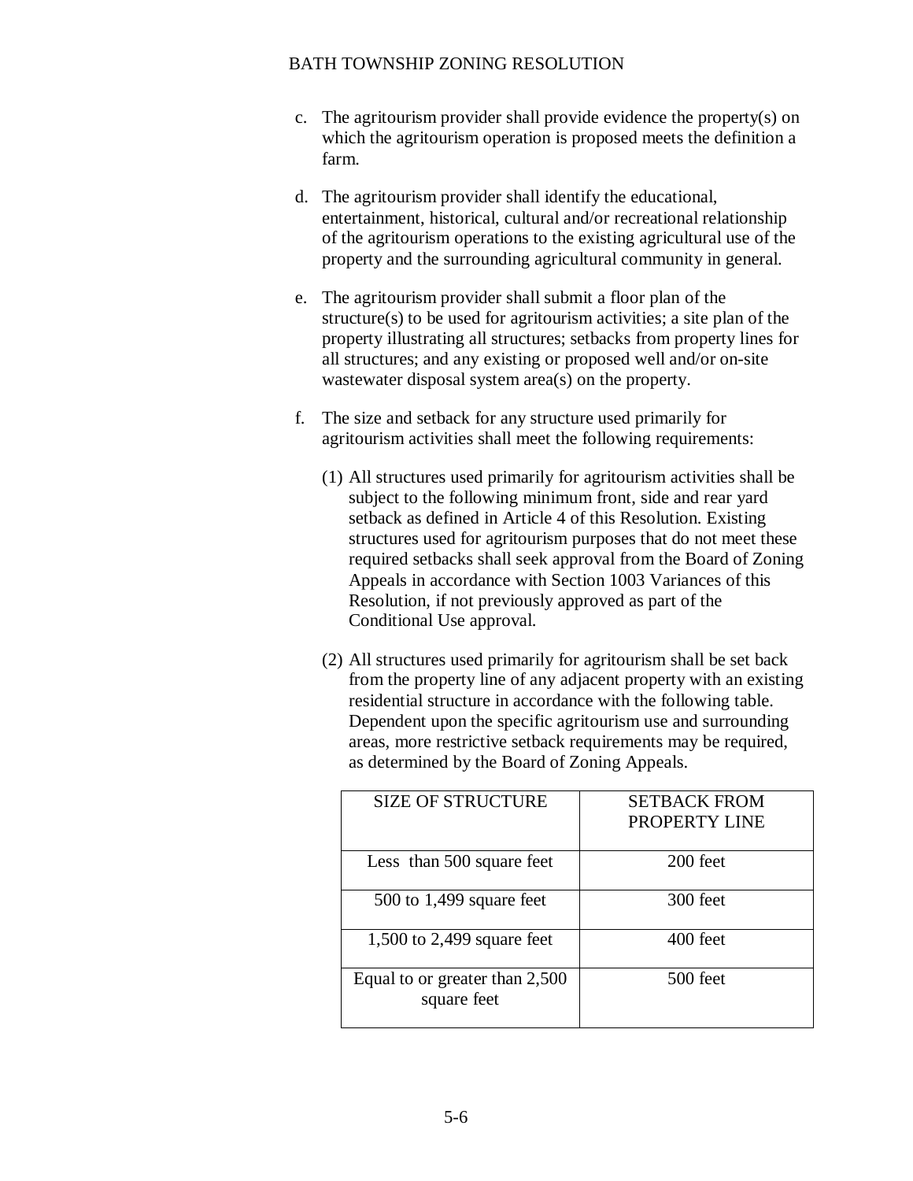c. The agritourism provider shall provide evidence the property(s) on which the agritourism operation is proposed meets the definition a farm.

d. The agritourism provider shall identify the educational, entertainment, historical, cultural and/or recreational relationship of the agritourism operations to the existing agricultural use of the property and the surrounding agricultural community in general.

e. The agritourism provider shall submit a floor plan of the structure(s) to be used for agritourism activities; a site plan of the property illustrating all structures; setbacks from property lines for all structures; and any existing or proposed well and/or on-site wastewater disposal system area(s) on the property.

f. The size and setback for any structure used primarily for agritourism activities shall meet the following requirements:

   (1) All structures used primarily for agritourism activities shall be subject to the following minimum front, side and rear yard setback as defined in Article 4 of this Resolution. Existing structures used for agritourism purposes that do not meet these required setbacks shall seek approval from the Board of Zoning Appeals in accordance with Section 1003 Variances of this Resolution, if not previously approved as part of the Conditional Use approval.

   (2) All structures used primarily for agritourism shall be set back from the property line of any adjacent property with an existing residential structure in accordance with the following table. Dependent upon the specific agritourism use and surrounding areas, more restrictive setback requirements may be required, as determined by the Board of Zoning Appeals.

| SIZE OF STRUCTURE | SETBACK FROM PROPERTY LINE |
|---|---|
| Less than 500 square feet | 200 feet |
| 500 to 1,499 square feet | 300 feet |
| 1,500 to 2,499 square feet | 400 feet |
| Equal to or greater than 2,500 square feet | 500 feet |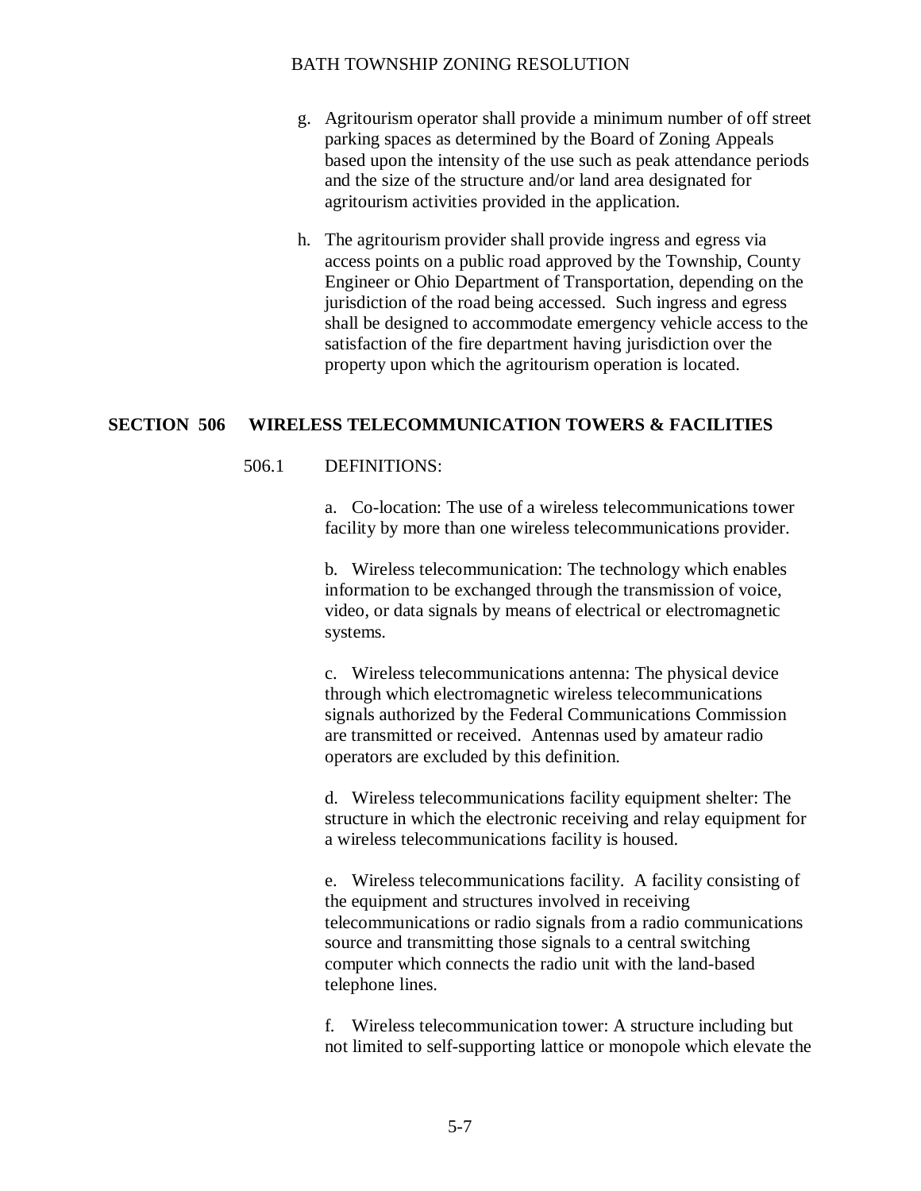g. Agritourism operator shall provide a minimum number of off street parking spaces as determined by the Board of Zoning Appeals based upon the intensity of the use such as peak attendance periods and the size of the structure and/or land area designated for agritourism activities provided in the application.

h. The agritourism provider shall provide ingress and egress via access points on a public road approved by the Township, County Engineer or Ohio Department of Transportation, depending on the jurisdiction of the road being accessed. Such ingress and egress shall be designed to accommodate emergency vehicle access to the satisfaction of the fire department having jurisdiction over the property upon which the agritourism operation is located.

## SECTION 506 WIRELESS TELECOMMUNICATION TOWERS & FACILITIES

506.1 DEFINITIONS:

a. Co-location: The use of a wireless telecommunications tower facility by more than one wireless telecommunications provider.

b. Wireless telecommunication: The technology which enables information to be exchanged through the transmission of voice, video, or data signals by means of electrical or electromagnetic systems.

c. Wireless telecommunications antenna: The physical device through which electromagnetic wireless telecommunications signals authorized by the Federal Communications Commission are transmitted or received. Antennas used by amateur radio operators are excluded by this definition.

d. Wireless telecommunications facility equipment shelter: The structure in which the electronic receiving and relay equipment for a wireless telecommunications facility is housed.

e. Wireless telecommunications facility. A facility consisting of the equipment and structures involved in receiving telecommunications or radio signals from a radio communications source and transmitting those signals to a central switching computer which connects the radio unit with the land-based telephone lines.

f. Wireless telecommunication tower: A structure including but not limited to self-supporting lattice or monopole which elevate the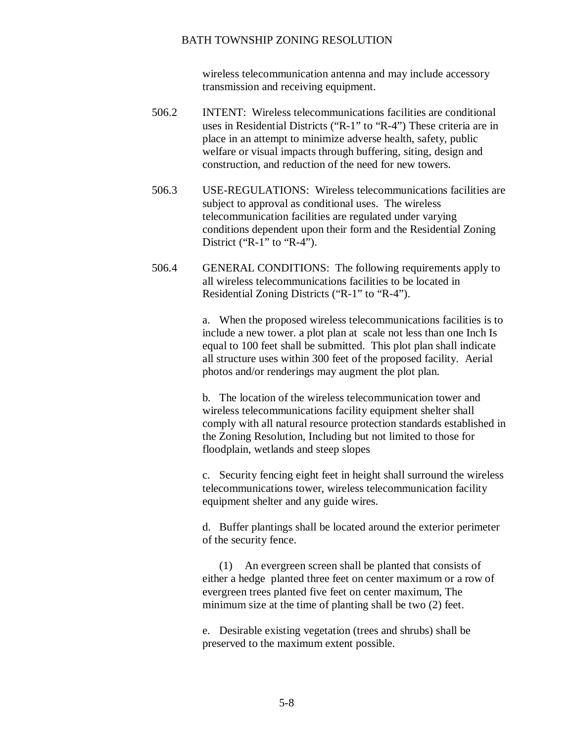wireless telecommunication antenna and may include accessory transmission and receiving equipment.

506.2 INTENT: Wireless telecommunications facilities are conditional uses in Residential Districts ("R-1" to "R-4") These criteria are in place in an attempt to minimize adverse health, safety, public welfare or visual impacts through buffering, siting, design and construction, and reduction of the need for new towers.

506.3 USE-REGULATIONS: Wireless telecommunications facilities are subject to approval as conditional uses. The wireless telecommunication facilities are regulated under varying conditions dependent upon their form and the Residential Zoning District ("R-1" to "R-4").

506.4 GENERAL CONDITIONS: The following requirements apply to all wireless telecommunications facilities to be located in Residential Zoning Districts ("R-1" to "R-4").

a. When the proposed wireless telecommunications facilities is to include a new tower. a plot plan at scale not less than one Inch Is equal to 100 feet shall be submitted. This plot plan shall indicate all structure uses within 300 feet of the proposed facility. Aerial photos and/or renderings may augment the plot plan.

b. The location of the wireless telecommunication tower and wireless telecommunications facility equipment shelter shall comply with all natural resource protection standards established in the Zoning Resolution, Including but not limited to those for floodplain, wetlands and steep slopes

c. Security fencing eight feet in height shall surround the wireless telecommunications tower, wireless telecommunication facility equipment shelter and any guide wires.

d. Buffer plantings shall be located around the exterior perimeter of the security fence.

(1) An evergreen screen shall be planted that consists of either a hedge planted three feet on center maximum or a row of evergreen trees planted five feet on center maximum, The minimum size at the time of planting shall be two (2) feet.

e. Desirable existing vegetation (trees and shrubs) shall be preserved to the maximum extent possible.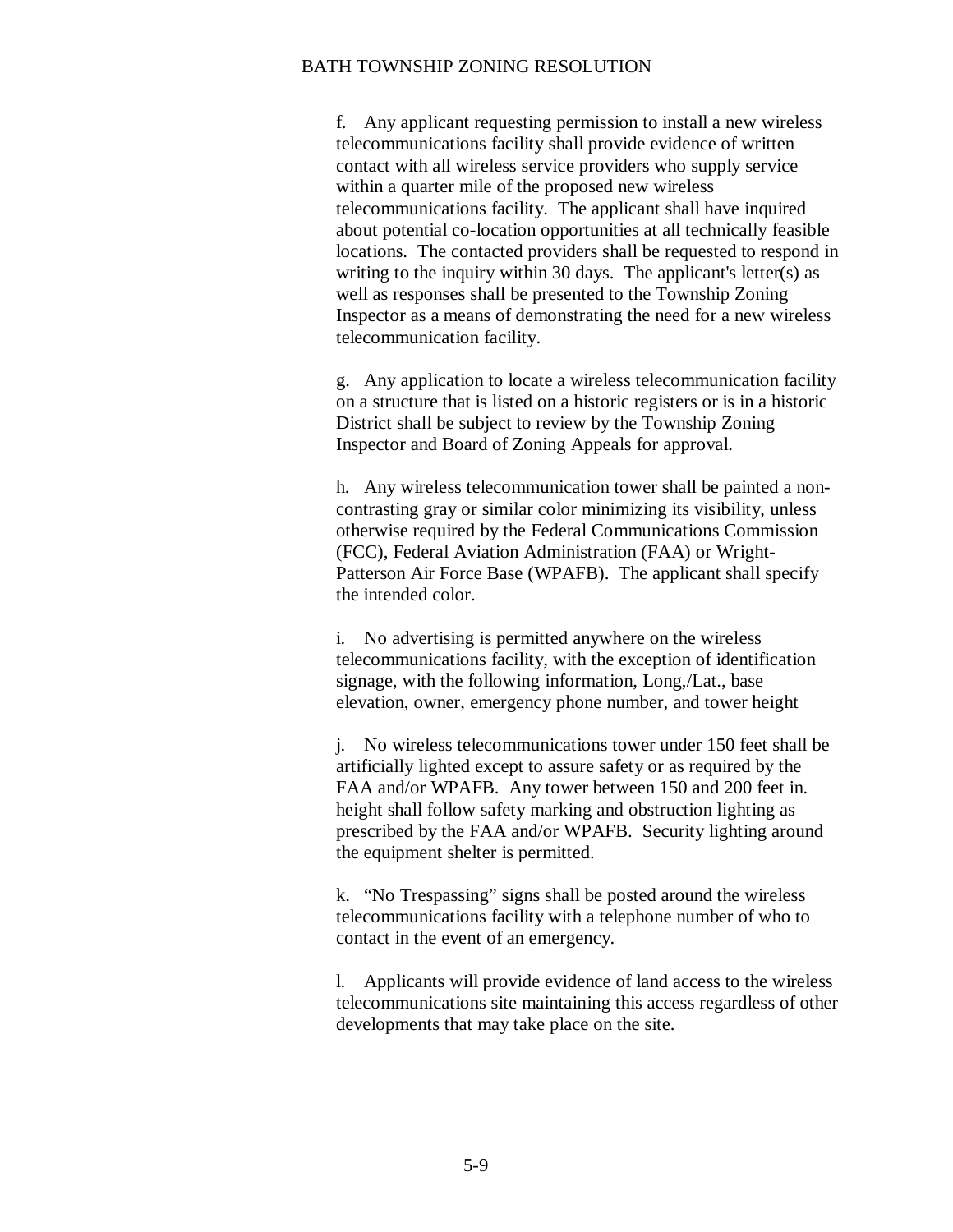f. Any applicant requesting permission to install a new wireless telecommunications facility shall provide evidence of written contact with all wireless service providers who supply service within a quarter mile of the proposed new wireless telecommunications facility. The applicant shall have inquired about potential co-location opportunities at all technically feasible locations. The contacted providers shall be requested to respond in writing to the inquiry within 30 days. The applicant's letter(s) as well as responses shall be presented to the Township Zoning Inspector as a means of demonstrating the need for a new wireless telecommunication facility.

g. Any application to locate a wireless telecommunication facility on a structure that is listed on a historic registers or is in a historic District shall be subject to review by the Township Zoning Inspector and Board of Zoning Appeals for approval.

h. Any wireless telecommunication tower shall be painted a non-contrasting gray or similar color minimizing its visibility, unless otherwise required by the Federal Communications Commission (FCC), Federal Aviation Administration (FAA) or Wright-Patterson Air Force Base (WPAFB). The applicant shall specify the intended color.

i. No advertising is permitted anywhere on the wireless telecommunications facility, with the exception of identification signage, with the following information, Long,/Lat., base elevation, owner, emergency phone number, and tower height

j. No wireless telecommunications tower under 150 feet shall be artificially lighted except to assure safety or as required by the FAA and/or WPAFB. Any tower between 150 and 200 feet in. height shall follow safety marking and obstruction lighting as prescribed by the FAA and/or WPAFB. Security lighting around the equipment shelter is permitted.

k. "No Trespassing" signs shall be posted around the wireless telecommunications facility with a telephone number of who to contact in the event of an emergency.

l. Applicants will provide evidence of land access to the wireless telecommunications site maintaining this access regardless of other developments that may take place on the site.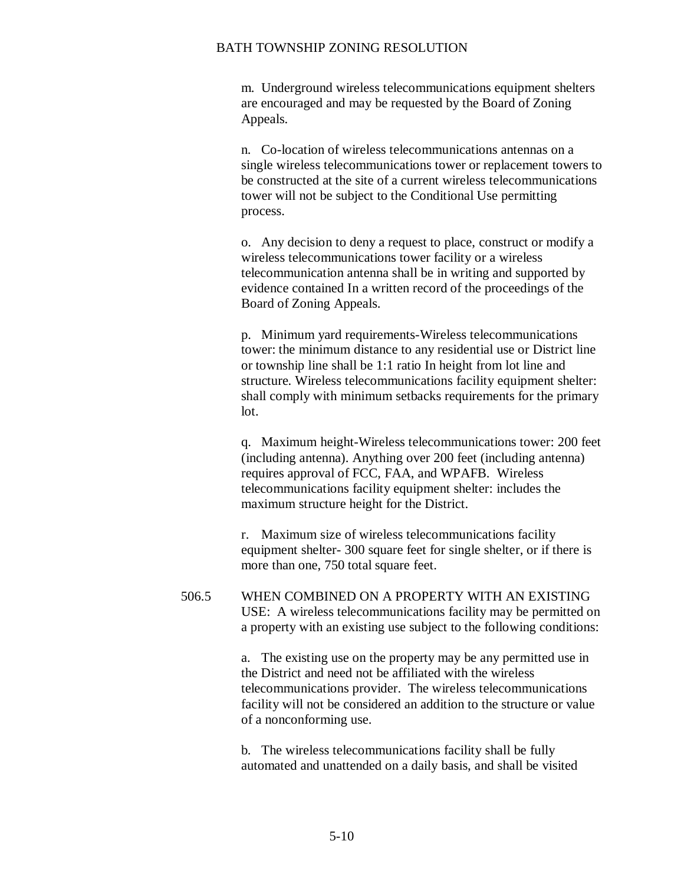m. Underground wireless telecommunications equipment shelters are encouraged and may be requested by the Board of Zoning Appeals.

n. Co-location of wireless telecommunications antennas on a single wireless telecommunications tower or replacement towers to be constructed at the site of a current wireless telecommunications tower will not be subject to the Conditional Use permitting process.

o. Any decision to deny a request to place, construct or modify a wireless telecommunications tower facility or a wireless telecommunication antenna shall be in writing and supported by evidence contained In a written record of the proceedings of the Board of Zoning Appeals.

p. Minimum yard requirements-Wireless telecommunications tower: the minimum distance to any residential use or District line or township line shall be 1:1 ratio In height from lot line and structure. Wireless telecommunications facility equipment shelter: shall comply with minimum setbacks requirements for the primary lot.

q. Maximum height-Wireless telecommunications tower: 200 feet (including antenna). Anything over 200 feet (including antenna) requires approval of FCC, FAA, and WPAFB. Wireless telecommunications facility equipment shelter: includes the maximum structure height for the District.

r. Maximum size of wireless telecommunications facility equipment shelter- 300 square feet for single shelter, or if there is more than one, 750 total square feet.

506.5 WHEN COMBINED ON A PROPERTY WITH AN EXISTING USE: A wireless telecommunications facility may be permitted on a property with an existing use subject to the following conditions:

a. The existing use on the property may be any permitted use in the District and need not be affiliated with the wireless telecommunications provider. The wireless telecommunications facility will not be considered an addition to the structure or value of a nonconforming use.

b. The wireless telecommunications facility shall be fully automated and unattended on a daily basis, and shall be visited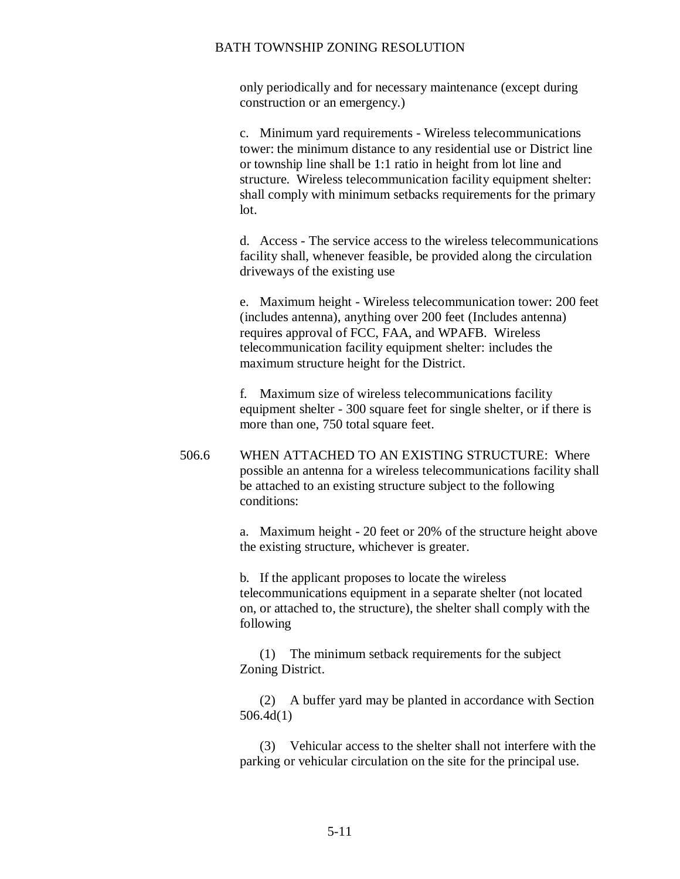only periodically and for necessary maintenance (except during construction or an emergency.)

c. Minimum yard requirements - Wireless telecommunications tower: the minimum distance to any residential use or District line or township line shall be 1:1 ratio in height from lot line and structure. Wireless telecommunication facility equipment shelter: shall comply with minimum setbacks requirements for the primary lot.

d. Access - The service access to the wireless telecommunications facility shall, whenever feasible, be provided along the circulation driveways of the existing use

e. Maximum height - Wireless telecommunication tower: 200 feet (includes antenna), anything over 200 feet (Includes antenna) requires approval of FCC, FAA, and WPAFB. Wireless telecommunication facility equipment shelter: includes the maximum structure height for the District.

f. Maximum size of wireless telecommunications facility equipment shelter - 300 square feet for single shelter, or if there is more than one, 750 total square feet.

506.6 WHEN ATTACHED TO AN EXISTING STRUCTURE: Where possible an antenna for a wireless telecommunications facility shall be attached to an existing structure subject to the following conditions:

a. Maximum height - 20 feet or 20% of the structure height above the existing structure, whichever is greater.

b. If the applicant proposes to locate the wireless telecommunications equipment in a separate shelter (not located on, or attached to, the structure), the shelter shall comply with the following

(1) The minimum setback requirements for the subject Zoning District.

(2) A buffer yard may be planted in accordance with Section 506.4d(1)

(3) Vehicular access to the shelter shall not interfere with the parking or vehicular circulation on the site for the principal use.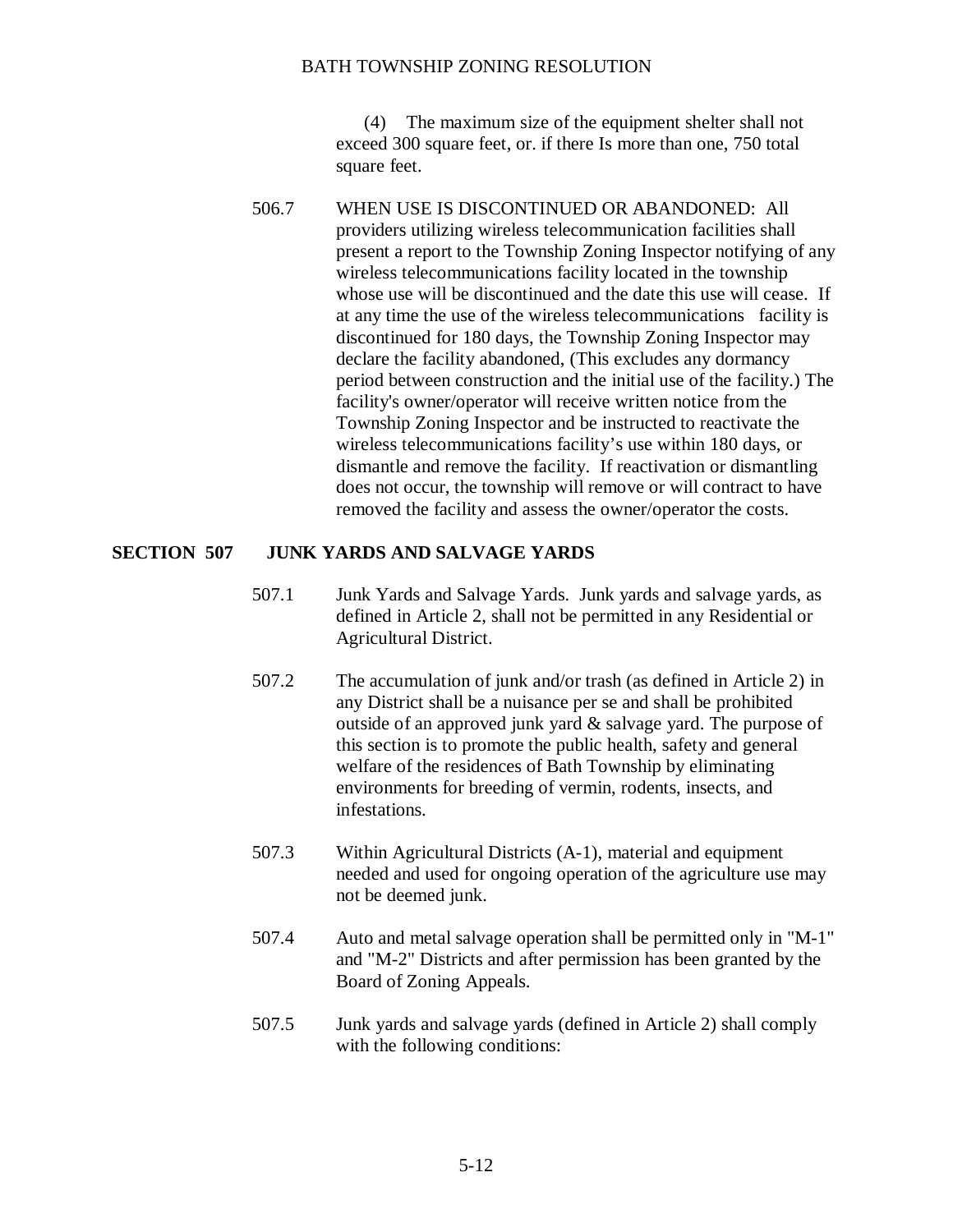(4) The maximum size of the equipment shelter shall not exceed 300 square feet, or. if there Is more than one, 750 total square feet.

506.7 WHEN USE IS DISCONTINUED OR ABANDONED: All providers utilizing wireless telecommunication facilities shall present a report to the Township Zoning Inspector notifying of any wireless telecommunications facility located in the township whose use will be discontinued and the date this use will cease. If at any time the use of the wireless telecommunications facility is discontinued for 180 days, the Township Zoning Inspector may declare the facility abandoned, (This excludes any dormancy period between construction and the initial use of the facility.) The facility's owner/operator will receive written notice from the Township Zoning Inspector and be instructed to reactivate the wireless telecommunications facility's use within 180 days, or dismantle and remove the facility. If reactivation or dismantling does not occur, the township will remove or will contract to have removed the facility and assess the owner/operator the costs.

## SECTION 507 JUNK YARDS AND SALVAGE YARDS

507.1 Junk Yards and Salvage Yards. Junk yards and salvage yards, as defined in Article 2, shall not be permitted in any Residential or Agricultural District.

507.2 The accumulation of junk and/or trash (as defined in Article 2) in any District shall be a nuisance per se and shall be prohibited outside of an approved junk yard & salvage yard. The purpose of this section is to promote the public health, safety and general welfare of the residences of Bath Township by eliminating environments for breeding of vermin, rodents, insects, and infestations.

507.3 Within Agricultural Districts (A-1), material and equipment needed and used for ongoing operation of the agriculture use may not be deemed junk.

507.4 Auto and metal salvage operation shall be permitted only in "M-1" and "M-2" Districts and after permission has been granted by the Board of Zoning Appeals.

507.5 Junk yards and salvage yards (defined in Article 2) shall comply with the following conditions: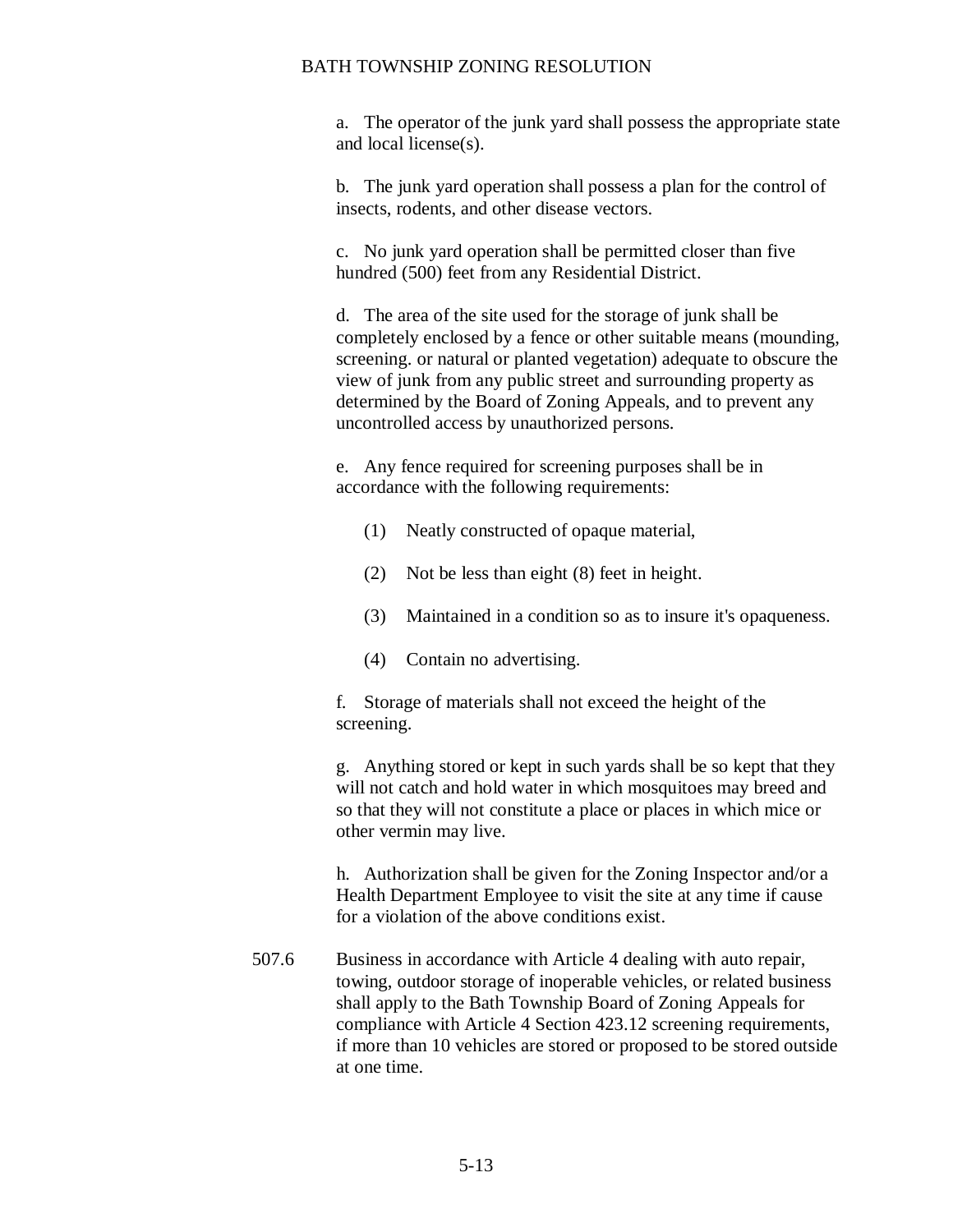a. The operator of the junk yard shall possess the appropriate state and local license(s).

b. The junk yard operation shall possess a plan for the control of insects, rodents, and other disease vectors.

c. No junk yard operation shall be permitted closer than five hundred (500) feet from any Residential District.

d. The area of the site used for the storage of junk shall be completely enclosed by a fence or other suitable means (mounding, screening. or natural or planted vegetation) adequate to obscure the view of junk from any public street and surrounding property as determined by the Board of Zoning Appeals, and to prevent any uncontrolled access by unauthorized persons.

e. Any fence required for screening purposes shall be in accordance with the following requirements:

(1) Neatly constructed of opaque material,

(2) Not be less than eight (8) feet in height.

(3) Maintained in a condition so as to insure it's opaqueness.

(4) Contain no advertising.

f. Storage of materials shall not exceed the height of the screening.

g. Anything stored or kept in such yards shall be so kept that they will not catch and hold water in which mosquitoes may breed and so that they will not constitute a place or places in which mice or other vermin may live.

h. Authorization shall be given for the Zoning Inspector and/or a Health Department Employee to visit the site at any time if cause for a violation of the above conditions exist.

507.6 Business in accordance with Article 4 dealing with auto repair, towing, outdoor storage of inoperable vehicles, or related business shall apply to the Bath Township Board of Zoning Appeals for compliance with Article 4 Section 423.12 screening requirements, if more than 10 vehicles are stored or proposed to be stored outside at one time.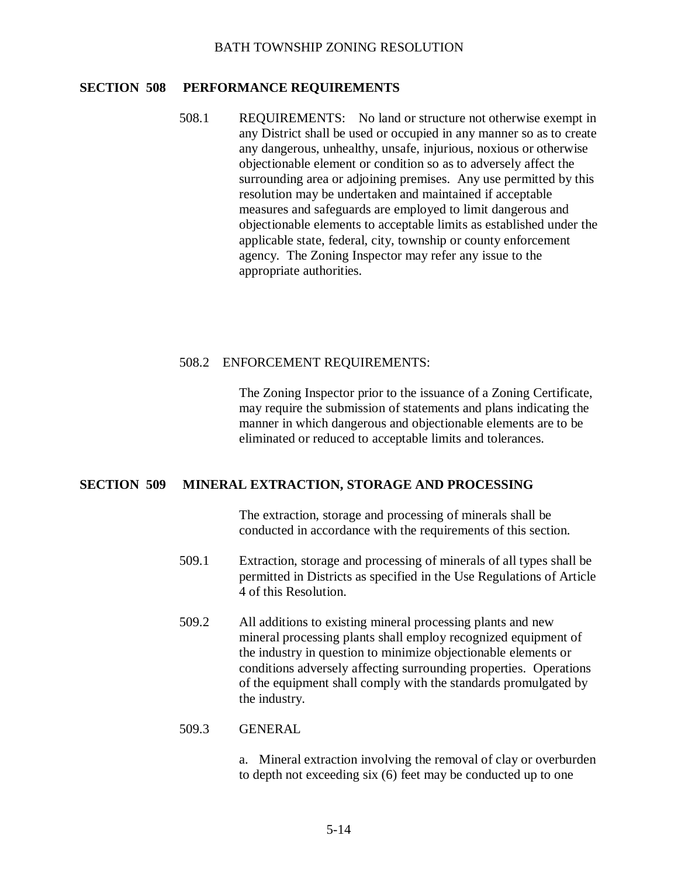## SECTION 508 PERFORMANCE REQUIREMENTS

508.1 REQUIREMENTS: No land or structure not otherwise exempt in any District shall be used or occupied in any manner so as to create any dangerous, unhealthy, unsafe, injurious, noxious or otherwise objectionable element or condition so as to adversely affect the surrounding area or adjoining premises. Any use permitted by this resolution may be undertaken and maintained if acceptable measures and safeguards are employed to limit dangerous and objectionable elements to acceptable limits as established under the applicable state, federal, city, township or county enforcement agency. The Zoning Inspector may refer any issue to the appropriate authorities.

508.2 ENFORCEMENT REQUIREMENTS:

The Zoning Inspector prior to the issuance of a Zoning Certificate, may require the submission of statements and plans indicating the manner in which dangerous and objectionable elements are to be eliminated or reduced to acceptable limits and tolerances.

## SECTION 509 MINERAL EXTRACTION, STORAGE AND PROCESSING

The extraction, storage and processing of minerals shall be conducted in accordance with the requirements of this section.

509.1 Extraction, storage and processing of minerals of all types shall be permitted in Districts as specified in the Use Regulations of Article 4 of this Resolution.

509.2 All additions to existing mineral processing plants and new mineral processing plants shall employ recognized equipment of the industry in question to minimize objectionable elements or conditions adversely affecting surrounding properties. Operations of the equipment shall comply with the standards promulgated by the industry.

509.3 GENERAL

a. Mineral extraction involving the removal of clay or overburden to depth not exceeding six (6) feet may be conducted up to one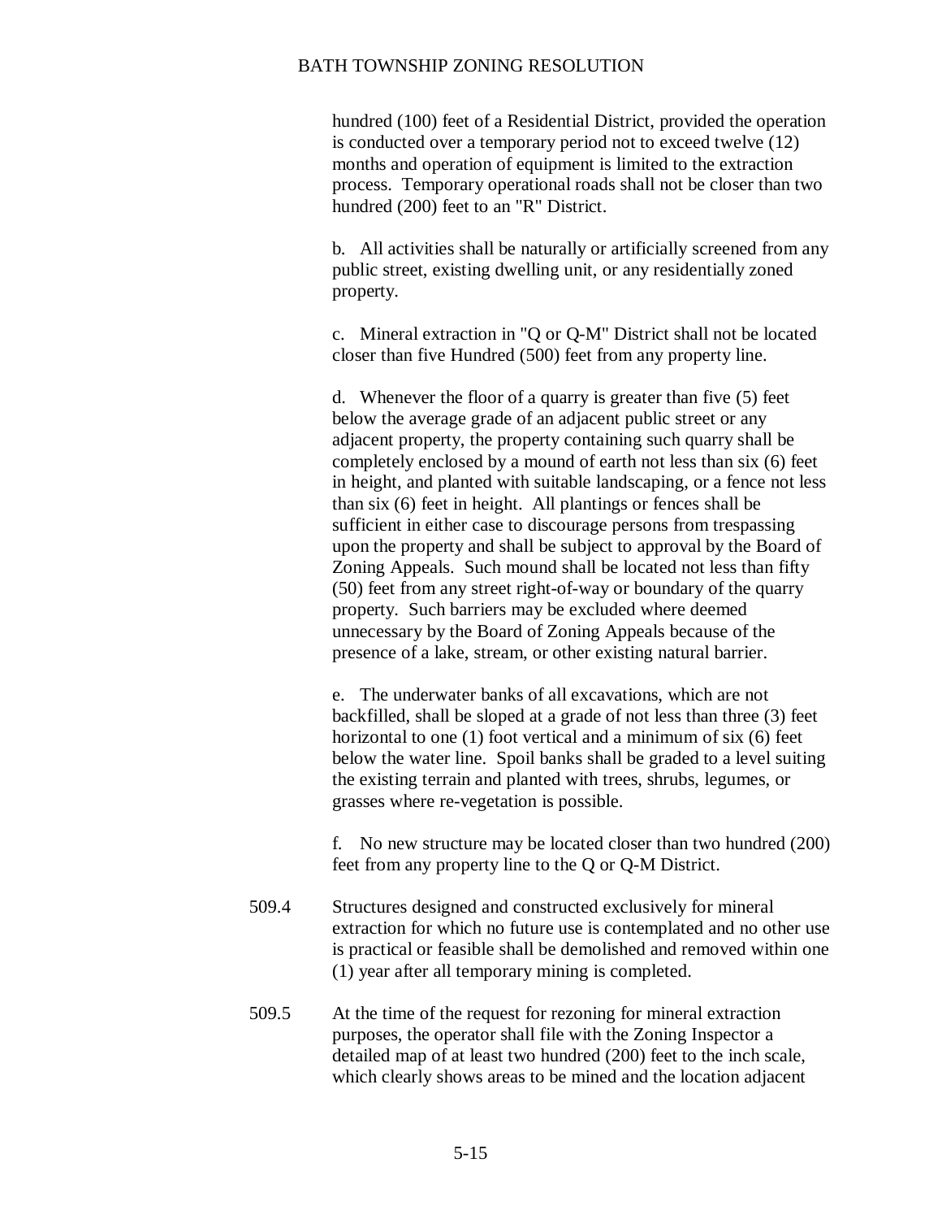hundred (100) feet of a Residential District, provided the operation is conducted over a temporary period not to exceed twelve (12) months and operation of equipment is limited to the extraction process. Temporary operational roads shall not be closer than two hundred (200) feet to an "R" District.

b. All activities shall be naturally or artificially screened from any public street, existing dwelling unit, or any residentially zoned property.

c. Mineral extraction in "Q or Q-M" District shall not be located closer than five Hundred (500) feet from any property line.

d. Whenever the floor of a quarry is greater than five (5) feet below the average grade of an adjacent public street or any adjacent property, the property containing such quarry shall be completely enclosed by a mound of earth not less than six (6) feet in height, and planted with suitable landscaping, or a fence not less than six (6) feet in height. All plantings or fences shall be sufficient in either case to discourage persons from trespassing upon the property and shall be subject to approval by the Board of Zoning Appeals. Such mound shall be located not less than fifty (50) feet from any street right-of-way or boundary of the quarry property. Such barriers may be excluded where deemed unnecessary by the Board of Zoning Appeals because of the presence of a lake, stream, or other existing natural barrier.

e. The underwater banks of all excavations, which are not backfilled, shall be sloped at a grade of not less than three (3) feet horizontal to one (1) foot vertical and a minimum of six (6) feet below the water line. Spoil banks shall be graded to a level suiting the existing terrain and planted with trees, shrubs, legumes, or grasses where re-vegetation is possible.

f. No new structure may be located closer than two hundred (200) feet from any property line to the Q or Q-M District.

509.4 Structures designed and constructed exclusively for mineral extraction for which no future use is contemplated and no other use is practical or feasible shall be demolished and removed within one (1) year after all temporary mining is completed.

509.5 At the time of the request for rezoning for mineral extraction purposes, the operator shall file with the Zoning Inspector a detailed map of at least two hundred (200) feet to the inch scale, which clearly shows areas to be mined and the location adjacent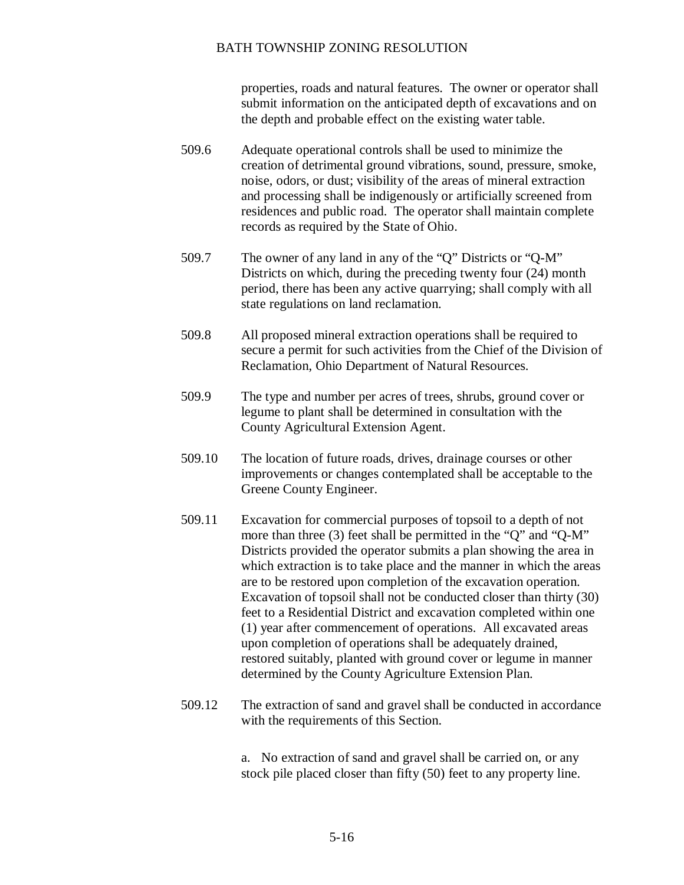properties, roads and natural features. The owner or operator shall submit information on the anticipated depth of excavations and on the depth and probable effect on the existing water table.

509.6 Adequate operational controls shall be used to minimize the creation of detrimental ground vibrations, sound, pressure, smoke, noise, odors, or dust; visibility of the areas of mineral extraction and processing shall be indigenously or artificially screened from residences and public road. The operator shall maintain complete records as required by the State of Ohio.

509.7 The owner of any land in any of the "Q" Districts or "Q-M" Districts on which, during the preceding twenty four (24) month period, there has been any active quarrying; shall comply with all state regulations on land reclamation.

509.8 All proposed mineral extraction operations shall be required to secure a permit for such activities from the Chief of the Division of Reclamation, Ohio Department of Natural Resources.

509.9 The type and number per acres of trees, shrubs, ground cover or legume to plant shall be determined in consultation with the County Agricultural Extension Agent.

509.10 The location of future roads, drives, drainage courses or other improvements or changes contemplated shall be acceptable to the Greene County Engineer.

509.11 Excavation for commercial purposes of topsoil to a depth of not more than three (3) feet shall be permitted in the "Q" and "Q-M" Districts provided the operator submits a plan showing the area in which extraction is to take place and the manner in which the areas are to be restored upon completion of the excavation operation. Excavation of topsoil shall not be conducted closer than thirty (30) feet to a Residential District and excavation completed within one (1) year after commencement of operations. All excavated areas upon completion of operations shall be adequately drained, restored suitably, planted with ground cover or legume in manner determined by the County Agriculture Extension Plan.

509.12 The extraction of sand and gravel shall be conducted in accordance with the requirements of this Section.

a. No extraction of sand and gravel shall be carried on, or any stock pile placed closer than fifty (50) feet to any property line.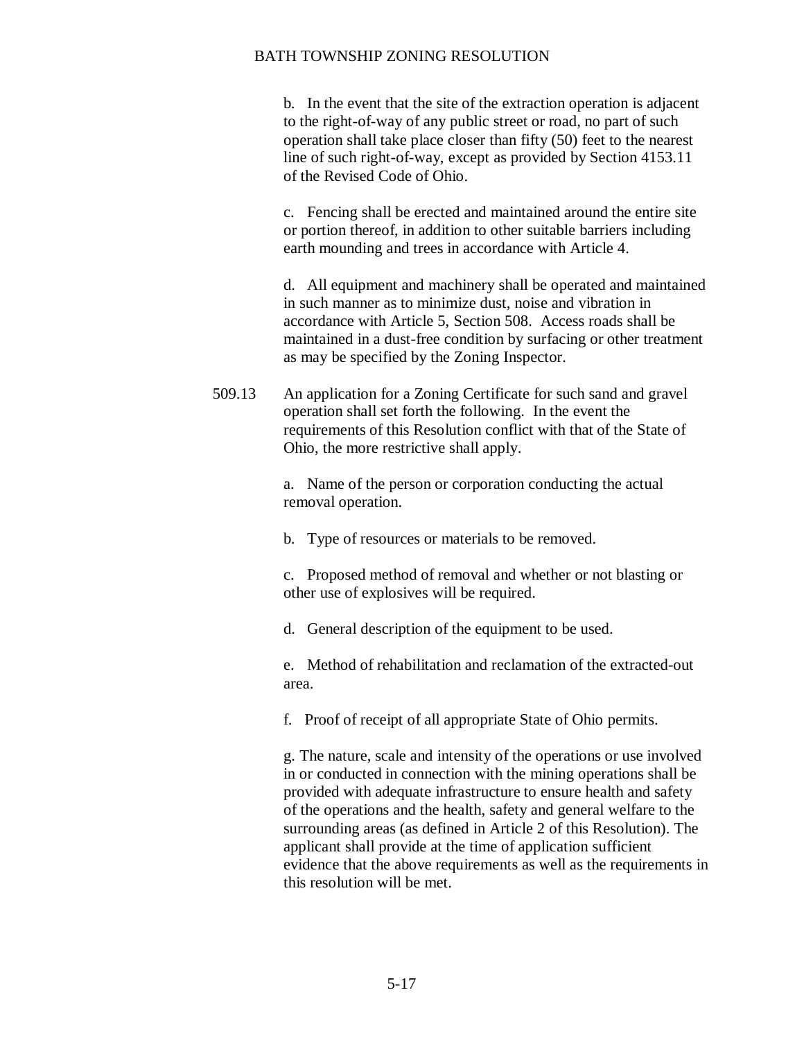b. In the event that the site of the extraction operation is adjacent to the right-of-way of any public street or road, no part of such operation shall take place closer than fifty (50) feet to the nearest line of such right-of-way, except as provided by Section 4153.11 of the Revised Code of Ohio.

c. Fencing shall be erected and maintained around the entire site or portion thereof, in addition to other suitable barriers including earth mounding and trees in accordance with Article 4.

d. All equipment and machinery shall be operated and maintained in such manner as to minimize dust, noise and vibration in accordance with Article 5, Section 508. Access roads shall be maintained in a dust-free condition by surfacing or other treatment as may be specified by the Zoning Inspector.

509.13 An application for a Zoning Certificate for such sand and gravel operation shall set forth the following. In the event the requirements of this Resolution conflict with that of the State of Ohio, the more restrictive shall apply.

a. Name of the person or corporation conducting the actual removal operation.

b. Type of resources or materials to be removed.

c. Proposed method of removal and whether or not blasting or other use of explosives will be required.

d. General description of the equipment to be used.

e. Method of rehabilitation and reclamation of the extracted-out area.

f. Proof of receipt of all appropriate State of Ohio permits.

g. The nature, scale and intensity of the operations or use involved in or conducted in connection with the mining operations shall be provided with adequate infrastructure to ensure health and safety of the operations and the health, safety and general welfare to the surrounding areas (as defined in Article 2 of this Resolution). The applicant shall provide at the time of application sufficient evidence that the above requirements as well as the requirements in this resolution will be met.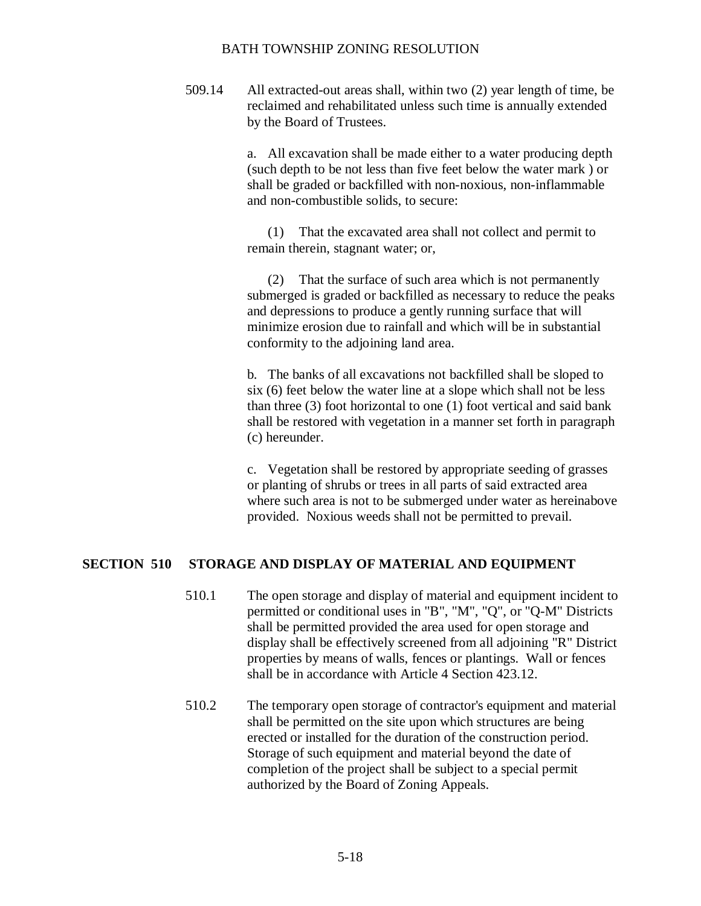509.14 All extracted-out areas shall, within two (2) year length of time, be reclaimed and rehabilitated unless such time is annually extended by the Board of Trustees.

a. All excavation shall be made either to a water producing depth (such depth to be not less than five feet below the water mark ) or shall be graded or backfilled with non-noxious, non-inflammable and non-combustible solids, to secure:

(1) That the excavated area shall not collect and permit to remain therein, stagnant water; or,

(2) That the surface of such area which is not permanently submerged is graded or backfilled as necessary to reduce the peaks and depressions to produce a gently running surface that will minimize erosion due to rainfall and which will be in substantial conformity to the adjoining land area.

b. The banks of all excavations not backfilled shall be sloped to six (6) feet below the water line at a slope which shall not be less than three (3) foot horizontal to one (1) foot vertical and said bank shall be restored with vegetation in a manner set forth in paragraph (c) hereunder.

c. Vegetation shall be restored by appropriate seeding of grasses or planting of shrubs or trees in all parts of said extracted area where such area is not to be submerged under water as hereinabove provided. Noxious weeds shall not be permitted to prevail.

## SECTION 510 STORAGE AND DISPLAY OF MATERIAL AND EQUIPMENT

510.1 The open storage and display of material and equipment incident to permitted or conditional uses in "B", "M", "Q", or "Q-M" Districts shall be permitted provided the area used for open storage and display shall be effectively screened from all adjoining "R" District properties by means of walls, fences or plantings. Wall or fences shall be in accordance with Article 4 Section 423.12.

510.2 The temporary open storage of contractor's equipment and material shall be permitted on the site upon which structures are being erected or installed for the duration of the construction period. Storage of such equipment and material beyond the date of completion of the project shall be subject to a special permit authorized by the Board of Zoning Appeals.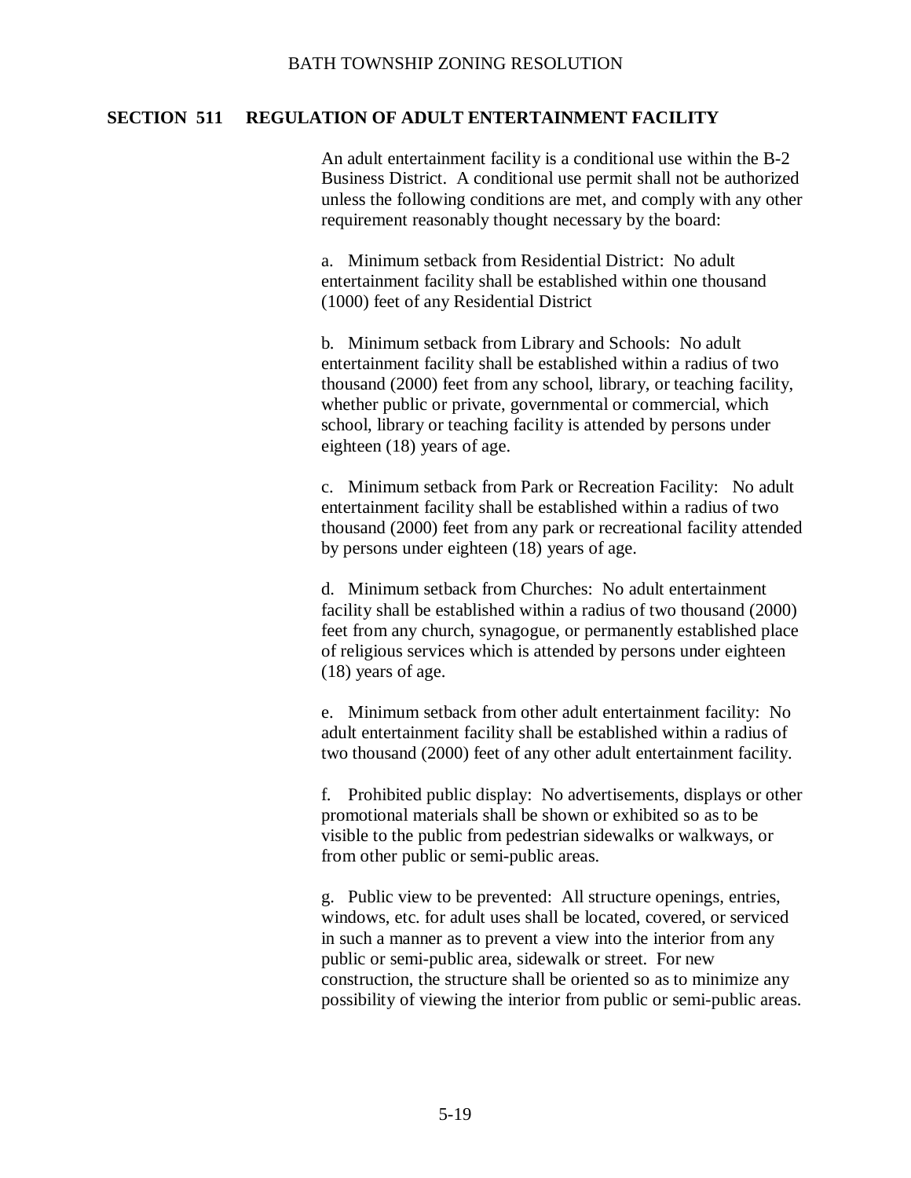## SECTION 511 REGULATION OF ADULT ENTERTAINMENT FACILITY

An adult entertainment facility is a conditional use within the B-2 Business District. A conditional use permit shall not be authorized unless the following conditions are met, and comply with any other requirement reasonably thought necessary by the board:

a. Minimum setback from Residential District: No adult entertainment facility shall be established within one thousand (1000) feet of any Residential District

b. Minimum setback from Library and Schools: No adult entertainment facility shall be established within a radius of two thousand (2000) feet from any school, library, or teaching facility, whether public or private, governmental or commercial, which school, library or teaching facility is attended by persons under eighteen (18) years of age.

c. Minimum setback from Park or Recreation Facility: No adult entertainment facility shall be established within a radius of two thousand (2000) feet from any park or recreational facility attended by persons under eighteen (18) years of age.

d. Minimum setback from Churches: No adult entertainment facility shall be established within a radius of two thousand (2000) feet from any church, synagogue, or permanently established place of religious services which is attended by persons under eighteen (18) years of age.

e. Minimum setback from other adult entertainment facility: No adult entertainment facility shall be established within a radius of two thousand (2000) feet of any other adult entertainment facility.

f. Prohibited public display: No advertisements, displays or other promotional materials shall be shown or exhibited so as to be visible to the public from pedestrian sidewalks or walkways, or from other public or semi-public areas.

g. Public view to be prevented: All structure openings, entries, windows, etc. for adult uses shall be located, covered, or serviced in such a manner as to prevent a view into the interior from any public or semi-public area, sidewalk or street. For new construction, the structure shall be oriented so as to minimize any possibility of viewing the interior from public or semi-public areas.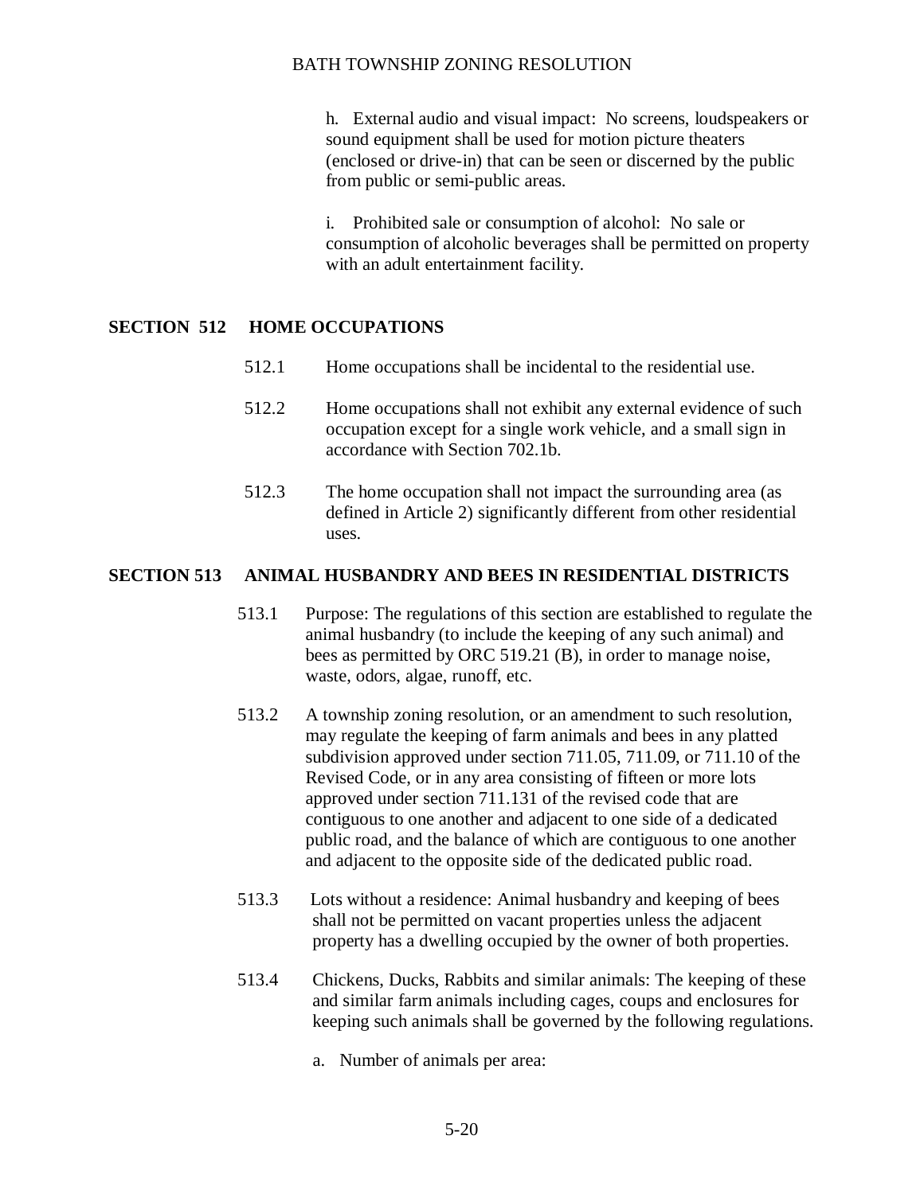h. External audio and visual impact: No screens, loudspeakers or sound equipment shall be used for motion picture theaters (enclosed or drive-in) that can be seen or discerned by the public from public or semi-public areas.

i. Prohibited sale or consumption of alcohol: No sale or consumption of alcoholic beverages shall be permitted on property with an adult entertainment facility.

## SECTION 512 HOME OCCUPATIONS

512.1 Home occupations shall be incidental to the residential use.

512.2 Home occupations shall not exhibit any external evidence of such occupation except for a single work vehicle, and a small sign in accordance with Section 702.1b.

512.3 The home occupation shall not impact the surrounding area (as defined in Article 2) significantly different from other residential uses.

## SECTION 513 ANIMAL HUSBANDRY AND BEES IN RESIDENTIAL DISTRICTS

513.1 Purpose: The regulations of this section are established to regulate the animal husbandry (to include the keeping of any such animal) and bees as permitted by ORC 519.21 (B), in order to manage noise, waste, odors, algae, runoff, etc.

513.2 A township zoning resolution, or an amendment to such resolution, may regulate the keeping of farm animals and bees in any platted subdivision approved under section 711.05, 711.09, or 711.10 of the Revised Code, or in any area consisting of fifteen or more lots approved under section 711.131 of the revised code that are contiguous to one another and adjacent to one side of a dedicated public road, and the balance of which are contiguous to one another and adjacent to the opposite side of the dedicated public road.

513.3 Lots without a residence: Animal husbandry and keeping of bees shall not be permitted on vacant properties unless the adjacent property has a dwelling occupied by the owner of both properties.

513.4 Chickens, Ducks, Rabbits and similar animals: The keeping of these and similar farm animals including cages, coups and enclosures for keeping such animals shall be governed by the following regulations.

a. Number of animals per area: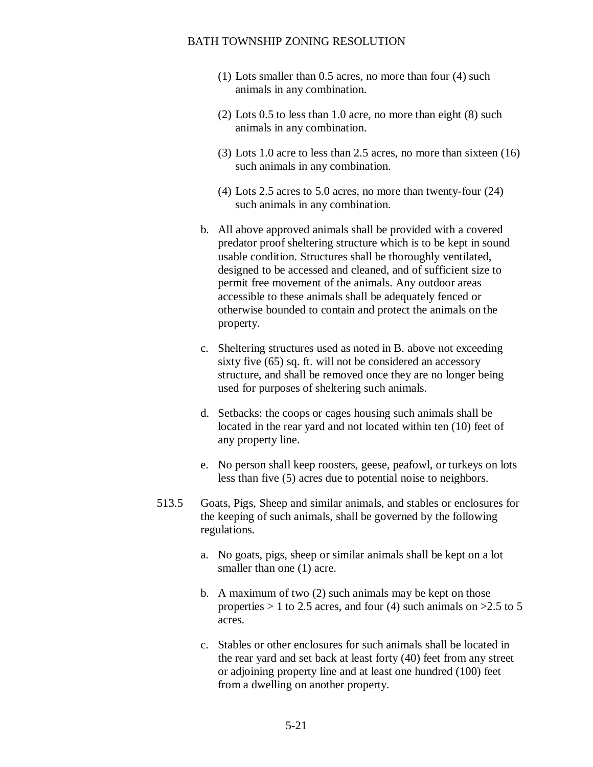(1) Lots smaller than 0.5 acres, no more than four (4) such animals in any combination.

(2) Lots 0.5 to less than 1.0 acre, no more than eight (8) such animals in any combination.

(3) Lots 1.0 acre to less than 2.5 acres, no more than sixteen (16) such animals in any combination.

(4) Lots 2.5 acres to 5.0 acres, no more than twenty-four (24) such animals in any combination.

b. All above approved animals shall be provided with a covered predator proof sheltering structure which is to be kept in sound usable condition. Structures shall be thoroughly ventilated, designed to be accessed and cleaned, and of sufficient size to permit free movement of the animals. Any outdoor areas accessible to these animals shall be adequately fenced or otherwise bounded to contain and protect the animals on the property.

c. Sheltering structures used as noted in B. above not exceeding sixty five (65) sq. ft. will not be considered an accessory structure, and shall be removed once they are no longer being used for purposes of sheltering such animals.

d. Setbacks: the coops or cages housing such animals shall be located in the rear yard and not located within ten (10) feet of any property line.

e. No person shall keep roosters, geese, peafowl, or turkeys on lots less than five (5) acres due to potential noise to neighbors.

513.5 Goats, Pigs, Sheep and similar animals, and stables or enclosures for the keeping of such animals, shall be governed by the following regulations.

a. No goats, pigs, sheep or similar animals shall be kept on a lot smaller than one (1) acre.

b. A maximum of two (2) such animals may be kept on those properties > 1 to 2.5 acres, and four (4) such animals on >2.5 to 5 acres.

c. Stables or other enclosures for such animals shall be located in the rear yard and set back at least forty (40) feet from any street or adjoining property line and at least one hundred (100) feet from a dwelling on another property.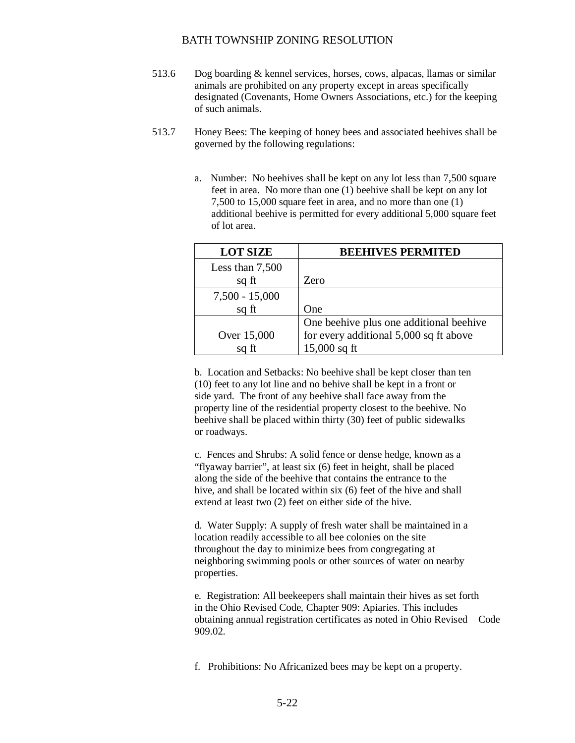513.6 Dog boarding & kennel services, horses, cows, alpacas, llamas or similar animals are prohibited on any property except in areas specifically designated (Covenants, Home Owners Associations, etc.) for the keeping of such animals.

513.7 Honey Bees: The keeping of honey bees and associated beehives shall be governed by the following regulations:

a. Number: No beehives shall be kept on any lot less than 7,500 square feet in area. No more than one (1) beehive shall be kept on any lot 7,500 to 15,000 square feet in area, and no more than one (1) additional beehive is permitted for every additional 5,000 square feet of lot area.

| LOT SIZE | BEEHIVES PERMITED |
|---|---|
| Less than 7,500 sq ft | Zero |
| 7,500 - 15,000 sq ft | One |
| Over 15,000 sq ft | One beehive plus one additional beehive for every additional 5,000 sq ft above 15,000 sq ft |

b. Location and Setbacks: No beehive shall be kept closer than ten (10) feet to any lot line and no behive shall be kept in a front or side yard. The front of any beehive shall face away from the property line of the residential property closest to the beehive. No beehive shall be placed within thirty (30) feet of public sidewalks or roadways.

c. Fences and Shrubs: A solid fence or dense hedge, known as a "flyaway barrier", at least six (6) feet in height, shall be placed along the side of the beehive that contains the entrance to the hive, and shall be located within six (6) feet of the hive and shall extend at least two (2) feet on either side of the hive.

d. Water Supply: A supply of fresh water shall be maintained in a location readily accessible to all bee colonies on the site throughout the day to minimize bees from congregating at neighboring swimming pools or other sources of water on nearby properties.

e. Registration: All beekeepers shall maintain their hives as set forth in the Ohio Revised Code, Chapter 909: Apiaries. This includes obtaining annual registration certificates as noted in Ohio Revised Code 909.02.

f. Prohibitions: No Africanized bees may be kept on a property.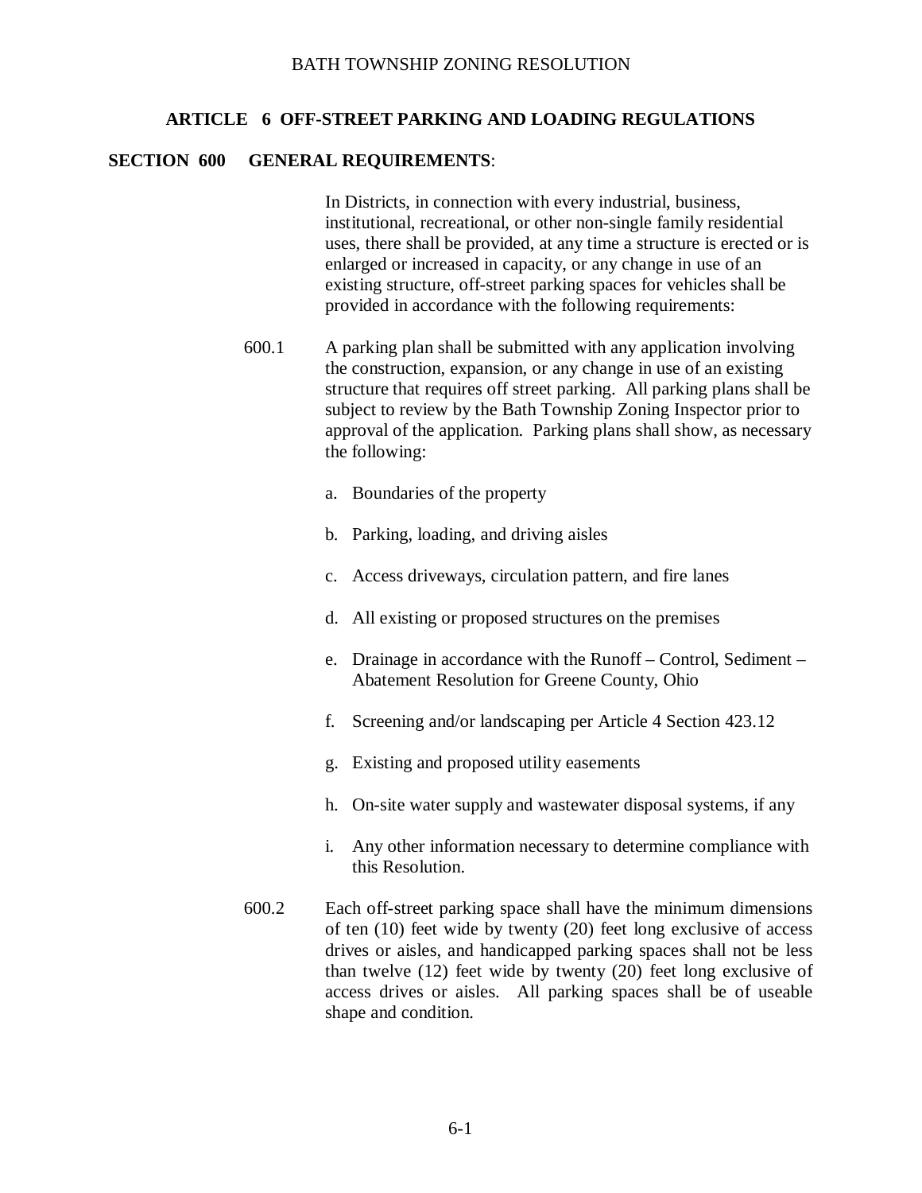## ARTICLE 6 OFF-STREET PARKING AND LOADING REGULATIONS

### SECTION 600 GENERAL REQUIREMENTS:

In Districts, in connection with every industrial, business, institutional, recreational, or other non-single family residential uses, there shall be provided, at any time a structure is erected or is enlarged or increased in capacity, or any change in use of an existing structure, off-street parking spaces for vehicles shall be provided in accordance with the following requirements:

600.1 A parking plan shall be submitted with any application involving the construction, expansion, or any change in use of an existing structure that requires off street parking. All parking plans shall be subject to review by the Bath Township Zoning Inspector prior to approval of the application. Parking plans shall show, as necessary the following:

a. Boundaries of the property

b. Parking, loading, and driving aisles

c. Access driveways, circulation pattern, and fire lanes

d. All existing or proposed structures on the premises

e. Drainage in accordance with the Runoff – Control, Sediment – Abatement Resolution for Greene County, Ohio

f. Screening and/or landscaping per Article 4 Section 423.12

g. Existing and proposed utility easements

h. On-site water supply and wastewater disposal systems, if any

i. Any other information necessary to determine compliance with this Resolution.

600.2 Each off-street parking space shall have the minimum dimensions of ten (10) feet wide by twenty (20) feet long exclusive of access drives or aisles, and handicapped parking spaces shall not be less than twelve (12) feet wide by twenty (20) feet long exclusive of access drives or aisles. All parking spaces shall be of useable shape and condition.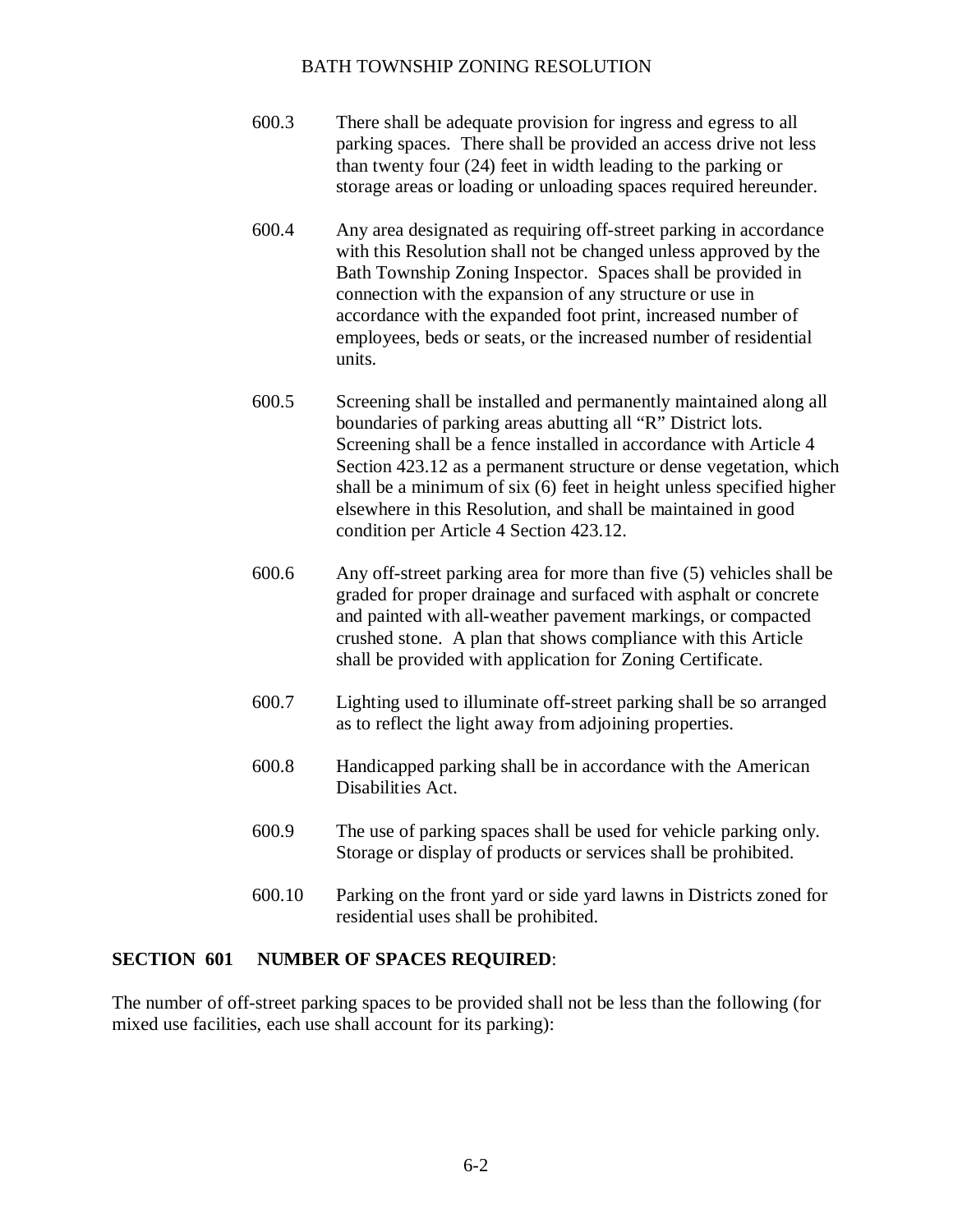600.3 There shall be adequate provision for ingress and egress to all parking spaces. There shall be provided an access drive not less than twenty four (24) feet in width leading to the parking or storage areas or loading or unloading spaces required hereunder.

600.4 Any area designated as requiring off-street parking in accordance with this Resolution shall not be changed unless approved by the Bath Township Zoning Inspector. Spaces shall be provided in connection with the expansion of any structure or use in accordance with the expanded foot print, increased number of employees, beds or seats, or the increased number of residential units.

600.5 Screening shall be installed and permanently maintained along all boundaries of parking areas abutting all "R" District lots. Screening shall be a fence installed in accordance with Article 4 Section 423.12 as a permanent structure or dense vegetation, which shall be a minimum of six (6) feet in height unless specified higher elsewhere in this Resolution, and shall be maintained in good condition per Article 4 Section 423.12.

600.6 Any off-street parking area for more than five (5) vehicles shall be graded for proper drainage and surfaced with asphalt or concrete and painted with all-weather pavement markings, or compacted crushed stone. A plan that shows compliance with this Article shall be provided with application for Zoning Certificate.

600.7 Lighting used to illuminate off-street parking shall be so arranged as to reflect the light away from adjoining properties.

600.8 Handicapped parking shall be in accordance with the American Disabilities Act.

600.9 The use of parking spaces shall be used for vehicle parking only. Storage or display of products or services shall be prohibited.

600.10 Parking on the front yard or side yard lawns in Districts zoned for residential uses shall be prohibited.

**SECTION 601 NUMBER OF SPACES REQUIRED**:

The number of off-street parking spaces to be provided shall not be less than the following (for mixed use facilities, each use shall account for its parking):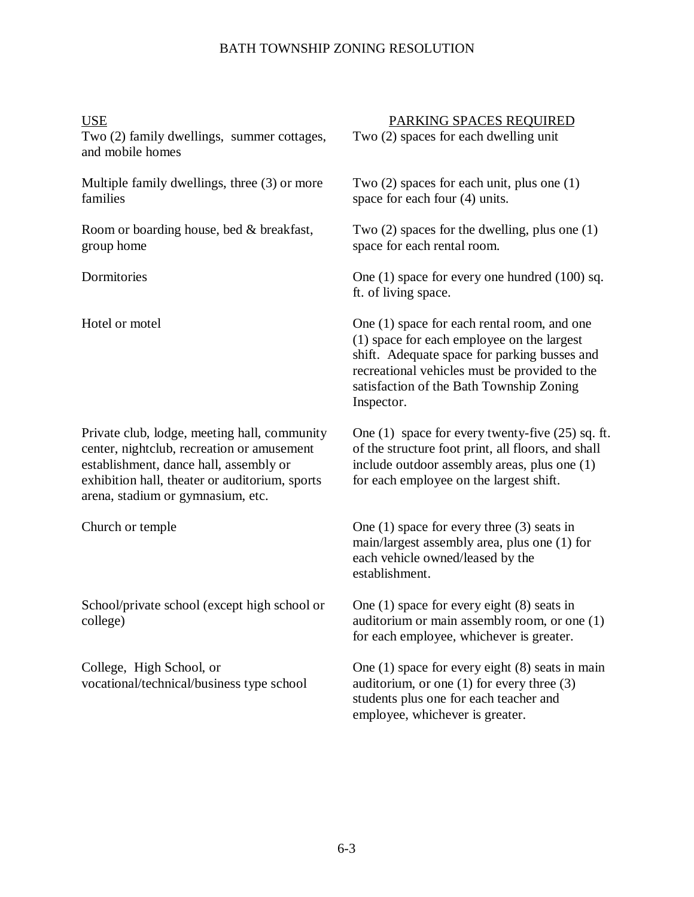| USE | PARKING SPACES REQUIRED |
| --- | --- |
| Two (2) family dwellings, summer cottages, and mobile homes | Two (2) spaces for each dwelling unit |
| Multiple family dwellings, three (3) or more families | Two (2) spaces for each unit, plus one (1) space for each four (4) units. |
| Room or boarding house, bed & breakfast, group home | Two (2) spaces for the dwelling, plus one (1) space for each rental room. |
| Dormitories | One (1) space for every one hundred (100) sq. ft. of living space. |
| Hotel or motel | One (1) space for each rental room, and one (1) space for each employee on the largest shift. Adequate space for parking busses and recreational vehicles must be provided to the satisfaction of the Bath Township Zoning Inspector. |
| Private club, lodge, meeting hall, community center, nightclub, recreation or amusement establishment, dance hall, assembly or exhibition hall, theater or auditorium, sports arena, stadium or gymnasium, etc. | One (1) space for every twenty-five (25) sq. ft. of the structure foot print, all floors, and shall include outdoor assembly areas, plus one (1) for each employee on the largest shift. |
| Church or temple | One (1) space for every three (3) seats in main/largest assembly area, plus one (1) for each vehicle owned/leased by the establishment. |
| School/private school (except high school or college) | One (1) space for every eight (8) seats in auditorium or main assembly room, or one (1) for each employee, whichever is greater. |
| College, High School, or vocational/technical/business type school | One (1) space for every eight (8) seats in main auditorium, or one (1) for every three (3) students plus one for each teacher and employee, whichever is greater. |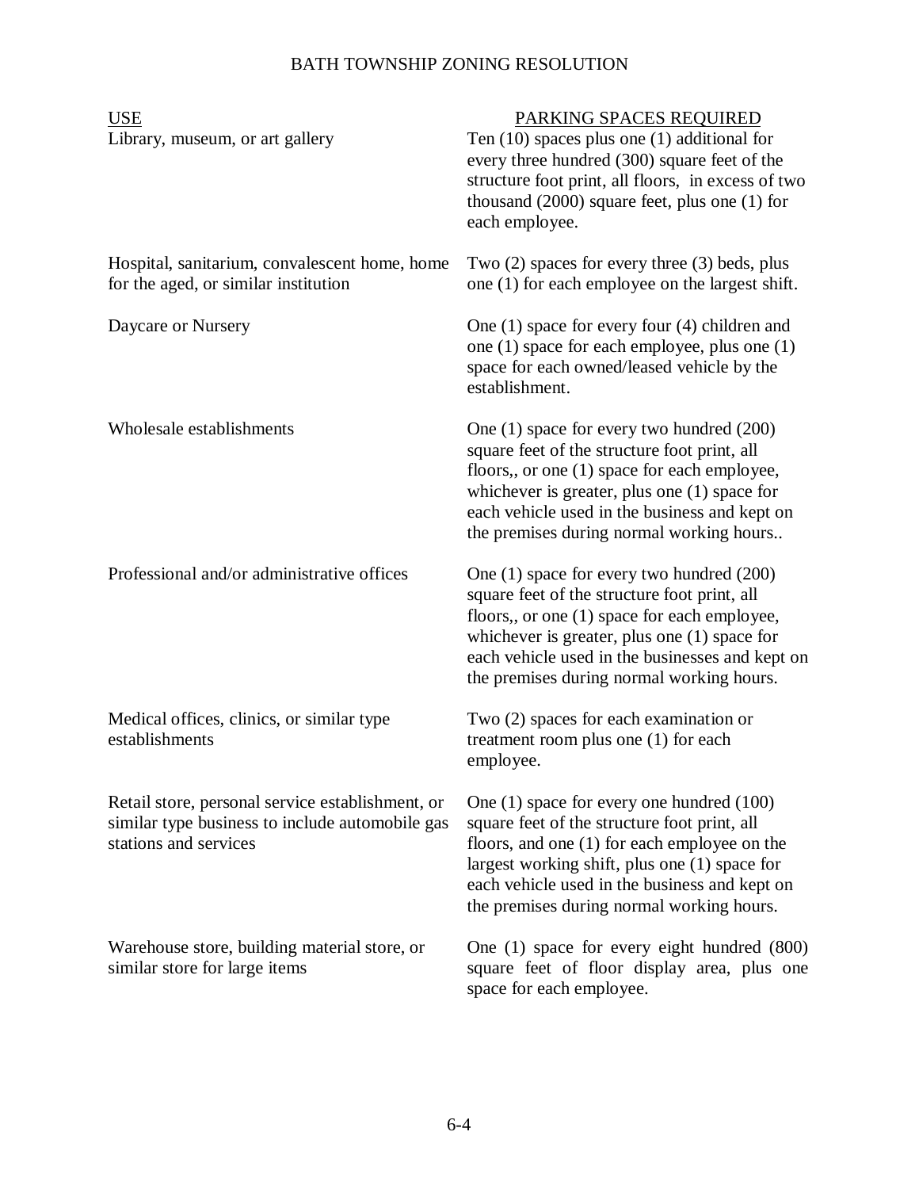| USE | PARKING SPACES REQUIRED |
|---|---|
| Library, museum, or art gallery | Ten (10) spaces plus one (1) additional for every three hundred (300) square feet of the structure foot print, all floors, in excess of two thousand (2000) square feet, plus one (1) for each employee. |
| Hospital, sanitarium, convalescent home, home for the aged, or similar institution | Two (2) spaces for every three (3) beds, plus one (1) for each employee on the largest shift. |
| Daycare or Nursery | One (1) space for every four (4) children and one (1) space for each employee, plus one (1) space for each owned/leased vehicle by the establishment. |
| Wholesale establishments | One (1) space for every two hundred (200) square feet of the structure foot print, all floors,, or one (1) space for each employee, whichever is greater, plus one (1) space for each vehicle used in the business and kept on the premises during normal working hours.. |
| Professional and/or administrative offices | One (1) space for every two hundred (200) square feet of the structure foot print, all floors,, or one (1) space for each employee, whichever is greater, plus one (1) space for each vehicle used in the businesses and kept on the premises during normal working hours. |
| Medical offices, clinics, or similar type establishments | Two (2) spaces for each examination or treatment room plus one (1) for each employee. |
| Retail store, personal service establishment, or similar type business to include automobile gas stations and services | One (1) space for every one hundred (100) square feet of the structure foot print, all floors, and one (1) for each employee on the largest working shift, plus one (1) space for each vehicle used in the business and kept on the premises during normal working hours. |
| Warehouse store, building material store, or similar store for large items | One (1) space for every eight hundred (800) square feet of floor display area, plus one space for each employee. |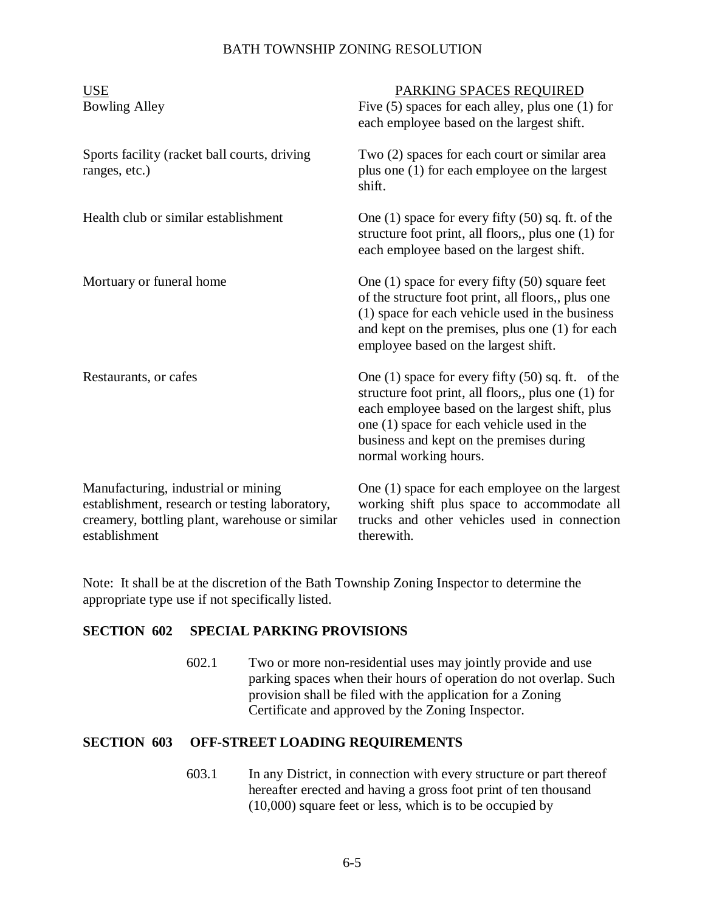| USE | PARKING SPACES REQUIRED |
|---|---|
| Bowling Alley | Five (5) spaces for each alley, plus one (1) for each employee based on the largest shift. |
| Sports facility (racket ball courts, driving ranges, etc.) | Two (2) spaces for each court or similar area plus one (1) for each employee on the largest shift. |
| Health club or similar establishment | One (1) space for every fifty (50) sq. ft. of the structure foot print, all floors,, plus one (1) for each employee based on the largest shift. |
| Mortuary or funeral home | One (1) space for every fifty (50) square feet of the structure foot print, all floors,, plus one (1) space for each vehicle used in the business and kept on the premises, plus one (1) for each employee based on the largest shift. |
| Restaurants, or cafes | One (1) space for every fifty (50) sq. ft. of the structure foot print, all floors,, plus one (1) for each employee based on the largest shift, plus one (1) space for each vehicle used in the business and kept on the premises during normal working hours. |
| Manufacturing, industrial or mining establishment, research or testing laboratory, creamery, bottling plant, warehouse or similar establishment | One (1) space for each employee on the largest working shift plus space to accommodate all trucks and other vehicles used in connection therewith. |

Note: It shall be at the discretion of the Bath Township Zoning Inspector to determine the appropriate type use if not specifically listed.

## SECTION 602 SPECIAL PARKING PROVISIONS

602.1 Two or more non-residential uses may jointly provide and use parking spaces when their hours of operation do not overlap. Such provision shall be filed with the application for a Zoning Certificate and approved by the Zoning Inspector.

## SECTION 603 OFF-STREET LOADING REQUIREMENTS

603.1 In any District, in connection with every structure or part thereof hereafter erected and having a gross foot print of ten thousand (10,000) square feet or less, which is to be occupied by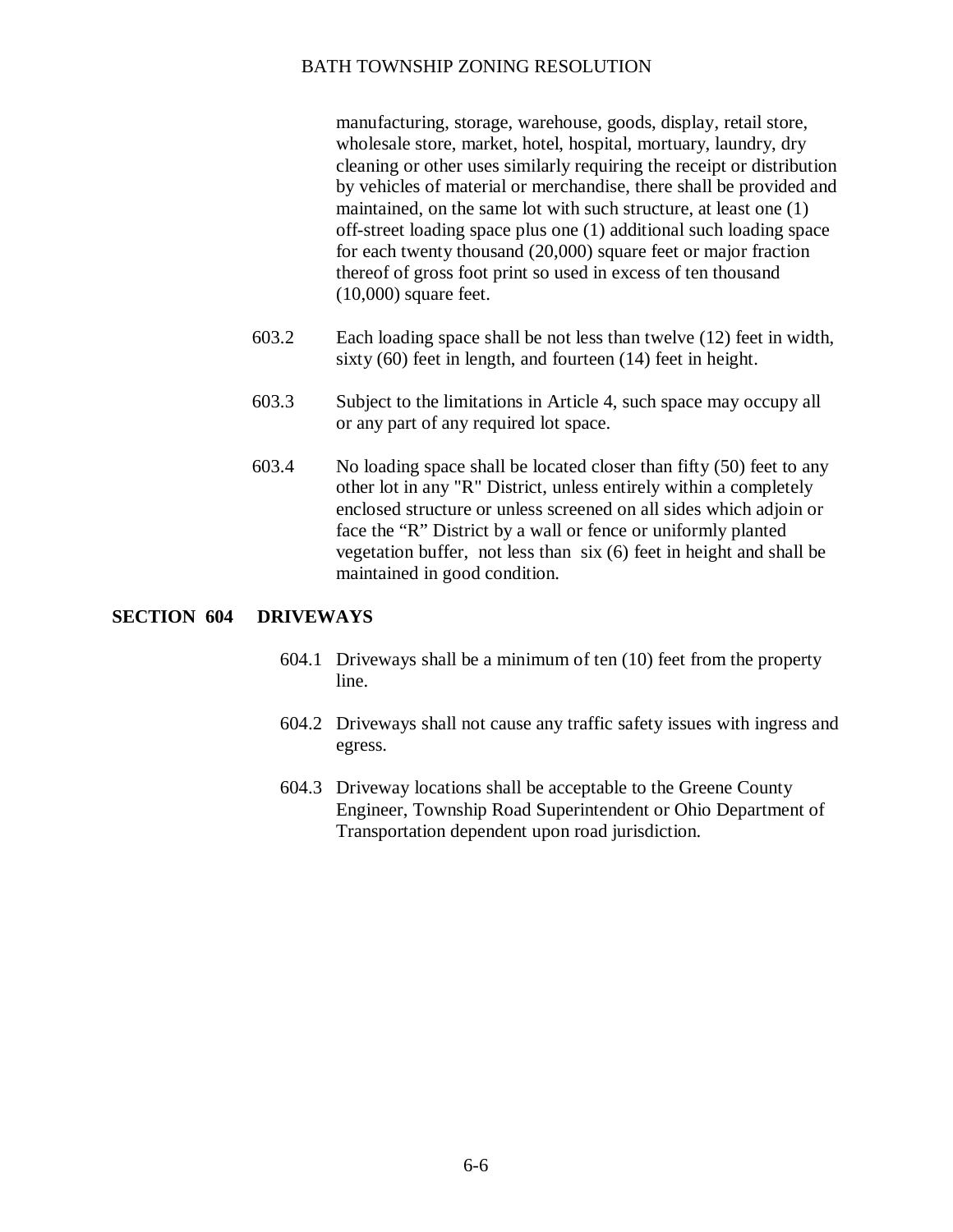manufacturing, storage, warehouse, goods, display, retail store, wholesale store, market, hotel, hospital, mortuary, laundry, dry cleaning or other uses similarly requiring the receipt or distribution by vehicles of material or merchandise, there shall be provided and maintained, on the same lot with such structure, at least one (1) off-street loading space plus one (1) additional such loading space for each twenty thousand (20,000) square feet or major fraction thereof of gross foot print so used in excess of ten thousand (10,000) square feet.

603.2 Each loading space shall be not less than twelve (12) feet in width, sixty (60) feet in length, and fourteen (14) feet in height.

603.3 Subject to the limitations in Article 4, such space may occupy all or any part of any required lot space.

603.4 No loading space shall be located closer than fifty (50) feet to any other lot in any "R" District, unless entirely within a completely enclosed structure or unless screened on all sides which adjoin or face the “R” District by a wall or fence or uniformly planted vegetation buffer, not less than six (6) feet in height and shall be maintained in good condition.

## SECTION 604 DRIVEWAYS

604.1 Driveways shall be a minimum of ten (10) feet from the property line.

604.2 Driveways shall not cause any traffic safety issues with ingress and egress.

604.3 Driveway locations shall be acceptable to the Greene County Engineer, Township Road Superintendent or Ohio Department of Transportation dependent upon road jurisdiction.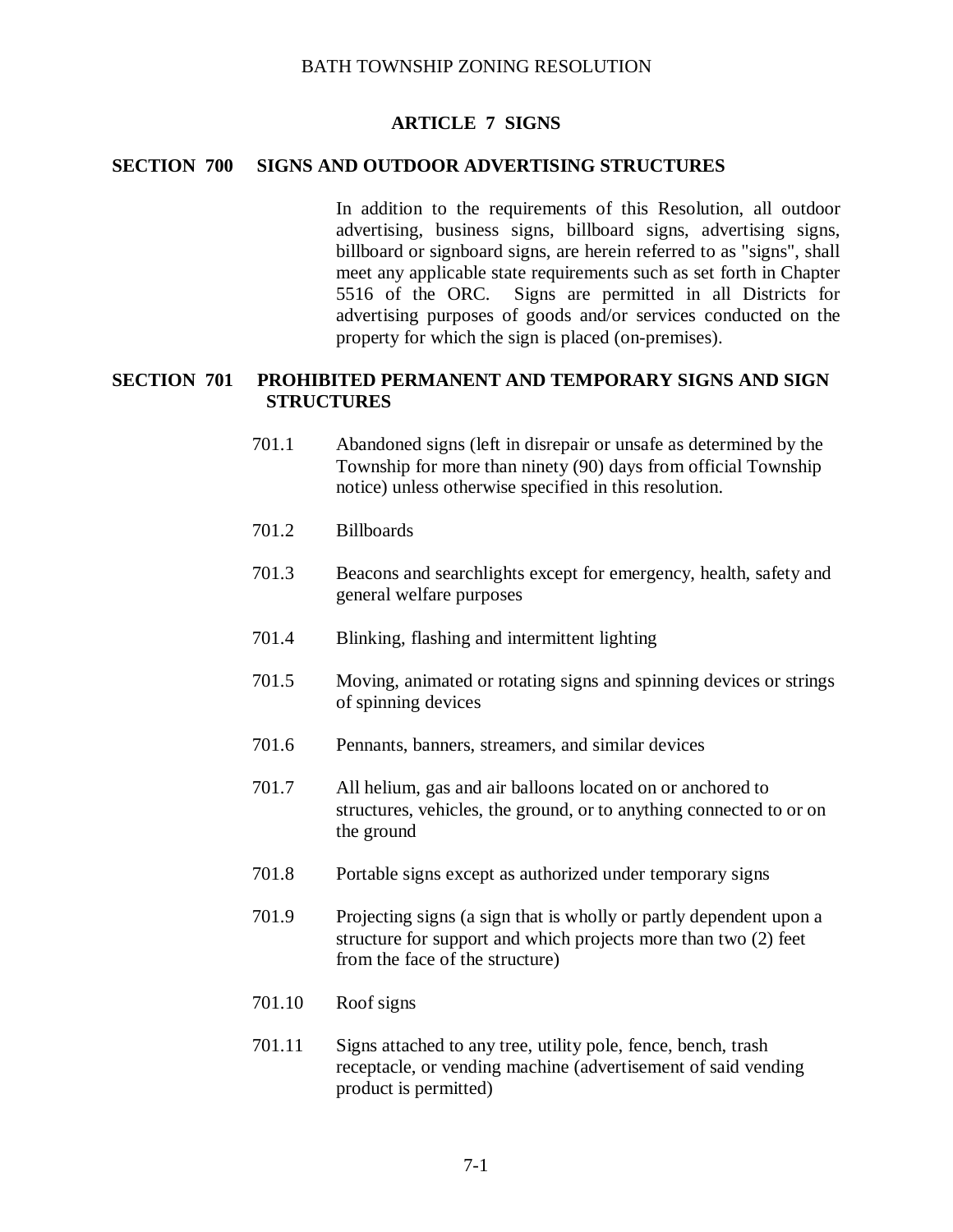## ARTICLE 7 SIGNS

### SECTION 700 SIGNS AND OUTDOOR ADVERTISING STRUCTURES

In addition to the requirements of this Resolution, all outdoor advertising, business signs, billboard signs, advertising signs, billboard or signboard signs, are herein referred to as "signs", shall meet any applicable state requirements such as set forth in Chapter 5516 of the ORC. Signs are permitted in all Districts for advertising purposes of goods and/or services conducted on the property for which the sign is placed (on-premises).

### SECTION 701 PROHIBITED PERMANENT AND TEMPORARY SIGNS AND SIGN STRUCTURES

701.1 Abandoned signs (left in disrepair or unsafe as determined by the Township for more than ninety (90) days from official Township notice) unless otherwise specified in this resolution.

701.2 Billboards

701.3 Beacons and searchlights except for emergency, health, safety and general welfare purposes

701.4 Blinking, flashing and intermittent lighting

701.5 Moving, animated or rotating signs and spinning devices or strings of spinning devices

701.6 Pennants, banners, streamers, and similar devices

701.7 All helium, gas and air balloons located on or anchored to structures, vehicles, the ground, or to anything connected to or on the ground

701.8 Portable signs except as authorized under temporary signs

701.9 Projecting signs (a sign that is wholly or partly dependent upon a structure for support and which projects more than two (2) feet from the face of the structure)

701.10 Roof signs

701.11 Signs attached to any tree, utility pole, fence, bench, trash receptacle, or vending machine (advertisement of said vending product is permitted)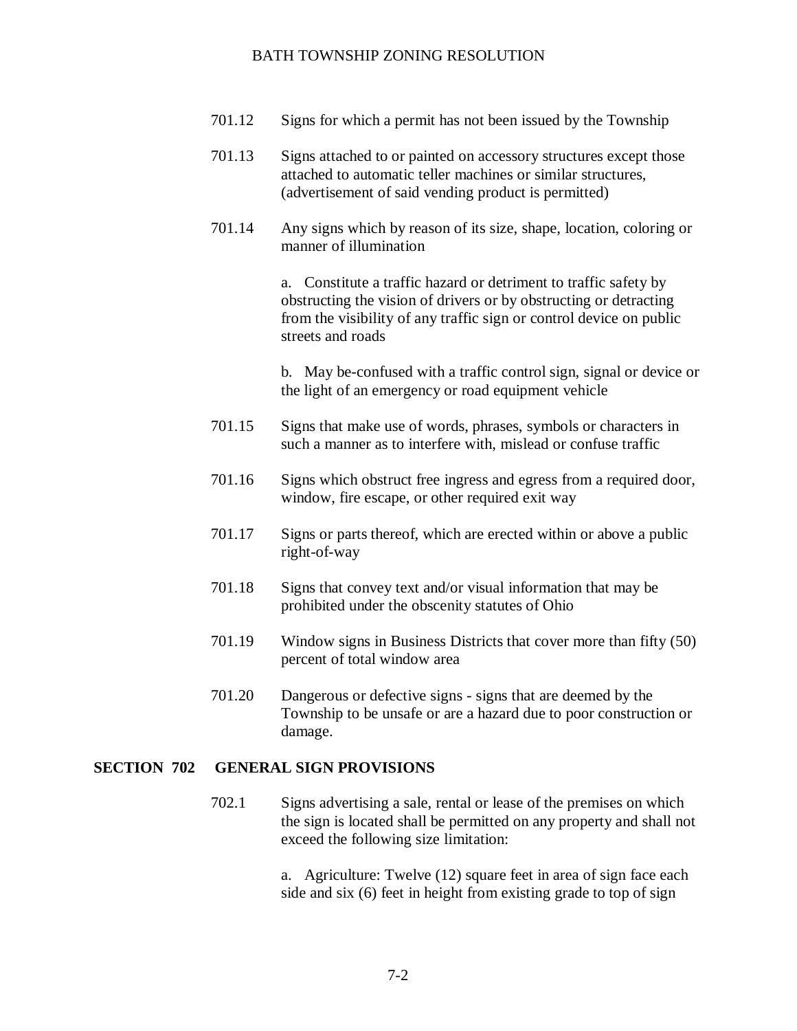701.12 Signs for which a permit has not been issued by the Township

701.13 Signs attached to or painted on accessory structures except those attached to automatic teller machines or similar structures, (advertisement of said vending product is permitted)

701.14 Any signs which by reason of its size, shape, location, coloring or manner of illumination

a. Constitute a traffic hazard or detriment to traffic safety by obstructing the vision of drivers or by obstructing or detracting from the visibility of any traffic sign or control device on public streets and roads

b. May be-confused with a traffic control sign, signal or device or the light of an emergency or road equipment vehicle

701.15 Signs that make use of words, phrases, symbols or characters in such a manner as to interfere with, mislead or confuse traffic

701.16 Signs which obstruct free ingress and egress from a required door, window, fire escape, or other required exit way

701.17 Signs or parts thereof, which are erected within or above a public right-of-way

701.18 Signs that convey text and/or visual information that may be prohibited under the obscenity statutes of Ohio

701.19 Window signs in Business Districts that cover more than fifty (50) percent of total window area

701.20 Dangerous or defective signs - signs that are deemed by the Township to be unsafe or are a hazard due to poor construction or damage.

## SECTION 702 GENERAL SIGN PROVISIONS

702.1 Signs advertising a sale, rental or lease of the premises on which the sign is located shall be permitted on any property and shall not exceed the following size limitation:

a. Agriculture: Twelve (12) square feet in area of sign face each side and six (6) feet in height from existing grade to top of sign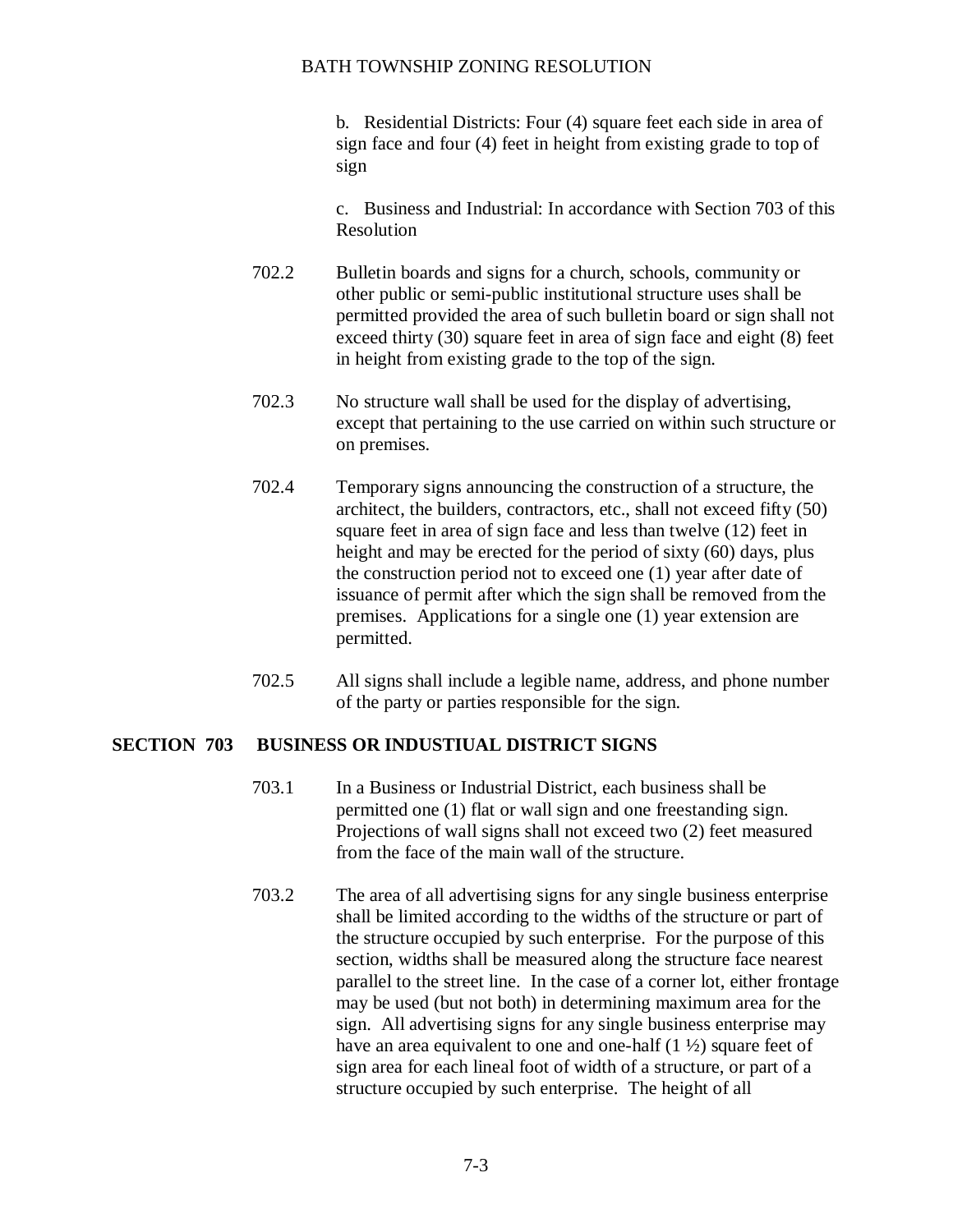b. Residential Districts: Four (4) square feet each side in area of sign face and four (4) feet in height from existing grade to top of sign

c. Business and Industrial: In accordance with Section 703 of this Resolution

702.2 Bulletin boards and signs for a church, schools, community or other public or semi-public institutional structure uses shall be permitted provided the area of such bulletin board or sign shall not exceed thirty (30) square feet in area of sign face and eight (8) feet in height from existing grade to the top of the sign.

702.3 No structure wall shall be used for the display of advertising, except that pertaining to the use carried on within such structure or on premises.

702.4 Temporary signs announcing the construction of a structure, the architect, the builders, contractors, etc., shall not exceed fifty (50) square feet in area of sign face and less than twelve (12) feet in height and may be erected for the period of sixty (60) days, plus the construction period not to exceed one (1) year after date of issuance of permit after which the sign shall be removed from the premises. Applications for a single one (1) year extension are permitted.

702.5 All signs shall include a legible name, address, and phone number of the party or parties responsible for the sign.

## SECTION 703 BUSINESS OR INDUSTIUAL DISTRICT SIGNS

703.1 In a Business or Industrial District, each business shall be permitted one (1) flat or wall sign and one freestanding sign. Projections of wall signs shall not exceed two (2) feet measured from the face of the main wall of the structure.

703.2 The area of all advertising signs for any single business enterprise shall be limited according to the widths of the structure or part of the structure occupied by such enterprise. For the purpose of this section, widths shall be measured along the structure face nearest parallel to the street line. In the case of a corner lot, either frontage may be used (but not both) in determining maximum area for the sign. All advertising signs for any single business enterprise may have an area equivalent to one and one-half (1 ½) square feet of sign area for each lineal foot of width of a structure, or part of a structure occupied by such enterprise. The height of all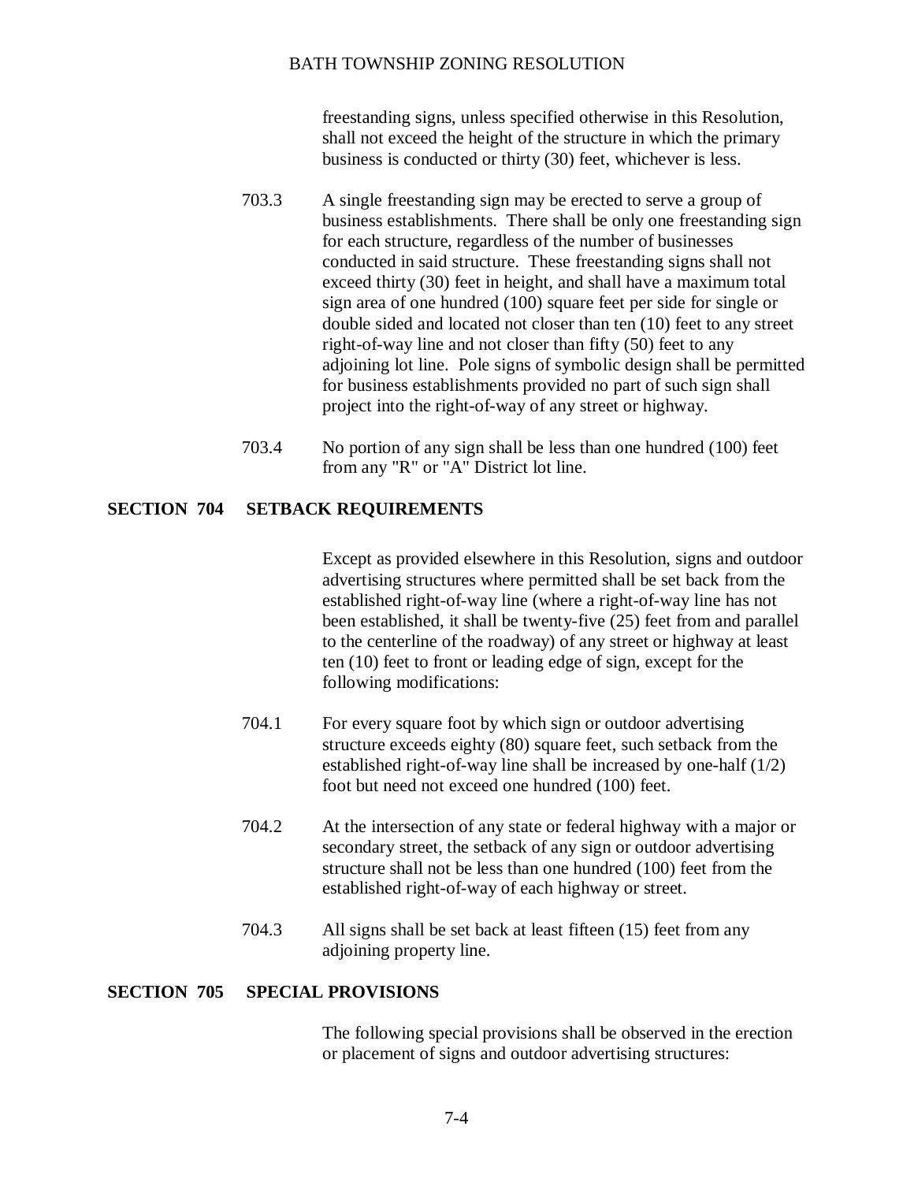freestanding signs, unless specified otherwise in this Resolution, shall not exceed the height of the structure in which the primary business is conducted or thirty (30) feet, whichever is less.

703.3 A single freestanding sign may be erected to serve a group of business establishments. There shall be only one freestanding sign for each structure, regardless of the number of businesses conducted in said structure. These freestanding signs shall not exceed thirty (30) feet in height, and shall have a maximum total sign area of one hundred (100) square feet per side for single or double sided and located not closer than ten (10) feet to any street right-of-way line and not closer than fifty (50) feet to any adjoining lot line. Pole signs of symbolic design shall be permitted for business establishments provided no part of such sign shall project into the right-of-way of any street or highway.

703.4 No portion of any sign shall be less than one hundred (100) feet from any "R" or "A" District lot line.

## SECTION 704 SETBACK REQUIREMENTS

Except as provided elsewhere in this Resolution, signs and outdoor advertising structures where permitted shall be set back from the established right-of-way line (where a right-of-way line has not been established, it shall be twenty-five (25) feet from and parallel to the centerline of the roadway) of any street or highway at least ten (10) feet to front or leading edge of sign, except for the following modifications:

704.1 For every square foot by which sign or outdoor advertising structure exceeds eighty (80) square feet, such setback from the established right-of-way line shall be increased by one-half (1/2) foot but need not exceed one hundred (100) feet.

704.2 At the intersection of any state or federal highway with a major or secondary street, the setback of any sign or outdoor advertising structure shall not be less than one hundred (100) feet from the established right-of-way of each highway or street.

704.3 All signs shall be set back at least fifteen (15) feet from any adjoining property line.

## SECTION 705 SPECIAL PROVISIONS

The following special provisions shall be observed in the erection or placement of signs and outdoor advertising structures: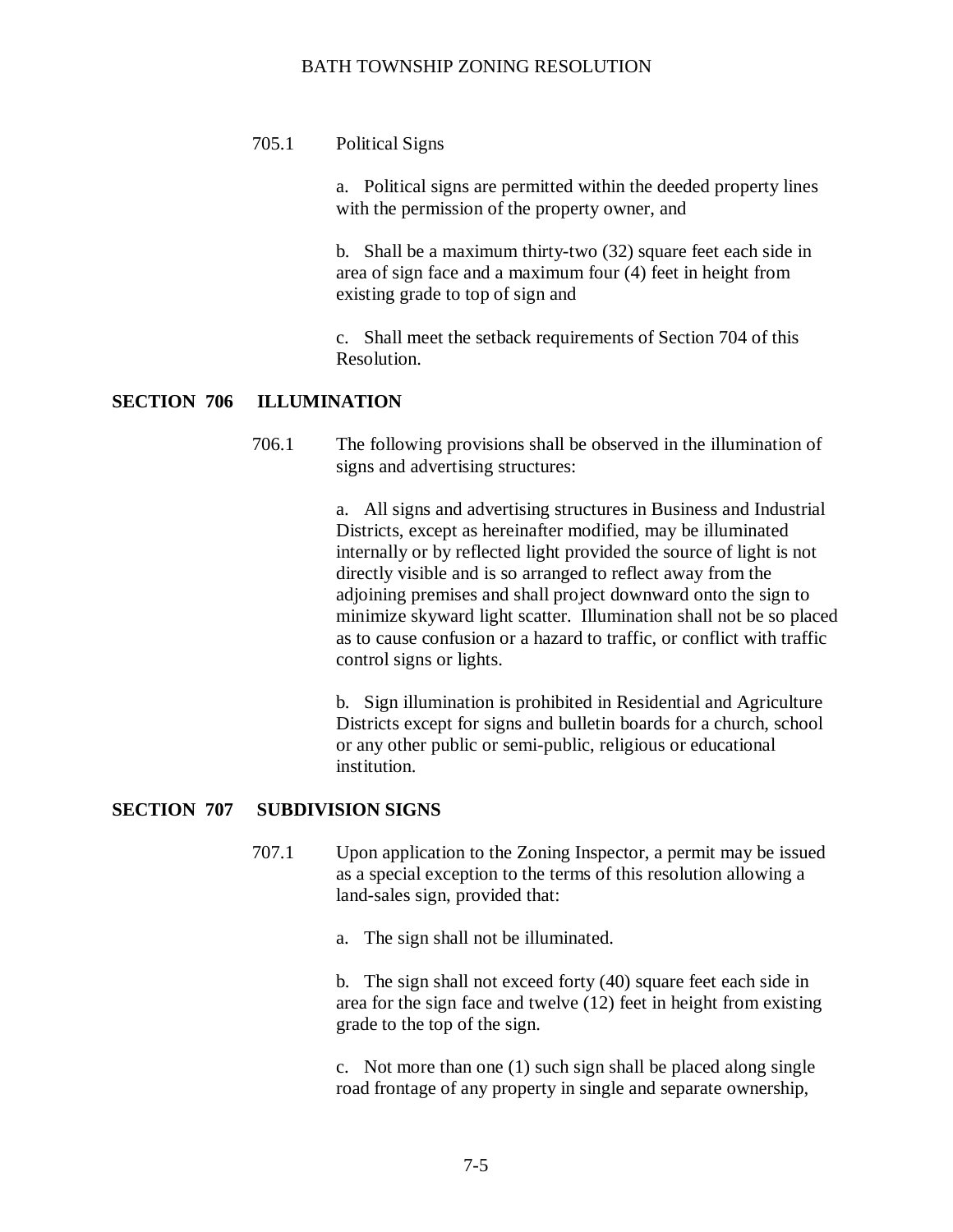705.1 Political Signs

a. Political signs are permitted within the deeded property lines with the permission of the property owner, and

b. Shall be a maximum thirty-two (32) square feet each side in area of sign face and a maximum four (4) feet in height from existing grade to top of sign and

c. Shall meet the setback requirements of Section 704 of this Resolution.

## SECTION 706 ILLUMINATION

706.1 The following provisions shall be observed in the illumination of signs and advertising structures:

a. All signs and advertising structures in Business and Industrial Districts, except as hereinafter modified, may be illuminated internally or by reflected light provided the source of light is not directly visible and is so arranged to reflect away from the adjoining premises and shall project downward onto the sign to minimize skyward light scatter. Illumination shall not be so placed as to cause confusion or a hazard to traffic, or conflict with traffic control signs or lights.

b. Sign illumination is prohibited in Residential and Agriculture Districts except for signs and bulletin boards for a church, school or any other public or semi-public, religious or educational institution.

## SECTION 707 SUBDIVISION SIGNS

707.1 Upon application to the Zoning Inspector, a permit may be issued as a special exception to the terms of this resolution allowing a land-sales sign, provided that:

a. The sign shall not be illuminated.

b. The sign shall not exceed forty (40) square feet each side in area for the sign face and twelve (12) feet in height from existing grade to the top of the sign.

c. Not more than one (1) such sign shall be placed along single road frontage of any property in single and separate ownership,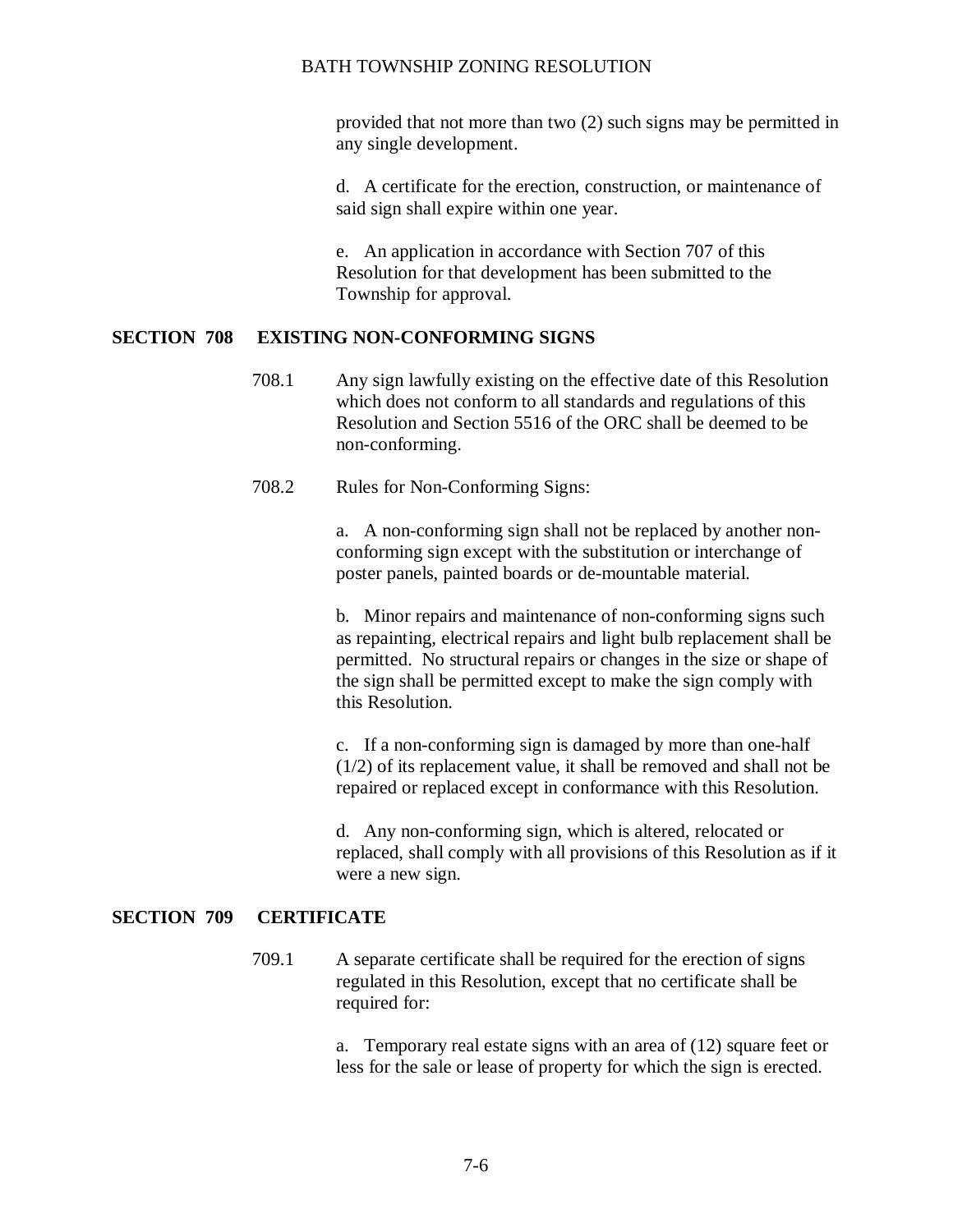provided that not more than two (2) such signs may be permitted in any single development.

d. A certificate for the erection, construction, or maintenance of said sign shall expire within one year.

e. An application in accordance with Section 707 of this Resolution for that development has been submitted to the Township for approval.

## SECTION 708 EXISTING NON-CONFORMING SIGNS

708.1 Any sign lawfully existing on the effective date of this Resolution which does not conform to all standards and regulations of this Resolution and Section 5516 of the ORC shall be deemed to be non-conforming.

708.2 Rules for Non-Conforming Signs:

a. A non-conforming sign shall not be replaced by another non-conforming sign except with the substitution or interchange of poster panels, painted boards or de-mountable material.

b. Minor repairs and maintenance of non-conforming signs such as repainting, electrical repairs and light bulb replacement shall be permitted. No structural repairs or changes in the size or shape of the sign shall be permitted except to make the sign comply with this Resolution.

c. If a non-conforming sign is damaged by more than one-half (1/2) of its replacement value, it shall be removed and shall not be repaired or replaced except in conformance with this Resolution.

d. Any non-conforming sign, which is altered, relocated or replaced, shall comply with all provisions of this Resolution as if it were a new sign.

## SECTION 709 CERTIFICATE

709.1 A separate certificate shall be required for the erection of signs regulated in this Resolution, except that no certificate shall be required for:

a. Temporary real estate signs with an area of (12) square feet or less for the sale or lease of property for which the sign is erected.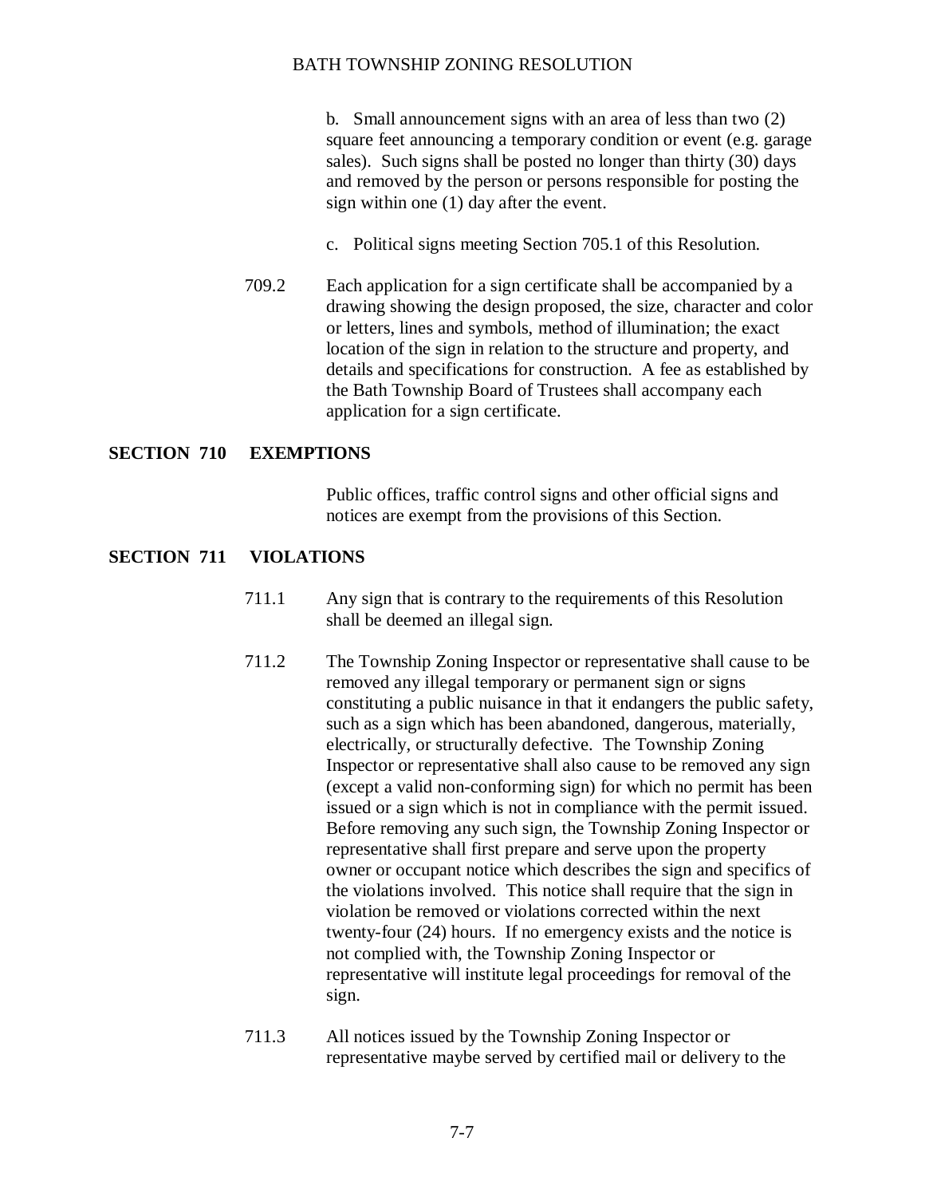b. Small announcement signs with an area of less than two (2) square feet announcing a temporary condition or event (e.g. garage sales). Such signs shall be posted no longer than thirty (30) days and removed by the person or persons responsible for posting the sign within one (1) day after the event.

c. Political signs meeting Section 705.1 of this Resolution.

709.2 Each application for a sign certificate shall be accompanied by a drawing showing the design proposed, the size, character and color or letters, lines and symbols, method of illumination; the exact location of the sign in relation to the structure and property, and details and specifications for construction. A fee as established by the Bath Township Board of Trustees shall accompany each application for a sign certificate.

## SECTION 710 EXEMPTIONS

Public offices, traffic control signs and other official signs and notices are exempt from the provisions of this Section.

## SECTION 711 VIOLATIONS

711.1 Any sign that is contrary to the requirements of this Resolution shall be deemed an illegal sign.

711.2 The Township Zoning Inspector or representative shall cause to be removed any illegal temporary or permanent sign or signs constituting a public nuisance in that it endangers the public safety, such as a sign which has been abandoned, dangerous, materially, electrically, or structurally defective. The Township Zoning Inspector or representative shall also cause to be removed any sign (except a valid non-conforming sign) for which no permit has been issued or a sign which is not in compliance with the permit issued. Before removing any such sign, the Township Zoning Inspector or representative shall first prepare and serve upon the property owner or occupant notice which describes the sign and specifics of the violations involved. This notice shall require that the sign in violation be removed or violations corrected within the next twenty-four (24) hours. If no emergency exists and the notice is not complied with, the Township Zoning Inspector or representative will institute legal proceedings for removal of the sign.

711.3 All notices issued by the Township Zoning Inspector or representative maybe served by certified mail or delivery to the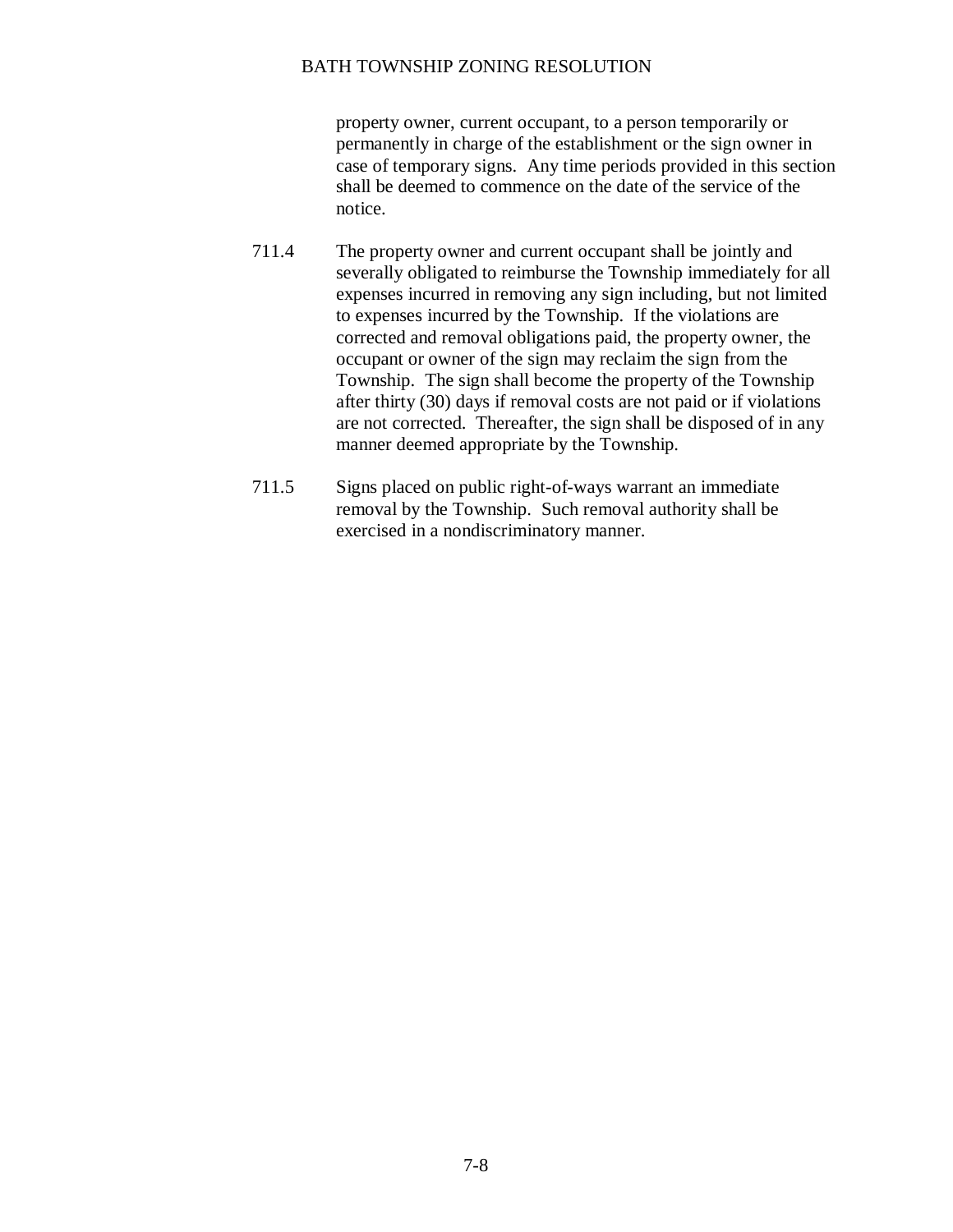property owner, current occupant, to a person temporarily or permanently in charge of the establishment or the sign owner in case of temporary signs. Any time periods provided in this section shall be deemed to commence on the date of the service of the notice.

711.4 The property owner and current occupant shall be jointly and severally obligated to reimburse the Township immediately for all expenses incurred in removing any sign including, but not limited to expenses incurred by the Township. If the violations are corrected and removal obligations paid, the property owner, the occupant or owner of the sign may reclaim the sign from the Township. The sign shall become the property of the Township after thirty (30) days if removal costs are not paid or if violations are not corrected. Thereafter, the sign shall be disposed of in any manner deemed appropriate by the Township.

711.5 Signs placed on public right-of-ways warrant an immediate removal by the Township. Such removal authority shall be exercised in a nondiscriminatory manner.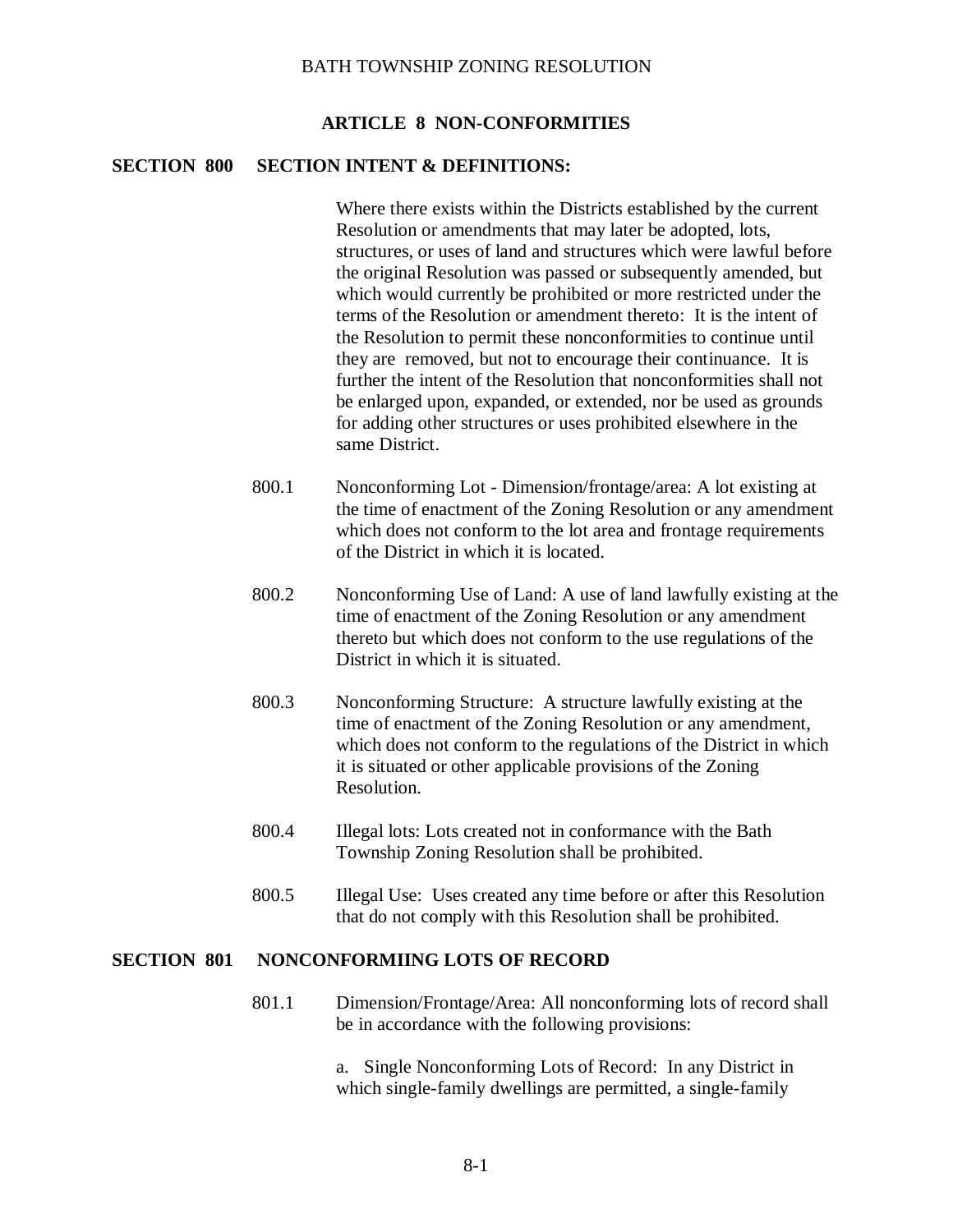## ARTICLE 8 NON-CONFORMITIES

### SECTION 800 SECTION INTENT & DEFINITIONS:

Where there exists within the Districts established by the current Resolution or amendments that may later be adopted, lots, structures, or uses of land and structures which were lawful before the original Resolution was passed or subsequently amended, but which would currently be prohibited or more restricted under the terms of the Resolution or amendment thereto: It is the intent of the Resolution to permit these nonconformities to continue until they are removed, but not to encourage their continuance. It is further the intent of the Resolution that nonconformities shall not be enlarged upon, expanded, or extended, nor be used as grounds for adding other structures or uses prohibited elsewhere in the same District.

800.1 Nonconforming Lot - Dimension/frontage/area: A lot existing at the time of enactment of the Zoning Resolution or any amendment which does not conform to the lot area and frontage requirements of the District in which it is located.

800.2 Nonconforming Use of Land: A use of land lawfully existing at the time of enactment of the Zoning Resolution or any amendment thereto but which does not conform to the use regulations of the District in which it is situated.

800.3 Nonconforming Structure: A structure lawfully existing at the time of enactment of the Zoning Resolution or any amendment, which does not conform to the regulations of the District in which it is situated or other applicable provisions of the Zoning Resolution.

800.4 Illegal lots: Lots created not in conformance with the Bath Township Zoning Resolution shall be prohibited.

800.5 Illegal Use: Uses created any time before or after this Resolution that do not comply with this Resolution shall be prohibited.

### SECTION 801 NONCONFORMIING LOTS OF RECORD

801.1 Dimension/Frontage/Area: All nonconforming lots of record shall be in accordance with the following provisions:

a. Single Nonconforming Lots of Record: In any District in which single-family dwellings are permitted, a single-family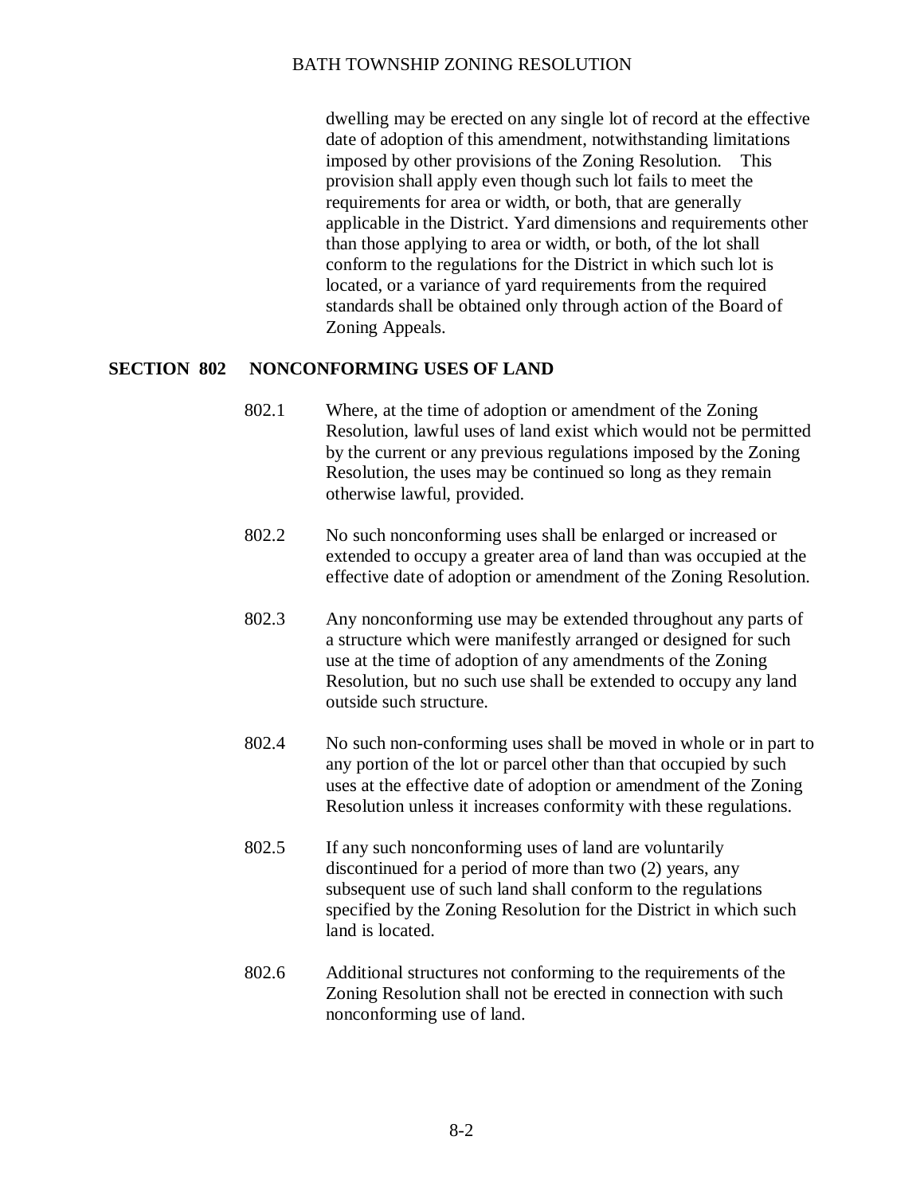dwelling may be erected on any single lot of record at the effective date of adoption of this amendment, notwithstanding limitations imposed by other provisions of the Zoning Resolution. This provision shall apply even though such lot fails to meet the requirements for area or width, or both, that are generally applicable in the District. Yard dimensions and requirements other than those applying to area or width, or both, of the lot shall conform to the regulations for the District in which such lot is located, or a variance of yard requirements from the required standards shall be obtained only through action of the Board of Zoning Appeals.

## SECTION 802 NONCONFORMING USES OF LAND

802.1 Where, at the time of adoption or amendment of the Zoning Resolution, lawful uses of land exist which would not be permitted by the current or any previous regulations imposed by the Zoning Resolution, the uses may be continued so long as they remain otherwise lawful, provided.

802.2 No such nonconforming uses shall be enlarged or increased or extended to occupy a greater area of land than was occupied at the effective date of adoption or amendment of the Zoning Resolution.

802.3 Any nonconforming use may be extended throughout any parts of a structure which were manifestly arranged or designed for such use at the time of adoption of any amendments of the Zoning Resolution, but no such use shall be extended to occupy any land outside such structure.

802.4 No such non-conforming uses shall be moved in whole or in part to any portion of the lot or parcel other than that occupied by such uses at the effective date of adoption or amendment of the Zoning Resolution unless it increases conformity with these regulations.

802.5 If any such nonconforming uses of land are voluntarily discontinued for a period of more than two (2) years, any subsequent use of such land shall conform to the regulations specified by the Zoning Resolution for the District in which such land is located.

802.6 Additional structures not conforming to the requirements of the Zoning Resolution shall not be erected in connection with such nonconforming use of land.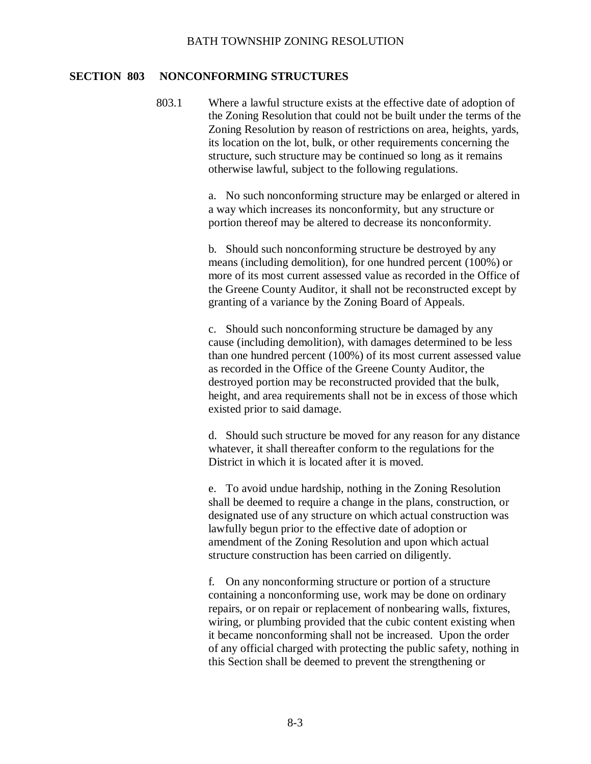## SECTION 803 NONCONFORMING STRUCTURES

803.1 Where a lawful structure exists at the effective date of adoption of the Zoning Resolution that could not be built under the terms of the Zoning Resolution by reason of restrictions on area, heights, yards, its location on the lot, bulk, or other requirements concerning the structure, such structure may be continued so long as it remains otherwise lawful, subject to the following regulations.

a. No such nonconforming structure may be enlarged or altered in a way which increases its nonconformity, but any structure or portion thereof may be altered to decrease its nonconformity.

b. Should such nonconforming structure be destroyed by any means (including demolition), for one hundred percent (100%) or more of its most current assessed value as recorded in the Office of the Greene County Auditor, it shall not be reconstructed except by granting of a variance by the Zoning Board of Appeals.

c. Should such nonconforming structure be damaged by any cause (including demolition), with damages determined to be less than one hundred percent (100%) of its most current assessed value as recorded in the Office of the Greene County Auditor, the destroyed portion may be reconstructed provided that the bulk, height, and area requirements shall not be in excess of those which existed prior to said damage.

d. Should such structure be moved for any reason for any distance whatever, it shall thereafter conform to the regulations for the District in which it is located after it is moved.

e. To avoid undue hardship, nothing in the Zoning Resolution shall be deemed to require a change in the plans, construction, or designated use of any structure on which actual construction was lawfully begun prior to the effective date of adoption or amendment of the Zoning Resolution and upon which actual structure construction has been carried on diligently.

f. On any nonconforming structure or portion of a structure containing a nonconforming use, work may be done on ordinary repairs, or on repair or replacement of nonbearing walls, fixtures, wiring, or plumbing provided that the cubic content existing when it became nonconforming shall not be increased. Upon the order of any official charged with protecting the public safety, nothing in this Section shall be deemed to prevent the strengthening or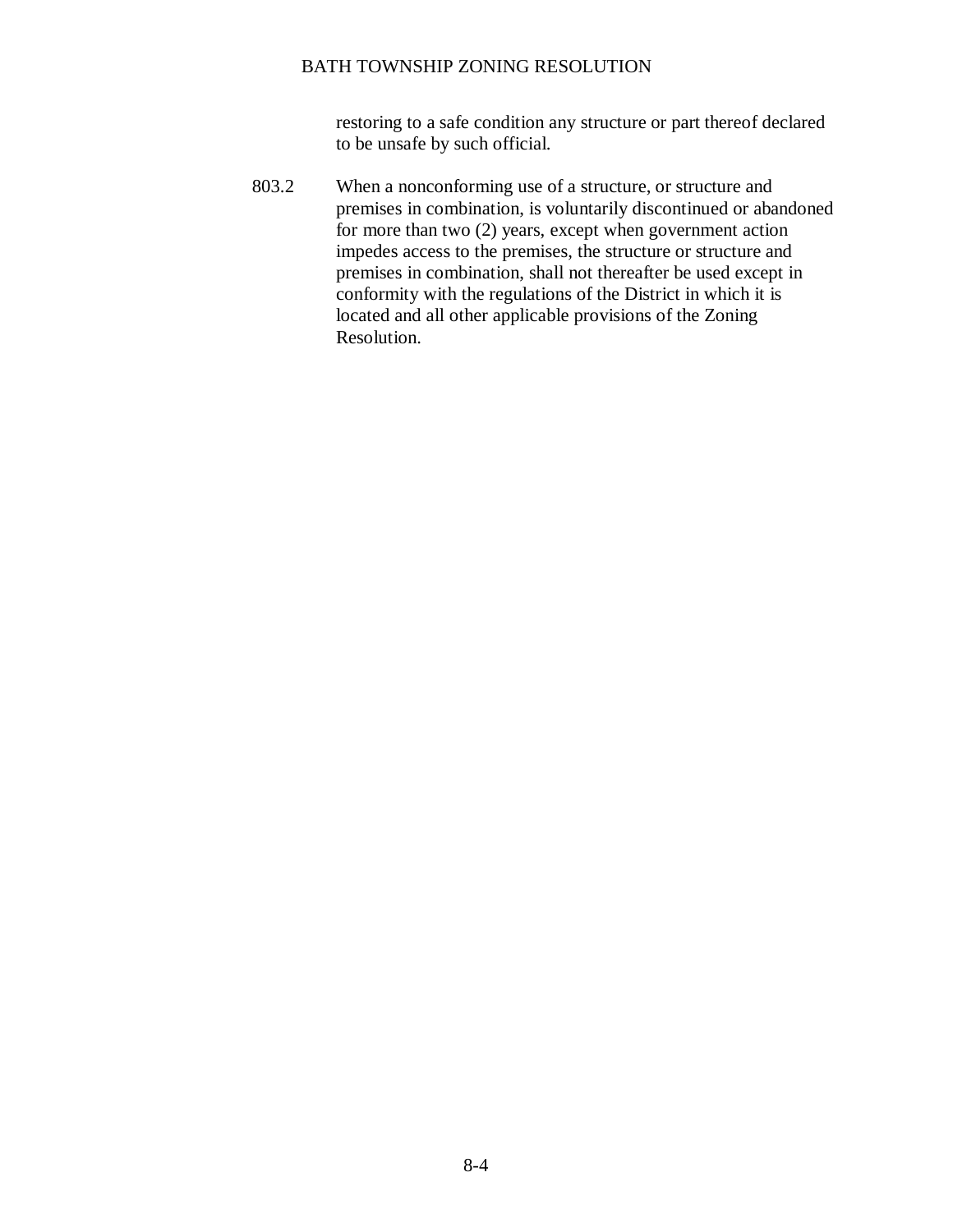restoring to a safe condition any structure or part thereof declared to be unsafe by such official.

803.2 When a nonconforming use of a structure, or structure and premises in combination, is voluntarily discontinued or abandoned for more than two (2) years, except when government action impedes access to the premises, the structure or structure and premises in combination, shall not thereafter be used except in conformity with the regulations of the District in which it is located and all other applicable provisions of the Zoning Resolution.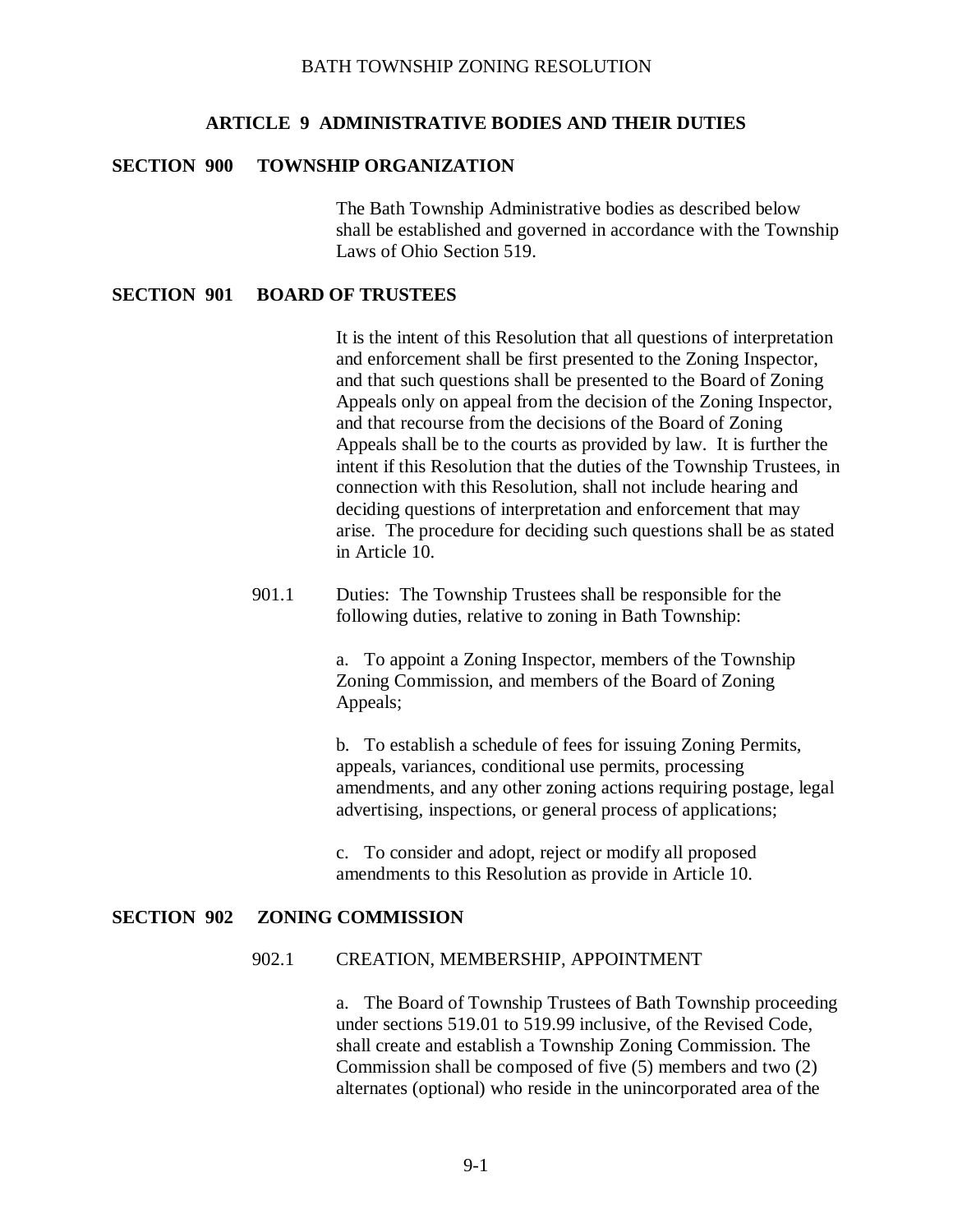## ARTICLE 9 ADMINISTRATIVE BODIES AND THEIR DUTIES

### SECTION 900 TOWNSHIP ORGANIZATION

The Bath Township Administrative bodies as described below shall be established and governed in accordance with the Township Laws of Ohio Section 519.

### SECTION 901 BOARD OF TRUSTEES

It is the intent of this Resolution that all questions of interpretation and enforcement shall be first presented to the Zoning Inspector, and that such questions shall be presented to the Board of Zoning Appeals only on appeal from the decision of the Zoning Inspector, and that recourse from the decisions of the Board of Zoning Appeals shall be to the courts as provided by law. It is further the intent if this Resolution that the duties of the Township Trustees, in connection with this Resolution, shall not include hearing and deciding questions of interpretation and enforcement that may arise. The procedure for deciding such questions shall be as stated in Article 10.

901.1 Duties: The Township Trustees shall be responsible for the following duties, relative to zoning in Bath Township:

a. To appoint a Zoning Inspector, members of the Township Zoning Commission, and members of the Board of Zoning Appeals;

b. To establish a schedule of fees for issuing Zoning Permits, appeals, variances, conditional use permits, processing amendments, and any other zoning actions requiring postage, legal advertising, inspections, or general process of applications;

c. To consider and adopt, reject or modify all proposed amendments to this Resolution as provide in Article 10.

### SECTION 902 ZONING COMMISSION

902.1 CREATION, MEMBERSHIP, APPOINTMENT

a. The Board of Township Trustees of Bath Township proceeding under sections 519.01 to 519.99 inclusive, of the Revised Code, shall create and establish a Township Zoning Commission. The Commission shall be composed of five (5) members and two (2) alternates (optional) who reside in the unincorporated area of the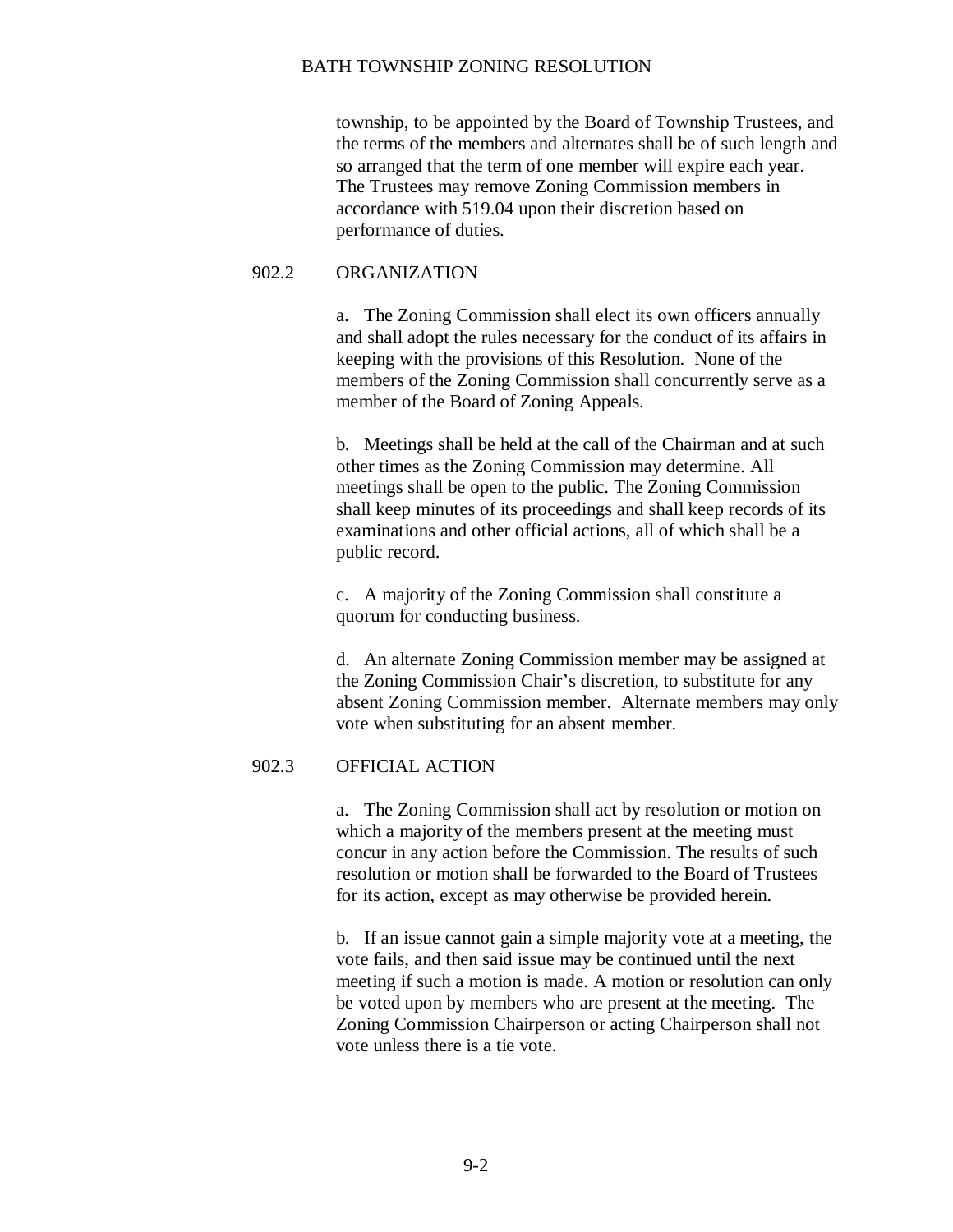township, to be appointed by the Board of Township Trustees, and the terms of the members and alternates shall be of such length and so arranged that the term of one member will expire each year. The Trustees may remove Zoning Commission members in accordance with 519.04 upon their discretion based on performance of duties.

### 902.2 ORGANIZATION

a. The Zoning Commission shall elect its own officers annually and shall adopt the rules necessary for the conduct of its affairs in keeping with the provisions of this Resolution. None of the members of the Zoning Commission shall concurrently serve as a member of the Board of Zoning Appeals.

b. Meetings shall be held at the call of the Chairman and at such other times as the Zoning Commission may determine. All meetings shall be open to the public. The Zoning Commission shall keep minutes of its proceedings and shall keep records of its examinations and other official actions, all of which shall be a public record.

c. A majority of the Zoning Commission shall constitute a quorum for conducting business.

d. An alternate Zoning Commission member may be assigned at the Zoning Commission Chair's discretion, to substitute for any absent Zoning Commission member. Alternate members may only vote when substituting for an absent member.

### 902.3 OFFICIAL ACTION

a. The Zoning Commission shall act by resolution or motion on which a majority of the members present at the meeting must concur in any action before the Commission. The results of such resolution or motion shall be forwarded to the Board of Trustees for its action, except as may otherwise be provided herein.

b. If an issue cannot gain a simple majority vote at a meeting, the vote fails, and then said issue may be continued until the next meeting if such a motion is made. A motion or resolution can only be voted upon by members who are present at the meeting. The Zoning Commission Chairperson or acting Chairperson shall not vote unless there is a tie vote.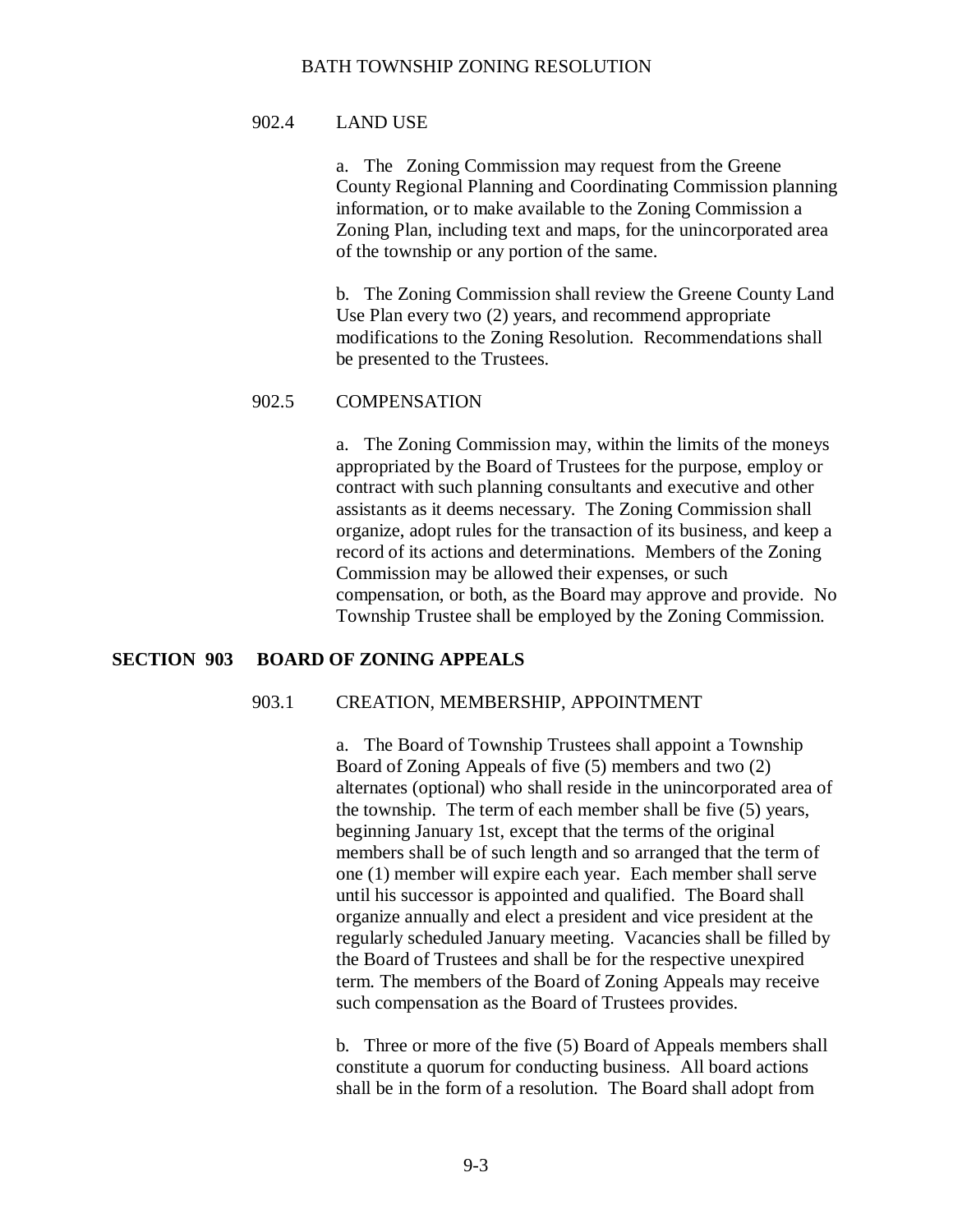902.4 LAND USE

a. The Zoning Commission may request from the Greene County Regional Planning and Coordinating Commission planning information, or to make available to the Zoning Commission a Zoning Plan, including text and maps, for the unincorporated area of the township or any portion of the same.

b. The Zoning Commission shall review the Greene County Land Use Plan every two (2) years, and recommend appropriate modifications to the Zoning Resolution. Recommendations shall be presented to the Trustees.

902.5 COMPENSATION

a. The Zoning Commission may, within the limits of the moneys appropriated by the Board of Trustees for the purpose, employ or contract with such planning consultants and executive and other assistants as it deems necessary. The Zoning Commission shall organize, adopt rules for the transaction of its business, and keep a record of its actions and determinations. Members of the Zoning Commission may be allowed their expenses, or such compensation, or both, as the Board may approve and provide. No Township Trustee shall be employed by the Zoning Commission.

**SECTION 903 BOARD OF ZONING APPEALS**

903.1 CREATION, MEMBERSHIP, APPOINTMENT

a. The Board of Township Trustees shall appoint a Township Board of Zoning Appeals of five (5) members and two (2) alternates (optional) who shall reside in the unincorporated area of the township. The term of each member shall be five (5) years, beginning January 1st, except that the terms of the original members shall be of such length and so arranged that the term of one (1) member will expire each year. Each member shall serve until his successor is appointed and qualified. The Board shall organize annually and elect a president and vice president at the regularly scheduled January meeting. Vacancies shall be filled by the Board of Trustees and shall be for the respective unexpired term. The members of the Board of Zoning Appeals may receive such compensation as the Board of Trustees provides.

b. Three or more of the five (5) Board of Appeals members shall constitute a quorum for conducting business. All board actions shall be in the form of a resolution. The Board shall adopt from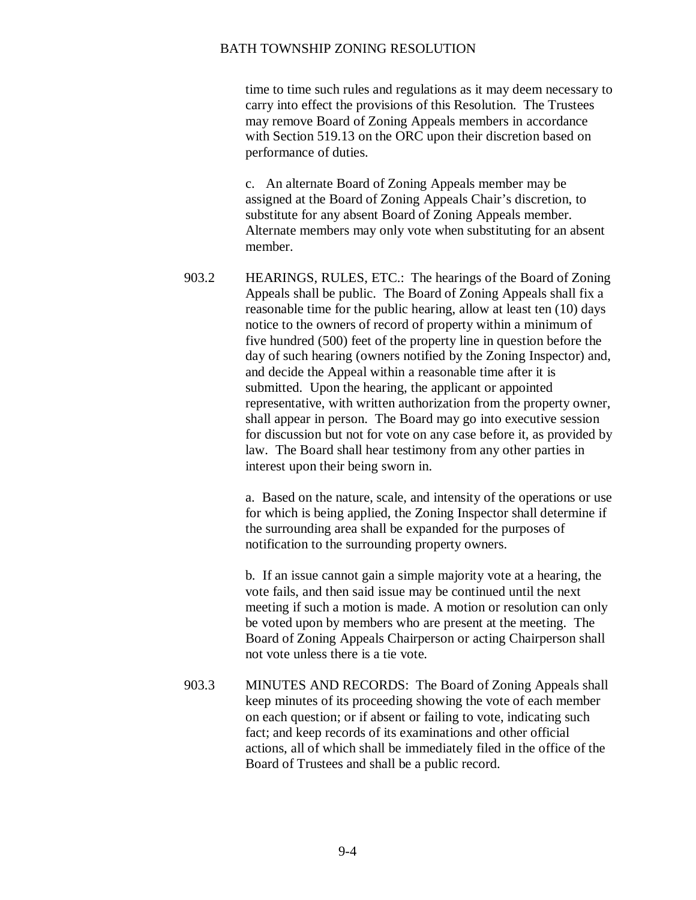time to time such rules and regulations as it may deem necessary to carry into effect the provisions of this Resolution. The Trustees may remove Board of Zoning Appeals members in accordance with Section 519.13 on the ORC upon their discretion based on performance of duties.

c. An alternate Board of Zoning Appeals member may be assigned at the Board of Zoning Appeals Chair's discretion, to substitute for any absent Board of Zoning Appeals member. Alternate members may only vote when substituting for an absent member.

903.2 HEARINGS, RULES, ETC.: The hearings of the Board of Zoning Appeals shall be public. The Board of Zoning Appeals shall fix a reasonable time for the public hearing, allow at least ten (10) days notice to the owners of record of property within a minimum of five hundred (500) feet of the property line in question before the day of such hearing (owners notified by the Zoning Inspector) and, and decide the Appeal within a reasonable time after it is submitted. Upon the hearing, the applicant or appointed representative, with written authorization from the property owner, shall appear in person. The Board may go into executive session for discussion but not for vote on any case before it, as provided by law. The Board shall hear testimony from any other parties in interest upon their being sworn in.

a. Based on the nature, scale, and intensity of the operations or use for which is being applied, the Zoning Inspector shall determine if the surrounding area shall be expanded for the purposes of notification to the surrounding property owners.

b. If an issue cannot gain a simple majority vote at a hearing, the vote fails, and then said issue may be continued until the next meeting if such a motion is made. A motion or resolution can only be voted upon by members who are present at the meeting. The Board of Zoning Appeals Chairperson or acting Chairperson shall not vote unless there is a tie vote.

903.3 MINUTES AND RECORDS: The Board of Zoning Appeals shall keep minutes of its proceeding showing the vote of each member on each question; or if absent or failing to vote, indicating such fact; and keep records of its examinations and other official actions, all of which shall be immediately filed in the office of the Board of Trustees and shall be a public record.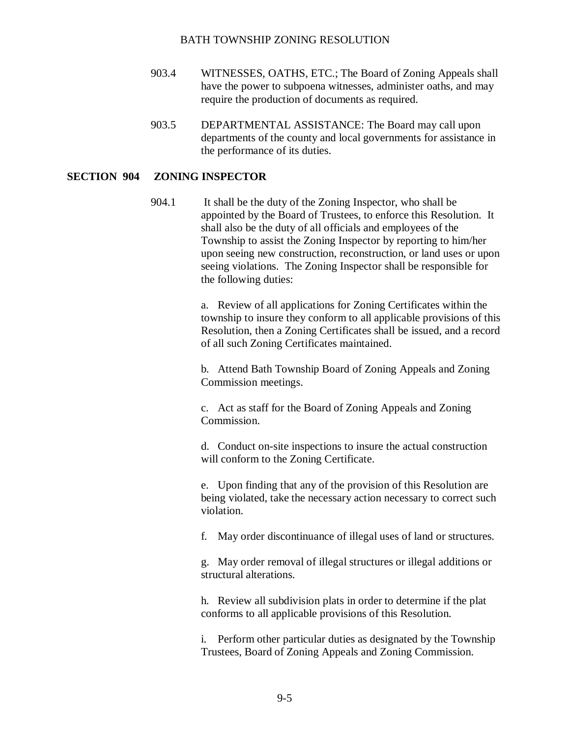903.4 WITNESSES, OATHS, ETC.; The Board of Zoning Appeals shall have the power to subpoena witnesses, administer oaths, and may require the production of documents as required.

903.5 DEPARTMENTAL ASSISTANCE: The Board may call upon departments of the county and local governments for assistance in the performance of its duties.

## SECTION 904 ZONING INSPECTOR

904.1 It shall be the duty of the Zoning Inspector, who shall be appointed by the Board of Trustees, to enforce this Resolution. It shall also be the duty of all officials and employees of the Township to assist the Zoning Inspector by reporting to him/her upon seeing new construction, reconstruction, or land uses or upon seeing violations. The Zoning Inspector shall be responsible for the following duties:

a. Review of all applications for Zoning Certificates within the township to insure they conform to all applicable provisions of this Resolution, then a Zoning Certificates shall be issued, and a record of all such Zoning Certificates maintained.

b. Attend Bath Township Board of Zoning Appeals and Zoning Commission meetings.

c. Act as staff for the Board of Zoning Appeals and Zoning Commission.

d. Conduct on-site inspections to insure the actual construction will conform to the Zoning Certificate.

e. Upon finding that any of the provision of this Resolution are being violated, take the necessary action necessary to correct such violation.

f. May order discontinuance of illegal uses of land or structures.

g. May order removal of illegal structures or illegal additions or structural alterations.

h. Review all subdivision plats in order to determine if the plat conforms to all applicable provisions of this Resolution.

i. Perform other particular duties as designated by the Township Trustees, Board of Zoning Appeals and Zoning Commission.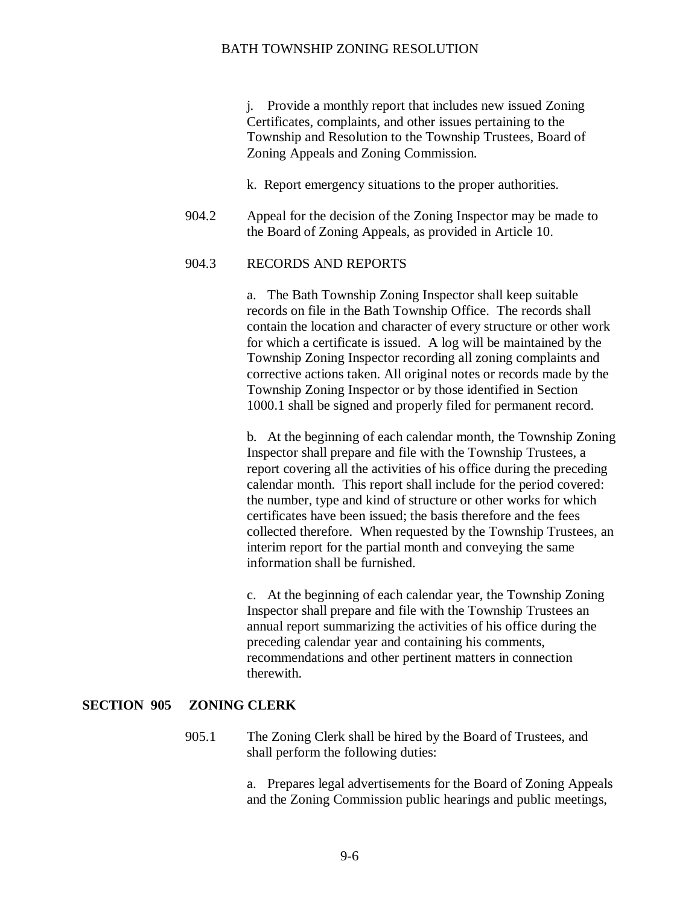j. Provide a monthly report that includes new issued Zoning Certificates, complaints, and other issues pertaining to the Township and Resolution to the Township Trustees, Board of Zoning Appeals and Zoning Commission.

k. Report emergency situations to the proper authorities.

904.2 Appeal for the decision of the Zoning Inspector may be made to the Board of Zoning Appeals, as provided in Article 10.

904.3 RECORDS AND REPORTS

a. The Bath Township Zoning Inspector shall keep suitable records on file in the Bath Township Office. The records shall contain the location and character of every structure or other work for which a certificate is issued. A log will be maintained by the Township Zoning Inspector recording all zoning complaints and corrective actions taken. All original notes or records made by the Township Zoning Inspector or by those identified in Section 1000.1 shall be signed and properly filed for permanent record.

b. At the beginning of each calendar month, the Township Zoning Inspector shall prepare and file with the Township Trustees, a report covering all the activities of his office during the preceding calendar month. This report shall include for the period covered: the number, type and kind of structure or other works for which certificates have been issued; the basis therefore and the fees collected therefore. When requested by the Township Trustees, an interim report for the partial month and conveying the same information shall be furnished.

c. At the beginning of each calendar year, the Township Zoning Inspector shall prepare and file with the Township Trustees an annual report summarizing the activities of his office during the preceding calendar year and containing his comments, recommendations and other pertinent matters in connection therewith.

## SECTION 905 ZONING CLERK

905.1 The Zoning Clerk shall be hired by the Board of Trustees, and shall perform the following duties:

a. Prepares legal advertisements for the Board of Zoning Appeals and the Zoning Commission public hearings and public meetings,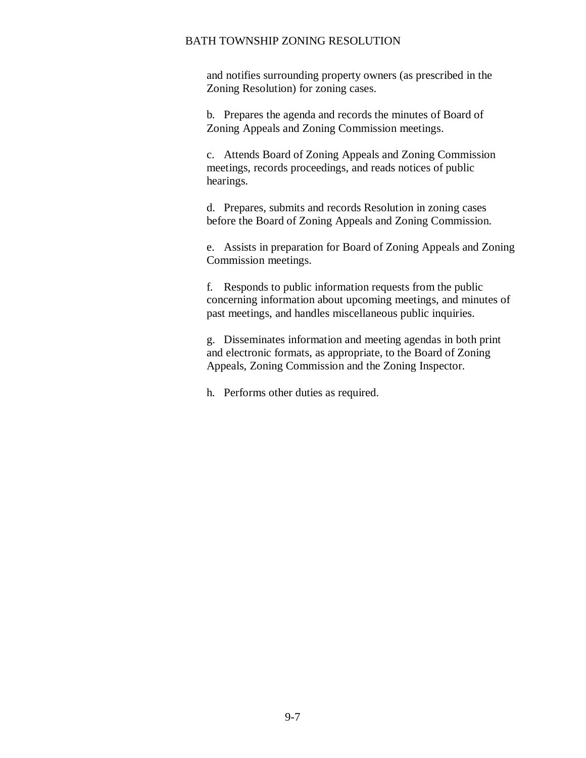and notifies surrounding property owners (as prescribed in the Zoning Resolution) for zoning cases.

b. Prepares the agenda and records the minutes of Board of Zoning Appeals and Zoning Commission meetings.

c. Attends Board of Zoning Appeals and Zoning Commission meetings, records proceedings, and reads notices of public hearings.

d. Prepares, submits and records Resolution in zoning cases before the Board of Zoning Appeals and Zoning Commission.

e. Assists in preparation for Board of Zoning Appeals and Zoning Commission meetings.

f. Responds to public information requests from the public concerning information about upcoming meetings, and minutes of past meetings, and handles miscellaneous public inquiries.

g. Disseminates information and meeting agendas in both print and electronic formats, as appropriate, to the Board of Zoning Appeals, Zoning Commission and the Zoning Inspector.

h. Performs other duties as required.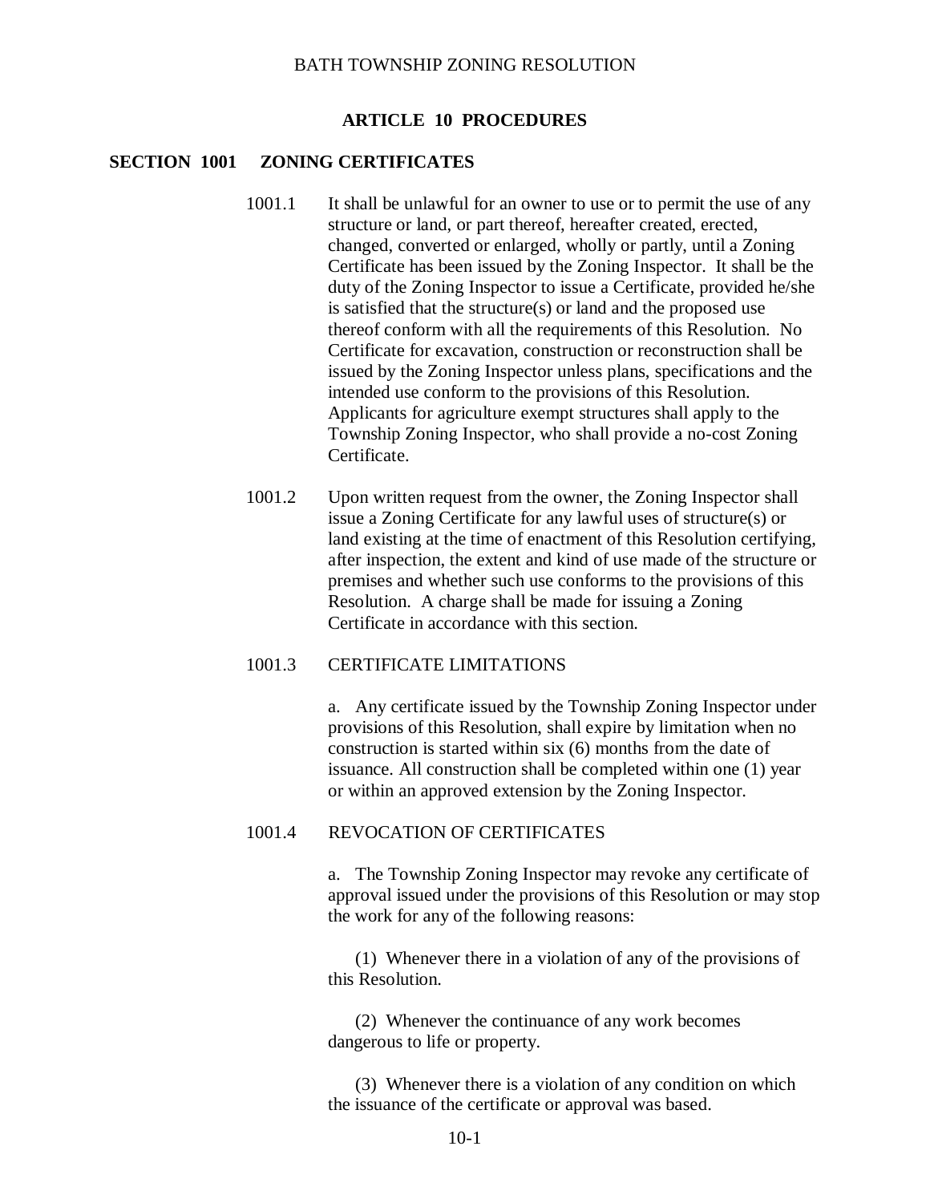# ARTICLE 10 PROCEDURES

## SECTION 1001 ZONING CERTIFICATES

1001.1 It shall be unlawful for an owner to use or to permit the use of any structure or land, or part thereof, hereafter created, erected, changed, converted or enlarged, wholly or partly, until a Zoning Certificate has been issued by the Zoning Inspector. It shall be the duty of the Zoning Inspector to issue a Certificate, provided he/she is satisfied that the structure(s) or land and the proposed use thereof conform with all the requirements of this Resolution. No Certificate for excavation, construction or reconstruction shall be issued by the Zoning Inspector unless plans, specifications and the intended use conform to the provisions of this Resolution. Applicants for agriculture exempt structures shall apply to the Township Zoning Inspector, who shall provide a no-cost Zoning Certificate.

1001.2 Upon written request from the owner, the Zoning Inspector shall issue a Zoning Certificate for any lawful uses of structure(s) or land existing at the time of enactment of this Resolution certifying, after inspection, the extent and kind of use made of the structure or premises and whether such use conforms to the provisions of this Resolution. A charge shall be made for issuing a Zoning Certificate in accordance with this section.

1001.3 CERTIFICATE LIMITATIONS

a. Any certificate issued by the Township Zoning Inspector under provisions of this Resolution, shall expire by limitation when no construction is started within six (6) months from the date of issuance. All construction shall be completed within one (1) year or within an approved extension by the Zoning Inspector.

1001.4 REVOCATION OF CERTIFICATES

a. The Township Zoning Inspector may revoke any certificate of approval issued under the provisions of this Resolution or may stop the work for any of the following reasons:

(1) Whenever there in a violation of any of the provisions of this Resolution.

(2) Whenever the continuance of any work becomes dangerous to life or property.

(3) Whenever there is a violation of any condition on which the issuance of the certificate or approval was based.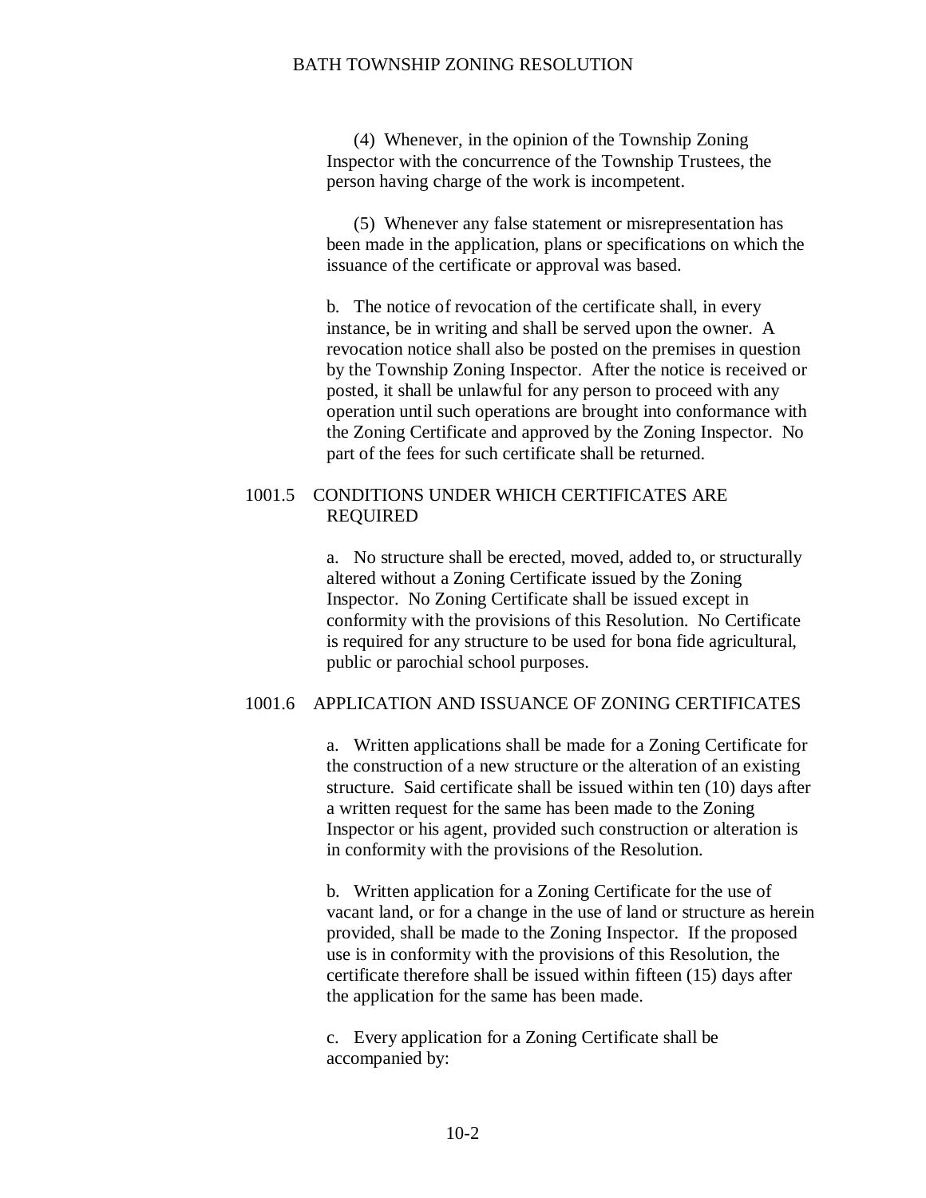(4) Whenever, in the opinion of the Township Zoning Inspector with the concurrence of the Township Trustees, the person having charge of the work is incompetent.

(5) Whenever any false statement or misrepresentation has been made in the application, plans or specifications on which the issuance of the certificate or approval was based.

b. The notice of revocation of the certificate shall, in every instance, be in writing and shall be served upon the owner. A revocation notice shall also be posted on the premises in question by the Township Zoning Inspector. After the notice is received or posted, it shall be unlawful for any person to proceed with any operation until such operations are brought into conformance with the Zoning Certificate and approved by the Zoning Inspector. No part of the fees for such certificate shall be returned.

### 1001.5 CONDITIONS UNDER WHICH CERTIFICATES ARE REQUIRED

a. No structure shall be erected, moved, added to, or structurally altered without a Zoning Certificate issued by the Zoning Inspector. No Zoning Certificate shall be issued except in conformity with the provisions of this Resolution. No Certificate is required for any structure to be used for bona fide agricultural, public or parochial school purposes.

### 1001.6 APPLICATION AND ISSUANCE OF ZONING CERTIFICATES

a. Written applications shall be made for a Zoning Certificate for the construction of a new structure or the alteration of an existing structure. Said certificate shall be issued within ten (10) days after a written request for the same has been made to the Zoning Inspector or his agent, provided such construction or alteration is in conformity with the provisions of the Resolution.

b. Written application for a Zoning Certificate for the use of vacant land, or for a change in the use of land or structure as herein provided, shall be made to the Zoning Inspector. If the proposed use is in conformity with the provisions of this Resolution, the certificate therefore shall be issued within fifteen (15) days after the application for the same has been made.

c. Every application for a Zoning Certificate shall be accompanied by: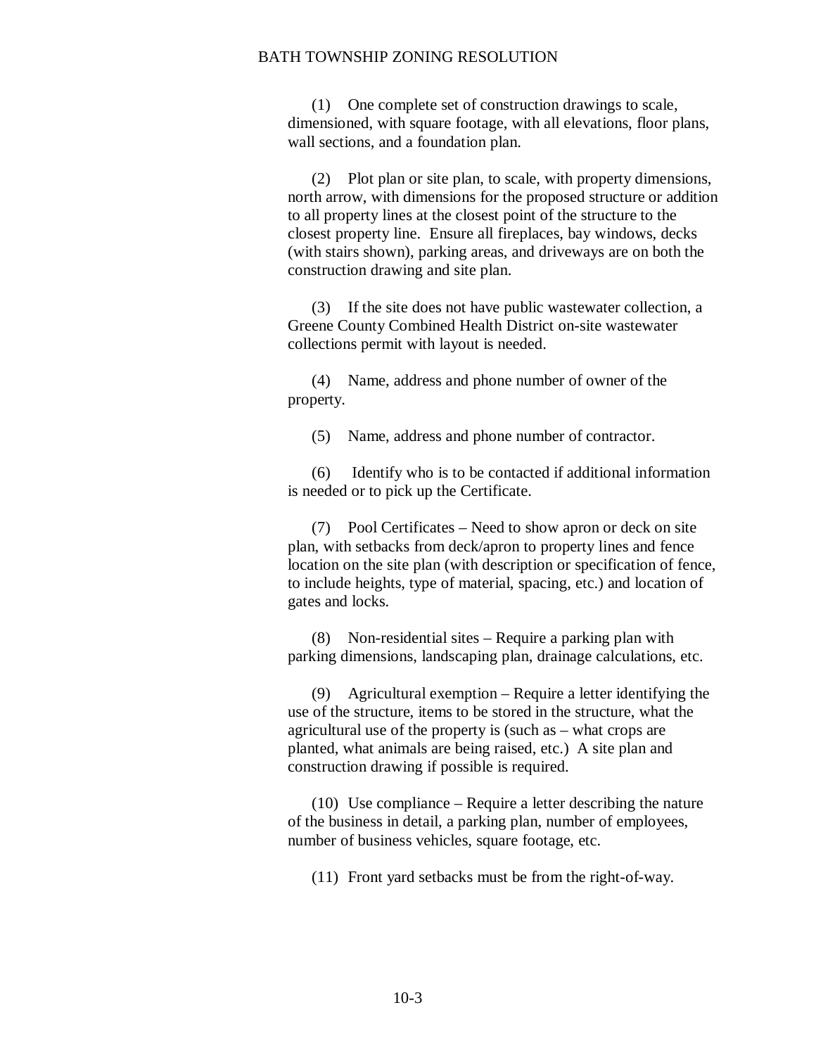(1) One complete set of construction drawings to scale, dimensioned, with square footage, with all elevations, floor plans, wall sections, and a foundation plan.

(2) Plot plan or site plan, to scale, with property dimensions, north arrow, with dimensions for the proposed structure or addition to all property lines at the closest point of the structure to the closest property line. Ensure all fireplaces, bay windows, decks (with stairs shown), parking areas, and driveways are on both the construction drawing and site plan.

(3) If the site does not have public wastewater collection, a Greene County Combined Health District on-site wastewater collections permit with layout is needed.

(4) Name, address and phone number of owner of the property.

(5) Name, address and phone number of contractor.

(6) Identify who is to be contacted if additional information is needed or to pick up the Certificate.

(7) Pool Certificates – Need to show apron or deck on site plan, with setbacks from deck/apron to property lines and fence location on the site plan (with description or specification of fence, to include heights, type of material, spacing, etc.) and location of gates and locks.

(8) Non-residential sites – Require a parking plan with parking dimensions, landscaping plan, drainage calculations, etc.

(9) Agricultural exemption – Require a letter identifying the use of the structure, items to be stored in the structure, what the agricultural use of the property is (such as – what crops are planted, what animals are being raised, etc.) A site plan and construction drawing if possible is required.

(10) Use compliance – Require a letter describing the nature of the business in detail, a parking plan, number of employees, number of business vehicles, square footage, etc.

(11) Front yard setbacks must be from the right-of-way.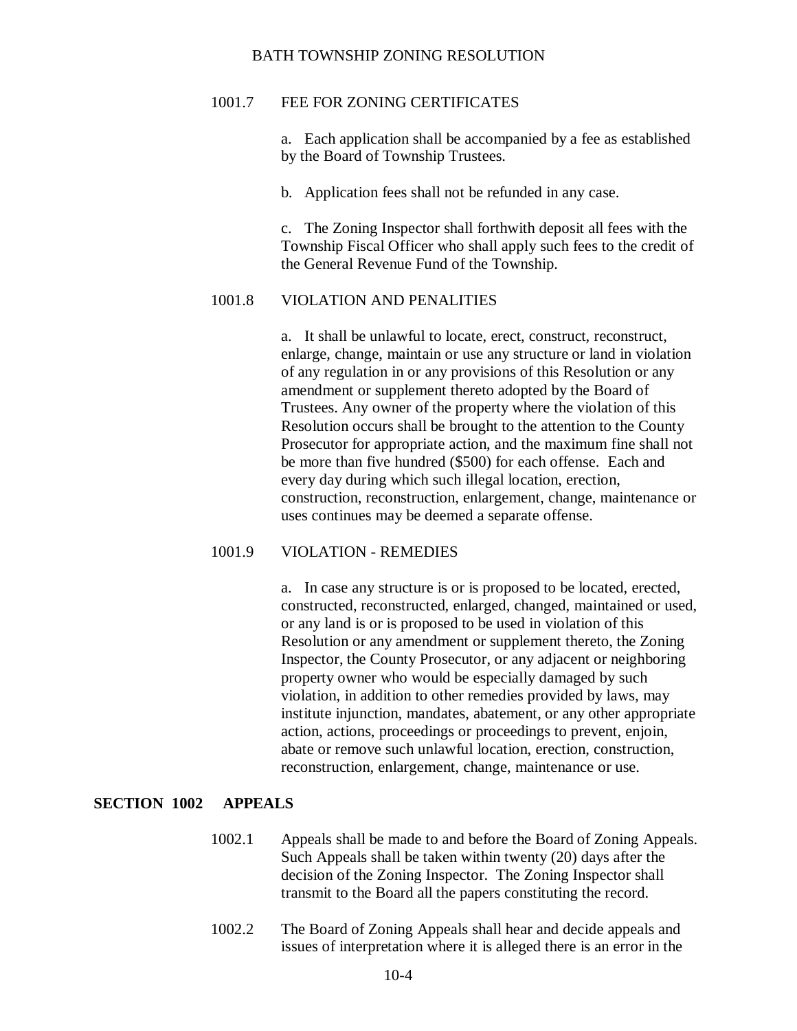1001.7 FEE FOR ZONING CERTIFICATES

a. Each application shall be accompanied by a fee as established by the Board of Township Trustees.

b. Application fees shall not be refunded in any case.

c. The Zoning Inspector shall forthwith deposit all fees with the Township Fiscal Officer who shall apply such fees to the credit of the General Revenue Fund of the Township.

1001.8 VIOLATION AND PENALITIES

a. It shall be unlawful to locate, erect, construct, reconstruct, enlarge, change, maintain or use any structure or land in violation of any regulation in or any provisions of this Resolution or any amendment or supplement thereto adopted by the Board of Trustees. Any owner of the property where the violation of this Resolution occurs shall be brought to the attention to the County Prosecutor for appropriate action, and the maximum fine shall not be more than five hundred ($500) for each offense. Each and every day during which such illegal location, erection, construction, reconstruction, enlargement, change, maintenance or uses continues may be deemed a separate offense.

1001.9 VIOLATION - REMEDIES

a. In case any structure is or is proposed to be located, erected, constructed, reconstructed, enlarged, changed, maintained or used, or any land is or is proposed to be used in violation of this Resolution or any amendment or supplement thereto, the Zoning Inspector, the County Prosecutor, or any adjacent or neighboring property owner who would be especially damaged by such violation, in addition to other remedies provided by laws, may institute injunction, mandates, abatement, or any other appropriate action, actions, proceedings or proceedings to prevent, enjoin, abate or remove such unlawful location, erection, construction, reconstruction, enlargement, change, maintenance or use.

## SECTION 1002 APPEALS

1002.1 Appeals shall be made to and before the Board of Zoning Appeals. Such Appeals shall be taken within twenty (20) days after the decision of the Zoning Inspector. The Zoning Inspector shall transmit to the Board all the papers constituting the record.

1002.2 The Board of Zoning Appeals shall hear and decide appeals and issues of interpretation where it is alleged there is an error in the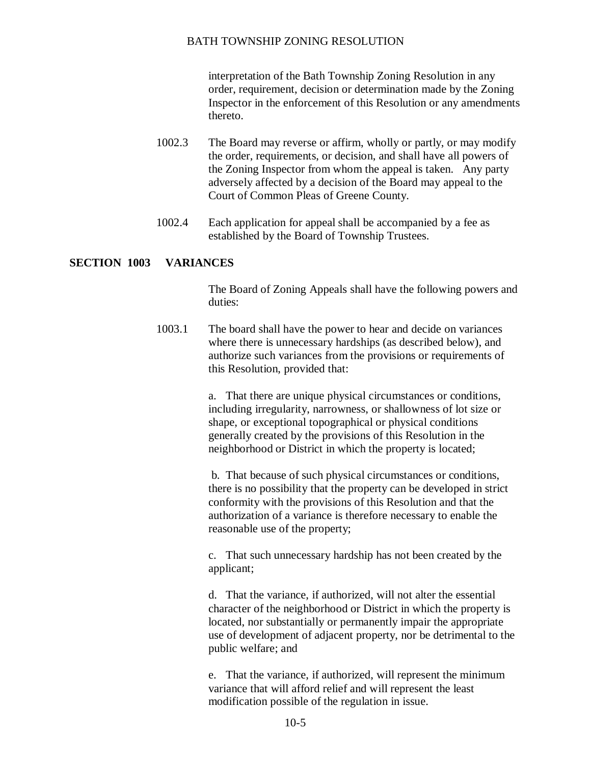interpretation of the Bath Township Zoning Resolution in any order, requirement, decision or determination made by the Zoning Inspector in the enforcement of this Resolution or any amendments thereto.

1002.3 The Board may reverse or affirm, wholly or partly, or may modify the order, requirements, or decision, and shall have all powers of the Zoning Inspector from whom the appeal is taken. Any party adversely affected by a decision of the Board may appeal to the Court of Common Pleas of Greene County.

1002.4 Each application for appeal shall be accompanied by a fee as established by the Board of Township Trustees.

## SECTION 1003 VARIANCES

The Board of Zoning Appeals shall have the following powers and duties:

1003.1 The board shall have the power to hear and decide on variances where there is unnecessary hardships (as described below), and authorize such variances from the provisions or requirements of this Resolution, provided that:

a. That there are unique physical circumstances or conditions, including irregularity, narrowness, or shallowness of lot size or shape, or exceptional topographical or physical conditions generally created by the provisions of this Resolution in the neighborhood or District in which the property is located;

b. That because of such physical circumstances or conditions, there is no possibility that the property can be developed in strict conformity with the provisions of this Resolution and that the authorization of a variance is therefore necessary to enable the reasonable use of the property;

c. That such unnecessary hardship has not been created by the applicant;

d. That the variance, if authorized, will not alter the essential character of the neighborhood or District in which the property is located, nor substantially or permanently impair the appropriate use of development of adjacent property, nor be detrimental to the public welfare; and

e. That the variance, if authorized, will represent the minimum variance that will afford relief and will represent the least modification possible of the regulation in issue.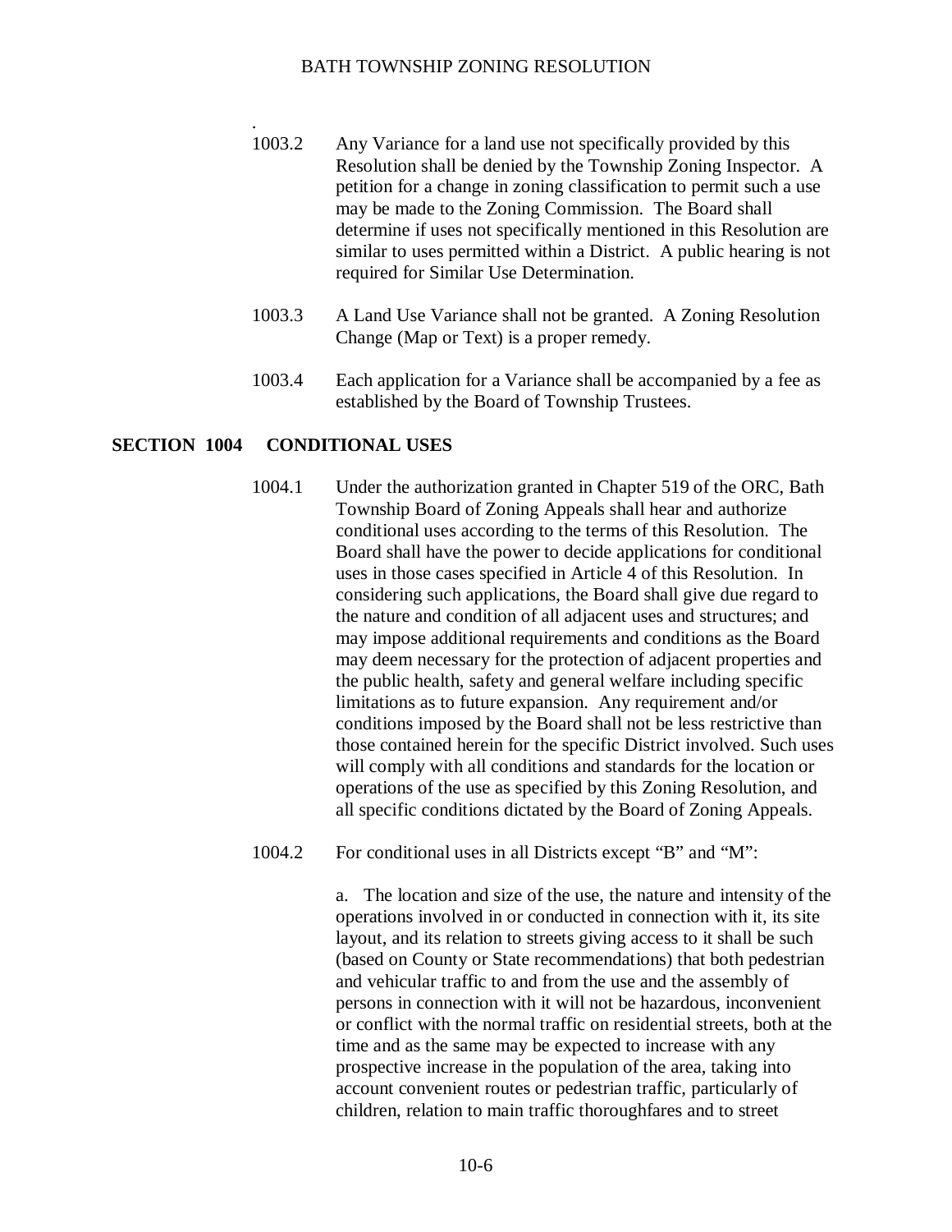.

1003.2 Any Variance for a land use not specifically provided by this Resolution shall be denied by the Township Zoning Inspector. A petition for a change in zoning classification to permit such a use may be made to the Zoning Commission. The Board shall determine if uses not specifically mentioned in this Resolution are similar to uses permitted within a District. A public hearing is not required for Similar Use Determination.

1003.3 A Land Use Variance shall not be granted. A Zoning Resolution Change (Map or Text) is a proper remedy.

1003.4 Each application for a Variance shall be accompanied by a fee as established by the Board of Township Trustees.

## SECTION 1004 CONDITIONAL USES

1004.1 Under the authorization granted in Chapter 519 of the ORC, Bath Township Board of Zoning Appeals shall hear and authorize conditional uses according to the terms of this Resolution. The Board shall have the power to decide applications for conditional uses in those cases specified in Article 4 of this Resolution. In considering such applications, the Board shall give due regard to the nature and condition of all adjacent uses and structures; and may impose additional requirements and conditions as the Board may deem necessary for the protection of adjacent properties and the public health, safety and general welfare including specific limitations as to future expansion. Any requirement and/or conditions imposed by the Board shall not be less restrictive than those contained herein for the specific District involved. Such uses will comply with all conditions and standards for the location or operations of the use as specified by this Zoning Resolution, and all specific conditions dictated by the Board of Zoning Appeals.

1004.2 For conditional uses in all Districts except "B" and "M":

a. The location and size of the use, the nature and intensity of the operations involved in or conducted in connection with it, its site layout, and its relation to streets giving access to it shall be such (based on County or State recommendations) that both pedestrian and vehicular traffic to and from the use and the assembly of persons in connection with it will not be hazardous, inconvenient or conflict with the normal traffic on residential streets, both at the time and as the same may be expected to increase with any prospective increase in the population of the area, taking into account convenient routes or pedestrian traffic, particularly of children, relation to main traffic thoroughfares and to street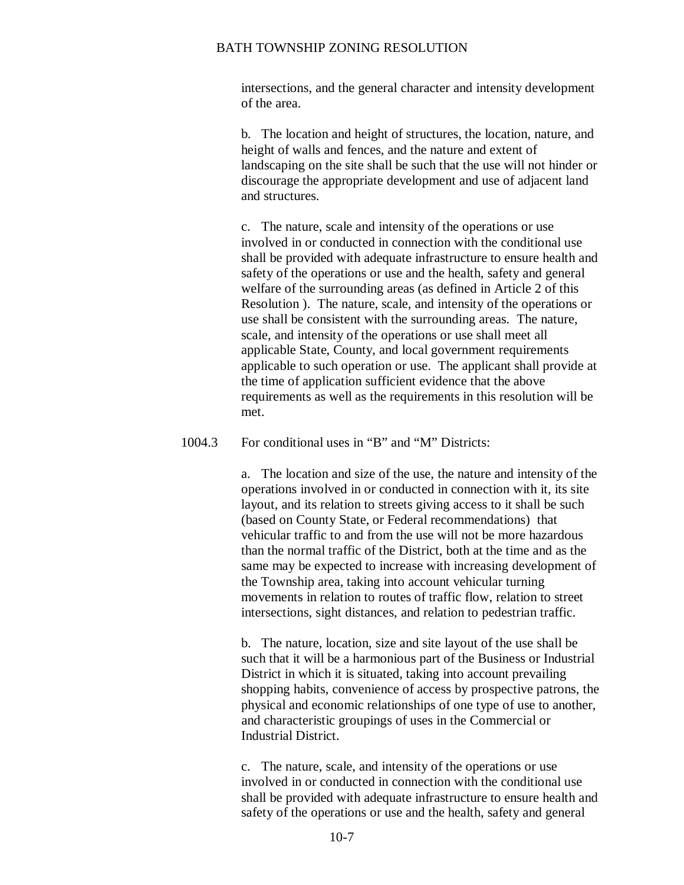intersections, and the general character and intensity development of the area.

b. The location and height of structures, the location, nature, and height of walls and fences, and the nature and extent of landscaping on the site shall be such that the use will not hinder or discourage the appropriate development and use of adjacent land and structures.

c. The nature, scale and intensity of the operations or use involved in or conducted in connection with the conditional use shall be provided with adequate infrastructure to ensure health and safety of the operations or use and the health, safety and general welfare of the surrounding areas (as defined in Article 2 of this Resolution ). The nature, scale, and intensity of the operations or use shall be consistent with the surrounding areas. The nature, scale, and intensity of the operations or use shall meet all applicable State, County, and local government requirements applicable to such operation or use. The applicant shall provide at the time of application sufficient evidence that the above requirements as well as the requirements in this resolution will be met.

1004.3 For conditional uses in "B" and "M" Districts:

a. The location and size of the use, the nature and intensity of the operations involved in or conducted in connection with it, its site layout, and its relation to streets giving access to it shall be such (based on County State, or Federal recommendations) that vehicular traffic to and from the use will not be more hazardous than the normal traffic of the District, both at the time and as the same may be expected to increase with increasing development of the Township area, taking into account vehicular turning movements in relation to routes of traffic flow, relation to street intersections, sight distances, and relation to pedestrian traffic.

b. The nature, location, size and site layout of the use shall be such that it will be a harmonious part of the Business or Industrial District in which it is situated, taking into account prevailing shopping habits, convenience of access by prospective patrons, the physical and economic relationships of one type of use to another, and characteristic groupings of uses in the Commercial or Industrial District.

c. The nature, scale, and intensity of the operations or use involved in or conducted in connection with the conditional use shall be provided with adequate infrastructure to ensure health and safety of the operations or use and the health, safety and general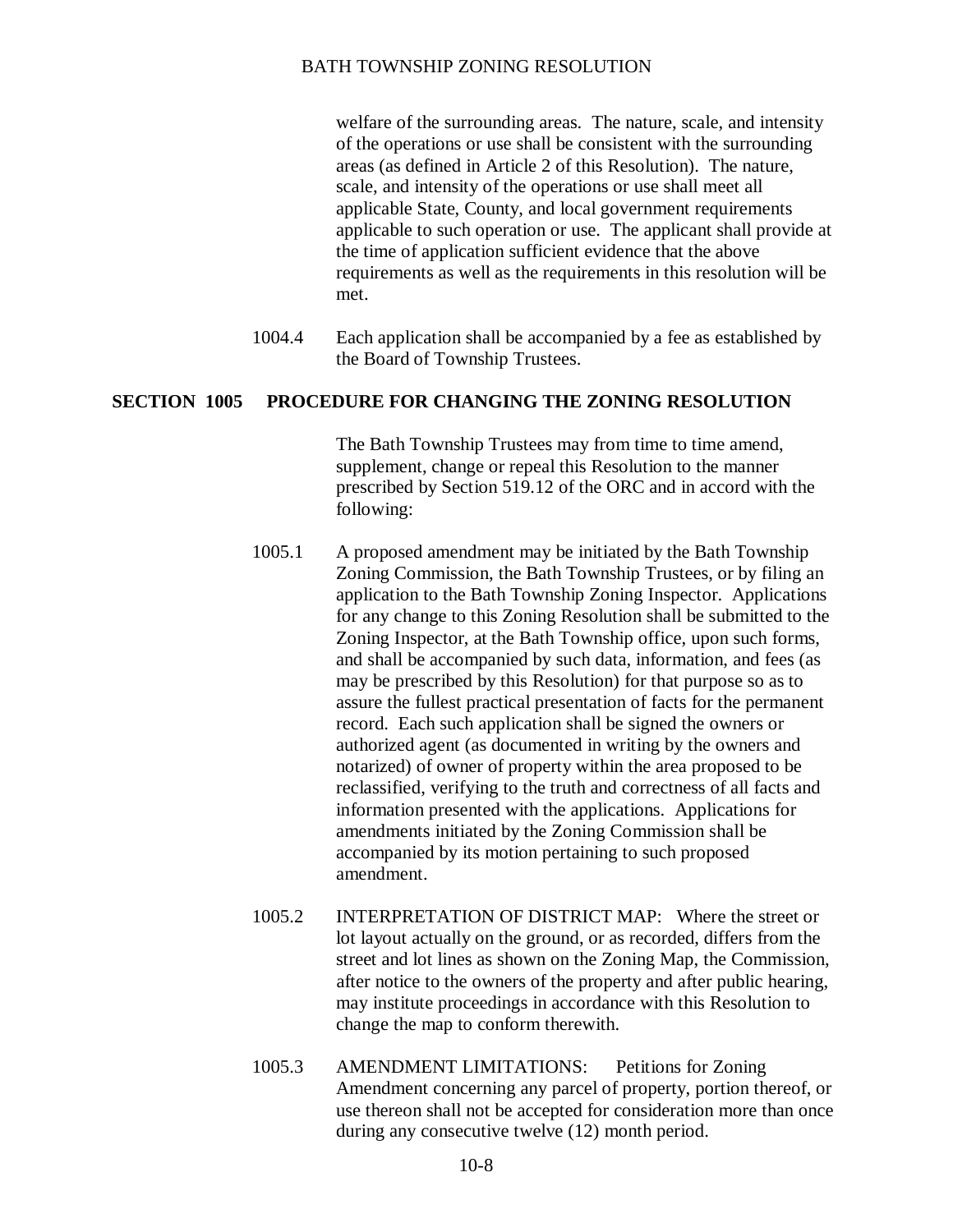welfare of the surrounding areas. The nature, scale, and intensity of the operations or use shall be consistent with the surrounding areas (as defined in Article 2 of this Resolution). The nature, scale, and intensity of the operations or use shall meet all applicable State, County, and local government requirements applicable to such operation or use. The applicant shall provide at the time of application sufficient evidence that the above requirements as well as the requirements in this resolution will be met.

1004.4 Each application shall be accompanied by a fee as established by the Board of Township Trustees.

## SECTION 1005 PROCEDURE FOR CHANGING THE ZONING RESOLUTION

The Bath Township Trustees may from time to time amend, supplement, change or repeal this Resolution to the manner prescribed by Section 519.12 of the ORC and in accord with the following:

1005.1 A proposed amendment may be initiated by the Bath Township Zoning Commission, the Bath Township Trustees, or by filing an application to the Bath Township Zoning Inspector. Applications for any change to this Zoning Resolution shall be submitted to the Zoning Inspector, at the Bath Township office, upon such forms, and shall be accompanied by such data, information, and fees (as may be prescribed by this Resolution) for that purpose so as to assure the fullest practical presentation of facts for the permanent record. Each such application shall be signed the owners or authorized agent (as documented in writing by the owners and notarized) of owner of property within the area proposed to be reclassified, verifying to the truth and correctness of all facts and information presented with the applications. Applications for amendments initiated by the Zoning Commission shall be accompanied by its motion pertaining to such proposed amendment.

1005.2 INTERPRETATION OF DISTRICT MAP: Where the street or lot layout actually on the ground, or as recorded, differs from the street and lot lines as shown on the Zoning Map, the Commission, after notice to the owners of the property and after public hearing, may institute proceedings in accordance with this Resolution to change the map to conform therewith.

1005.3 AMENDMENT LIMITATIONS: Petitions for Zoning Amendment concerning any parcel of property, portion thereof, or use thereon shall not be accepted for consideration more than once during any consecutive twelve (12) month period.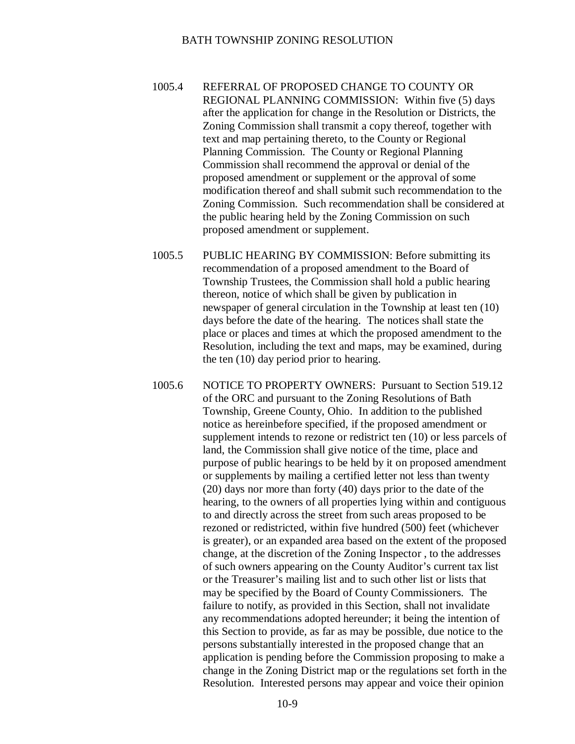1005.4 REFERRAL OF PROPOSED CHANGE TO COUNTY OR REGIONAL PLANNING COMMISSION: Within five (5) days after the application for change in the Resolution or Districts, the Zoning Commission shall transmit a copy thereof, together with text and map pertaining thereto, to the County or Regional Planning Commission. The County or Regional Planning Commission shall recommend the approval or denial of the proposed amendment or supplement or the approval of some modification thereof and shall submit such recommendation to the Zoning Commission. Such recommendation shall be considered at the public hearing held by the Zoning Commission on such proposed amendment or supplement.

1005.5 PUBLIC HEARING BY COMMISSION: Before submitting its recommendation of a proposed amendment to the Board of Township Trustees, the Commission shall hold a public hearing thereon, notice of which shall be given by publication in newspaper of general circulation in the Township at least ten (10) days before the date of the hearing. The notices shall state the place or places and times at which the proposed amendment to the Resolution, including the text and maps, may be examined, during the ten (10) day period prior to hearing.

1005.6 NOTICE TO PROPERTY OWNERS: Pursuant to Section 519.12 of the ORC and pursuant to the Zoning Resolutions of Bath Township, Greene County, Ohio. In addition to the published notice as hereinbefore specified, if the proposed amendment or supplement intends to rezone or redistrict ten (10) or less parcels of land, the Commission shall give notice of the time, place and purpose of public hearings to be held by it on proposed amendment or supplements by mailing a certified letter not less than twenty (20) days nor more than forty (40) days prior to the date of the hearing, to the owners of all properties lying within and contiguous to and directly across the street from such areas proposed to be rezoned or redistricted, within five hundred (500) feet (whichever is greater), or an expanded area based on the extent of the proposed change, at the discretion of the Zoning Inspector , to the addresses of such owners appearing on the County Auditor's current tax list or the Treasurer's mailing list and to such other list or lists that may be specified by the Board of County Commissioners. The failure to notify, as provided in this Section, shall not invalidate any recommendations adopted hereunder; it being the intention of this Section to provide, as far as may be possible, due notice to the persons substantially interested in the proposed change that an application is pending before the Commission proposing to make a change in the Zoning District map or the regulations set forth in the Resolution. Interested persons may appear and voice their opinion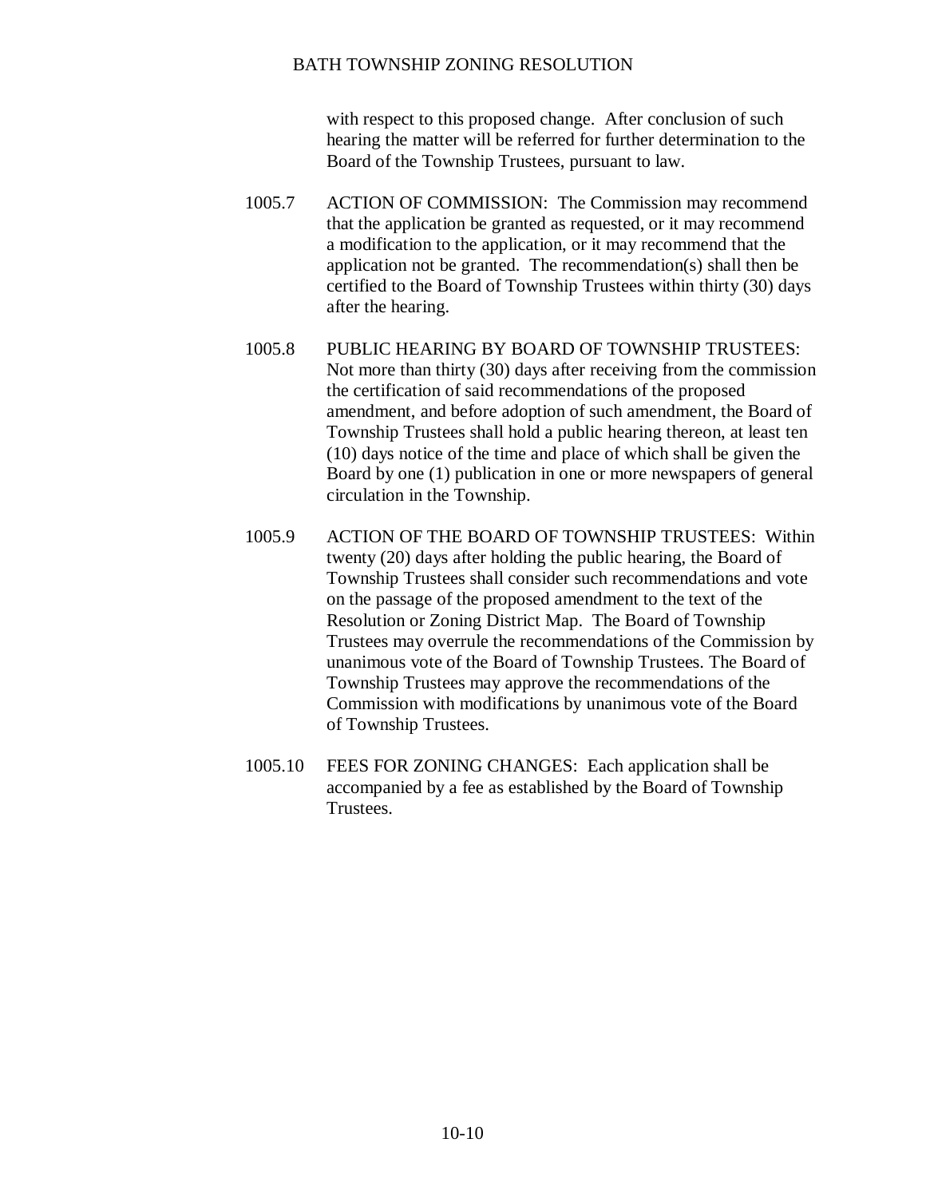with respect to this proposed change. After conclusion of such hearing the matter will be referred for further determination to the Board of the Township Trustees, pursuant to law.

1005.7 ACTION OF COMMISSION: The Commission may recommend that the application be granted as requested, or it may recommend a modification to the application, or it may recommend that the application not be granted. The recommendation(s) shall then be certified to the Board of Township Trustees within thirty (30) days after the hearing.

1005.8 PUBLIC HEARING BY BOARD OF TOWNSHIP TRUSTEES: Not more than thirty (30) days after receiving from the commission the certification of said recommendations of the proposed amendment, and before adoption of such amendment, the Board of Township Trustees shall hold a public hearing thereon, at least ten (10) days notice of the time and place of which shall be given the Board by one (1) publication in one or more newspapers of general circulation in the Township.

1005.9 ACTION OF THE BOARD OF TOWNSHIP TRUSTEES: Within twenty (20) days after holding the public hearing, the Board of Township Trustees shall consider such recommendations and vote on the passage of the proposed amendment to the text of the Resolution or Zoning District Map. The Board of Township Trustees may overrule the recommendations of the Commission by unanimous vote of the Board of Township Trustees. The Board of Township Trustees may approve the recommendations of the Commission with modifications by unanimous vote of the Board of Township Trustees.

1005.10 FEES FOR ZONING CHANGES: Each application shall be accompanied by a fee as established by the Board of Township Trustees.